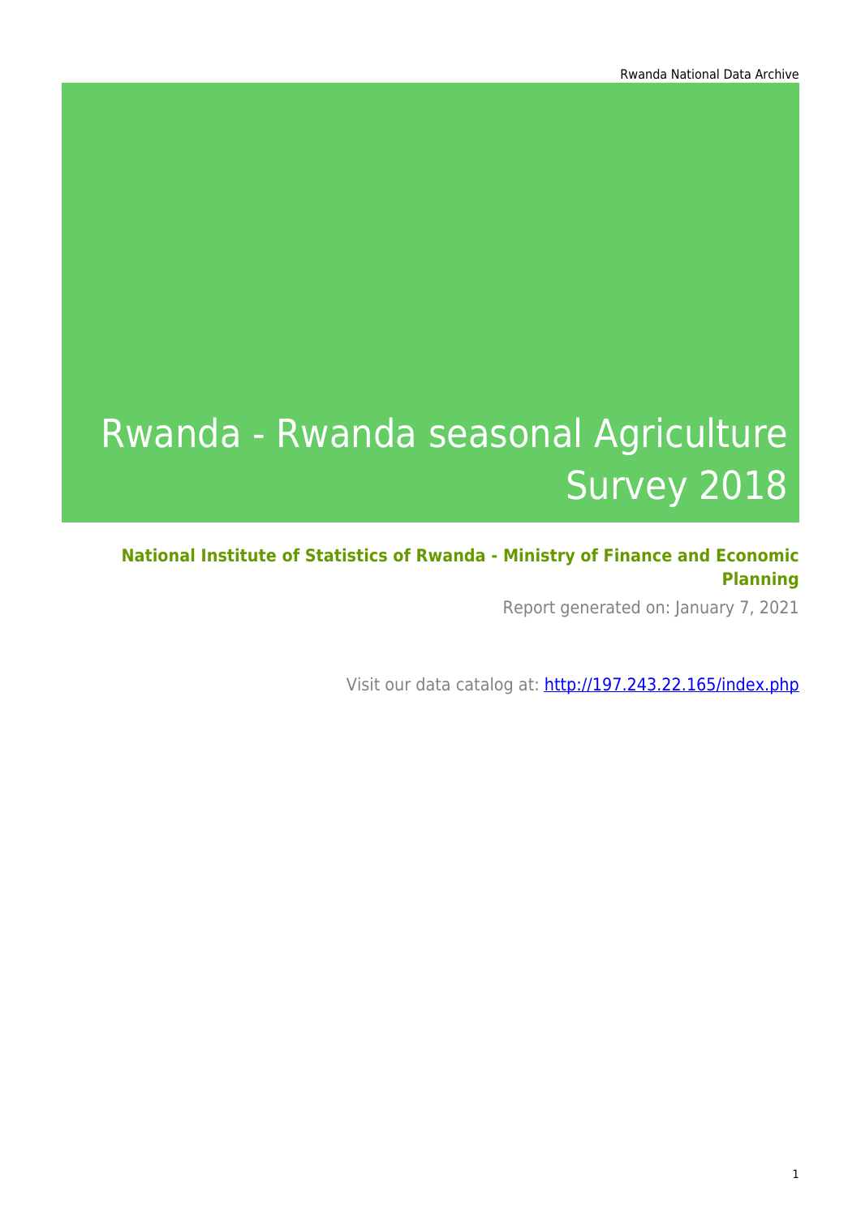# Rwanda - Rwanda seasonal Agriculture Survey 2018

**National Institute of Statistics of Rwanda - Ministry of Finance and Economic Planning**

Report generated on: January 7, 2021

Visit our data catalog at: http://197.243.22.165/index.php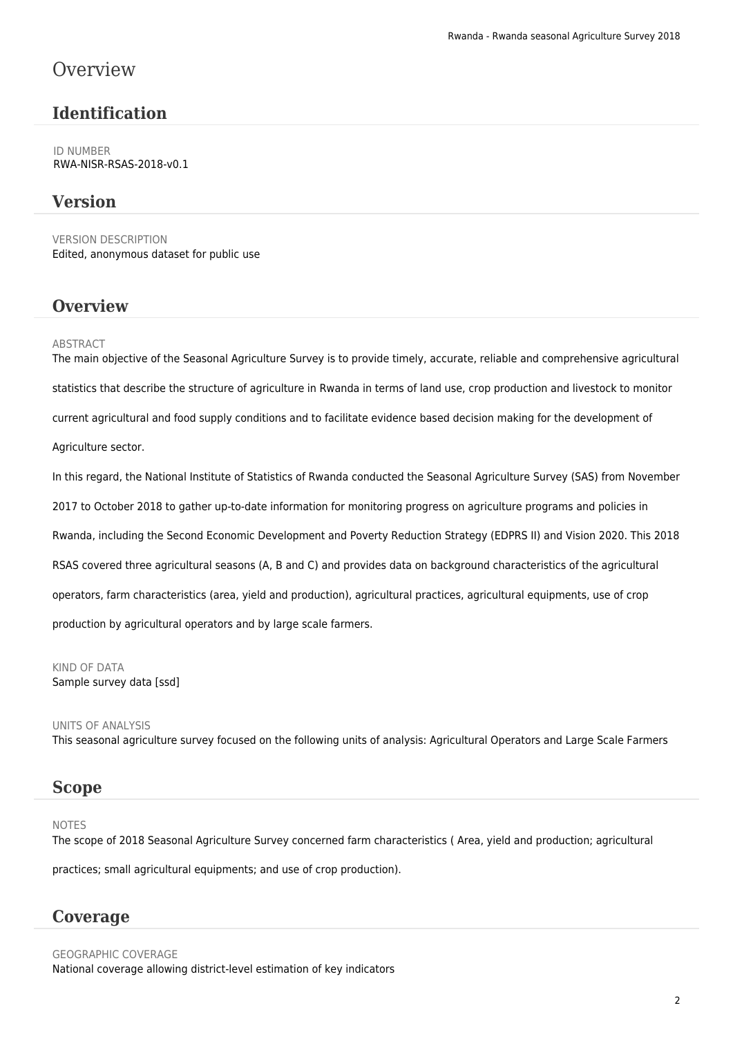# Overview

## Identification

ID NUMBER
RWA-NISR-RSAS-2018-v0.1

## Version

VERSION DESCRIPTION
Edited, anonymous dataset for public use

## Overview

ABSTRACT
The main objective of the Seasonal Agriculture Survey is to provide timely, accurate, reliable and comprehensive agricultural statistics that describe the structure of agriculture in Rwanda in terms of land use, crop production and livestock to monitor current agricultural and food supply conditions and to facilitate evidence based decision making for the development of Agriculture sector.

In this regard, the National Institute of Statistics of Rwanda conducted the Seasonal Agriculture Survey (SAS) from November 2017 to October 2018 to gather up-to-date information for monitoring progress on agriculture programs and policies in Rwanda, including the Second Economic Development and Poverty Reduction Strategy (EDPRS II) and Vision 2020. This 2018 RSAS covered three agricultural seasons (A, B and C) and provides data on background characteristics of the agricultural operators, farm characteristics (area, yield and production), agricultural practices, agricultural equipments, use of crop production by agricultural operators and by large scale farmers.

KIND OF DATA
Sample survey data [ssd]

UNITS OF ANALYSIS
This seasonal agriculture survey focused on the following units of analysis: Agricultural Operators and Large Scale Farmers

## Scope

NOTES
The scope of 2018 Seasonal Agriculture Survey concerned farm characteristics ( Area, yield and production; agricultural practices; small agricultural equipments; and use of crop production).

## Coverage

GEOGRAPHIC COVERAGE
National coverage allowing district-level estimation of key indicators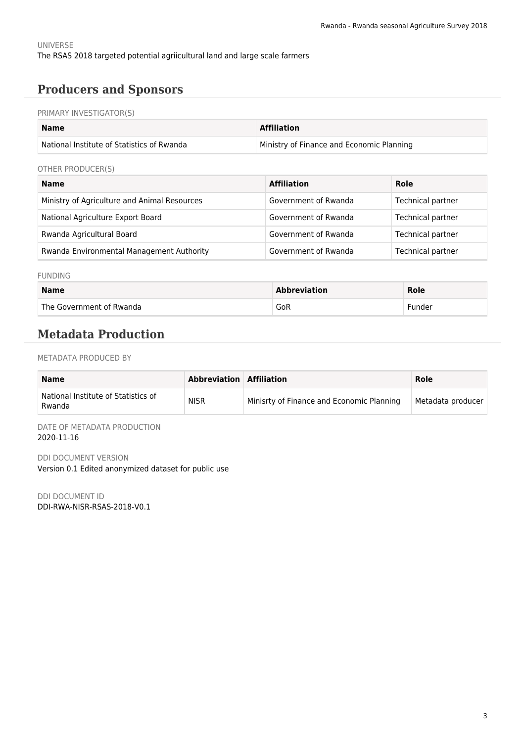UNIVERSE

The RSAS 2018 targeted potential agriicultural land and large scale farmers

## Producers and Sponsors

PRIMARY INVESTIGATOR(S)

| Name | Affiliation |
|---|---|
| National Institute of Statistics of Rwanda | Ministry of Finance and Economic Planning |

OTHER PRODUCER(S)

| Name | Affiliation | Role |
|---|---|---|
| Ministry of Agriculture and Animal Resources | Government of Rwanda | Technical partner |
| National Agriculture Export Board | Government of Rwanda | Technical partner |
| Rwanda Agricultural Board | Government of Rwanda | Technical partner |
| Rwanda Environmental Management Authority | Government of Rwanda | Technical partner |

FUNDING

| Name | Abbreviation | Role |
|---|---|---|
| The Government of Rwanda | GoR | Funder |

## Metadata Production

METADATA PRODUCED BY

| Name | Abbreviation | Affiliation | Role |
|---|---|---|---|
| National Institute of Statistics of Rwanda | NISR | Minisrty of Finance and Economic Planning | Metadata producer |

DATE OF METADATA PRODUCTION

2020-11-16

DDI DOCUMENT VERSION

Version 0.1 Edited anonymized dataset for public use

DDI DOCUMENT ID

DDI-RWA-NISR-RSAS-2018-V0.1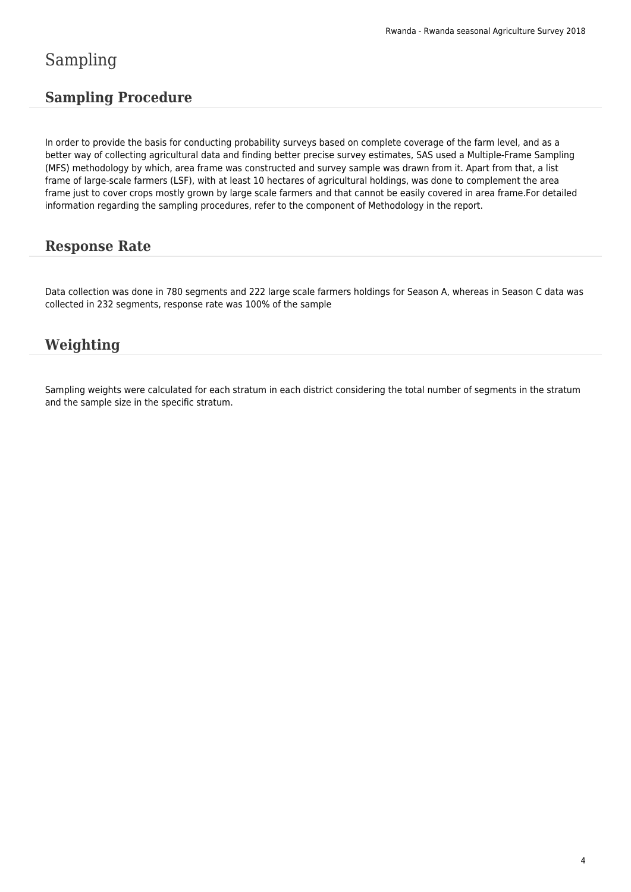# Sampling

## Sampling Procedure

In order to provide the basis for conducting probability surveys based on complete coverage of the farm level, and as a better way of collecting agricultural data and finding better precise survey estimates, SAS used a Multiple-Frame Sampling (MFS) methodology by which, area frame was constructed and survey sample was drawn from it. Apart from that, a list frame of large-scale farmers (LSF), with at least 10 hectares of agricultural holdings, was done to complement the area frame just to cover crops mostly grown by large scale farmers and that cannot be easily covered in area frame.For detailed information regarding the sampling procedures, refer to the component of Methodology in the report.

## Response Rate

Data collection was done in 780 segments and 222 large scale farmers holdings for Season A, whereas in Season C data was collected in 232 segments, response rate was 100% of the sample

## Weighting

Sampling weights were calculated for each stratum in each district considering the total number of segments in the stratum and the sample size in the specific stratum.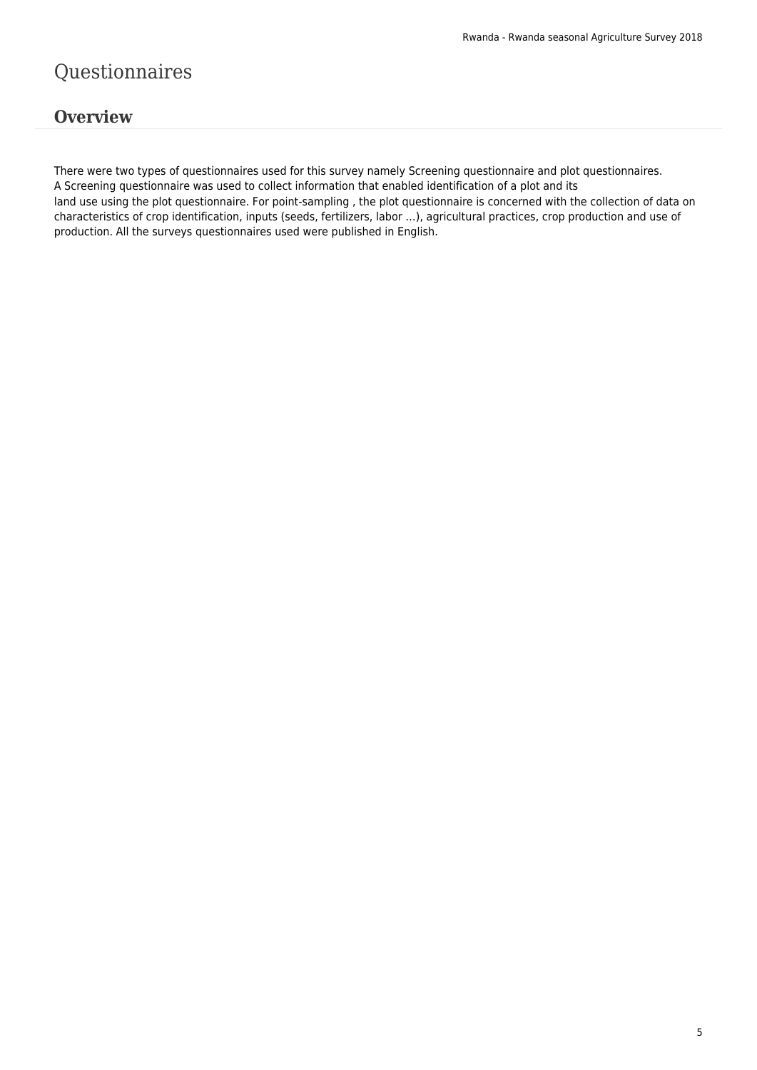# Questionnaires

## Overview

There were two types of questionnaires used for this survey namely Screening questionnaire and plot questionnaires.
A Screening questionnaire was used to collect information that enabled identification of a plot and its
land use using the plot questionnaire. For point-sampling , the plot questionnaire is concerned with the collection of data on characteristics of crop identification, inputs (seeds, fertilizers, labor ...), agricultural practices, crop production and use of production. All the surveys questionnaires used were published in English.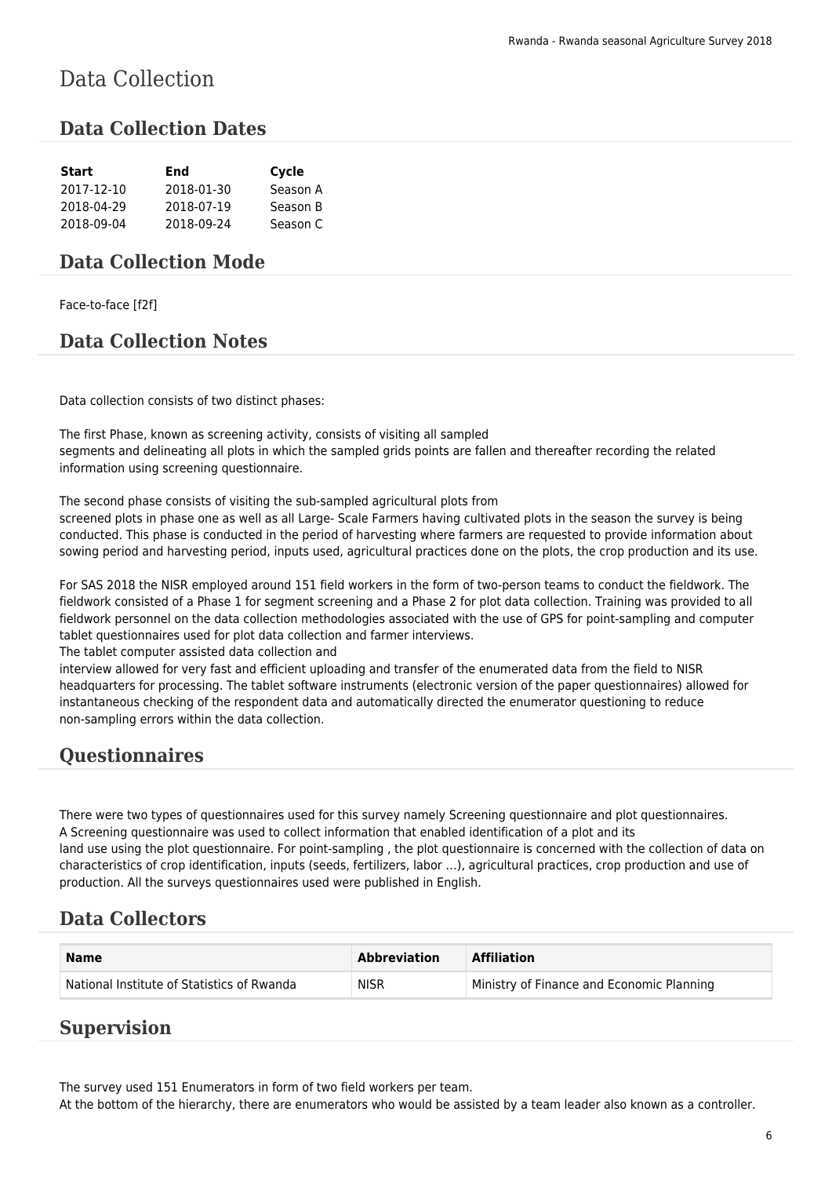# Data Collection

## Data Collection Dates

| Start | End | Cycle |
|---|---|---|
| 2017-12-10 | 2018-01-30 | Season A |
| 2018-04-29 | 2018-07-19 | Season B |
| 2018-09-04 | 2018-09-24 | Season C |

## Data Collection Mode

Face-to-face [f2f]

## Data Collection Notes

Data collection consists of two distinct phases:

The first Phase, known as screening activity, consists of visiting all sampled segments and delineating all plots in which the sampled grids points are fallen and thereafter recording the related information using screening questionnaire.

The second phase consists of visiting the sub-sampled agricultural plots from screened plots in phase one as well as all Large- Scale Farmers having cultivated plots in the season the survey is being conducted. This phase is conducted in the period of harvesting where farmers are requested to provide information about sowing period and harvesting period, inputs used, agricultural practices done on the plots, the crop production and its use.

For SAS 2018 the NISR employed around 151 field workers in the form of two-person teams to conduct the fieldwork. The fieldwork consisted of a Phase 1 for segment screening and a Phase 2 for plot data collection. Training was provided to all fieldwork personnel on the data collection methodologies associated with the use of GPS for point-sampling and computer tablet questionnaires used for plot data collection and farmer interviews.
The tablet computer assisted data collection and interview allowed for very fast and efficient uploading and transfer of the enumerated data from the field to NISR headquarters for processing. The tablet software instruments (electronic version of the paper questionnaires) allowed for instantaneous checking of the respondent data and automatically directed the enumerator questioning to reduce non-sampling errors within the data collection.

## Questionnaires

There were two types of questionnaires used for this survey namely Screening questionnaire and plot questionnaires.
A Screening questionnaire was used to collect information that enabled identification of a plot and its land use using the plot questionnaire. For point-sampling , the plot questionnaire is concerned with the collection of data on characteristics of crop identification, inputs (seeds, fertilizers, labor ...), agricultural practices, crop production and use of production. All the surveys questionnaires used were published in English.

## Data Collectors

| Name | Abbreviation | Affiliation |
|---|---|---|
| National Institute of Statistics of Rwanda | NISR | Ministry of Finance and Economic Planning |

## Supervision

The survey used 151 Enumerators in form of two field workers per team.
At the bottom of the hierarchy, there are enumerators who would be assisted by a team leader also known as a controller.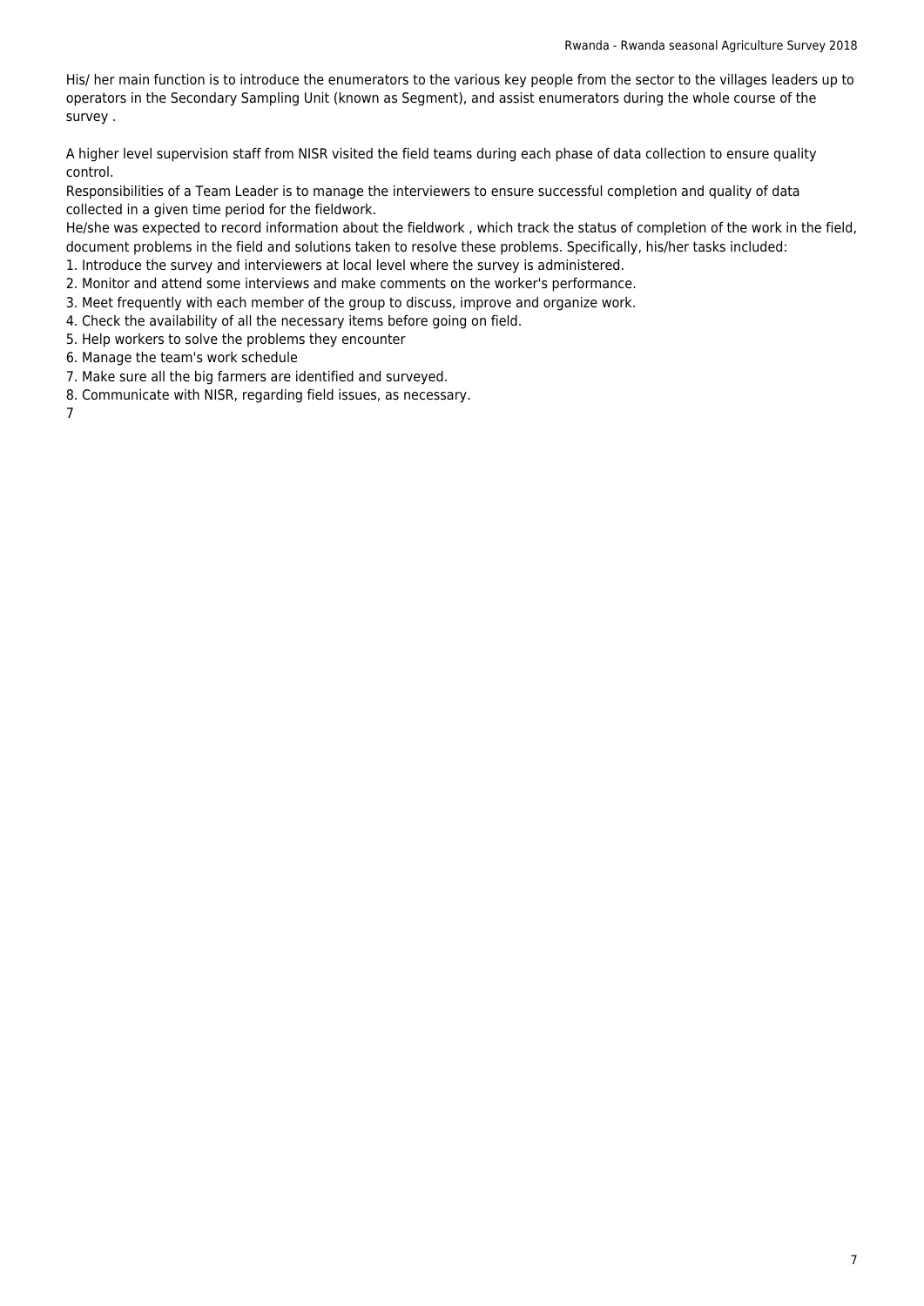His/ her main function is to introduce the enumerators to the various key people from the sector to the villages leaders up to operators in the Secondary Sampling Unit (known as Segment), and assist enumerators during the whole course of the survey .

A higher level supervision staff from NISR visited the field teams during each phase of data collection to ensure quality control.
Responsibilities of a Team Leader is to manage the interviewers to ensure successful completion and quality of data collected in a given time period for the fieldwork.
He/she was expected to record information about the fieldwork , which track the status of completion of the work in the field, document problems in the field and solutions taken to resolve these problems. Specifically, his/her tasks included:

1. Introduce the survey and interviewers at local level where the survey is administered.
2. Monitor and attend some interviews and make comments on the worker's performance.
3. Meet frequently with each member of the group to discuss, improve and organize work.
4. Check the availability of all the necessary items before going on field.
5. Help workers to solve the problems they encounter
6. Manage the team's work schedule
7. Make sure all the big farmers are identified and surveyed.
8. Communicate with NISR, regarding field issues, as necessary.

7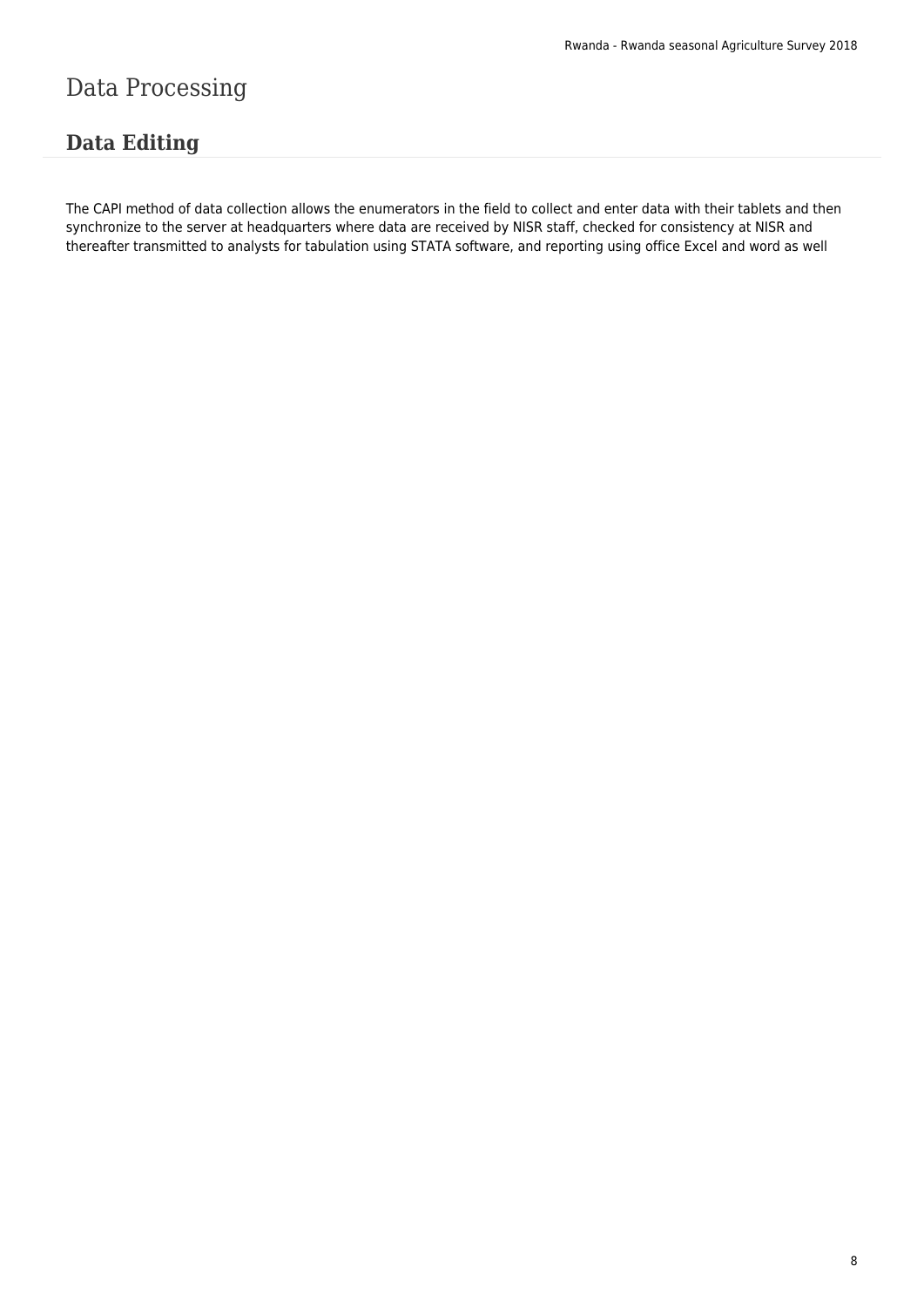# Data Processing

## Data Editing

The CAPI method of data collection allows the enumerators in the field to collect and enter data with their tablets and then synchronize to the server at headquarters where data are received by NISR staff, checked for consistency at NISR and thereafter transmitted to analysts for tabulation using STATA software, and reporting using office Excel and word as well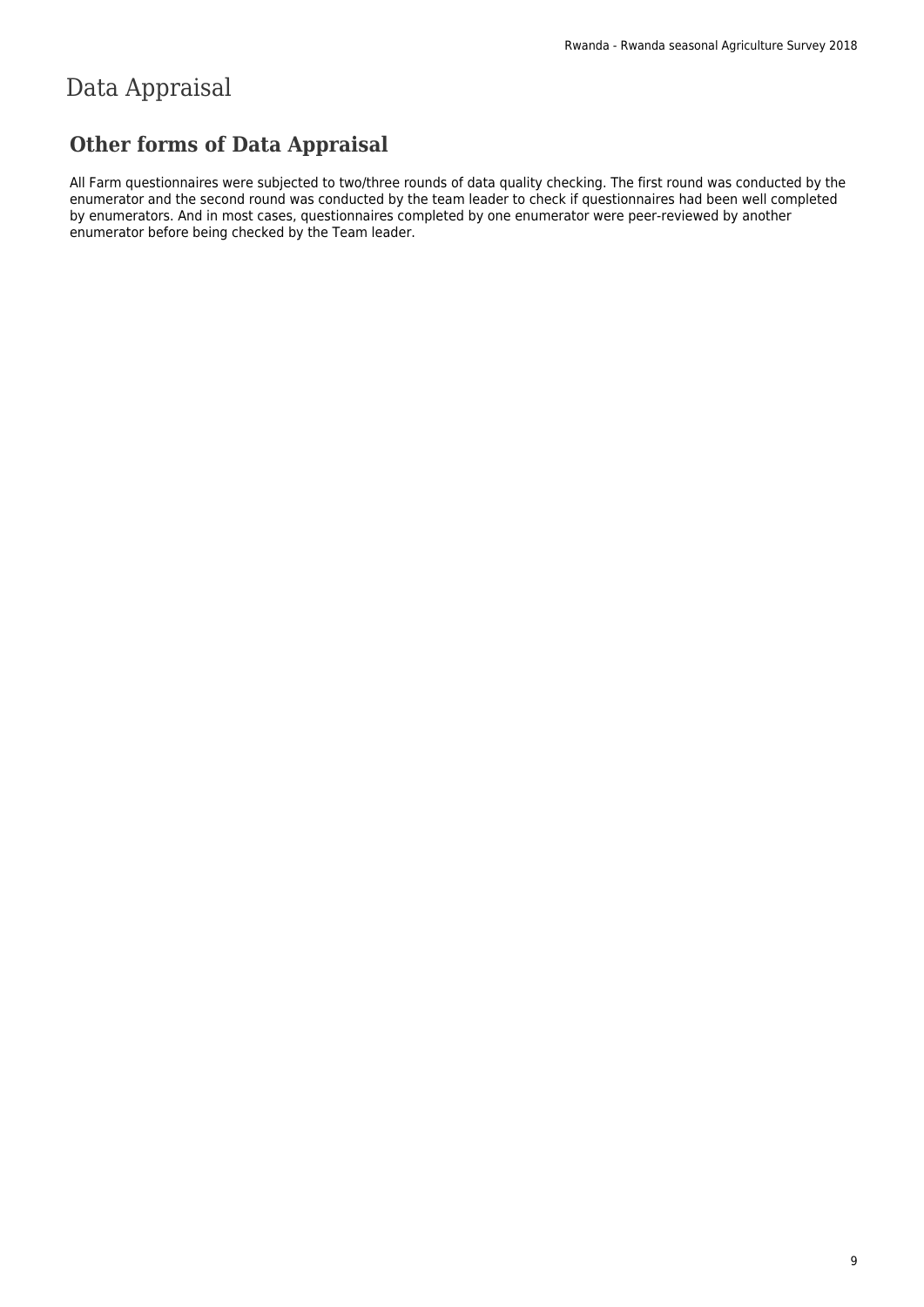# Data Appraisal

## Other forms of Data Appraisal

All Farm questionnaires were subjected to two/three rounds of data quality checking. The first round was conducted by the enumerator and the second round was conducted by the team leader to check if questionnaires had been well completed by enumerators. And in most cases, questionnaires completed by one enumerator were peer-reviewed by another enumerator before being checked by the Team leader.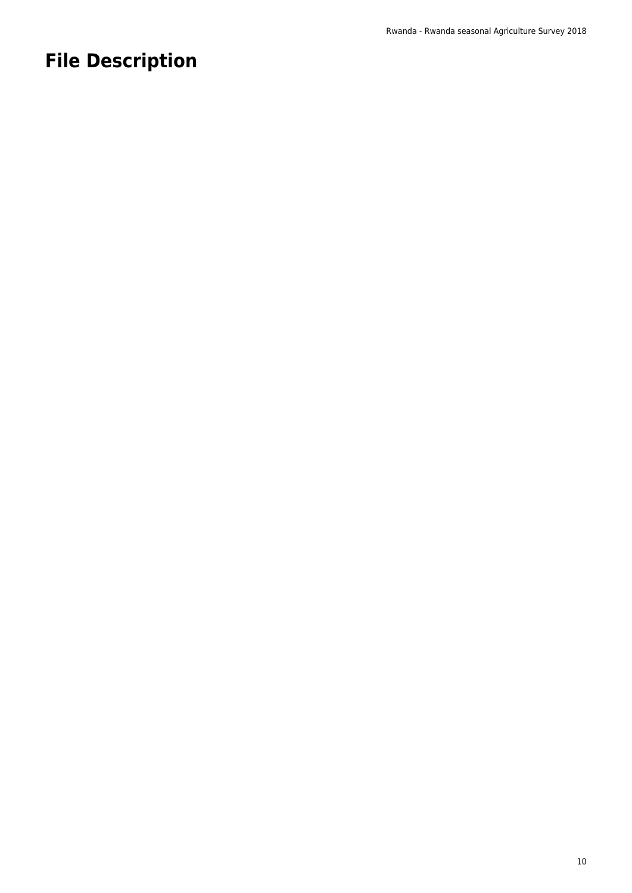# File Description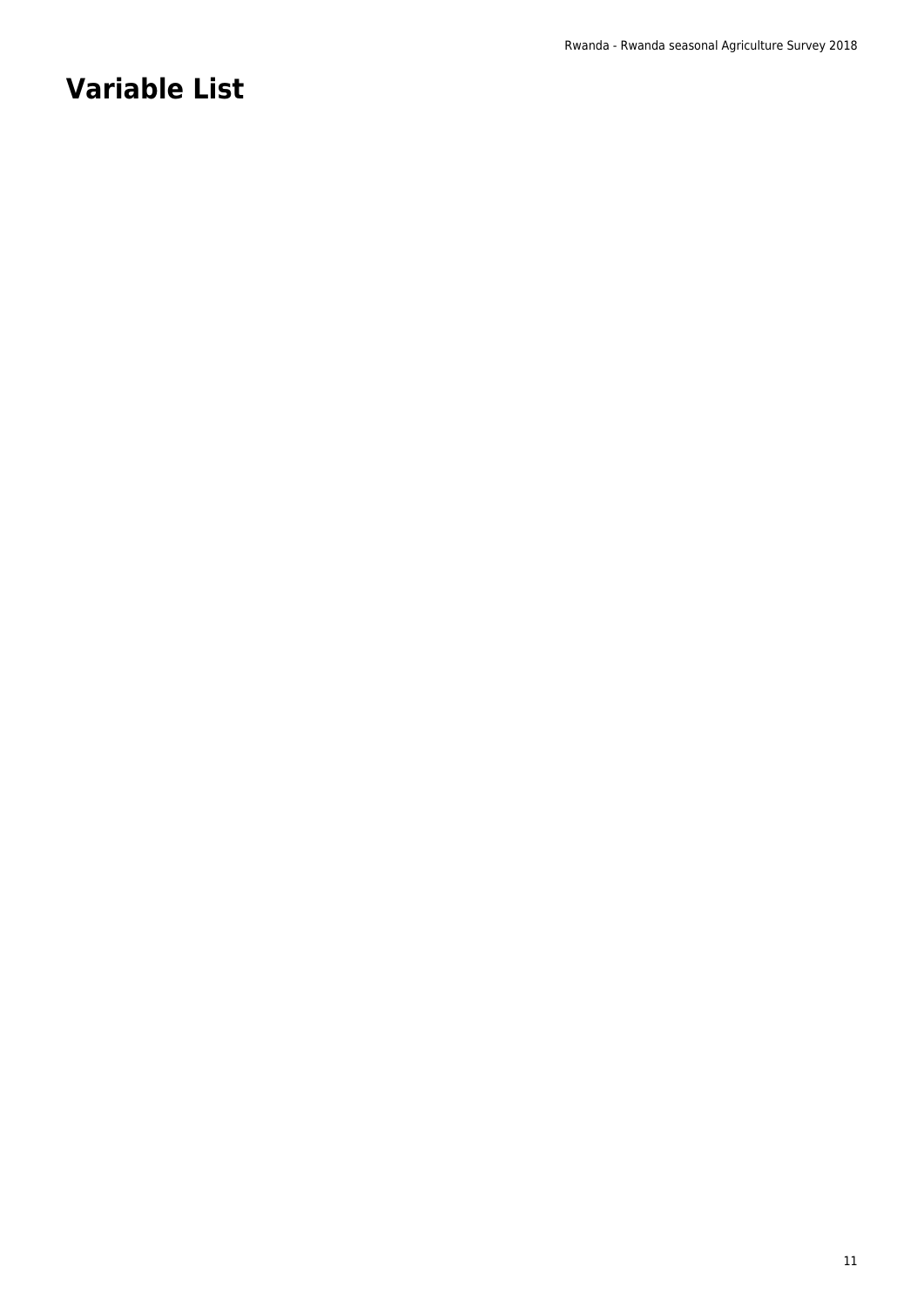# Variable List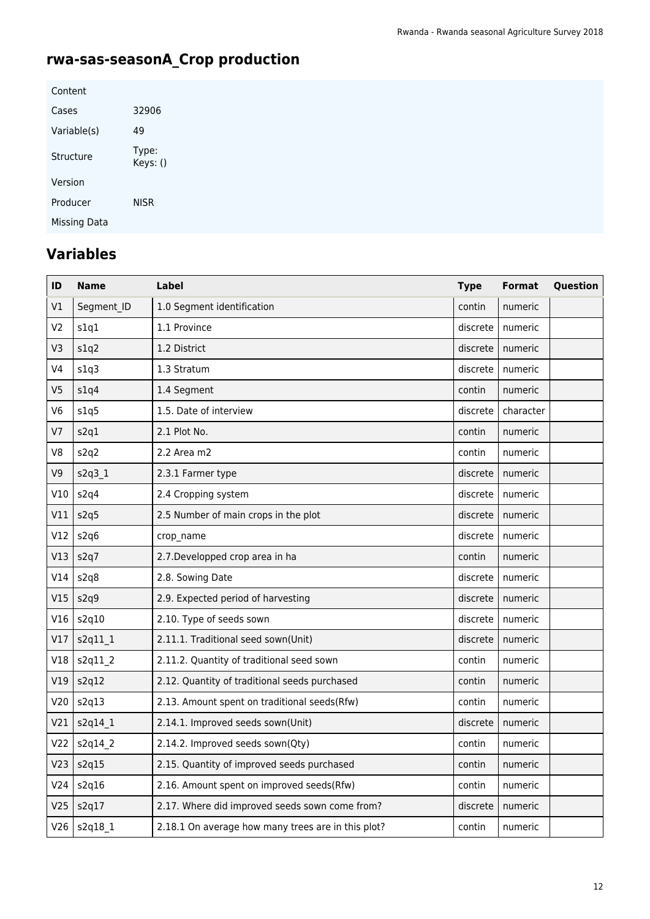## rwa-sas-seasonA_Crop production

| Content | |
|---|---|
| Cases | 32906 |
| Variable(s) | 49 |
| Structure | Type: Keys: () |
| Version | |
| Producer | NISR |
| Missing Data | |

## Variables

| ID | Name | Label | Type | Format | Question |
|---|---|---|---|---|---|
| V1 | Segment_ID | 1.0 Segment identification | contin | numeric | |
| V2 | s1q1 | 1.1 Province | discrete | numeric | |
| V3 | s1q2 | 1.2 District | discrete | numeric | |
| V4 | s1q3 | 1.3 Stratum | discrete | numeric | |
| V5 | s1q4 | 1.4 Segment | contin | numeric | |
| V6 | s1q5 | 1.5. Date of interview | discrete | character | |
| V7 | s2q1 | 2.1 Plot No. | contin | numeric | |
| V8 | s2q2 | 2.2 Area m2 | contin | numeric | |
| V9 | s2q3_1 | 2.3.1 Farmer type | discrete | numeric | |
| V10 | s2q4 | 2.4 Cropping system | discrete | numeric | |
| V11 | s2q5 | 2.5 Number of main crops in the plot | discrete | numeric | |
| V12 | s2q6 | crop_name | discrete | numeric | |
| V13 | s2q7 | 2.7.Developped crop area in ha | contin | numeric | |
| V14 | s2q8 | 2.8. Sowing Date | discrete | numeric | |
| V15 | s2q9 | 2.9. Expected period of harvesting | discrete | numeric | |
| V16 | s2q10 | 2.10. Type of seeds sown | discrete | numeric | |
| V17 | s2q11_1 | 2.11.1. Traditional seed sown(Unit) | discrete | numeric | |
| V18 | s2q11_2 | 2.11.2. Quantity of traditional seed sown | contin | numeric | |
| V19 | s2q12 | 2.12. Quantity of traditional seeds purchased | contin | numeric | |
| V20 | s2q13 | 2.13. Amount spent on traditional seeds(Rfw) | contin | numeric | |
| V21 | s2q14_1 | 2.14.1. Improved seeds sown(Unit) | discrete | numeric | |
| V22 | s2q14_2 | 2.14.2. Improved seeds sown(Qty) | contin | numeric | |
| V23 | s2q15 | 2.15. Quantity of improved seeds purchased | contin | numeric | |
| V24 | s2q16 | 2.16. Amount spent on improved seeds(Rfw) | contin | numeric | |
| V25 | s2q17 | 2.17. Where did improved seeds sown come from? | discrete | numeric | |
| V26 | s2q18_1 | 2.18.1 On average how many trees are in this plot? | contin | numeric | |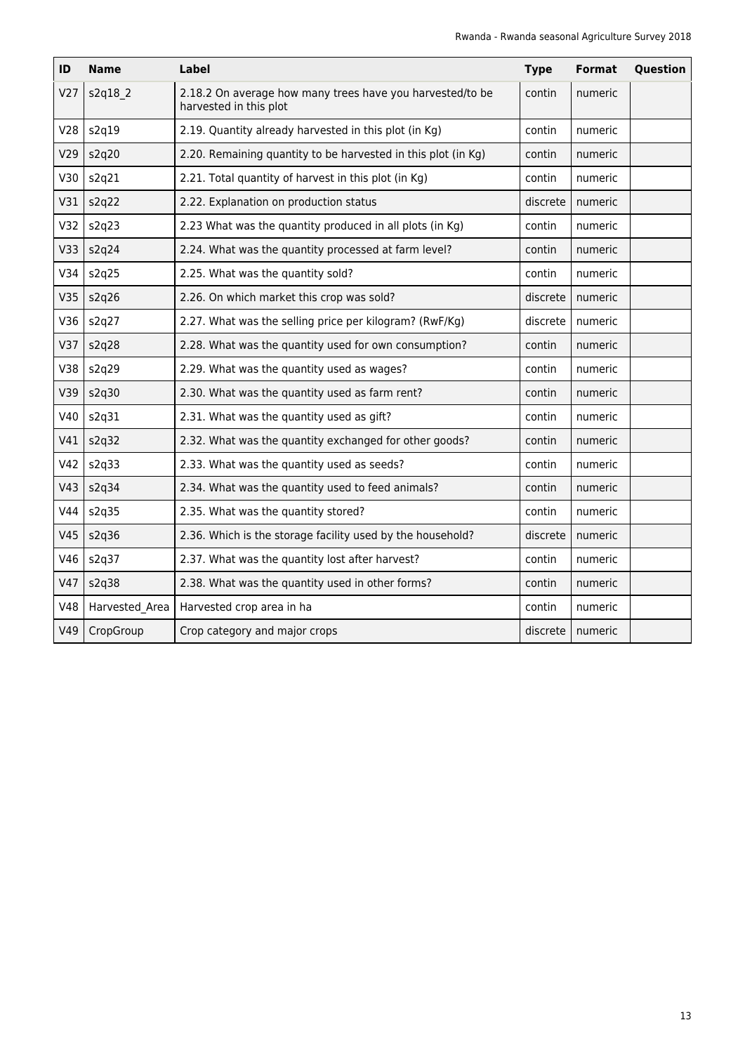| ID | Name | Label | Type | Format | Question |
|---|---|---|---|---|---|
| V27 | s2q18_2 | 2.18.2 On average how many trees have you harvested/to be harvested in this plot | contin | numeric | |
| V28 | s2q19 | 2.19. Quantity already harvested in this plot (in Kg) | contin | numeric | |
| V29 | s2q20 | 2.20. Remaining quantity to be harvested in this plot (in Kg) | contin | numeric | |
| V30 | s2q21 | 2.21. Total quantity of harvest in this plot (in Kg) | contin | numeric | |
| V31 | s2q22 | 2.22. Explanation on production status | discrete | numeric | |
| V32 | s2q23 | 2.23 What was the quantity produced in all plots (in Kg) | contin | numeric | |
| V33 | s2q24 | 2.24. What was the quantity processed at farm level? | contin | numeric | |
| V34 | s2q25 | 2.25. What was the quantity sold? | contin | numeric | |
| V35 | s2q26 | 2.26. On which market this crop was sold? | discrete | numeric | |
| V36 | s2q27 | 2.27. What was the selling price per kilogram? (RwF/Kg) | discrete | numeric | |
| V37 | s2q28 | 2.28. What was the quantity used for own consumption? | contin | numeric | |
| V38 | s2q29 | 2.29. What was the quantity used as wages? | contin | numeric | |
| V39 | s2q30 | 2.30. What was the quantity used as farm rent? | contin | numeric | |
| V40 | s2q31 | 2.31. What was the quantity used as gift? | contin | numeric | |
| V41 | s2q32 | 2.32. What was the quantity exchanged for other goods? | contin | numeric | |
| V42 | s2q33 | 2.33. What was the quantity used as seeds? | contin | numeric | |
| V43 | s2q34 | 2.34. What was the quantity used to feed animals? | contin | numeric | |
| V44 | s2q35 | 2.35. What was the quantity stored? | contin | numeric | |
| V45 | s2q36 | 2.36. Which is the storage facility used by the household? | discrete | numeric | |
| V46 | s2q37 | 2.37. What was the quantity lost after harvest? | contin | numeric | |
| V47 | s2q38 | 2.38. What was the quantity used in other forms? | contin | numeric | |
| V48 | Harvested_Area | Harvested crop area in ha | contin | numeric | |
| V49 | CropGroup | Crop category and major crops | discrete | numeric | |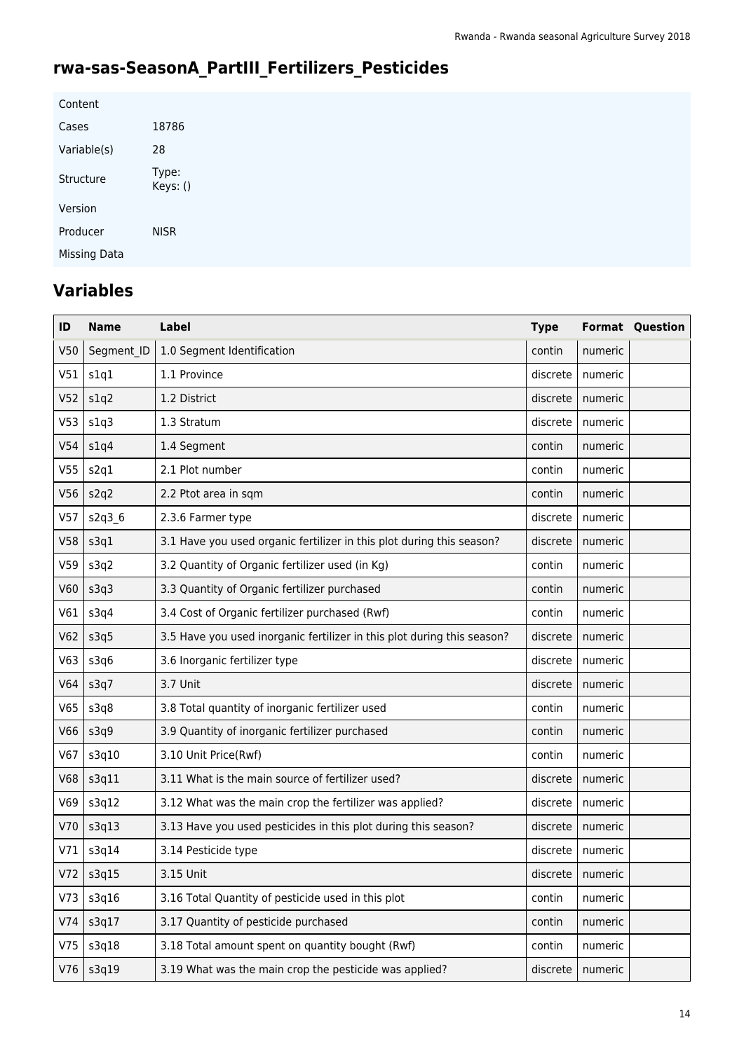## rwa-sas-SeasonA_PartIII_Fertilizers_Pesticides

| Content | |
|---|---|
| Cases | 18786 |
| Variable(s) | 28 |
| Structure | Type: Keys: () |
| Version | |
| Producer | NISR |
| Missing Data | |

## Variables

| ID | Name | Label | Type | Format | Question |
|---|---|---|---|---|---|
| V50 | Segment_ID | 1.0 Segment Identification | contin | numeric | |
| V51 | s1q1 | 1.1 Province | discrete | numeric | |
| V52 | s1q2 | 1.2 District | discrete | numeric | |
| V53 | s1q3 | 1.3 Stratum | discrete | numeric | |
| V54 | s1q4 | 1.4 Segment | contin | numeric | |
| V55 | s2q1 | 2.1 Plot number | contin | numeric | |
| V56 | s2q2 | 2.2 Ptot area in sqm | contin | numeric | |
| V57 | s2q3_6 | 2.3.6 Farmer type | discrete | numeric | |
| V58 | s3q1 | 3.1 Have you used organic fertilizer in this plot during this season? | discrete | numeric | |
| V59 | s3q2 | 3.2 Quantity of Organic fertilizer used (in Kg) | contin | numeric | |
| V60 | s3q3 | 3.3 Quantity of Organic fertilizer purchased | contin | numeric | |
| V61 | s3q4 | 3.4 Cost of Organic fertilizer purchased (Rwf) | contin | numeric | |
| V62 | s3q5 | 3.5 Have you used inorganic fertilizer in this plot during this season? | discrete | numeric | |
| V63 | s3q6 | 3.6 Inorganic fertilizer type | discrete | numeric | |
| V64 | s3q7 | 3.7 Unit | discrete | numeric | |
| V65 | s3q8 | 3.8 Total quantity of inorganic fertilizer used | contin | numeric | |
| V66 | s3q9 | 3.9 Quantity of inorganic fertilizer purchased | contin | numeric | |
| V67 | s3q10 | 3.10 Unit Price(Rwf) | contin | numeric | |
| V68 | s3q11 | 3.11 What is the main source of fertilizer used? | discrete | numeric | |
| V69 | s3q12 | 3.12 What was the main crop the fertilizer was applied? | discrete | numeric | |
| V70 | s3q13 | 3.13 Have you used pesticides in this plot during this season? | discrete | numeric | |
| V71 | s3q14 | 3.14 Pesticide type | discrete | numeric | |
| V72 | s3q15 | 3.15 Unit | discrete | numeric | |
| V73 | s3q16 | 3.16 Total Quantity of pesticide used in this plot | contin | numeric | |
| V74 | s3q17 | 3.17 Quantity of pesticide purchased | contin | numeric | |
| V75 | s3q18 | 3.18 Total amount spent on quantity bought (Rwf) | contin | numeric | |
| V76 | s3q19 | 3.19 What was the main crop the pesticide was applied? | discrete | numeric | |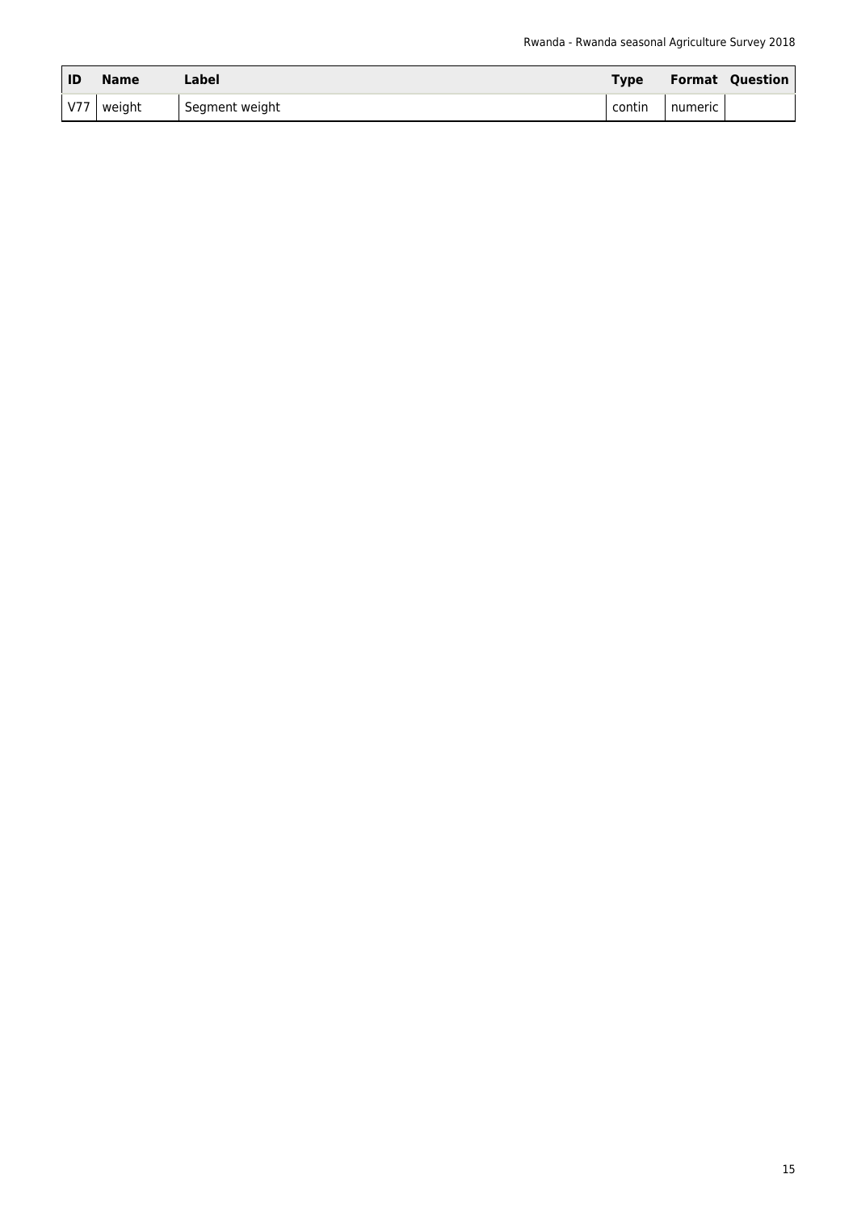| ID | Name | Label | Type | Format | Question |
| --- | --- | --- | --- | --- | --- |
| V77 | weight | Segment weight | contin | numeric | |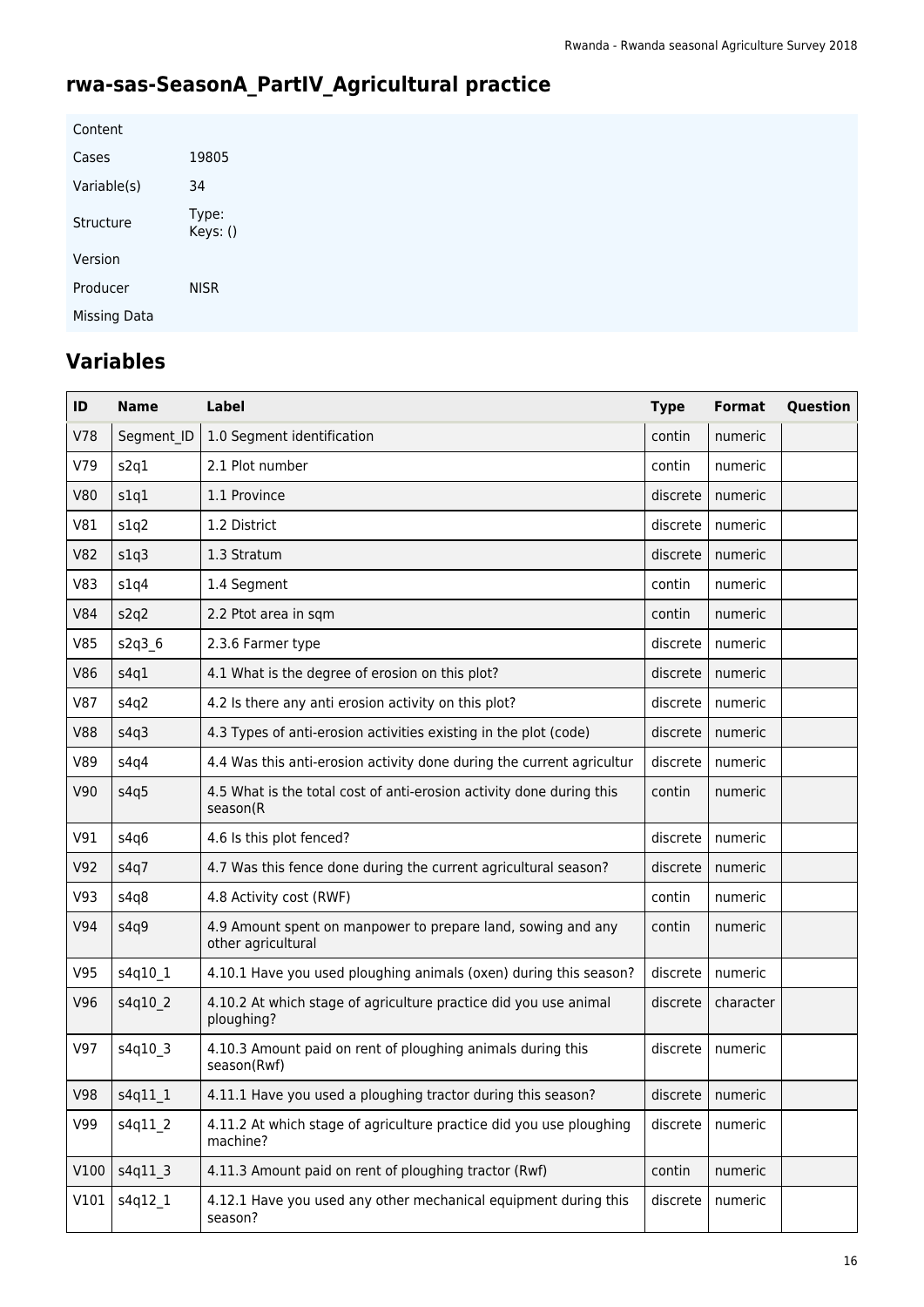## rwa-sas-SeasonA_PartIV_Agricultural practice

| | |
|---|---|
| Content | |
| Cases | 19805 |
| Variable(s) | 34 |
| Structure | Type: Keys: () |
| Version | |
| Producer | NISR |
| Missing Data | |

## Variables

| ID | Name | Label | Type | Format | Question |
|---|---|---|---|---|---|
| V78 | Segment_ID | 1.0 Segment identification | contin | numeric | |
| V79 | s2q1 | 2.1 Plot number | contin | numeric | |
| V80 | s1q1 | 1.1 Province | discrete | numeric | |
| V81 | s1q2 | 1.2 District | discrete | numeric | |
| V82 | s1q3 | 1.3 Stratum | discrete | numeric | |
| V83 | s1q4 | 1.4 Segment | contin | numeric | |
| V84 | s2q2 | 2.2 Ptot area in sqm | contin | numeric | |
| V85 | s2q3_6 | 2.3.6 Farmer type | discrete | numeric | |
| V86 | s4q1 | 4.1 What is the degree of erosion on this plot? | discrete | numeric | |
| V87 | s4q2 | 4.2 Is there any anti erosion activity on this plot? | discrete | numeric | |
| V88 | s4q3 | 4.3 Types of anti-erosion activities existing in the plot (code) | discrete | numeric | |
| V89 | s4q4 | 4.4 Was this anti-erosion activity done during the current agricultur | discrete | numeric | |
| V90 | s4q5 | 4.5 What is the total cost of anti-erosion activity done during this season(R | contin | numeric | |
| V91 | s4q6 | 4.6 Is this plot fenced? | discrete | numeric | |
| V92 | s4q7 | 4.7 Was this fence done during the current agricultural season? | discrete | numeric | |
| V93 | s4q8 | 4.8 Activity cost (RWF) | contin | numeric | |
| V94 | s4q9 | 4.9 Amount spent on manpower to prepare land, sowing and any other agricultural | contin | numeric | |
| V95 | s4q10_1 | 4.10.1 Have you used ploughing animals (oxen) during this season? | discrete | numeric | |
| V96 | s4q10_2 | 4.10.2 At which stage of agriculture practice did you use animal ploughing? | discrete | character | |
| V97 | s4q10_3 | 4.10.3 Amount paid on rent of ploughing animals during this season(Rwf) | discrete | numeric | |
| V98 | s4q11_1 | 4.11.1 Have you used a ploughing tractor during this season? | discrete | numeric | |
| V99 | s4q11_2 | 4.11.2 At which stage of agriculture practice did you use ploughing machine? | discrete | numeric | |
| V100 | s4q11_3 | 4.11.3 Amount paid on rent of ploughing tractor (Rwf) | contin | numeric | |
| V101 | s4q12_1 | 4.12.1 Have you used any other mechanical equipment during this season? | discrete | numeric | |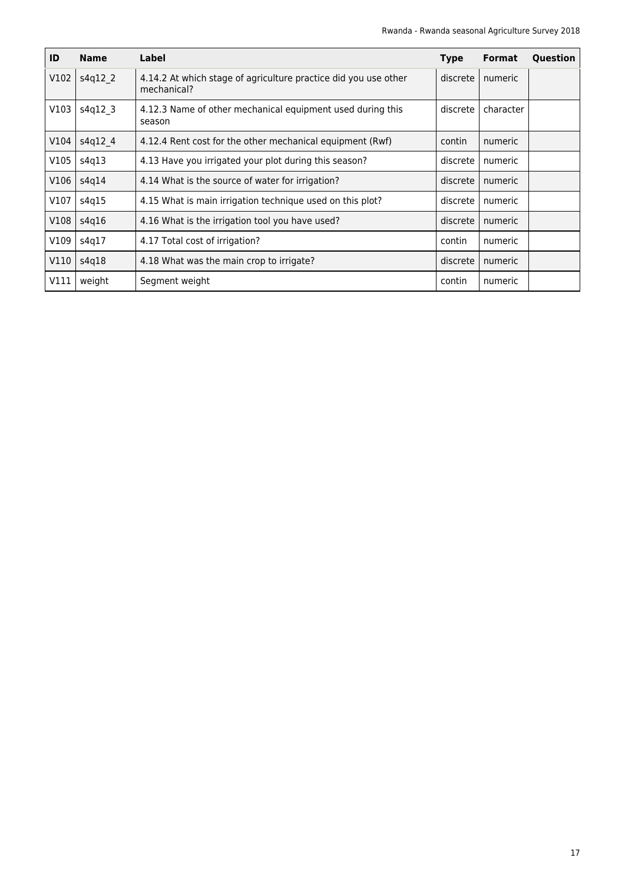| ID | Name | Label | Type | Format | Question |
|---|---|---|---|---|---|
| V102 | s4q12_2 | 4.14.2 At which stage of agriculture practice did you use other mechanical? | discrete | numeric | |
| V103 | s4q12_3 | 4.12.3 Name of other mechanical equipment used during this season | discrete | character | |
| V104 | s4q12_4 | 4.12.4 Rent cost for the other mechanical equipment (Rwf) | contin | numeric | |
| V105 | s4q13 | 4.13 Have you irrigated your plot during this season? | discrete | numeric | |
| V106 | s4q14 | 4.14 What is the source of water for irrigation? | discrete | numeric | |
| V107 | s4q15 | 4.15 What is main irrigation technique used on this plot? | discrete | numeric | |
| V108 | s4q16 | 4.16 What is the irrigation tool you have used? | discrete | numeric | |
| V109 | s4q17 | 4.17 Total cost of irrigation? | contin | numeric | |
| V110 | s4q18 | 4.18 What was the main crop to irrigate? | discrete | numeric | |
| V111 | weight | Segment weight | contin | numeric | |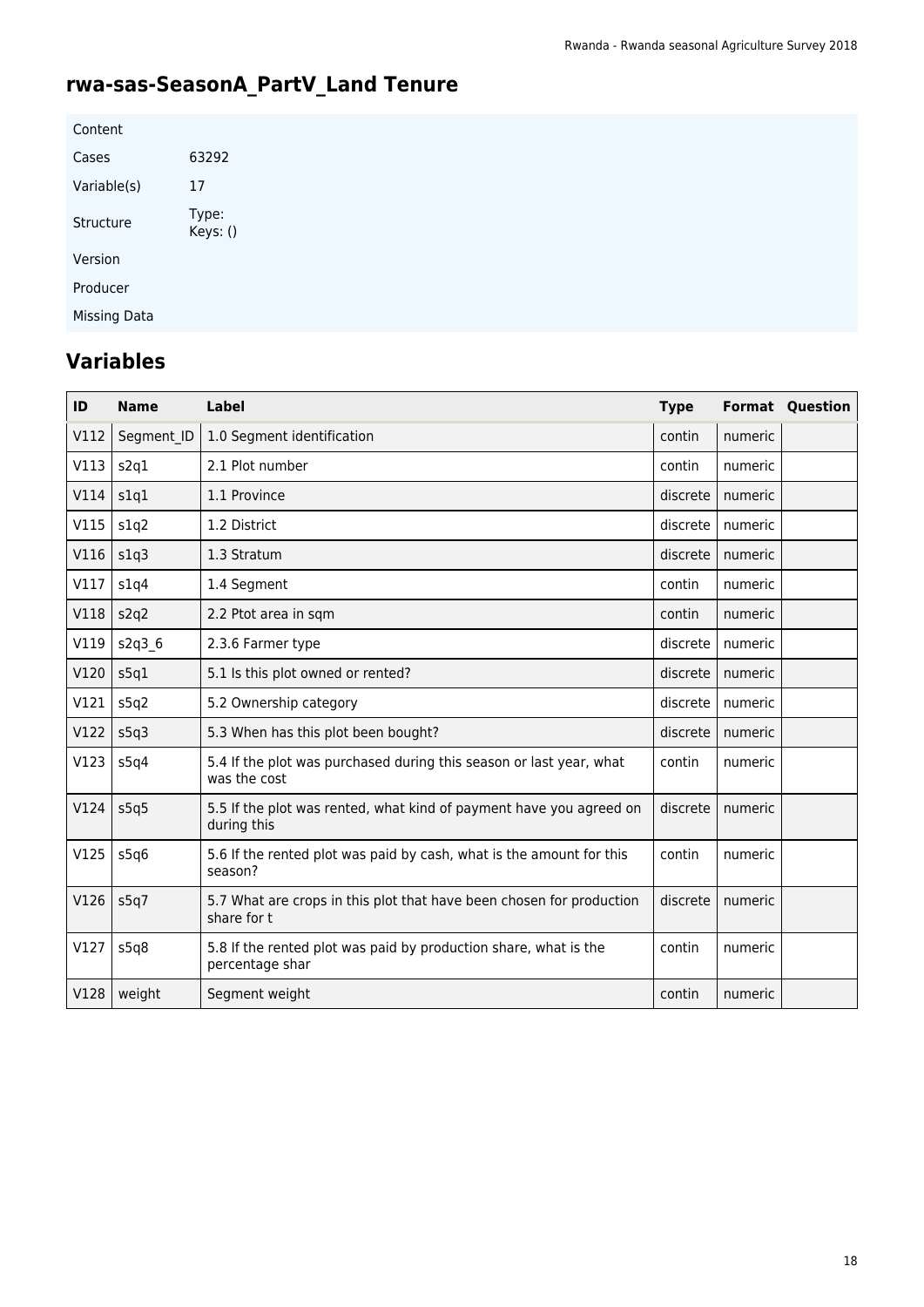## rwa-sas-SeasonA_PartV_Land Tenure

| | |
|---|---|
| Content | |
| Cases | 63292 |
| Variable(s) | 17 |
| Structure | Type:<br>Keys: () |
| Version | |
| Producer | |
| Missing Data | |

## Variables

| ID | Name | Label | Type | Format | Question |
|---|---|---|---|---|---|
| V112 | Segment_ID | 1.0 Segment identification | contin | numeric | |
| V113 | s2q1 | 2.1 Plot number | contin | numeric | |
| V114 | s1q1 | 1.1 Province | discrete | numeric | |
| V115 | s1q2 | 1.2 District | discrete | numeric | |
| V116 | s1q3 | 1.3 Stratum | discrete | numeric | |
| V117 | s1q4 | 1.4 Segment | contin | numeric | |
| V118 | s2q2 | 2.2 Ptot area in sqm | contin | numeric | |
| V119 | s2q3_6 | 2.3.6 Farmer type | discrete | numeric | |
| V120 | s5q1 | 5.1 Is this plot owned or rented? | discrete | numeric | |
| V121 | s5q2 | 5.2 Ownership category | discrete | numeric | |
| V122 | s5q3 | 5.3 When has this plot been bought? | discrete | numeric | |
| V123 | s5q4 | 5.4 If the plot was purchased during this season or last year, what was the cost | contin | numeric | |
| V124 | s5q5 | 5.5 If the plot was rented, what kind of payment have you agreed on during this | discrete | numeric | |
| V125 | s5q6 | 5.6 If the rented plot was paid by cash, what is the amount for this season? | contin | numeric | |
| V126 | s5q7 | 5.7 What are crops in this plot that have been chosen for production share for t | discrete | numeric | |
| V127 | s5q8 | 5.8 If the rented plot was paid by production share, what is the percentage shar | contin | numeric | |
| V128 | weight | Segment weight | contin | numeric | |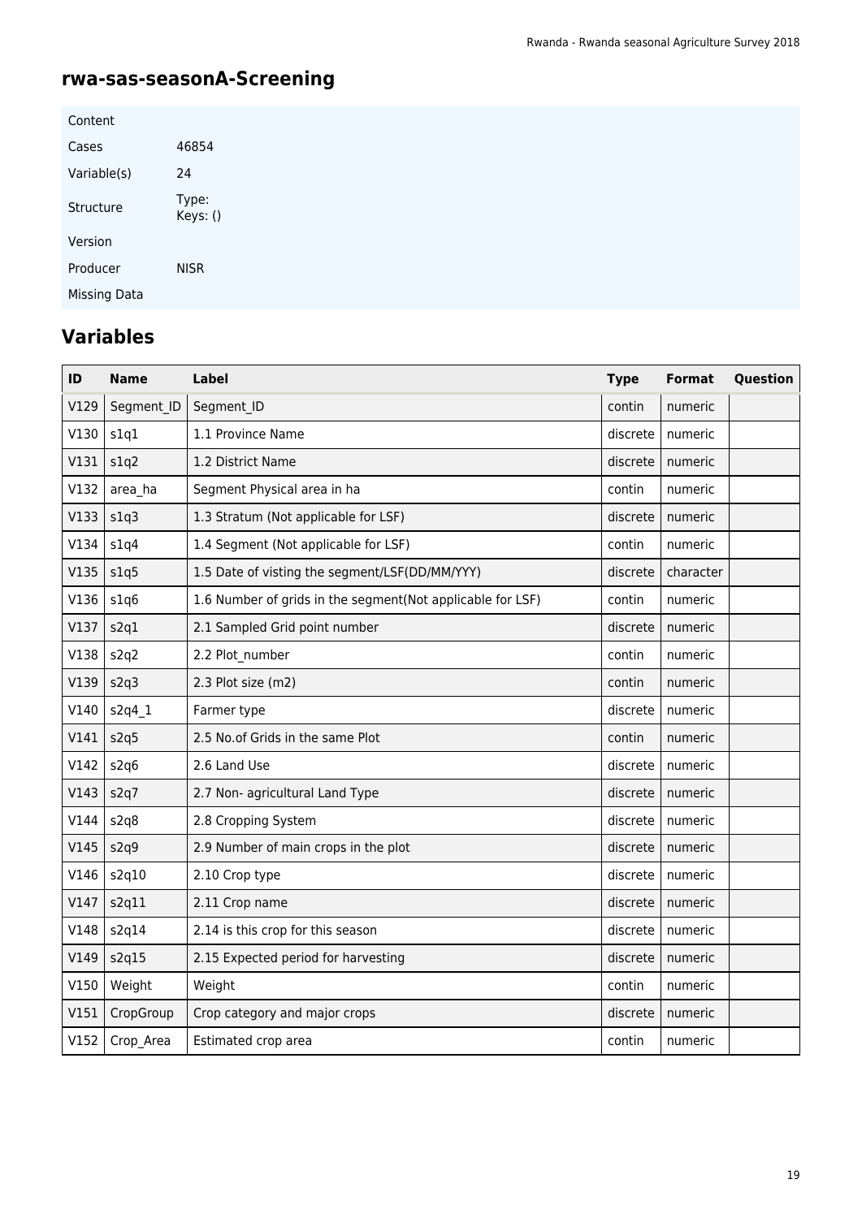## rwa-sas-seasonA-Screening

| Content | |
|---|---|
| Cases | 46854 |
| Variable(s) | 24 |
| Structure | Type: <br> Keys: () |
| Version | |
| Producer | NISR |
| Missing Data | |

## Variables

| ID | Name | Label | Type | Format | Question |
|---|---|---|---|---|---|
| V129 | Segment_ID | Segment_ID | contin | numeric | |
| V130 | s1q1 | 1.1 Province Name | discrete | numeric | |
| V131 | s1q2 | 1.2 District Name | discrete | numeric | |
| V132 | area_ha | Segment Physical area in ha | contin | numeric | |
| V133 | s1q3 | 1.3 Stratum (Not applicable for LSF) | discrete | numeric | |
| V134 | s1q4 | 1.4 Segment (Not applicable for LSF) | contin | numeric | |
| V135 | s1q5 | 1.5 Date of visting the segment/LSF(DD/MM/YYY) | discrete | character | |
| V136 | s1q6 | 1.6 Number of grids in the segment(Not applicable for LSF) | contin | numeric | |
| V137 | s2q1 | 2.1 Sampled Grid point number | discrete | numeric | |
| V138 | s2q2 | 2.2 Plot_number | contin | numeric | |
| V139 | s2q3 | 2.3 Plot size (m2) | contin | numeric | |
| V140 | s2q4_1 | Farmer type | discrete | numeric | |
| V141 | s2q5 | 2.5 No.of Grids in the same Plot | contin | numeric | |
| V142 | s2q6 | 2.6 Land Use | discrete | numeric | |
| V143 | s2q7 | 2.7 Non- agricultural Land Type | discrete | numeric | |
| V144 | s2q8 | 2.8 Cropping System | discrete | numeric | |
| V145 | s2q9 | 2.9 Number of main crops in the plot | discrete | numeric | |
| V146 | s2q10 | 2.10 Crop type | discrete | numeric | |
| V147 | s2q11 | 2.11 Crop name | discrete | numeric | |
| V148 | s2q14 | 2.14 is this crop for this season | discrete | numeric | |
| V149 | s2q15 | 2.15 Expected period for harvesting | discrete | numeric | |
| V150 | Weight | Weight | contin | numeric | |
| V151 | CropGroup | Crop category and major crops | discrete | numeric | |
| V152 | Crop_Area | Estimated crop area | contin | numeric | |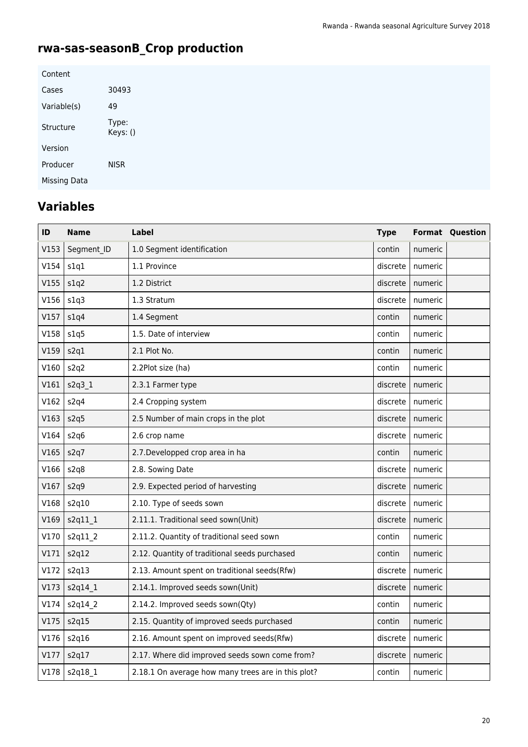## rwa-sas-seasonB_Crop production

| | |
|---|---|
| Content | |
| Cases | 30493 |
| Variable(s) | 49 |
| Structure | Type: Keys: () |
| Version | |
| Producer | NISR |
| Missing Data | |

## Variables

| ID | Name | Label | Type | Format | Question |
|---|---|---|---|---|---|
| V153 | Segment_ID | 1.0 Segment identification | contin | numeric | |
| V154 | s1q1 | 1.1 Province | discrete | numeric | |
| V155 | s1q2 | 1.2 District | discrete | numeric | |
| V156 | s1q3 | 1.3 Stratum | discrete | numeric | |
| V157 | s1q4 | 1.4 Segment | contin | numeric | |
| V158 | s1q5 | 1.5. Date of interview | contin | numeric | |
| V159 | s2q1 | 2.1 Plot No. | contin | numeric | |
| V160 | s2q2 | 2.2Plot size (ha) | contin | numeric | |
| V161 | s2q3_1 | 2.3.1 Farmer type | discrete | numeric | |
| V162 | s2q4 | 2.4 Cropping system | discrete | numeric | |
| V163 | s2q5 | 2.5 Number of main crops in the plot | discrete | numeric | |
| V164 | s2q6 | 2.6 crop name | discrete | numeric | |
| V165 | s2q7 | 2.7.Developped crop area in ha | contin | numeric | |
| V166 | s2q8 | 2.8. Sowing Date | discrete | numeric | |
| V167 | s2q9 | 2.9. Expected period of harvesting | discrete | numeric | |
| V168 | s2q10 | 2.10. Type of seeds sown | discrete | numeric | |
| V169 | s2q11_1 | 2.11.1. Traditional seed sown(Unit) | discrete | numeric | |
| V170 | s2q11_2 | 2.11.2. Quantity of traditional seed sown | contin | numeric | |
| V171 | s2q12 | 2.12. Quantity of traditional seeds purchased | contin | numeric | |
| V172 | s2q13 | 2.13. Amount spent on traditional seeds(Rfw) | discrete | numeric | |
| V173 | s2q14_1 | 2.14.1. Improved seeds sown(Unit) | discrete | numeric | |
| V174 | s2q14_2 | 2.14.2. Improved seeds sown(Qty) | contin | numeric | |
| V175 | s2q15 | 2.15. Quantity of improved seeds purchased | contin | numeric | |
| V176 | s2q16 | 2.16. Amount spent on improved seeds(Rfw) | discrete | numeric | |
| V177 | s2q17 | 2.17. Where did improved seeds sown come from? | discrete | numeric | |
| V178 | s2q18_1 | 2.18.1 On average how many trees are in this plot? | contin | numeric | |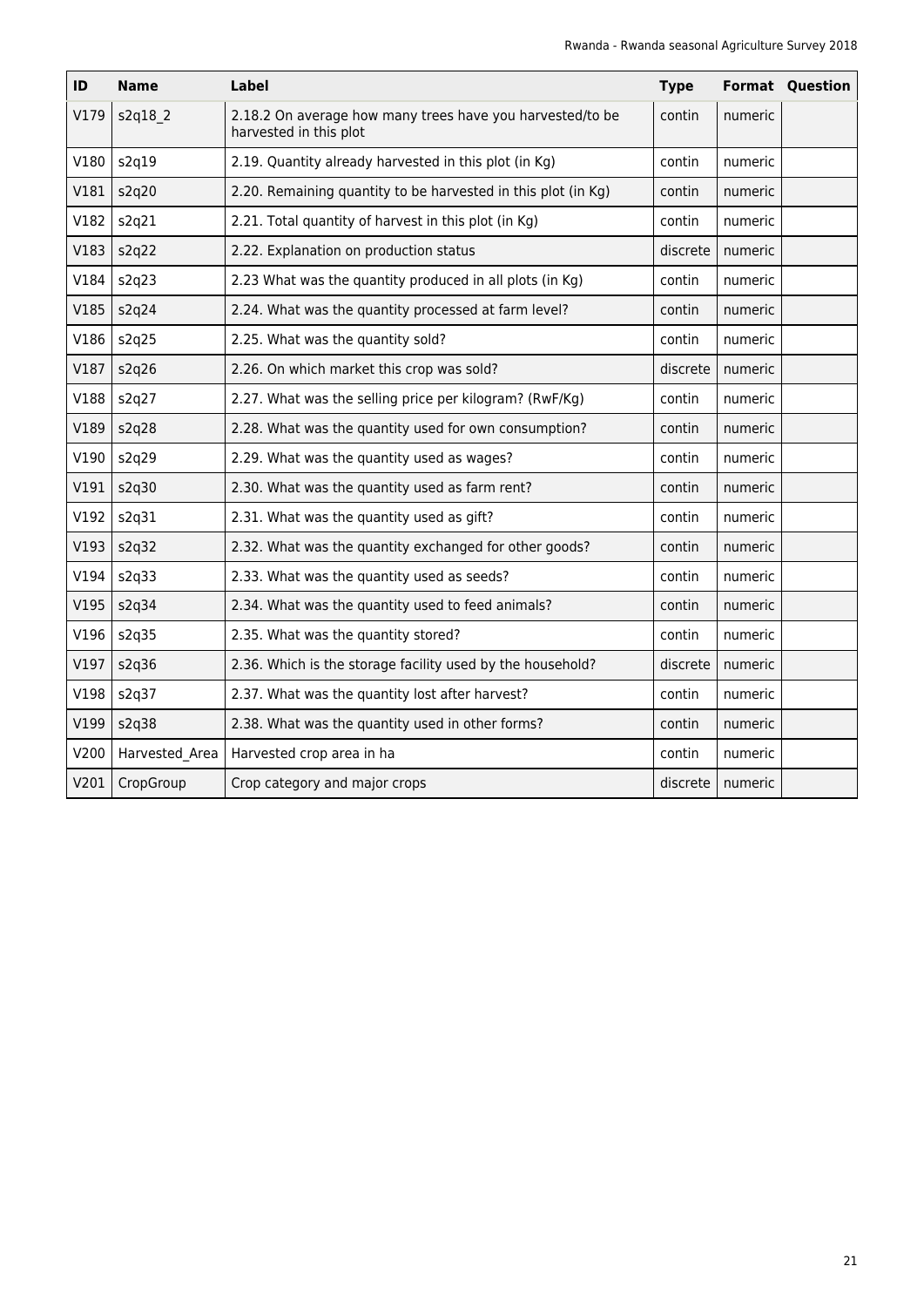| ID | Name | Label | Type | Format | Question |
|---|---|---|---|---|---|
| V179 | s2q18_2 | 2.18.2 On average how many trees have you harvested/to be harvested in this plot | contin | numeric | |
| V180 | s2q19 | 2.19. Quantity already harvested in this plot (in Kg) | contin | numeric | |
| V181 | s2q20 | 2.20. Remaining quantity to be harvested in this plot (in Kg) | contin | numeric | |
| V182 | s2q21 | 2.21. Total quantity of harvest in this plot (in Kg) | contin | numeric | |
| V183 | s2q22 | 2.22. Explanation on production status | discrete | numeric | |
| V184 | s2q23 | 2.23 What was the quantity produced in all plots (in Kg) | contin | numeric | |
| V185 | s2q24 | 2.24. What was the quantity processed at farm level? | contin | numeric | |
| V186 | s2q25 | 2.25. What was the quantity sold? | contin | numeric | |
| V187 | s2q26 | 2.26. On which market this crop was sold? | discrete | numeric | |
| V188 | s2q27 | 2.27. What was the selling price per kilogram? (RwF/Kg) | contin | numeric | |
| V189 | s2q28 | 2.28. What was the quantity used for own consumption? | contin | numeric | |
| V190 | s2q29 | 2.29. What was the quantity used as wages? | contin | numeric | |
| V191 | s2q30 | 2.30. What was the quantity used as farm rent? | contin | numeric | |
| V192 | s2q31 | 2.31. What was the quantity used as gift? | contin | numeric | |
| V193 | s2q32 | 2.32. What was the quantity exchanged for other goods? | contin | numeric | |
| V194 | s2q33 | 2.33. What was the quantity used as seeds? | contin | numeric | |
| V195 | s2q34 | 2.34. What was the quantity used to feed animals? | contin | numeric | |
| V196 | s2q35 | 2.35. What was the quantity stored? | contin | numeric | |
| V197 | s2q36 | 2.36. Which is the storage facility used by the household? | discrete | numeric | |
| V198 | s2q37 | 2.37. What was the quantity lost after harvest? | contin | numeric | |
| V199 | s2q38 | 2.38. What was the quantity used in other forms? | contin | numeric | |
| V200 | Harvested_Area | Harvested crop area in ha | contin | numeric | |
| V201 | CropGroup | Crop category and major crops | discrete | numeric | |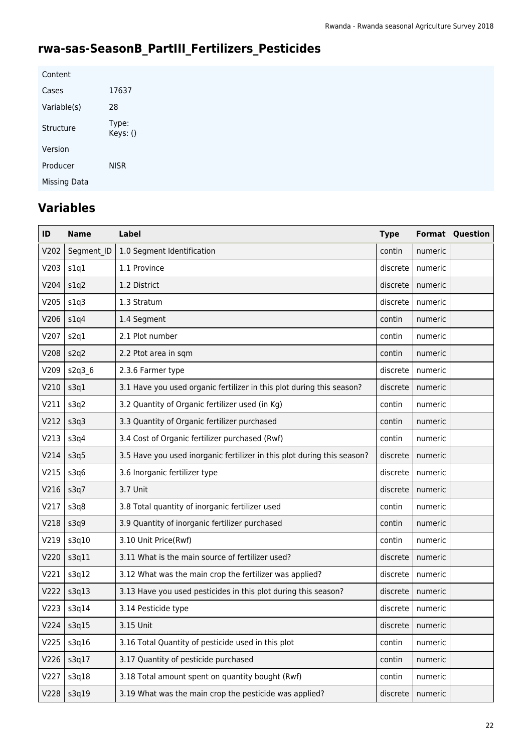# rwa-sas-SeasonB_PartIII_Fertilizers_Pesticides

| | |
|---|---|
| Content | |
| Cases | 17637 |
| Variable(s) | 28 |
| Structure | Type: <br> Keys: () |
| Version | |
| Producer | NISR |
| Missing Data | |

## Variables

| ID | Name | Label | Type | Format | Question |
|---|---|---|---|---|---|
| V202 | Segment_ID | 1.0 Segment Identification | contin | numeric | |
| V203 | s1q1 | 1.1 Province | discrete | numeric | |
| V204 | s1q2 | 1.2 District | discrete | numeric | |
| V205 | s1q3 | 1.3 Stratum | discrete | numeric | |
| V206 | s1q4 | 1.4 Segment | contin | numeric | |
| V207 | s2q1 | 2.1 Plot number | contin | numeric | |
| V208 | s2q2 | 2.2 Ptot area in sqm | contin | numeric | |
| V209 | s2q3_6 | 2.3.6 Farmer type | discrete | numeric | |
| V210 | s3q1 | 3.1 Have you used organic fertilizer in this plot during this season? | discrete | numeric | |
| V211 | s3q2 | 3.2 Quantity of Organic fertilizer used (in Kg) | contin | numeric | |
| V212 | s3q3 | 3.3 Quantity of Organic fertilizer purchased | contin | numeric | |
| V213 | s3q4 | 3.4 Cost of Organic fertilizer purchased (Rwf) | contin | numeric | |
| V214 | s3q5 | 3.5 Have you used inorganic fertilizer in this plot during this season? | discrete | numeric | |
| V215 | s3q6 | 3.6 Inorganic fertilizer type | discrete | numeric | |
| V216 | s3q7 | 3.7 Unit | discrete | numeric | |
| V217 | s3q8 | 3.8 Total quantity of inorganic fertilizer used | contin | numeric | |
| V218 | s3q9 | 3.9 Quantity of inorganic fertilizer purchased | contin | numeric | |
| V219 | s3q10 | 3.10 Unit Price(Rwf) | contin | numeric | |
| V220 | s3q11 | 3.11 What is the main source of fertilizer used? | discrete | numeric | |
| V221 | s3q12 | 3.12 What was the main crop the fertilizer was applied? | discrete | numeric | |
| V222 | s3q13 | 3.13 Have you used pesticides in this plot during this season? | discrete | numeric | |
| V223 | s3q14 | 3.14 Pesticide type | discrete | numeric | |
| V224 | s3q15 | 3.15 Unit | discrete | numeric | |
| V225 | s3q16 | 3.16 Total Quantity of pesticide used in this plot | contin | numeric | |
| V226 | s3q17 | 3.17 Quantity of pesticide purchased | contin | numeric | |
| V227 | s3q18 | 3.18 Total amount spent on quantity bought (Rwf) | contin | numeric | |
| V228 | s3q19 | 3.19 What was the main crop the pesticide was applied? | discrete | numeric | |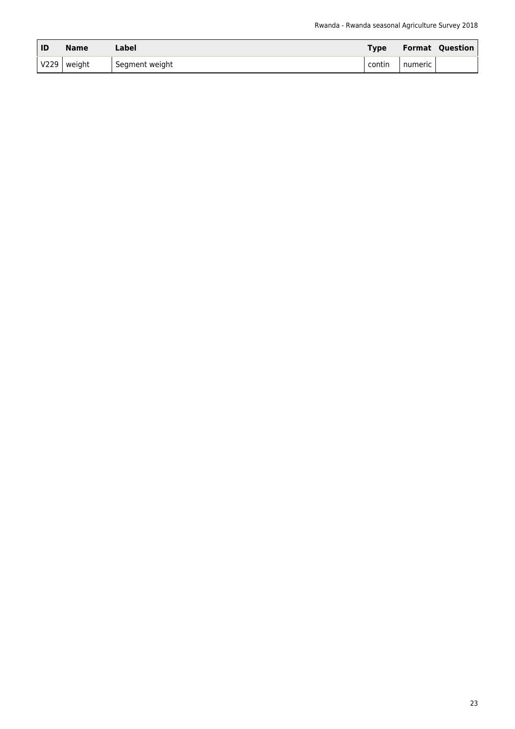| ID | Name | Label | Type | Format | Question |
|---|---|---|---|---|---|
| V229 | weight | Segment weight | contin | numeric | |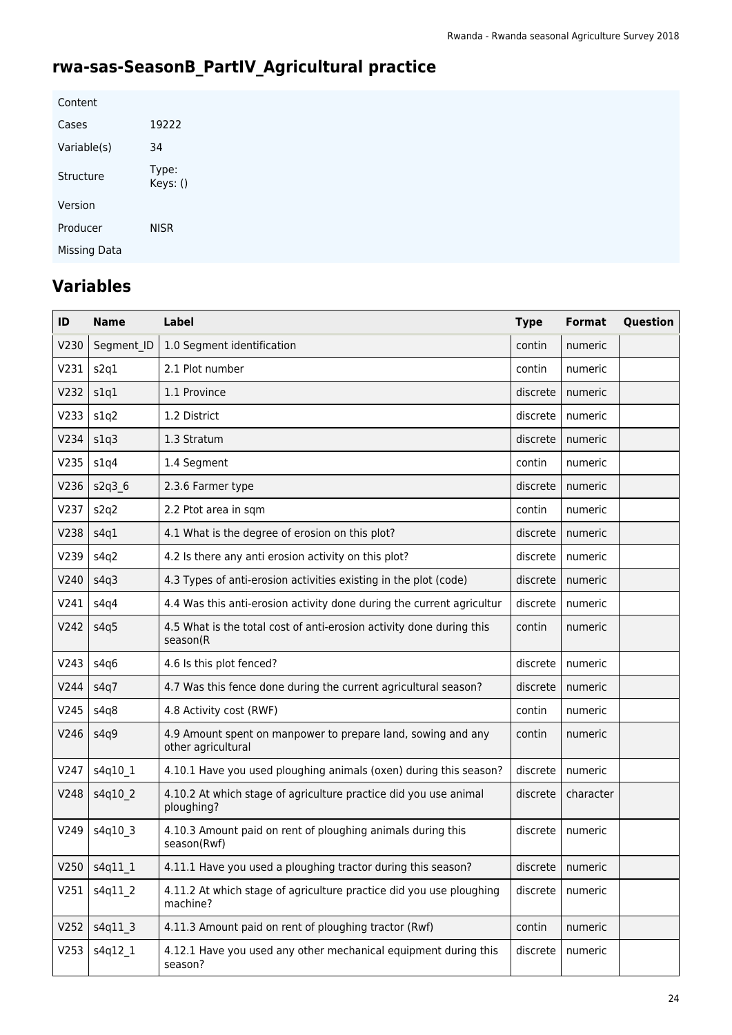## rwa-sas-SeasonB_PartIV_Agricultural practice

| | |
|---|---|
| Content | |
| Cases | 19222 |
| Variable(s) | 34 |
| Structure | Type: <br> Keys: () |
| Version | |
| Producer | NISR |
| Missing Data | |

## Variables

| ID | Name | Label | Type | Format | Question |
|---|---|---|---|---|---|
| V230 | Segment_ID | 1.0 Segment identification | contin | numeric | |
| V231 | s2q1 | 2.1 Plot number | contin | numeric | |
| V232 | s1q1 | 1.1 Province | discrete | numeric | |
| V233 | s1q2 | 1.2 District | discrete | numeric | |
| V234 | s1q3 | 1.3 Stratum | discrete | numeric | |
| V235 | s1q4 | 1.4 Segment | contin | numeric | |
| V236 | s2q3_6 | 2.3.6 Farmer type | discrete | numeric | |
| V237 | s2q2 | 2.2 Ptot area in sqm | contin | numeric | |
| V238 | s4q1 | 4.1 What is the degree of erosion on this plot? | discrete | numeric | |
| V239 | s4q2 | 4.2 Is there any anti erosion activity on this plot? | discrete | numeric | |
| V240 | s4q3 | 4.3 Types of anti-erosion activities existing in the plot (code) | discrete | numeric | |
| V241 | s4q4 | 4.4 Was this anti-erosion activity done during the current agricultur | discrete | numeric | |
| V242 | s4q5 | 4.5 What is the total cost of anti-erosion activity done during this season(R | contin | numeric | |
| V243 | s4q6 | 4.6 Is this plot fenced? | discrete | numeric | |
| V244 | s4q7 | 4.7 Was this fence done during the current agricultural season? | discrete | numeric | |
| V245 | s4q8 | 4.8 Activity cost (RWF) | contin | numeric | |
| V246 | s4q9 | 4.9 Amount spent on manpower to prepare land, sowing and any other agricultural | contin | numeric | |
| V247 | s4q10_1 | 4.10.1 Have you used ploughing animals (oxen) during this season? | discrete | numeric | |
| V248 | s4q10_2 | 4.10.2 At which stage of agriculture practice did you use animal ploughing? | discrete | character | |
| V249 | s4q10_3 | 4.10.3 Amount paid on rent of ploughing animals during this season(Rwf) | discrete | numeric | |
| V250 | s4q11_1 | 4.11.1 Have you used a ploughing tractor during this season? | discrete | numeric | |
| V251 | s4q11_2 | 4.11.2 At which stage of agriculture practice did you use ploughing machine? | discrete | numeric | |
| V252 | s4q11_3 | 4.11.3 Amount paid on rent of ploughing tractor (Rwf) | contin | numeric | |
| V253 | s4q12_1 | 4.12.1 Have you used any other mechanical equipment during this season? | discrete | numeric | |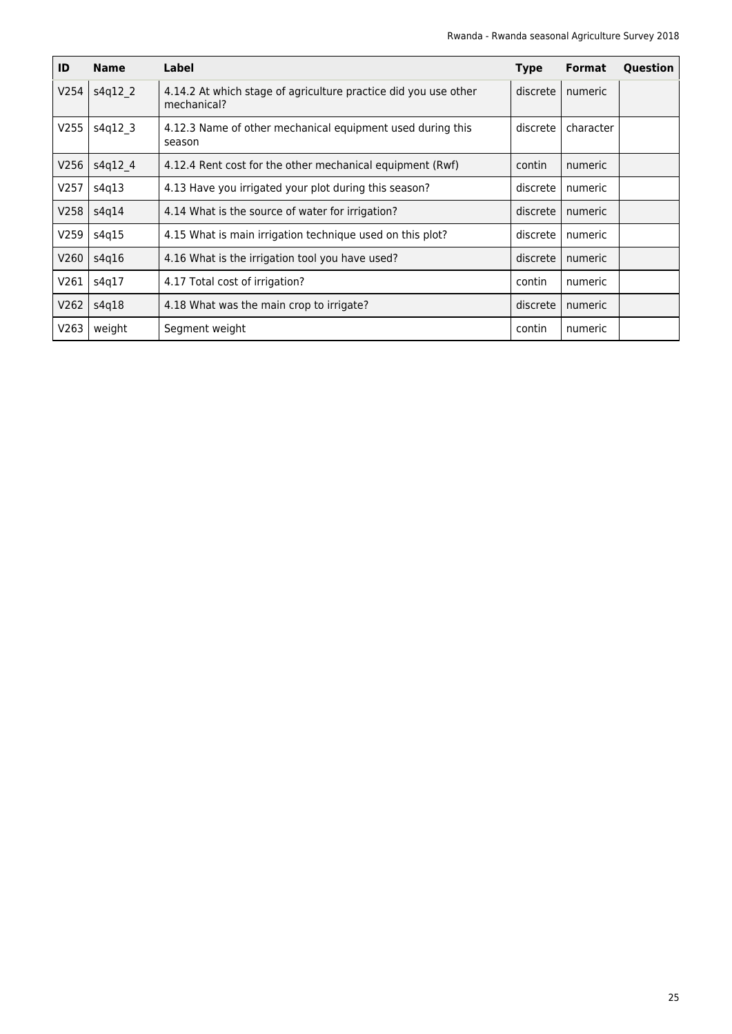| ID | Name | Label | Type | Format | Question |
|---|---|---|---|---|---|
| V254 | s4q12_2 | 4.14.2 At which stage of agriculture practice did you use other mechanical? | discrete | numeric | |
| V255 | s4q12_3 | 4.12.3 Name of other mechanical equipment used during this season | discrete | character | |
| V256 | s4q12_4 | 4.12.4 Rent cost for the other mechanical equipment (Rwf) | contin | numeric | |
| V257 | s4q13 | 4.13 Have you irrigated your plot during this season? | discrete | numeric | |
| V258 | s4q14 | 4.14 What is the source of water for irrigation? | discrete | numeric | |
| V259 | s4q15 | 4.15 What is main irrigation technique used on this plot? | discrete | numeric | |
| V260 | s4q16 | 4.16 What is the irrigation tool you have used? | discrete | numeric | |
| V261 | s4q17 | 4.17 Total cost of irrigation? | contin | numeric | |
| V262 | s4q18 | 4.18 What was the main crop to irrigate? | discrete | numeric | |
| V263 | weight | Segment weight | contin | numeric | |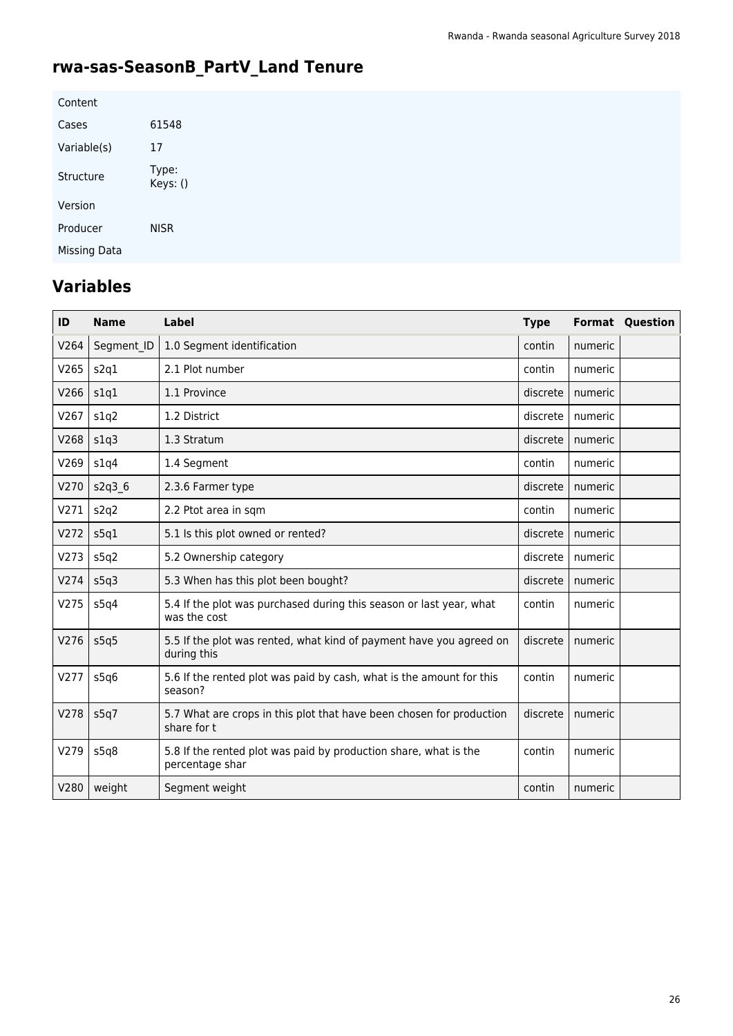## rwa-sas-SeasonB_PartV_Land Tenure

| | |
|---|---|
| Content | |
| Cases | 61548 |
| Variable(s) | 17 |
| Structure | Type: Keys: () |
| Version | |
| Producer | NISR |
| Missing Data | |

## Variables

| ID | Name | Label | Type | Format | Question |
|---|---|---|---|---|---|
| V264 | Segment_ID | 1.0 Segment identification | contin | numeric | |
| V265 | s2q1 | 2.1 Plot number | contin | numeric | |
| V266 | s1q1 | 1.1 Province | discrete | numeric | |
| V267 | s1q2 | 1.2 District | discrete | numeric | |
| V268 | s1q3 | 1.3 Stratum | discrete | numeric | |
| V269 | s1q4 | 1.4 Segment | contin | numeric | |
| V270 | s2q3_6 | 2.3.6 Farmer type | discrete | numeric | |
| V271 | s2q2 | 2.2 Ptot area in sqm | contin | numeric | |
| V272 | s5q1 | 5.1 Is this plot owned or rented? | discrete | numeric | |
| V273 | s5q2 | 5.2 Ownership category | discrete | numeric | |
| V274 | s5q3 | 5.3 When has this plot been bought? | discrete | numeric | |
| V275 | s5q4 | 5.4 If the plot was purchased during this season or last year, what was the cost | contin | numeric | |
| V276 | s5q5 | 5.5 If the plot was rented, what kind of payment have you agreed on during this | discrete | numeric | |
| V277 | s5q6 | 5.6 If the rented plot was paid by cash, what is the amount for this season? | contin | numeric | |
| V278 | s5q7 | 5.7 What are crops in this plot that have been chosen for production share for t | discrete | numeric | |
| V279 | s5q8 | 5.8 If the rented plot was paid by production share, what is the percentage shar | contin | numeric | |
| V280 | weight | Segment weight | contin | numeric | |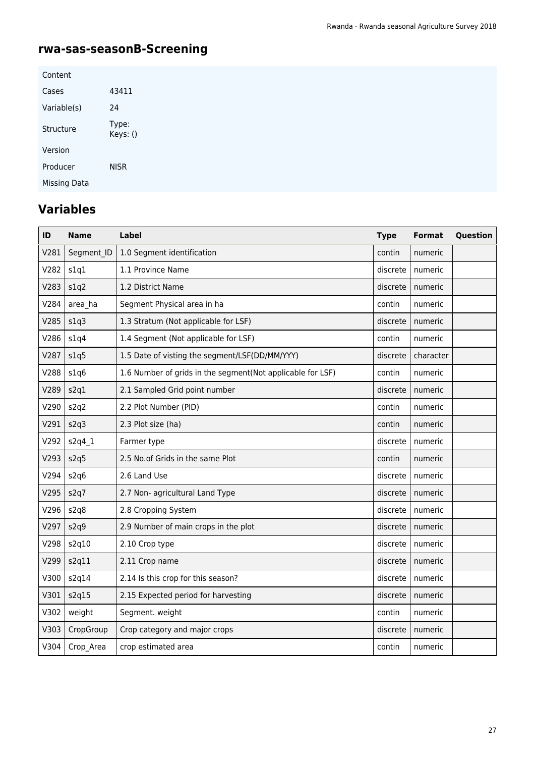## rwa-sas-seasonB-Screening

| Content | |
|---|---|
| Cases | 43411 |
| Variable(s) | 24 |
| Structure | Type: Keys: () |
| Version | |
| Producer | NISR |
| Missing Data | |

## Variables

| ID | Name | Label | Type | Format | Question |
|---|---|---|---|---|---|
| V281 | Segment_ID | 1.0 Segment identification | contin | numeric | |
| V282 | s1q1 | 1.1 Province Name | discrete | numeric | |
| V283 | s1q2 | 1.2 District Name | discrete | numeric | |
| V284 | area_ha | Segment Physical area in ha | contin | numeric | |
| V285 | s1q3 | 1.3 Stratum (Not applicable for LSF) | discrete | numeric | |
| V286 | s1q4 | 1.4 Segment (Not applicable for LSF) | contin | numeric | |
| V287 | s1q5 | 1.5 Date of visting the segment/LSF(DD/MM/YYY) | discrete | character | |
| V288 | s1q6 | 1.6 Number of grids in the segment(Not applicable for LSF) | contin | numeric | |
| V289 | s2q1 | 2.1 Sampled Grid point number | discrete | numeric | |
| V290 | s2q2 | 2.2 Plot Number (PID) | contin | numeric | |
| V291 | s2q3 | 2.3 Plot size (ha) | contin | numeric | |
| V292 | s2q4_1 | Farmer type | discrete | numeric | |
| V293 | s2q5 | 2.5 No.of Grids in the same Plot | contin | numeric | |
| V294 | s2q6 | 2.6 Land Use | discrete | numeric | |
| V295 | s2q7 | 2.7 Non- agricultural Land Type | discrete | numeric | |
| V296 | s2q8 | 2.8 Cropping System | discrete | numeric | |
| V297 | s2q9 | 2.9 Number of main crops in the plot | discrete | numeric | |
| V298 | s2q10 | 2.10 Crop type | discrete | numeric | |
| V299 | s2q11 | 2.11 Crop name | discrete | numeric | |
| V300 | s2q14 | 2.14 Is this crop for this season? | discrete | numeric | |
| V301 | s2q15 | 2.15 Expected period for harvesting | discrete | numeric | |
| V302 | weight | Segment. weight | contin | numeric | |
| V303 | CropGroup | Crop category and major crops | discrete | numeric | |
| V304 | Crop_Area | crop estimated area | contin | numeric | |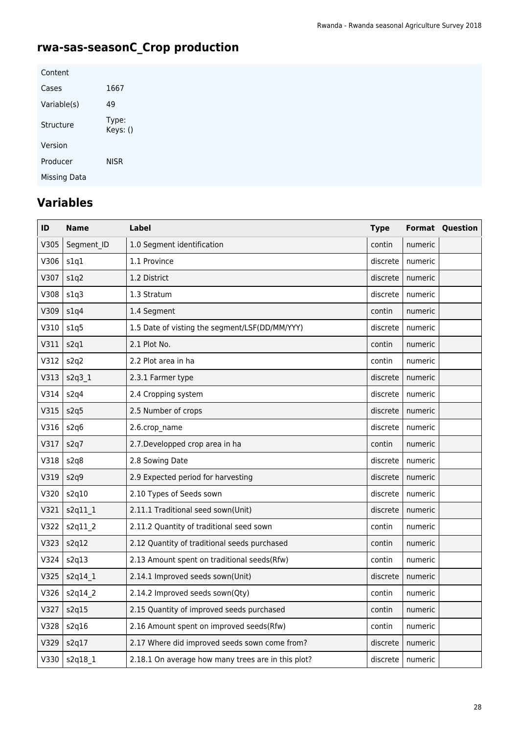## rwa-sas-seasonC_Crop production

| | |
|---|---|
| Content | |
| Cases | 1667 |
| Variable(s) | 49 |
| Structure | Type: Keys: () |
| Version | |
| Producer | NISR |
| Missing Data | |

## Variables

| ID | Name | Label | Type | Format | Question |
|---|---|---|---|---|---|
| V305 | Segment_ID | 1.0 Segment identification | contin | numeric | |
| V306 | s1q1 | 1.1 Province | discrete | numeric | |
| V307 | s1q2 | 1.2 District | discrete | numeric | |
| V308 | s1q3 | 1.3 Stratum | discrete | numeric | |
| V309 | s1q4 | 1.4 Segment | contin | numeric | |
| V310 | s1q5 | 1.5 Date of visting the segment/LSF(DD/MM/YYY) | discrete | numeric | |
| V311 | s2q1 | 2.1 Plot No. | contin | numeric | |
| V312 | s2q2 | 2.2 Plot area in ha | contin | numeric | |
| V313 | s2q3_1 | 2.3.1 Farmer type | discrete | numeric | |
| V314 | s2q4 | 2.4 Cropping system | discrete | numeric | |
| V315 | s2q5 | 2.5 Number of crops | discrete | numeric | |
| V316 | s2q6 | 2.6.crop_name | discrete | numeric | |
| V317 | s2q7 | 2.7.Developped crop area in ha | contin | numeric | |
| V318 | s2q8 | 2.8 Sowing Date | discrete | numeric | |
| V319 | s2q9 | 2.9 Expected period for harvesting | discrete | numeric | |
| V320 | s2q10 | 2.10 Types of Seeds sown | discrete | numeric | |
| V321 | s2q11_1 | 2.11.1 Traditional seed sown(Unit) | discrete | numeric | |
| V322 | s2q11_2 | 2.11.2 Quantity of traditional seed sown | contin | numeric | |
| V323 | s2q12 | 2.12 Quantity of traditional seeds purchased | contin | numeric | |
| V324 | s2q13 | 2.13 Amount spent on traditional seeds(Rfw) | contin | numeric | |
| V325 | s2q14_1 | 2.14.1 Improved seeds sown(Unit) | discrete | numeric | |
| V326 | s2q14_2 | 2.14.2 Improved seeds sown(Qty) | contin | numeric | |
| V327 | s2q15 | 2.15 Quantity of improved seeds purchased | contin | numeric | |
| V328 | s2q16 | 2.16 Amount spent on improved seeds(Rfw) | contin | numeric | |
| V329 | s2q17 | 2.17 Where did improved seeds sown come from? | discrete | numeric | |
| V330 | s2q18_1 | 2.18.1 On average how many trees are in this plot? | discrete | numeric | |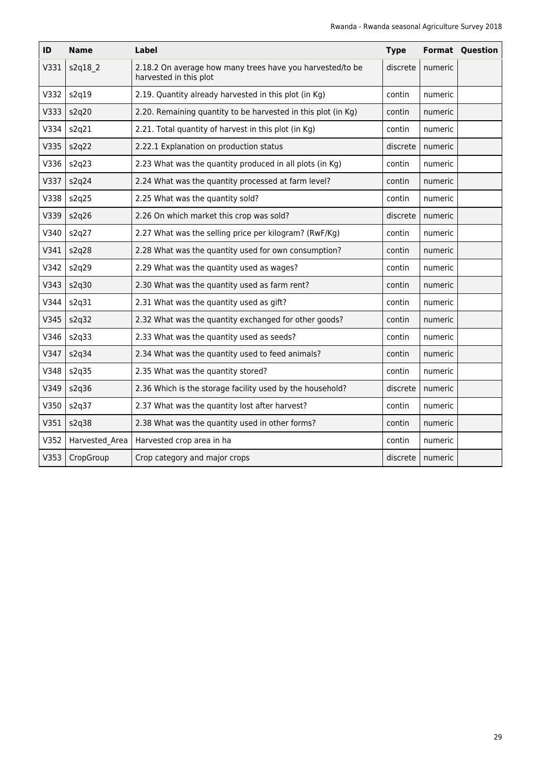| ID | Name | Label | Type | Format | Question |
|---|---|---|---|---|---|
| V331 | s2q18_2 | 2.18.2 On average how many trees have you harvested/to be harvested in this plot | discrete | numeric | |
| V332 | s2q19 | 2.19. Quantity already harvested in this plot (in Kg) | contin | numeric | |
| V333 | s2q20 | 2.20. Remaining quantity to be harvested in this plot (in Kg) | contin | numeric | |
| V334 | s2q21 | 2.21. Total quantity of harvest in this plot (in Kg) | contin | numeric | |
| V335 | s2q22 | 2.22.1 Explanation on production status | discrete | numeric | |
| V336 | s2q23 | 2.23 What was the quantity produced in all plots (in Kg) | contin | numeric | |
| V337 | s2q24 | 2.24 What was the quantity processed at farm level? | contin | numeric | |
| V338 | s2q25 | 2.25 What was the quantity sold? | contin | numeric | |
| V339 | s2q26 | 2.26 On which market this crop was sold? | discrete | numeric | |
| V340 | s2q27 | 2.27 What was the selling price per kilogram? (RwF/Kg) | contin | numeric | |
| V341 | s2q28 | 2.28 What was the quantity used for own consumption? | contin | numeric | |
| V342 | s2q29 | 2.29 What was the quantity used as wages? | contin | numeric | |
| V343 | s2q30 | 2.30 What was the quantity used as farm rent? | contin | numeric | |
| V344 | s2q31 | 2.31 What was the quantity used as gift? | contin | numeric | |
| V345 | s2q32 | 2.32 What was the quantity exchanged for other goods? | contin | numeric | |
| V346 | s2q33 | 2.33 What was the quantity used as seeds? | contin | numeric | |
| V347 | s2q34 | 2.34 What was the quantity used to feed animals? | contin | numeric | |
| V348 | s2q35 | 2.35 What was the quantity stored? | contin | numeric | |
| V349 | s2q36 | 2.36 Which is the storage facility used by the household? | discrete | numeric | |
| V350 | s2q37 | 2.37 What was the quantity lost after harvest? | contin | numeric | |
| V351 | s2q38 | 2.38 What was the quantity used in other forms? | contin | numeric | |
| V352 | Harvested_Area | Harvested crop area in ha | contin | numeric | |
| V353 | CropGroup | Crop category and major crops | discrete | numeric | |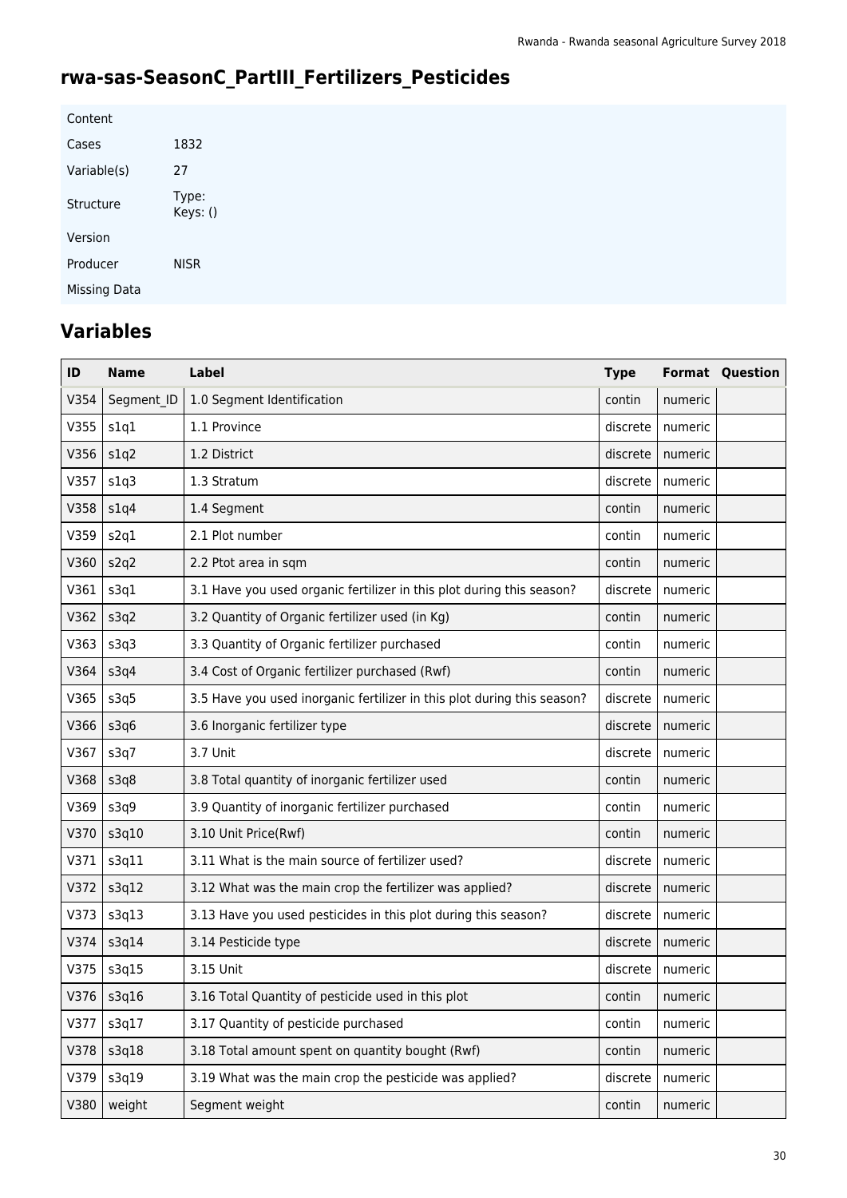## rwa-sas-SeasonC_PartIII_Fertilizers_Pesticides

| | |
|---|---|
| Content | |
| Cases | 1832 |
| Variable(s) | 27 |
| Structure | Type:<br>Keys: () |
| Version | |
| Producer | NISR |
| Missing Data | |

## Variables

| ID | Name | Label | Type | Format | Question |
|---|---|---|---|---|---|
| V354 | Segment_ID | 1.0 Segment Identification | contin | numeric | |
| V355 | s1q1 | 1.1 Province | discrete | numeric | |
| V356 | s1q2 | 1.2 District | discrete | numeric | |
| V357 | s1q3 | 1.3 Stratum | discrete | numeric | |
| V358 | s1q4 | 1.4 Segment | contin | numeric | |
| V359 | s2q1 | 2.1 Plot number | contin | numeric | |
| V360 | s2q2 | 2.2 Ptot area in sqm | contin | numeric | |
| V361 | s3q1 | 3.1 Have you used organic fertilizer in this plot during this season? | discrete | numeric | |
| V362 | s3q2 | 3.2 Quantity of Organic fertilizer used (in Kg) | contin | numeric | |
| V363 | s3q3 | 3.3 Quantity of Organic fertilizer purchased | contin | numeric | |
| V364 | s3q4 | 3.4 Cost of Organic fertilizer purchased (Rwf) | contin | numeric | |
| V365 | s3q5 | 3.5 Have you used inorganic fertilizer in this plot during this season? | discrete | numeric | |
| V366 | s3q6 | 3.6 Inorganic fertilizer type | discrete | numeric | |
| V367 | s3q7 | 3.7 Unit | discrete | numeric | |
| V368 | s3q8 | 3.8 Total quantity of inorganic fertilizer used | contin | numeric | |
| V369 | s3q9 | 3.9 Quantity of inorganic fertilizer purchased | contin | numeric | |
| V370 | s3q10 | 3.10 Unit Price(Rwf) | contin | numeric | |
| V371 | s3q11 | 3.11 What is the main source of fertilizer used? | discrete | numeric | |
| V372 | s3q12 | 3.12 What was the main crop the fertilizer was applied? | discrete | numeric | |
| V373 | s3q13 | 3.13 Have you used pesticides in this plot during this season? | discrete | numeric | |
| V374 | s3q14 | 3.14 Pesticide type | discrete | numeric | |
| V375 | s3q15 | 3.15 Unit | discrete | numeric | |
| V376 | s3q16 | 3.16 Total Quantity of pesticide used in this plot | contin | numeric | |
| V377 | s3q17 | 3.17 Quantity of pesticide purchased | contin | numeric | |
| V378 | s3q18 | 3.18 Total amount spent on quantity bought (Rwf) | contin | numeric | |
| V379 | s3q19 | 3.19 What was the main crop the pesticide was applied? | discrete | numeric | |
| V380 | weight | Segment weight | contin | numeric | |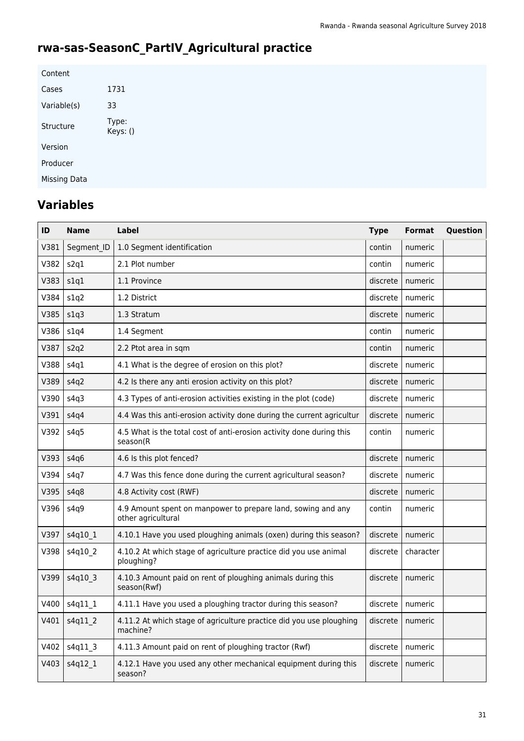# rwa-sas-SeasonC_PartIV_Agricultural practice

| | |
|---|---|
| Content | |
| Cases | 1731 |
| Variable(s) | 33 |
| Structure | Type:<br>Keys: () |
| Version | |
| Producer | |
| Missing Data | |

## Variables

| ID | Name | Label | Type | Format | Question |
|---|---|---|---|---|---|
| V381 | Segment_ID | 1.0 Segment identification | contin | numeric | |
| V382 | s2q1 | 2.1 Plot number | contin | numeric | |
| V383 | s1q1 | 1.1 Province | discrete | numeric | |
| V384 | s1q2 | 1.2 District | discrete | numeric | |
| V385 | s1q3 | 1.3 Stratum | discrete | numeric | |
| V386 | s1q4 | 1.4 Segment | contin | numeric | |
| V387 | s2q2 | 2.2 Ptot area in sqm | contin | numeric | |
| V388 | s4q1 | 4.1 What is the degree of erosion on this plot? | discrete | numeric | |
| V389 | s4q2 | 4.2 Is there any anti erosion activity on this plot? | discrete | numeric | |
| V390 | s4q3 | 4.3 Types of anti-erosion activities existing in the plot (code) | discrete | numeric | |
| V391 | s4q4 | 4.4 Was this anti-erosion activity done during the current agricultur | discrete | numeric | |
| V392 | s4q5 | 4.5 What is the total cost of anti-erosion activity done during this season(R | contin | numeric | |
| V393 | s4q6 | 4.6 Is this plot fenced? | discrete | numeric | |
| V394 | s4q7 | 4.7 Was this fence done during the current agricultural season? | discrete | numeric | |
| V395 | s4q8 | 4.8 Activity cost (RWF) | discrete | numeric | |
| V396 | s4q9 | 4.9 Amount spent on manpower to prepare land, sowing and any other agricultural | contin | numeric | |
| V397 | s4q10_1 | 4.10.1 Have you used ploughing animals (oxen) during this season? | discrete | numeric | |
| V398 | s4q10_2 | 4.10.2 At which stage of agriculture practice did you use animal ploughing? | discrete | character | |
| V399 | s4q10_3 | 4.10.3 Amount paid on rent of ploughing animals during this season(Rwf) | discrete | numeric | |
| V400 | s4q11_1 | 4.11.1 Have you used a ploughing tractor during this season? | discrete | numeric | |
| V401 | s4q11_2 | 4.11.2 At which stage of agriculture practice did you use ploughing machine? | discrete | numeric | |
| V402 | s4q11_3 | 4.11.3 Amount paid on rent of ploughing tractor (Rwf) | discrete | numeric | |
| V403 | s4q12_1 | 4.12.1 Have you used any other mechanical equipment during this season? | discrete | numeric | |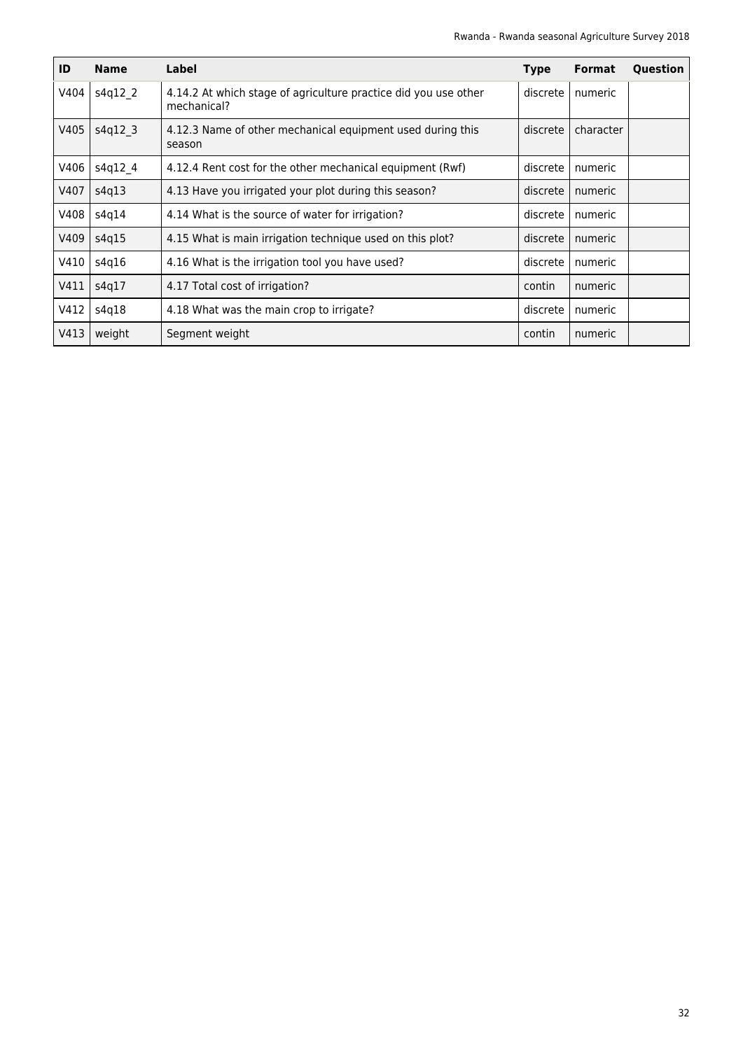| ID | Name | Label | Type | Format | Question |
|---|---|---|---|---|---|
| V404 | s4q12_2 | 4.14.2 At which stage of agriculture practice did you use other mechanical? | discrete | numeric | |
| V405 | s4q12_3 | 4.12.3 Name of other mechanical equipment used during this season | discrete | character | |
| V406 | s4q12_4 | 4.12.4 Rent cost for the other mechanical equipment (Rwf) | discrete | numeric | |
| V407 | s4q13 | 4.13 Have you irrigated your plot during this season? | discrete | numeric | |
| V408 | s4q14 | 4.14 What is the source of water for irrigation? | discrete | numeric | |
| V409 | s4q15 | 4.15 What is main irrigation technique used on this plot? | discrete | numeric | |
| V410 | s4q16 | 4.16 What is the irrigation tool you have used? | discrete | numeric | |
| V411 | s4q17 | 4.17 Total cost of irrigation? | contin | numeric | |
| V412 | s4q18 | 4.18 What was the main crop to irrigate? | discrete | numeric | |
| V413 | weight | Segment weight | contin | numeric | |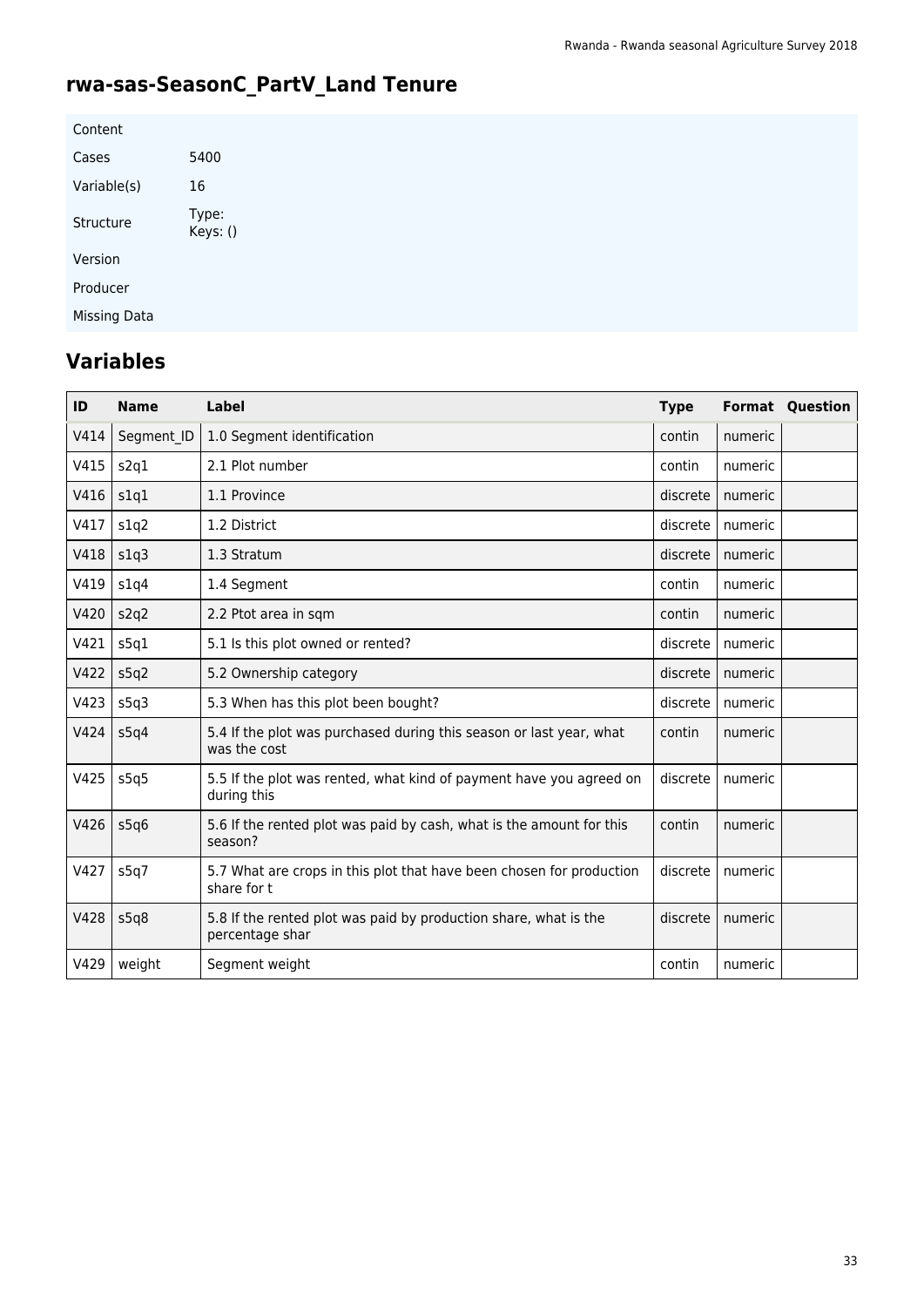# rwa-sas-SeasonC_PartV_Land Tenure

| | |
|---|---|
| Content | |
| Cases | 5400 |
| Variable(s) | 16 |
| Structure | Type:<br>Keys: () |
| Version | |
| Producer | |
| Missing Data | |

## Variables

| ID | Name | Label | Type | Format | Question |
|---|---|---|---|---|---|
| V414 | Segment_ID | 1.0 Segment identification | contin | numeric | |
| V415 | s2q1 | 2.1 Plot number | contin | numeric | |
| V416 | s1q1 | 1.1 Province | discrete | numeric | |
| V417 | s1q2 | 1.2 District | discrete | numeric | |
| V418 | s1q3 | 1.3 Stratum | discrete | numeric | |
| V419 | s1q4 | 1.4 Segment | contin | numeric | |
| V420 | s2q2 | 2.2 Ptot area in sqm | contin | numeric | |
| V421 | s5q1 | 5.1 Is this plot owned or rented? | discrete | numeric | |
| V422 | s5q2 | 5.2 Ownership category | discrete | numeric | |
| V423 | s5q3 | 5.3 When has this plot been bought? | discrete | numeric | |
| V424 | s5q4 | 5.4 If the plot was purchased during this season or last year, what was the cost | contin | numeric | |
| V425 | s5q5 | 5.5 If the plot was rented, what kind of payment have you agreed on during this | discrete | numeric | |
| V426 | s5q6 | 5.6 If the rented plot was paid by cash, what is the amount for this season? | contin | numeric | |
| V427 | s5q7 | 5.7 What are crops in this plot that have been chosen for production share for t | discrete | numeric | |
| V428 | s5q8 | 5.8 If the rented plot was paid by production share, what is the percentage shar | discrete | numeric | |
| V429 | weight | Segment weight | contin | numeric | |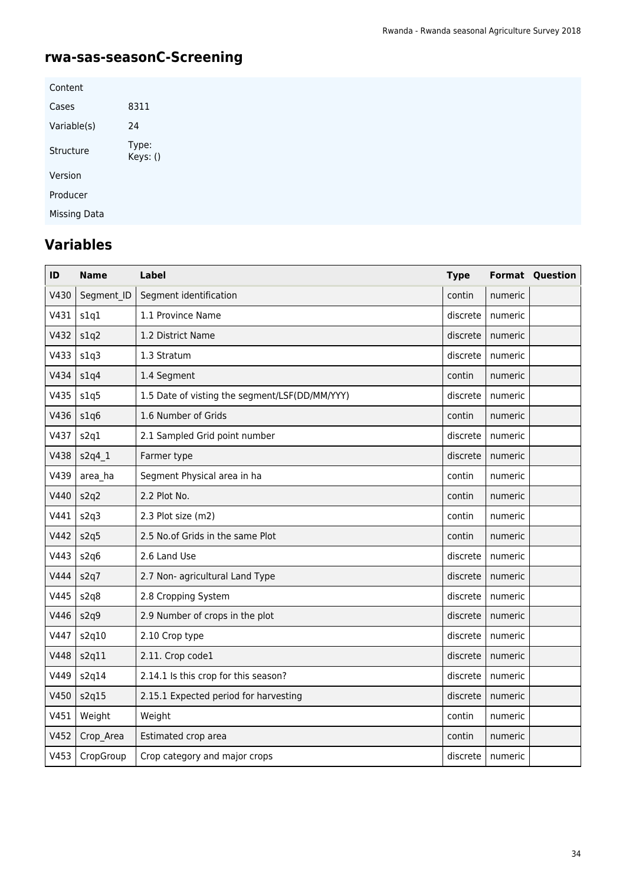## rwa-sas-seasonC-Screening

| Content | |
|---|---|
| Cases | 8311 |
| Variable(s) | 24 |
| Structure | Type:<br>Keys: () |
| Version | |
| Producer | |
| Missing Data | |

## Variables

| ID | Name | Label | Type | Format | Question |
|---|---|---|---|---|---|
| V430 | Segment_ID | Segment identification | contin | numeric | |
| V431 | s1q1 | 1.1 Province Name | discrete | numeric | |
| V432 | s1q2 | 1.2 District Name | discrete | numeric | |
| V433 | s1q3 | 1.3 Stratum | discrete | numeric | |
| V434 | s1q4 | 1.4 Segment | contin | numeric | |
| V435 | s1q5 | 1.5 Date of visting the segment/LSF(DD/MM/YYY) | discrete | numeric | |
| V436 | s1q6 | 1.6 Number of Grids | contin | numeric | |
| V437 | s2q1 | 2.1 Sampled Grid point number | discrete | numeric | |
| V438 | s2q4_1 | Farmer type | discrete | numeric | |
| V439 | area_ha | Segment Physical area in ha | contin | numeric | |
| V440 | s2q2 | 2.2 Plot No. | contin | numeric | |
| V441 | s2q3 | 2.3 Plot size (m2) | contin | numeric | |
| V442 | s2q5 | 2.5 No.of Grids in the same Plot | contin | numeric | |
| V443 | s2q6 | 2.6 Land Use | discrete | numeric | |
| V444 | s2q7 | 2.7 Non- agricultural Land Type | discrete | numeric | |
| V445 | s2q8 | 2.8 Cropping System | discrete | numeric | |
| V446 | s2q9 | 2.9 Number of crops in the plot | discrete | numeric | |
| V447 | s2q10 | 2.10 Crop type | discrete | numeric | |
| V448 | s2q11 | 2.11. Crop code1 | discrete | numeric | |
| V449 | s2q14 | 2.14.1 Is this crop for this season? | discrete | numeric | |
| V450 | s2q15 | 2.15.1 Expected period for harvesting | discrete | numeric | |
| V451 | Weight | Weight | contin | numeric | |
| V452 | Crop_Area | Estimated crop area | contin | numeric | |
| V453 | CropGroup | Crop category and major crops | discrete | numeric | |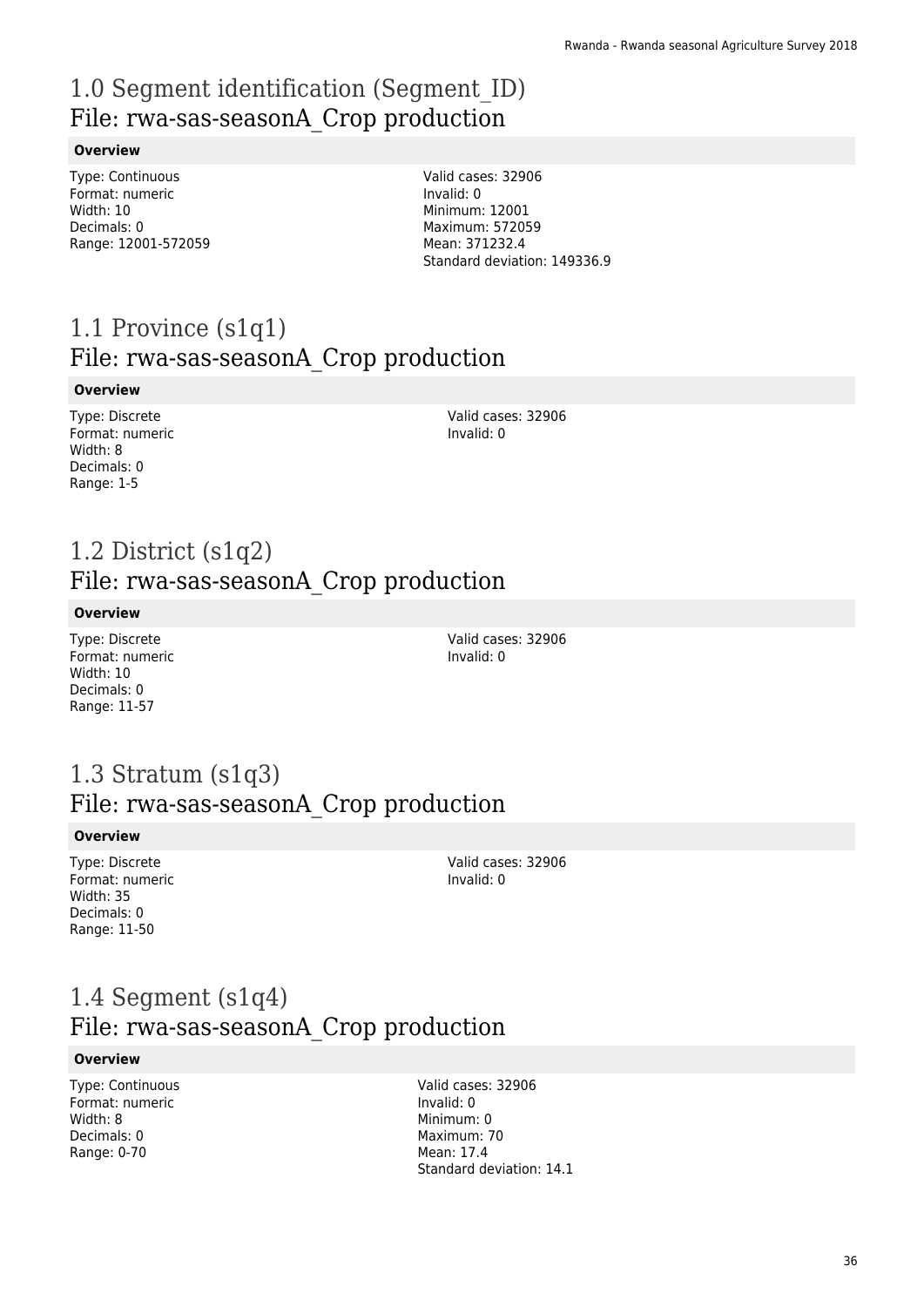# 1.0 Segment identification (Segment_ID)
## File: rwa-sas-seasonA_Crop production

**Overview**

Type: Continuous
Format: numeric
Width: 10
Decimals: 0
Range: 12001-572059

Valid cases: 32906
Invalid: 0
Minimum: 12001
Maximum: 572059
Mean: 371232.4
Standard deviation: 149336.9

# 1.1 Province (s1q1)
## File: rwa-sas-seasonA_Crop production

**Overview**

Type: Discrete
Format: numeric
Width: 8
Decimals: 0
Range: 1-5

Valid cases: 32906
Invalid: 0

# 1.2 District (s1q2)
## File: rwa-sas-seasonA_Crop production

**Overview**

Type: Discrete
Format: numeric
Width: 10
Decimals: 0
Range: 11-57

Valid cases: 32906
Invalid: 0

# 1.3 Stratum (s1q3)
## File: rwa-sas-seasonA_Crop production

**Overview**

Type: Discrete
Format: numeric
Width: 35
Decimals: 0
Range: 11-50

Valid cases: 32906
Invalid: 0

# 1.4 Segment (s1q4)
## File: rwa-sas-seasonA_Crop production

**Overview**

Type: Continuous
Format: numeric
Width: 8
Decimals: 0
Range: 0-70

Valid cases: 32906
Invalid: 0
Minimum: 0
Maximum: 70
Mean: 17.4
Standard deviation: 14.1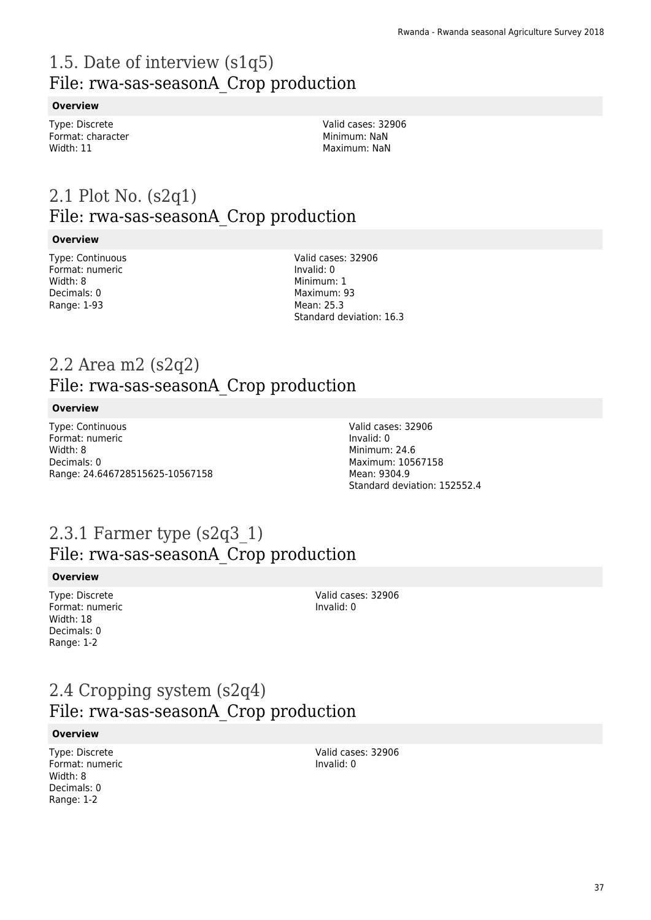# 1.5. Date of interview (s1q5)
## File: rwa-sas-seasonA_Crop production

**Overview**

Type: Discrete
Format: character
Width: 11

Valid cases: 32906
Minimum: NaN
Maximum: NaN

# 2.1 Plot No. (s2q1)
## File: rwa-sas-seasonA_Crop production

**Overview**

Type: Continuous
Format: numeric
Width: 8
Decimals: 0
Range: 1-93

Valid cases: 32906
Invalid: 0
Minimum: 1
Maximum: 93
Mean: 25.3
Standard deviation: 16.3

# 2.2 Area m2 (s2q2)
## File: rwa-sas-seasonA_Crop production

**Overview**

Type: Continuous
Format: numeric
Width: 8
Decimals: 0
Range: 24.646728515625-10567158

Valid cases: 32906
Invalid: 0
Minimum: 24.6
Maximum: 10567158
Mean: 9304.9
Standard deviation: 152552.4

# 2.3.1 Farmer type (s2q3_1)
## File: rwa-sas-seasonA_Crop production

**Overview**

Type: Discrete
Format: numeric
Width: 18
Decimals: 0
Range: 1-2

Valid cases: 32906
Invalid: 0

# 2.4 Cropping system (s2q4)
## File: rwa-sas-seasonA_Crop production

**Overview**

Type: Discrete
Format: numeric
Width: 8
Decimals: 0
Range: 1-2

Valid cases: 32906
Invalid: 0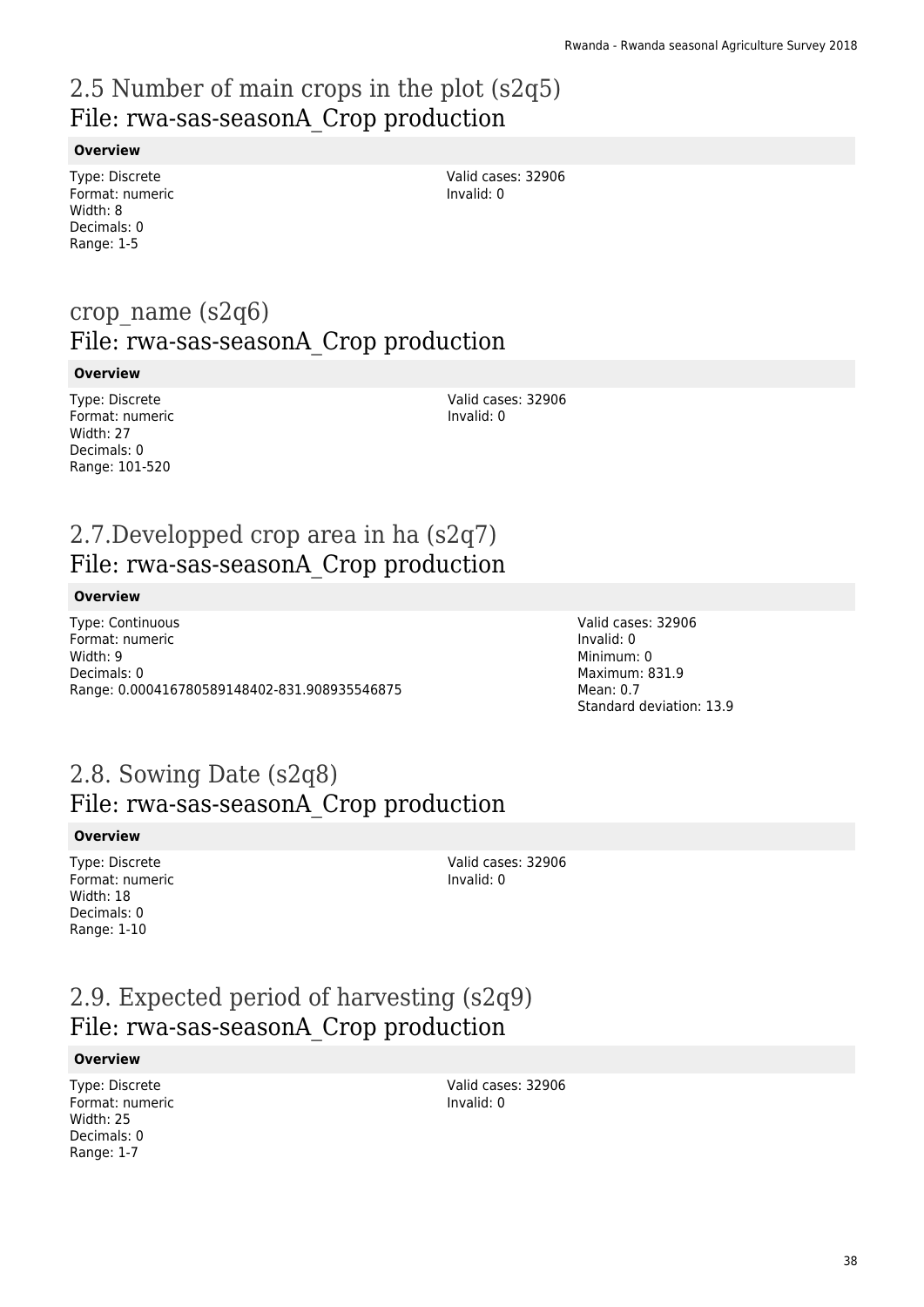# 2.5 Number of main crops in the plot (s2q5)
## File: rwa-sas-seasonA_Crop production

**Overview**

Type: Discrete
Format: numeric
Width: 8
Decimals: 0
Range: 1-5

Valid cases: 32906
Invalid: 0

# crop_name (s2q6)
## File: rwa-sas-seasonA_Crop production

**Overview**

Type: Discrete
Format: numeric
Width: 27
Decimals: 0
Range: 101-520

Valid cases: 32906
Invalid: 0

# 2.7.Developped crop area in ha (s2q7)
## File: rwa-sas-seasonA_Crop production

**Overview**

Type: Continuous
Format: numeric
Width: 9
Decimals: 0
Range: 0.000416780589148402-831.908935546875

Valid cases: 32906
Invalid: 0
Minimum: 0
Maximum: 831.9
Mean: 0.7
Standard deviation: 13.9

# 2.8. Sowing Date (s2q8)
## File: rwa-sas-seasonA_Crop production

**Overview**

Type: Discrete
Format: numeric
Width: 18
Decimals: 0
Range: 1-10

Valid cases: 32906
Invalid: 0

# 2.9. Expected period of harvesting (s2q9)
## File: rwa-sas-seasonA_Crop production

**Overview**

Type: Discrete
Format: numeric
Width: 25
Decimals: 0
Range: 1-7

Valid cases: 32906
Invalid: 0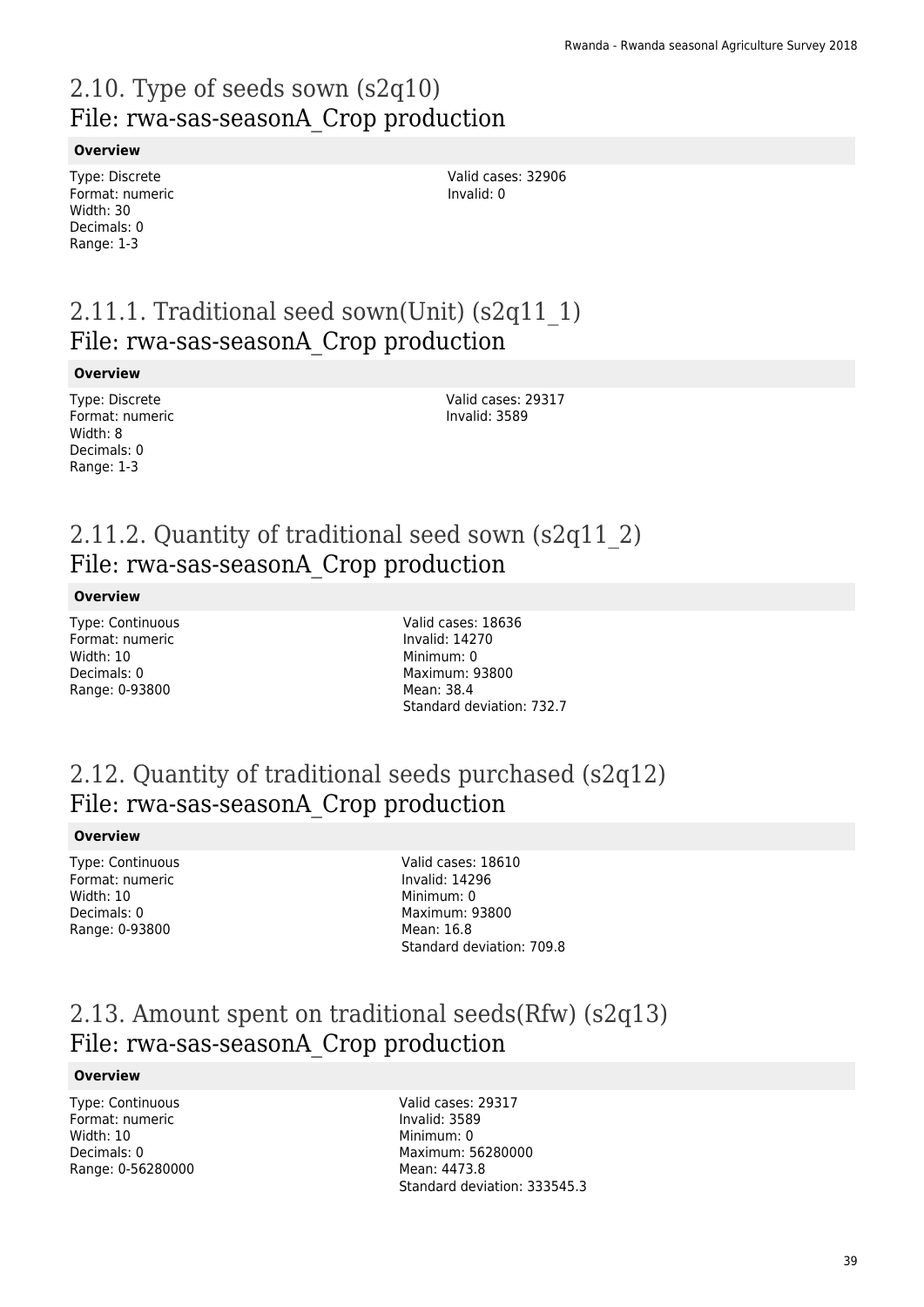## 2.10. Type of seeds sown (s2q10)
## File: rwa-sas-seasonA_Crop production

**Overview**

Type: Discrete
Format: numeric
Width: 30
Decimals: 0
Range: 1-3

Valid cases: 32906
Invalid: 0

## 2.11.1. Traditional seed sown(Unit) (s2q11_1)
## File: rwa-sas-seasonA_Crop production

**Overview**

Type: Discrete
Format: numeric
Width: 8
Decimals: 0
Range: 1-3

Valid cases: 29317
Invalid: 3589

## 2.11.2. Quantity of traditional seed sown (s2q11_2)
## File: rwa-sas-seasonA_Crop production

**Overview**

Type: Continuous
Format: numeric
Width: 10
Decimals: 0
Range: 0-93800

Valid cases: 18636
Invalid: 14270
Minimum: 0
Maximum: 93800
Mean: 38.4
Standard deviation: 732.7

## 2.12. Quantity of traditional seeds purchased (s2q12)
## File: rwa-sas-seasonA_Crop production

**Overview**

Type: Continuous
Format: numeric
Width: 10
Decimals: 0
Range: 0-93800

Valid cases: 18610
Invalid: 14296
Minimum: 0
Maximum: 93800
Mean: 16.8
Standard deviation: 709.8

## 2.13. Amount spent on traditional seeds(Rfw) (s2q13)
## File: rwa-sas-seasonA_Crop production

**Overview**

Type: Continuous
Format: numeric
Width: 10
Decimals: 0
Range: 0-56280000

Valid cases: 29317
Invalid: 3589
Minimum: 0
Maximum: 56280000
Mean: 4473.8
Standard deviation: 333545.3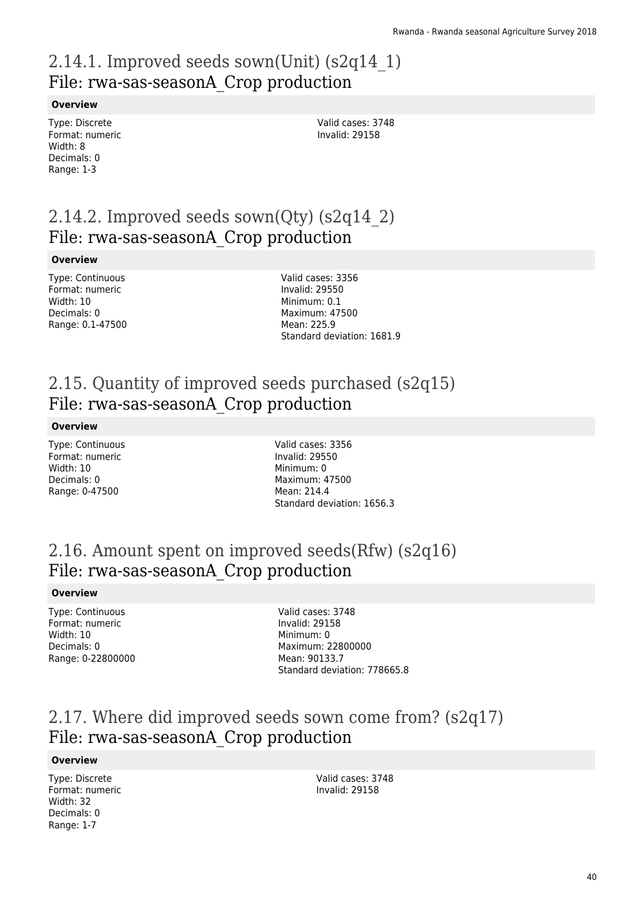## 2.14.1. Improved seeds sown(Unit) (s2q14_1)
## File: rwa-sas-seasonA_Crop production

**Overview**

Type: Discrete
Format: numeric
Width: 8
Decimals: 0
Range: 1-3

Valid cases: 3748
Invalid: 29158

## 2.14.2. Improved seeds sown(Qty) (s2q14_2)
## File: rwa-sas-seasonA_Crop production

**Overview**

Type: Continuous
Format: numeric
Width: 10
Decimals: 0
Range: 0.1-47500

Valid cases: 3356
Invalid: 29550
Minimum: 0.1
Maximum: 47500
Mean: 225.9
Standard deviation: 1681.9

## 2.15. Quantity of improved seeds purchased (s2q15)
## File: rwa-sas-seasonA_Crop production

**Overview**

Type: Continuous
Format: numeric
Width: 10
Decimals: 0
Range: 0-47500

Valid cases: 3356
Invalid: 29550
Minimum: 0
Maximum: 47500
Mean: 214.4
Standard deviation: 1656.3

## 2.16. Amount spent on improved seeds(Rfw) (s2q16)
## File: rwa-sas-seasonA_Crop production

**Overview**

Type: Continuous
Format: numeric
Width: 10
Decimals: 0
Range: 0-22800000

Valid cases: 3748
Invalid: 29158
Minimum: 0
Maximum: 22800000
Mean: 90133.7
Standard deviation: 778665.8

## 2.17. Where did improved seeds sown come from? (s2q17)
## File: rwa-sas-seasonA_Crop production

**Overview**

Type: Discrete
Format: numeric
Width: 32
Decimals: 0
Range: 1-7

Valid cases: 3748
Invalid: 29158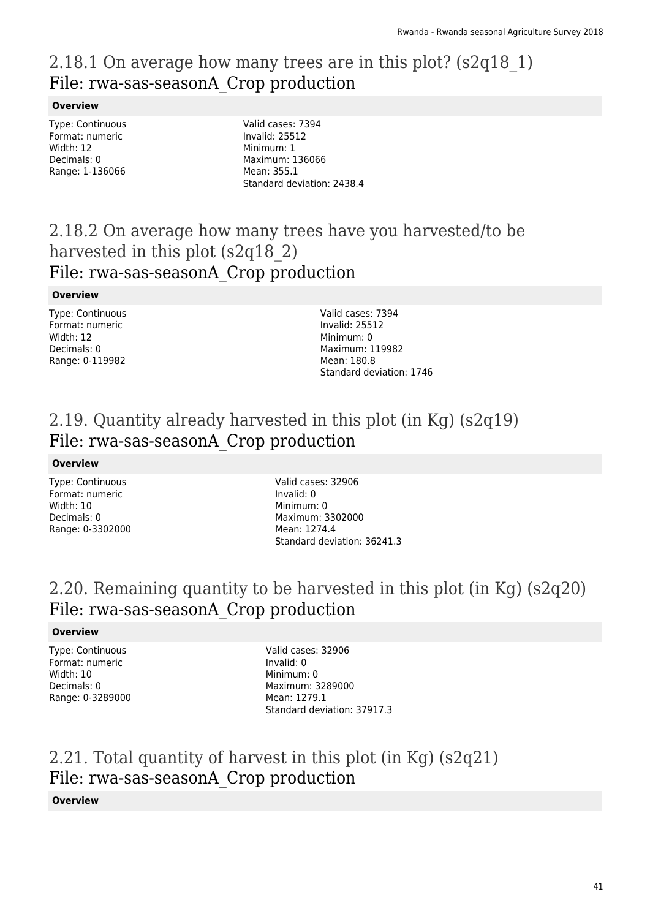## 2.18.1 On average how many trees are in this plot? (s2q18_1)
## File: rwa-sas-seasonA_Crop production

**Overview**

Type: Continuous
Format: numeric
Width: 12
Decimals: 0
Range: 1-136066

Valid cases: 7394
Invalid: 25512
Minimum: 1
Maximum: 136066
Mean: 355.1
Standard deviation: 2438.4

## 2.18.2 On average how many trees have you harvested/to be harvested in this plot (s2q18_2)
## File: rwa-sas-seasonA_Crop production

**Overview**

Type: Continuous
Format: numeric
Width: 12
Decimals: 0
Range: 0-119982

Valid cases: 7394
Invalid: 25512
Minimum: 0
Maximum: 119982
Mean: 180.8
Standard deviation: 1746

## 2.19. Quantity already harvested in this plot (in Kg) (s2q19)
## File: rwa-sas-seasonA_Crop production

**Overview**

Type: Continuous
Format: numeric
Width: 10
Decimals: 0
Range: 0-3302000

Valid cases: 32906
Invalid: 0
Minimum: 0
Maximum: 3302000
Mean: 1274.4
Standard deviation: 36241.3

## 2.20. Remaining quantity to be harvested in this plot (in Kg) (s2q20)
## File: rwa-sas-seasonA_Crop production

**Overview**

Type: Continuous
Format: numeric
Width: 10
Decimals: 0
Range: 0-3289000

Valid cases: 32906
Invalid: 0
Minimum: 0
Maximum: 3289000
Mean: 1279.1
Standard deviation: 37917.3

## 2.21. Total quantity of harvest in this plot (in Kg) (s2q21)
## File: rwa-sas-seasonA_Crop production

**Overview**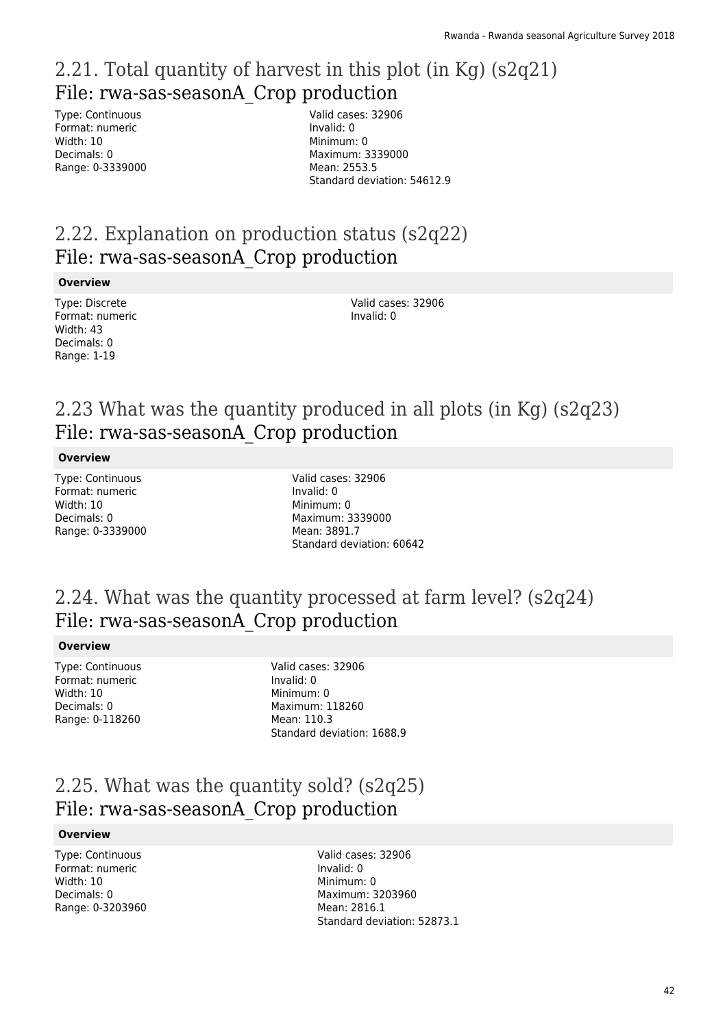## 2.21. Total quantity of harvest in this plot (in Kg) (s2q21)
File: rwa-sas-seasonA_Crop production

Type: Continuous
Format: numeric
Width: 10
Decimals: 0
Range: 0-3339000

Valid cases: 32906
Invalid: 0
Minimum: 0
Maximum: 3339000
Mean: 2553.5
Standard deviation: 54612.9

## 2.22. Explanation on production status (s2q22)
File: rwa-sas-seasonA_Crop production

**Overview**

Type: Discrete
Format: numeric
Width: 43
Decimals: 0
Range: 1-19

Valid cases: 32906
Invalid: 0

## 2.23 What was the quantity produced in all plots (in Kg) (s2q23)
File: rwa-sas-seasonA_Crop production

**Overview**

Type: Continuous
Format: numeric
Width: 10
Decimals: 0
Range: 0-3339000

Valid cases: 32906
Invalid: 0
Minimum: 0
Maximum: 3339000
Mean: 3891.7
Standard deviation: 60642

## 2.24. What was the quantity processed at farm level? (s2q24)
File: rwa-sas-seasonA_Crop production

**Overview**

Type: Continuous
Format: numeric
Width: 10
Decimals: 0
Range: 0-118260

Valid cases: 32906
Invalid: 0
Minimum: 0
Maximum: 118260
Mean: 110.3
Standard deviation: 1688.9

## 2.25. What was the quantity sold? (s2q25)
File: rwa-sas-seasonA_Crop production

**Overview**

Type: Continuous
Format: numeric
Width: 10
Decimals: 0
Range: 0-3203960

Valid cases: 32906
Invalid: 0
Minimum: 0
Maximum: 3203960
Mean: 2816.1
Standard deviation: 52873.1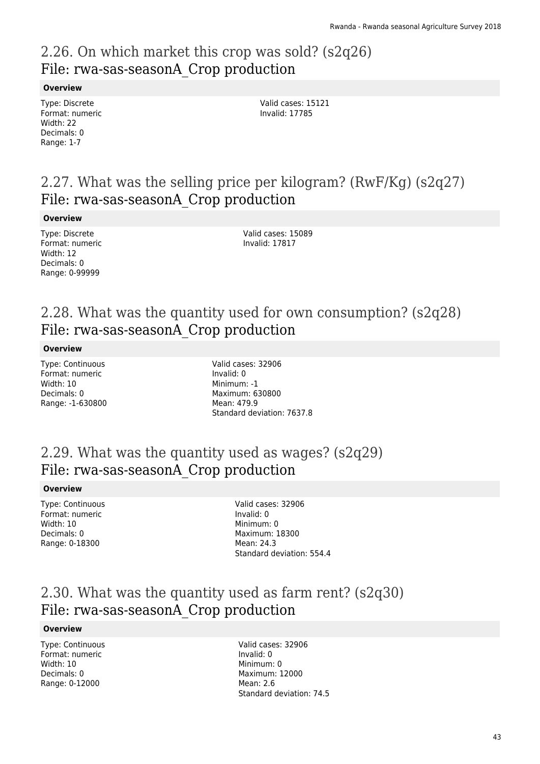## 2.26. On which market this crop was sold? (s2q26)
## File: rwa-sas-seasonA_Crop production

#### Overview

Type: Discrete
Format: numeric
Width: 22
Decimals: 0
Range: 1-7

Valid cases: 15121
Invalid: 17785

## 2.27. What was the selling price per kilogram? (RwF/Kg) (s2q27)
## File: rwa-sas-seasonA_Crop production

#### Overview

Type: Discrete
Format: numeric
Width: 12
Decimals: 0
Range: 0-99999

Valid cases: 15089
Invalid: 17817

## 2.28. What was the quantity used for own consumption? (s2q28)
## File: rwa-sas-seasonA_Crop production

#### Overview

Type: Continuous
Format: numeric
Width: 10
Decimals: 0
Range: -1-630800

Valid cases: 32906
Invalid: 0
Minimum: -1
Maximum: 630800
Mean: 479.9
Standard deviation: 7637.8

## 2.29. What was the quantity used as wages? (s2q29)
## File: rwa-sas-seasonA_Crop production

#### Overview

Type: Continuous
Format: numeric
Width: 10
Decimals: 0
Range: 0-18300

Valid cases: 32906
Invalid: 0
Minimum: 0
Maximum: 18300
Mean: 24.3
Standard deviation: 554.4

## 2.30. What was the quantity used as farm rent? (s2q30)
## File: rwa-sas-seasonA_Crop production

#### Overview

Type: Continuous
Format: numeric
Width: 10
Decimals: 0
Range: 0-12000

Valid cases: 32906
Invalid: 0
Minimum: 0
Maximum: 12000
Mean: 2.6
Standard deviation: 74.5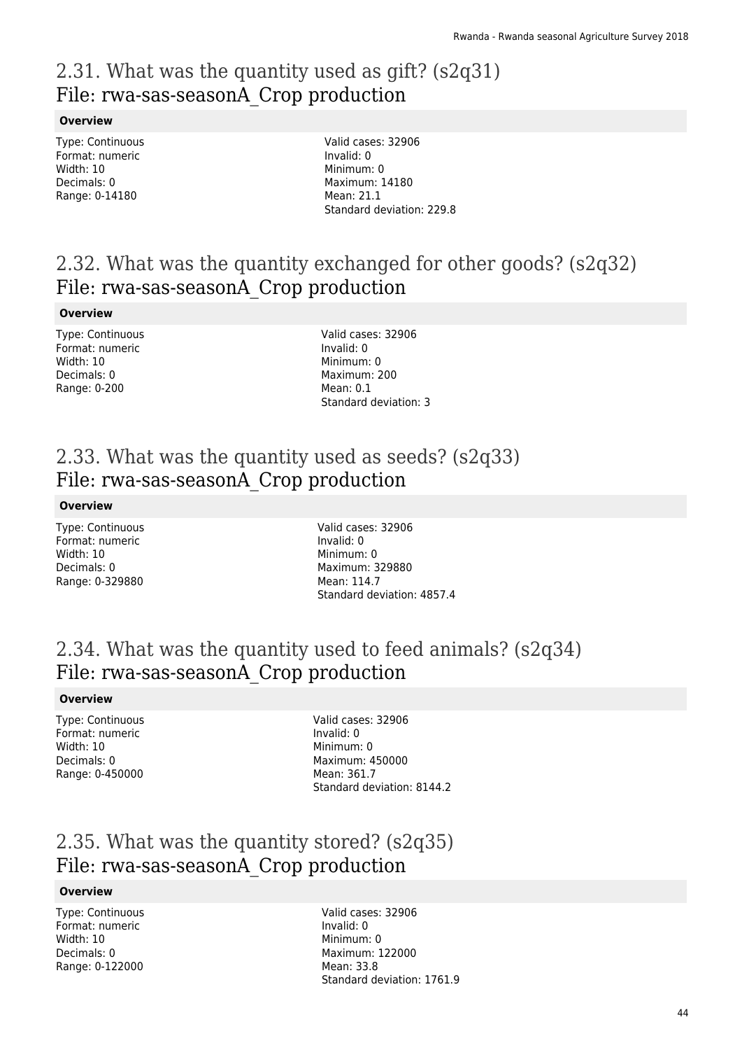## 2.31. What was the quantity used as gift? (s2q31)
## File: rwa-sas-seasonA_Crop production

**Overview**

Type: Continuous
Format: numeric
Width: 10
Decimals: 0
Range: 0-14180

Valid cases: 32906
Invalid: 0
Minimum: 0
Maximum: 14180
Mean: 21.1
Standard deviation: 229.8

## 2.32. What was the quantity exchanged for other goods? (s2q32)
## File: rwa-sas-seasonA_Crop production

**Overview**

Type: Continuous
Format: numeric
Width: 10
Decimals: 0
Range: 0-200

Valid cases: 32906
Invalid: 0
Minimum: 0
Maximum: 200
Mean: 0.1
Standard deviation: 3

## 2.33. What was the quantity used as seeds? (s2q33)
## File: rwa-sas-seasonA_Crop production

**Overview**

Type: Continuous
Format: numeric
Width: 10
Decimals: 0
Range: 0-329880

Valid cases: 32906
Invalid: 0
Minimum: 0
Maximum: 329880
Mean: 114.7
Standard deviation: 4857.4

## 2.34. What was the quantity used to feed animals? (s2q34)
## File: rwa-sas-seasonA_Crop production

**Overview**

Type: Continuous
Format: numeric
Width: 10
Decimals: 0
Range: 0-450000

Valid cases: 32906
Invalid: 0
Minimum: 0
Maximum: 450000
Mean: 361.7
Standard deviation: 8144.2

## 2.35. What was the quantity stored? (s2q35)
## File: rwa-sas-seasonA_Crop production

**Overview**

Type: Continuous
Format: numeric
Width: 10
Decimals: 0
Range: 0-122000

Valid cases: 32906
Invalid: 0
Minimum: 0
Maximum: 122000
Mean: 33.8
Standard deviation: 1761.9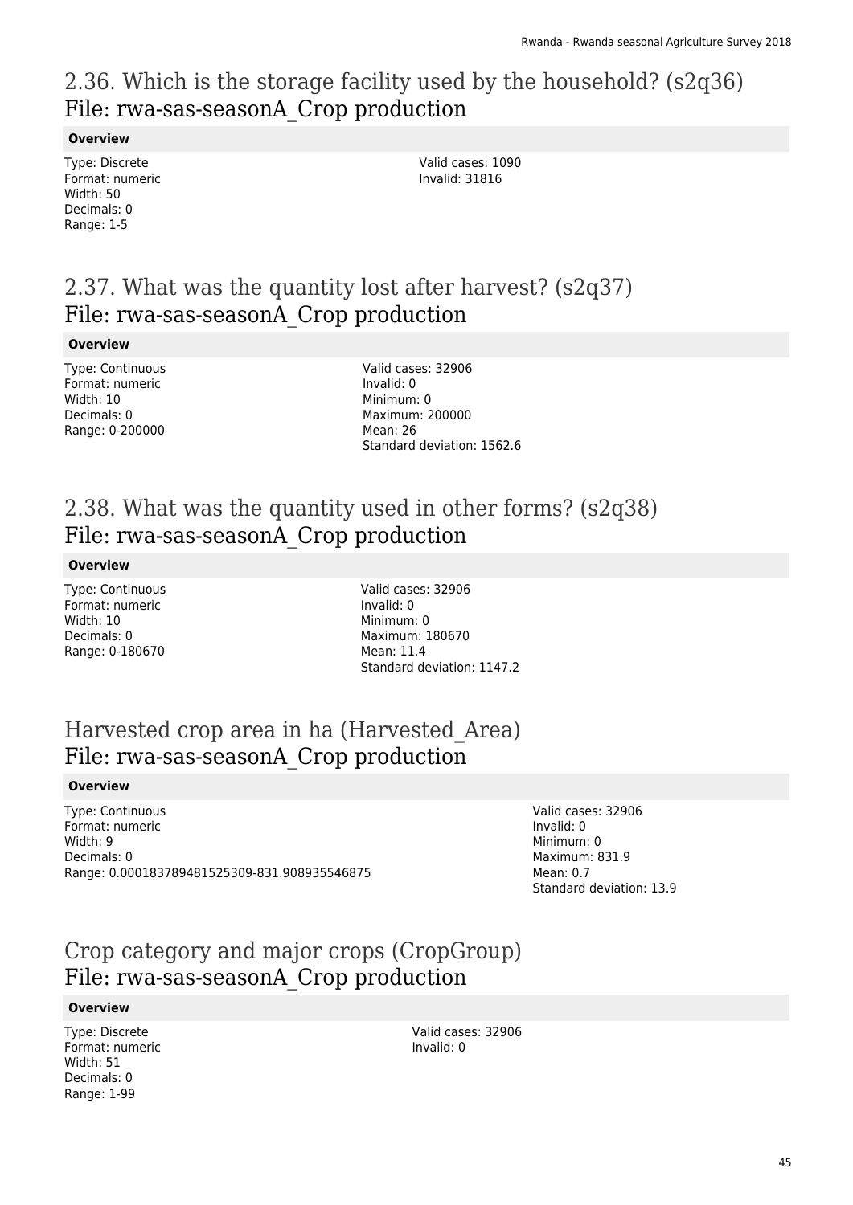## 2.36. Which is the storage facility used by the household? (s2q36)
## File: rwa-sas-seasonA_Crop production

**Overview**

Type: Discrete
Format: numeric
Width: 50
Decimals: 0
Range: 1-5

Valid cases: 1090
Invalid: 31816

## 2.37. What was the quantity lost after harvest? (s2q37)
## File: rwa-sas-seasonA_Crop production

**Overview**

Type: Continuous
Format: numeric
Width: 10
Decimals: 0
Range: 0-200000

Valid cases: 32906
Invalid: 0
Minimum: 0
Maximum: 200000
Mean: 26
Standard deviation: 1562.6

## 2.38. What was the quantity used in other forms? (s2q38)
## File: rwa-sas-seasonA_Crop production

**Overview**

Type: Continuous
Format: numeric
Width: 10
Decimals: 0
Range: 0-180670

Valid cases: 32906
Invalid: 0
Minimum: 0
Maximum: 180670
Mean: 11.4
Standard deviation: 1147.2

## Harvested crop area in ha (Harvested_Area)
## File: rwa-sas-seasonA_Crop production

**Overview**

Type: Continuous
Format: numeric
Width: 9
Decimals: 0
Range: 0.000183789481525309-831.908935546875

Valid cases: 32906
Invalid: 0
Minimum: 0
Maximum: 831.9
Mean: 0.7
Standard deviation: 13.9

## Crop category and major crops (CropGroup)
## File: rwa-sas-seasonA_Crop production

**Overview**

Type: Discrete
Format: numeric
Width: 51
Decimals: 0
Range: 1-99

Valid cases: 32906
Invalid: 0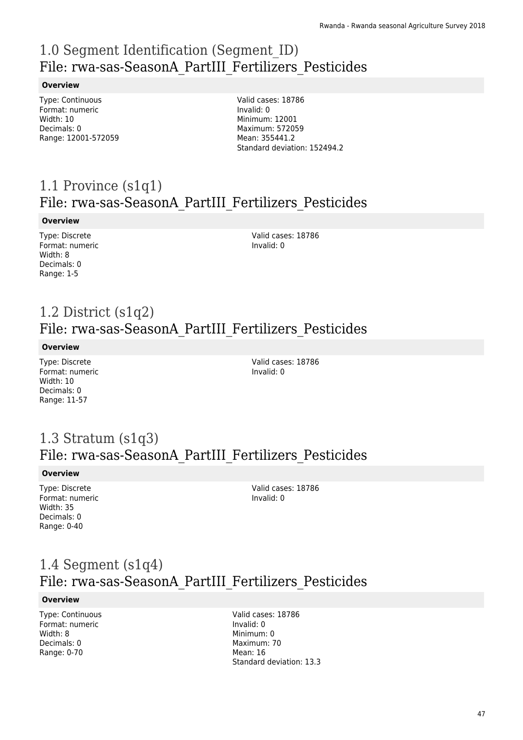# 1.0 Segment Identification (Segment_ID)
## File: rwa-sas-SeasonA_PartIII_Fertilizers_Pesticides

**Overview**

Type: Continuous
Format: numeric
Width: 10
Decimals: 0
Range: 12001-572059

Valid cases: 18786
Invalid: 0
Minimum: 12001
Maximum: 572059
Mean: 355441.2
Standard deviation: 152494.2

# 1.1 Province (s1q1)
## File: rwa-sas-SeasonA_PartIII_Fertilizers_Pesticides

**Overview**

Type: Discrete
Format: numeric
Width: 8
Decimals: 0
Range: 1-5

Valid cases: 18786
Invalid: 0

# 1.2 District (s1q2)
## File: rwa-sas-SeasonA_PartIII_Fertilizers_Pesticides

**Overview**

Type: Discrete
Format: numeric
Width: 10
Decimals: 0
Range: 11-57

Valid cases: 18786
Invalid: 0

# 1.3 Stratum (s1q3)
## File: rwa-sas-SeasonA_PartIII_Fertilizers_Pesticides

**Overview**

Type: Discrete
Format: numeric
Width: 35
Decimals: 0
Range: 0-40

Valid cases: 18786
Invalid: 0

# 1.4 Segment (s1q4)
## File: rwa-sas-SeasonA_PartIII_Fertilizers_Pesticides

**Overview**

Type: Continuous
Format: numeric
Width: 8
Decimals: 0
Range: 0-70

Valid cases: 18786
Invalid: 0
Minimum: 0
Maximum: 70
Mean: 16
Standard deviation: 13.3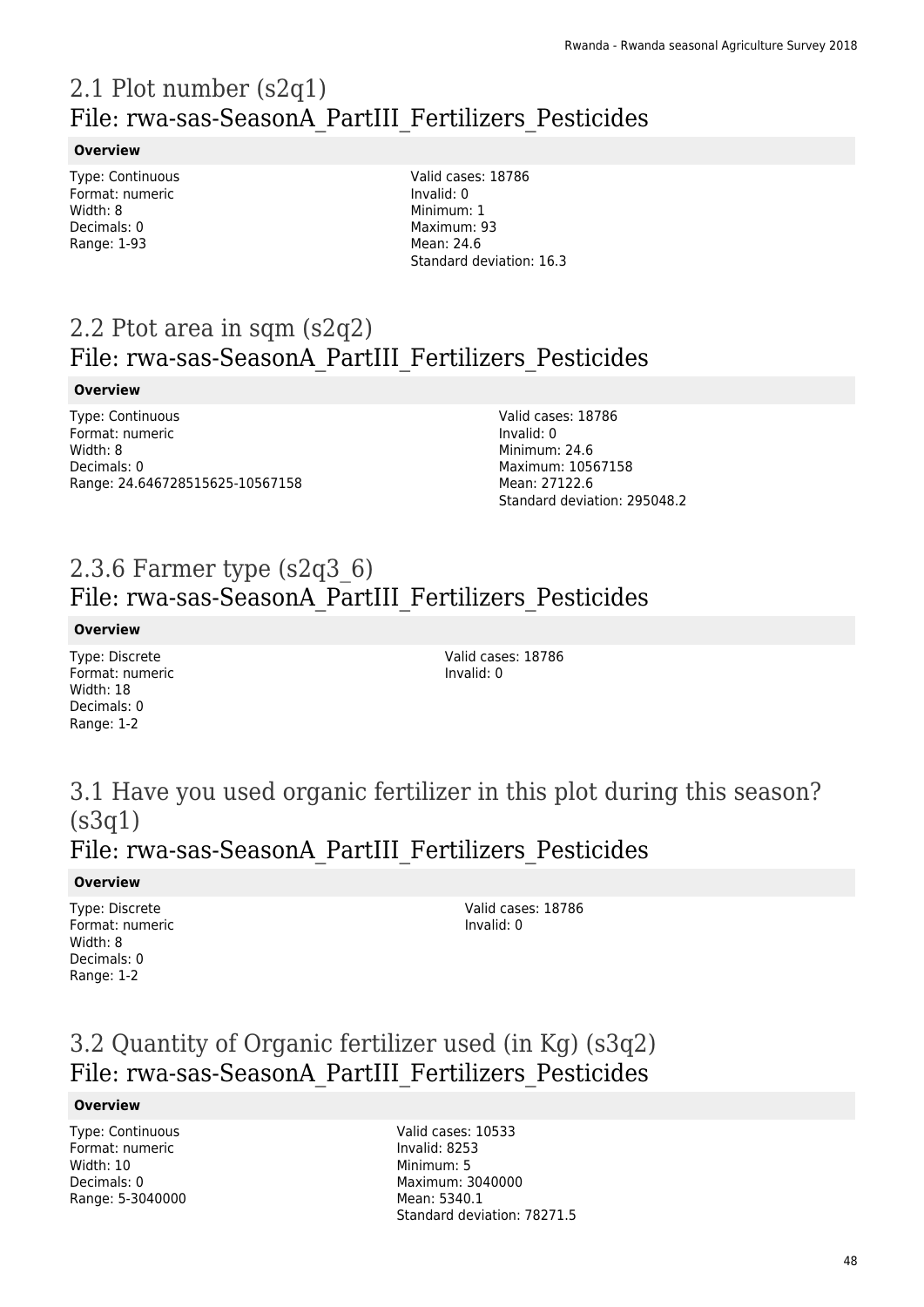# 2.1 Plot number (s2q1)
## File: rwa-sas-SeasonA_PartIII_Fertilizers_Pesticides

**Overview**

Type: Continuous
Format: numeric
Width: 8
Decimals: 0
Range: 1-93

Valid cases: 18786
Invalid: 0
Minimum: 1
Maximum: 93
Mean: 24.6
Standard deviation: 16.3

# 2.2 Ptot area in sqm (s2q2)
## File: rwa-sas-SeasonA_PartIII_Fertilizers_Pesticides

**Overview**

Type: Continuous
Format: numeric
Width: 8
Decimals: 0
Range: 24.646728515625-10567158

Valid cases: 18786
Invalid: 0
Minimum: 24.6
Maximum: 10567158
Mean: 27122.6
Standard deviation: 295048.2

# 2.3.6 Farmer type (s2q3_6)
## File: rwa-sas-SeasonA_PartIII_Fertilizers_Pesticides

**Overview**

Type: Discrete
Format: numeric
Width: 18
Decimals: 0
Range: 1-2

Valid cases: 18786
Invalid: 0

# 3.1 Have you used organic fertilizer in this plot during this season? (s3q1)
## File: rwa-sas-SeasonA_PartIII_Fertilizers_Pesticides

**Overview**

Type: Discrete
Format: numeric
Width: 8
Decimals: 0
Range: 1-2

Valid cases: 18786
Invalid: 0

# 3.2 Quantity of Organic fertilizer used (in Kg) (s3q2)
## File: rwa-sas-SeasonA_PartIII_Fertilizers_Pesticides

**Overview**

Type: Continuous
Format: numeric
Width: 10
Decimals: 0
Range: 5-3040000

Valid cases: 10533
Invalid: 8253
Minimum: 5
Maximum: 3040000
Mean: 5340.1
Standard deviation: 78271.5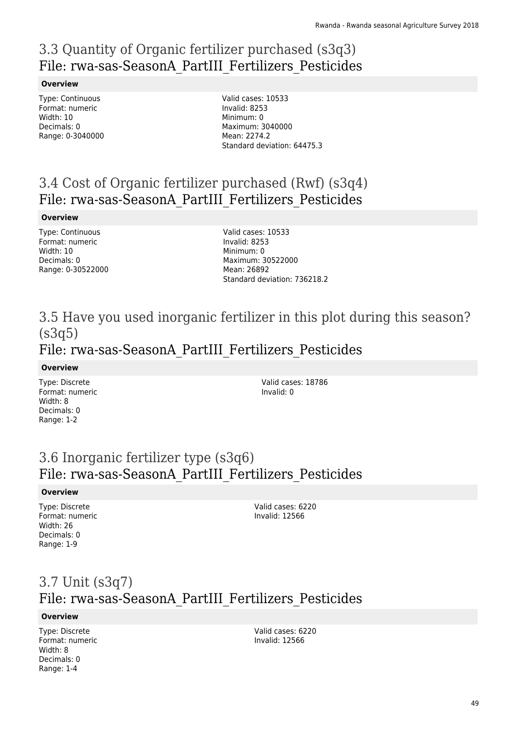# 3.3 Quantity of Organic fertilizer purchased (s3q3)
## File: rwa-sas-SeasonA_PartIII_Fertilizers_Pesticides

**Overview**

Type: Continuous
Format: numeric
Width: 10
Decimals: 0
Range: 0-3040000

Valid cases: 10533
Invalid: 8253
Minimum: 0
Maximum: 3040000
Mean: 2274.2
Standard deviation: 64475.3

# 3.4 Cost of Organic fertilizer purchased (Rwf) (s3q4)
## File: rwa-sas-SeasonA_PartIII_Fertilizers_Pesticides

**Overview**

Type: Continuous
Format: numeric
Width: 10
Decimals: 0
Range: 0-30522000

Valid cases: 10533
Invalid: 8253
Minimum: 0
Maximum: 30522000
Mean: 26892
Standard deviation: 736218.2

# 3.5 Have you used inorganic fertilizer in this plot during this season? (s3q5)
## File: rwa-sas-SeasonA_PartIII_Fertilizers_Pesticides

**Overview**

Type: Discrete
Format: numeric
Width: 8
Decimals: 0
Range: 1-2

Valid cases: 18786
Invalid: 0

# 3.6 Inorganic fertilizer type (s3q6)
## File: rwa-sas-SeasonA_PartIII_Fertilizers_Pesticides

**Overview**

Type: Discrete
Format: numeric
Width: 26
Decimals: 0
Range: 1-9

Valid cases: 6220
Invalid: 12566

# 3.7 Unit (s3q7)
## File: rwa-sas-SeasonA_PartIII_Fertilizers_Pesticides

**Overview**

Type: Discrete
Format: numeric
Width: 8
Decimals: 0
Range: 1-4

Valid cases: 6220
Invalid: 12566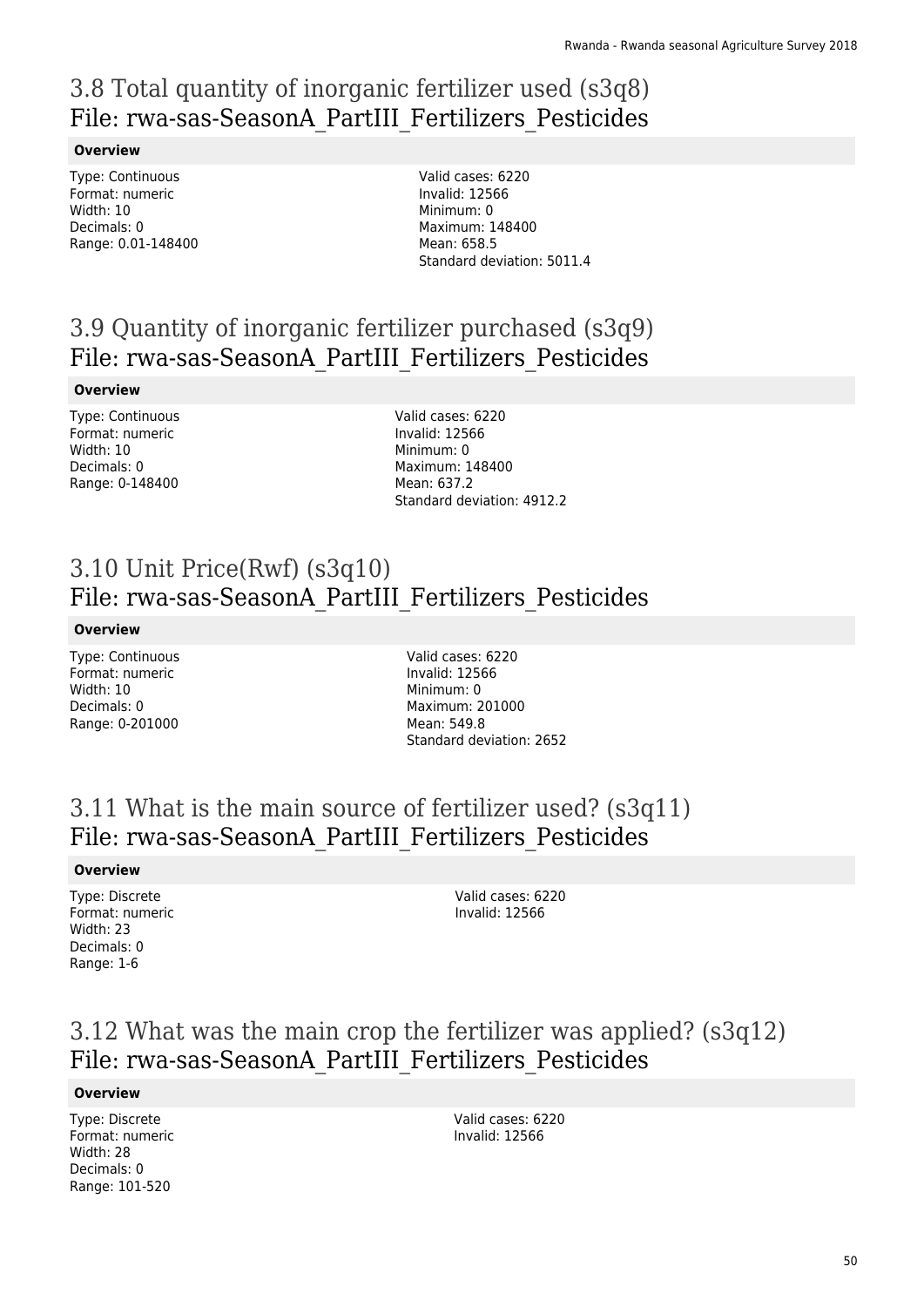## 3.8 Total quantity of inorganic fertilizer used (s3q8)
## File: rwa-sas-SeasonA_PartIII_Fertilizers_Pesticides

**Overview**

Type: Continuous
Format: numeric
Width: 10
Decimals: 0
Range: 0.01-148400

Valid cases: 6220
Invalid: 12566
Minimum: 0
Maximum: 148400
Mean: 658.5
Standard deviation: 5011.4

## 3.9 Quantity of inorganic fertilizer purchased (s3q9)
## File: rwa-sas-SeasonA_PartIII_Fertilizers_Pesticides

**Overview**

Type: Continuous
Format: numeric
Width: 10
Decimals: 0
Range: 0-148400

Valid cases: 6220
Invalid: 12566
Minimum: 0
Maximum: 148400
Mean: 637.2
Standard deviation: 4912.2

## 3.10 Unit Price(Rwf) (s3q10)
## File: rwa-sas-SeasonA_PartIII_Fertilizers_Pesticides

**Overview**

Type: Continuous
Format: numeric
Width: 10
Decimals: 0
Range: 0-201000

Valid cases: 6220
Invalid: 12566
Minimum: 0
Maximum: 201000
Mean: 549.8
Standard deviation: 2652

## 3.11 What is the main source of fertilizer used? (s3q11)
## File: rwa-sas-SeasonA_PartIII_Fertilizers_Pesticides

**Overview**

Type: Discrete
Format: numeric
Width: 23
Decimals: 0
Range: 1-6

Valid cases: 6220
Invalid: 12566

## 3.12 What was the main crop the fertilizer was applied? (s3q12)
## File: rwa-sas-SeasonA_PartIII_Fertilizers_Pesticides

**Overview**

Type: Discrete
Format: numeric
Width: 28
Decimals: 0
Range: 101-520

Valid cases: 6220
Invalid: 12566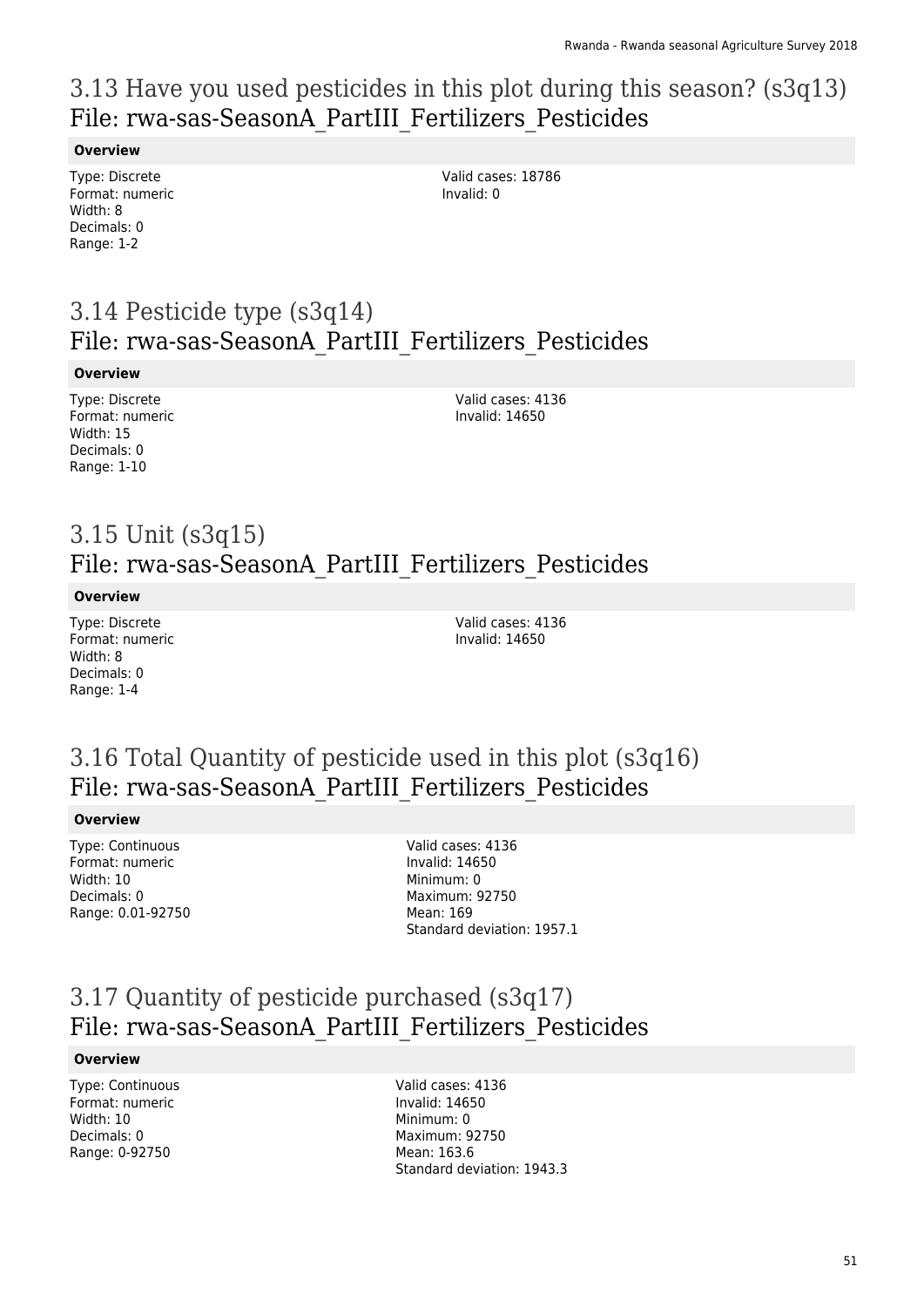## 3.13 Have you used pesticides in this plot during this season? (s3q13)
## File: rwa-sas-SeasonA_PartIII_Fertilizers_Pesticides

**Overview**

Type: Discrete
Format: numeric
Width: 8
Decimals: 0
Range: 1-2

Valid cases: 18786
Invalid: 0

## 3.14 Pesticide type (s3q14)
## File: rwa-sas-SeasonA_PartIII_Fertilizers_Pesticides

**Overview**

Type: Discrete
Format: numeric
Width: 15
Decimals: 0
Range: 1-10

Valid cases: 4136
Invalid: 14650

## 3.15 Unit (s3q15)
## File: rwa-sas-SeasonA_PartIII_Fertilizers_Pesticides

**Overview**

Type: Discrete
Format: numeric
Width: 8
Decimals: 0
Range: 1-4

Valid cases: 4136
Invalid: 14650

## 3.16 Total Quantity of pesticide used in this plot (s3q16)
## File: rwa-sas-SeasonA_PartIII_Fertilizers_Pesticides

**Overview**

Type: Continuous
Format: numeric
Width: 10
Decimals: 0
Range: 0.01-92750

Valid cases: 4136
Invalid: 14650
Minimum: 0
Maximum: 92750
Mean: 169
Standard deviation: 1957.1

## 3.17 Quantity of pesticide purchased (s3q17)
## File: rwa-sas-SeasonA_PartIII_Fertilizers_Pesticides

**Overview**

Type: Continuous
Format: numeric
Width: 10
Decimals: 0
Range: 0-92750

Valid cases: 4136
Invalid: 14650
Minimum: 0
Maximum: 92750
Mean: 163.6
Standard deviation: 1943.3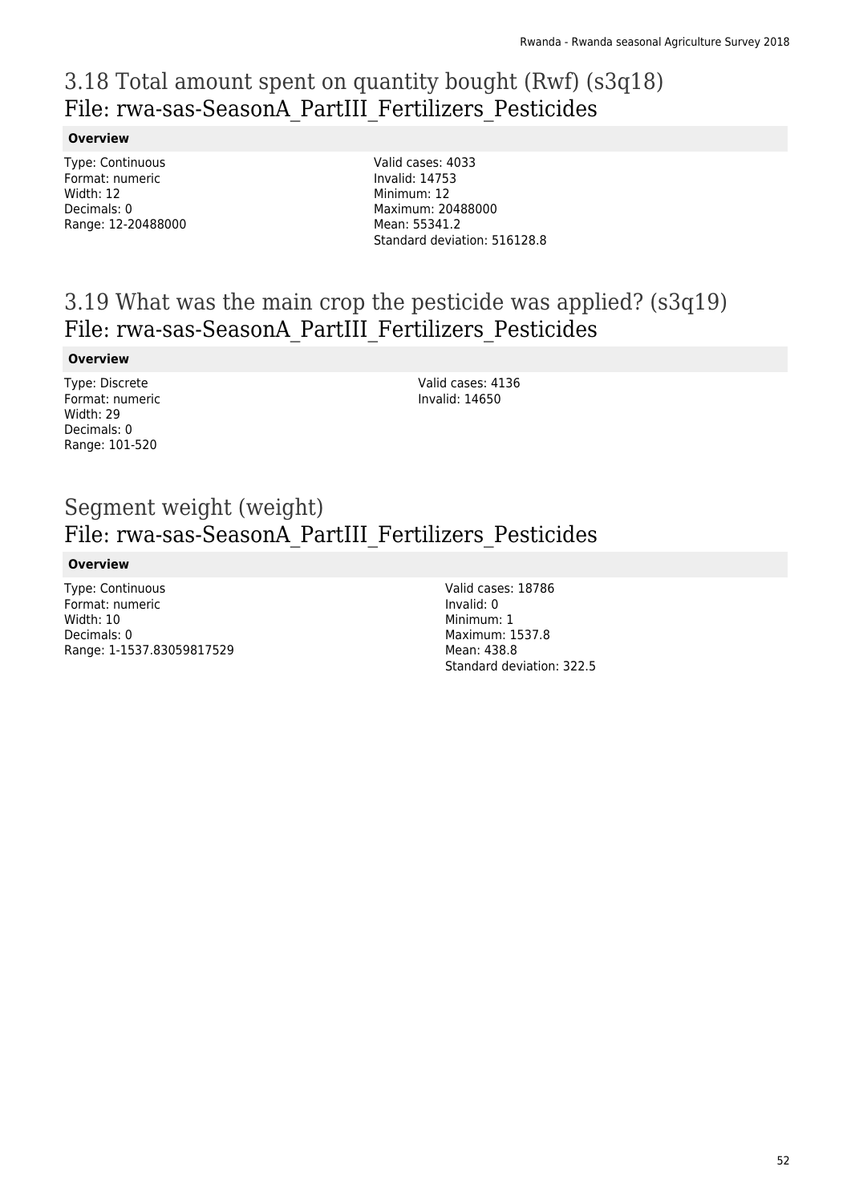## 3.18 Total amount spent on quantity bought (Rwf) (s3q18)
## File: rwa-sas-SeasonA_PartIII_Fertilizers_Pesticides

**Overview**

Type: Continuous
Format: numeric
Width: 12
Decimals: 0
Range: 12-20488000

Valid cases: 4033
Invalid: 14753
Minimum: 12
Maximum: 20488000
Mean: 55341.2
Standard deviation: 516128.8

## 3.19 What was the main crop the pesticide was applied? (s3q19)
## File: rwa-sas-SeasonA_PartIII_Fertilizers_Pesticides

**Overview**

Type: Discrete
Format: numeric
Width: 29
Decimals: 0
Range: 101-520

Valid cases: 4136
Invalid: 14650

## Segment weight (weight)
## File: rwa-sas-SeasonA_PartIII_Fertilizers_Pesticides

**Overview**

Type: Continuous
Format: numeric
Width: 10
Decimals: 0
Range: 1-1537.83059817529

Valid cases: 18786
Invalid: 0
Minimum: 1
Maximum: 1537.8
Mean: 438.8
Standard deviation: 322.5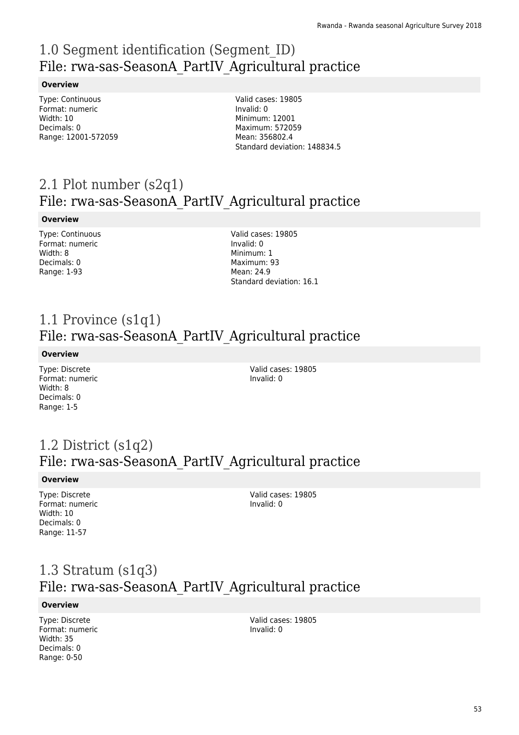# 1.0 Segment identification (Segment_ID)
## File: rwa-sas-SeasonA_PartIV_Agricultural practice

**Overview**

Type: Continuous
Format: numeric
Width: 10
Decimals: 0
Range: 12001-572059

Valid cases: 19805
Invalid: 0
Minimum: 12001
Maximum: 572059
Mean: 356802.4
Standard deviation: 148834.5

# 2.1 Plot number (s2q1)
## File: rwa-sas-SeasonA_PartIV_Agricultural practice

**Overview**

Type: Continuous
Format: numeric
Width: 8
Decimals: 0
Range: 1-93

Valid cases: 19805
Invalid: 0
Minimum: 1
Maximum: 93
Mean: 24.9
Standard deviation: 16.1

# 1.1 Province (s1q1)
## File: rwa-sas-SeasonA_PartIV_Agricultural practice

**Overview**

Type: Discrete
Format: numeric
Width: 8
Decimals: 0
Range: 1-5

Valid cases: 19805
Invalid: 0

# 1.2 District (s1q2)
## File: rwa-sas-SeasonA_PartIV_Agricultural practice

**Overview**

Type: Discrete
Format: numeric
Width: 10
Decimals: 0
Range: 11-57

Valid cases: 19805
Invalid: 0

# 1.3 Stratum (s1q3)
## File: rwa-sas-SeasonA_PartIV_Agricultural practice

**Overview**

Type: Discrete
Format: numeric
Width: 35
Decimals: 0
Range: 0-50

Valid cases: 19805
Invalid: 0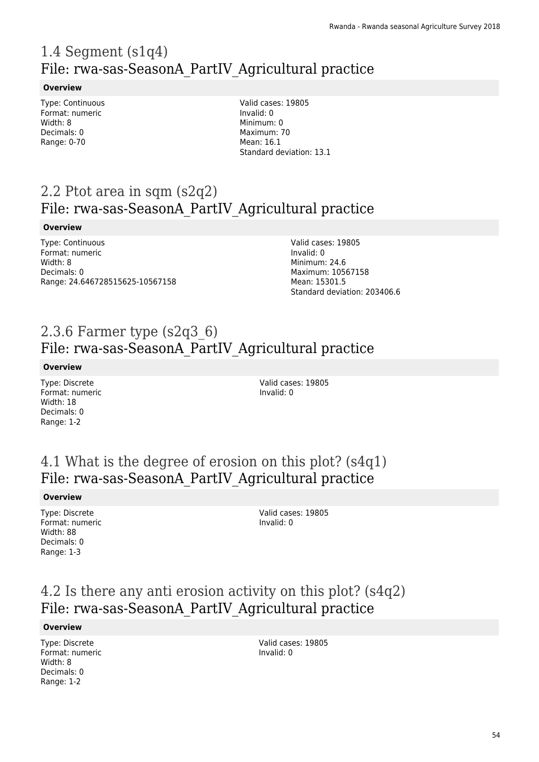# 1.4 Segment (s1q4)
## File: rwa-sas-SeasonA_PartIV_Agricultural practice

**Overview**

Type: Continuous
Format: numeric
Width: 8
Decimals: 0
Range: 0-70

Valid cases: 19805
Invalid: 0
Minimum: 0
Maximum: 70
Mean: 16.1
Standard deviation: 13.1

# 2.2 Ptot area in sqm (s2q2)
## File: rwa-sas-SeasonA_PartIV_Agricultural practice

**Overview**

Type: Continuous
Format: numeric
Width: 8
Decimals: 0
Range: 24.646728515625-10567158

Valid cases: 19805
Invalid: 0
Minimum: 24.6
Maximum: 10567158
Mean: 15301.5
Standard deviation: 203406.6

# 2.3.6 Farmer type (s2q3_6)
## File: rwa-sas-SeasonA_PartIV_Agricultural practice

**Overview**

Type: Discrete
Format: numeric
Width: 18
Decimals: 0
Range: 1-2

Valid cases: 19805
Invalid: 0

# 4.1 What is the degree of erosion on this plot? (s4q1)
## File: rwa-sas-SeasonA_PartIV_Agricultural practice

**Overview**

Type: Discrete
Format: numeric
Width: 88
Decimals: 0
Range: 1-3

Valid cases: 19805
Invalid: 0

# 4.2 Is there any anti erosion activity on this plot? (s4q2)
## File: rwa-sas-SeasonA_PartIV_Agricultural practice

**Overview**

Type: Discrete
Format: numeric
Width: 8
Decimals: 0
Range: 1-2

Valid cases: 19805
Invalid: 0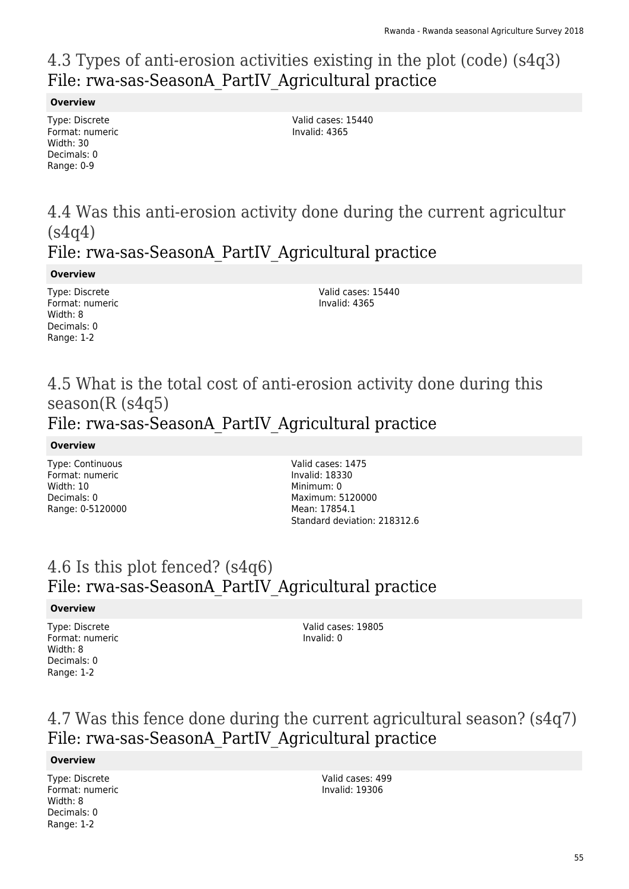## 4.3 Types of anti-erosion activities existing in the plot (code) (s4q3)
## File: rwa-sas-SeasonA_PartIV_Agricultural practice

**Overview**

Type: Discrete
Format: numeric
Width: 30
Decimals: 0
Range: 0-9

Valid cases: 15440
Invalid: 4365

## 4.4 Was this anti-erosion activity done during the current agricultur (s4q4)
## File: rwa-sas-SeasonA_PartIV_Agricultural practice

**Overview**

Type: Discrete
Format: numeric
Width: 8
Decimals: 0
Range: 1-2

Valid cases: 15440
Invalid: 4365

## 4.5 What is the total cost of anti-erosion activity done during this season(R (s4q5)
## File: rwa-sas-SeasonA_PartIV_Agricultural practice

**Overview**

Type: Continuous
Format: numeric
Width: 10
Decimals: 0
Range: 0-5120000

Valid cases: 1475
Invalid: 18330
Minimum: 0
Maximum: 5120000
Mean: 17854.1
Standard deviation: 218312.6

## 4.6 Is this plot fenced? (s4q6)
## File: rwa-sas-SeasonA_PartIV_Agricultural practice

**Overview**

Type: Discrete
Format: numeric
Width: 8
Decimals: 0
Range: 1-2

Valid cases: 19805
Invalid: 0

## 4.7 Was this fence done during the current agricultural season? (s4q7)
## File: rwa-sas-SeasonA_PartIV_Agricultural practice

**Overview**

Type: Discrete
Format: numeric
Width: 8
Decimals: 0
Range: 1-2

Valid cases: 499
Invalid: 19306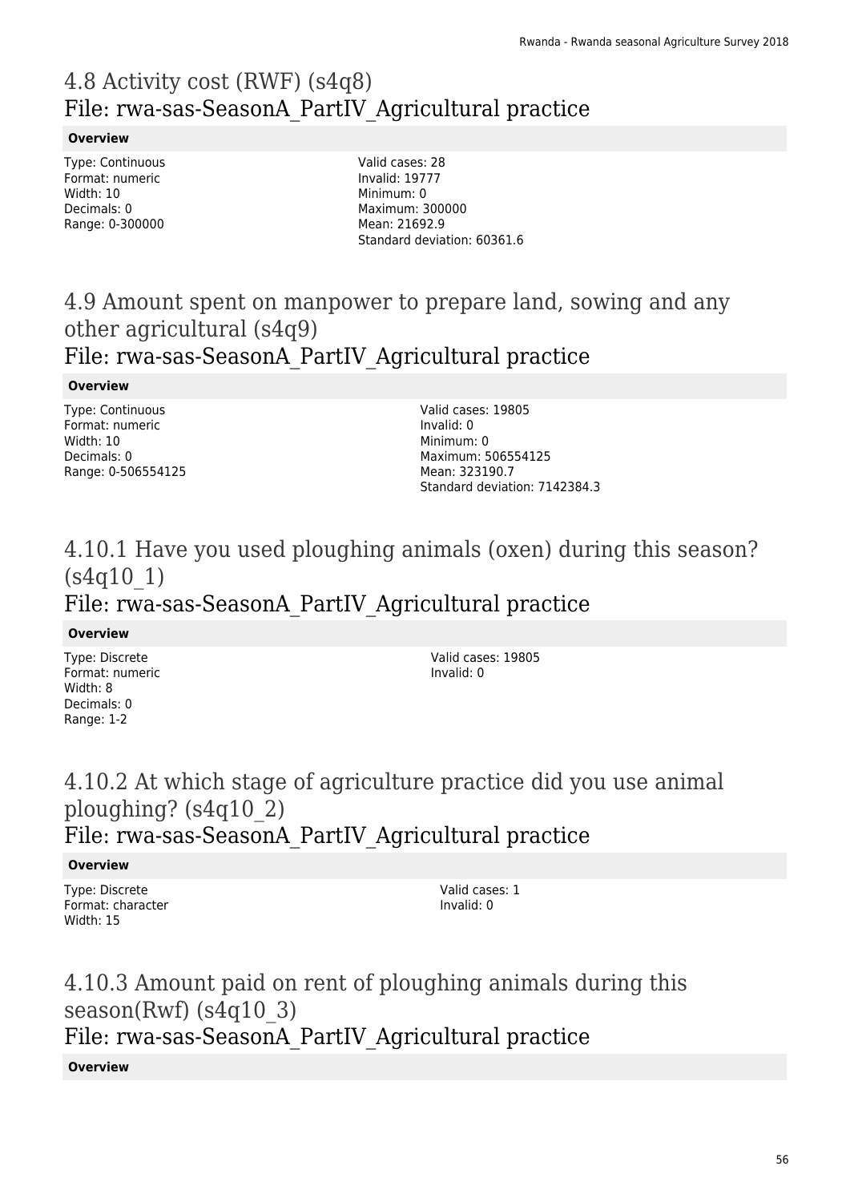# 4.8 Activity cost (RWF) (s4q8)
## File: rwa-sas-SeasonA_PartIV_Agricultural practice

**Overview**

Type: Continuous
Format: numeric
Width: 10
Decimals: 0
Range: 0-300000

Valid cases: 28
Invalid: 19777
Minimum: 0
Maximum: 300000
Mean: 21692.9
Standard deviation: 60361.6

# 4.9 Amount spent on manpower to prepare land, sowing and any other agricultural (s4q9)
## File: rwa-sas-SeasonA_PartIV_Agricultural practice

**Overview**

Type: Continuous
Format: numeric
Width: 10
Decimals: 0
Range: 0-506554125

Valid cases: 19805
Invalid: 0
Minimum: 0
Maximum: 506554125
Mean: 323190.7
Standard deviation: 7142384.3

# 4.10.1 Have you used ploughing animals (oxen) during this season? (s4q10_1)
## File: rwa-sas-SeasonA_PartIV_Agricultural practice

**Overview**

Type: Discrete
Format: numeric
Width: 8
Decimals: 0
Range: 1-2

Valid cases: 19805
Invalid: 0

# 4.10.2 At which stage of agriculture practice did you use animal ploughing? (s4q10_2)
## File: rwa-sas-SeasonA_PartIV_Agricultural practice

**Overview**

Type: Discrete
Format: character
Width: 15

Valid cases: 1
Invalid: 0

# 4.10.3 Amount paid on rent of ploughing animals during this season(Rwf) (s4q10_3)
## File: rwa-sas-SeasonA_PartIV_Agricultural practice

**Overview**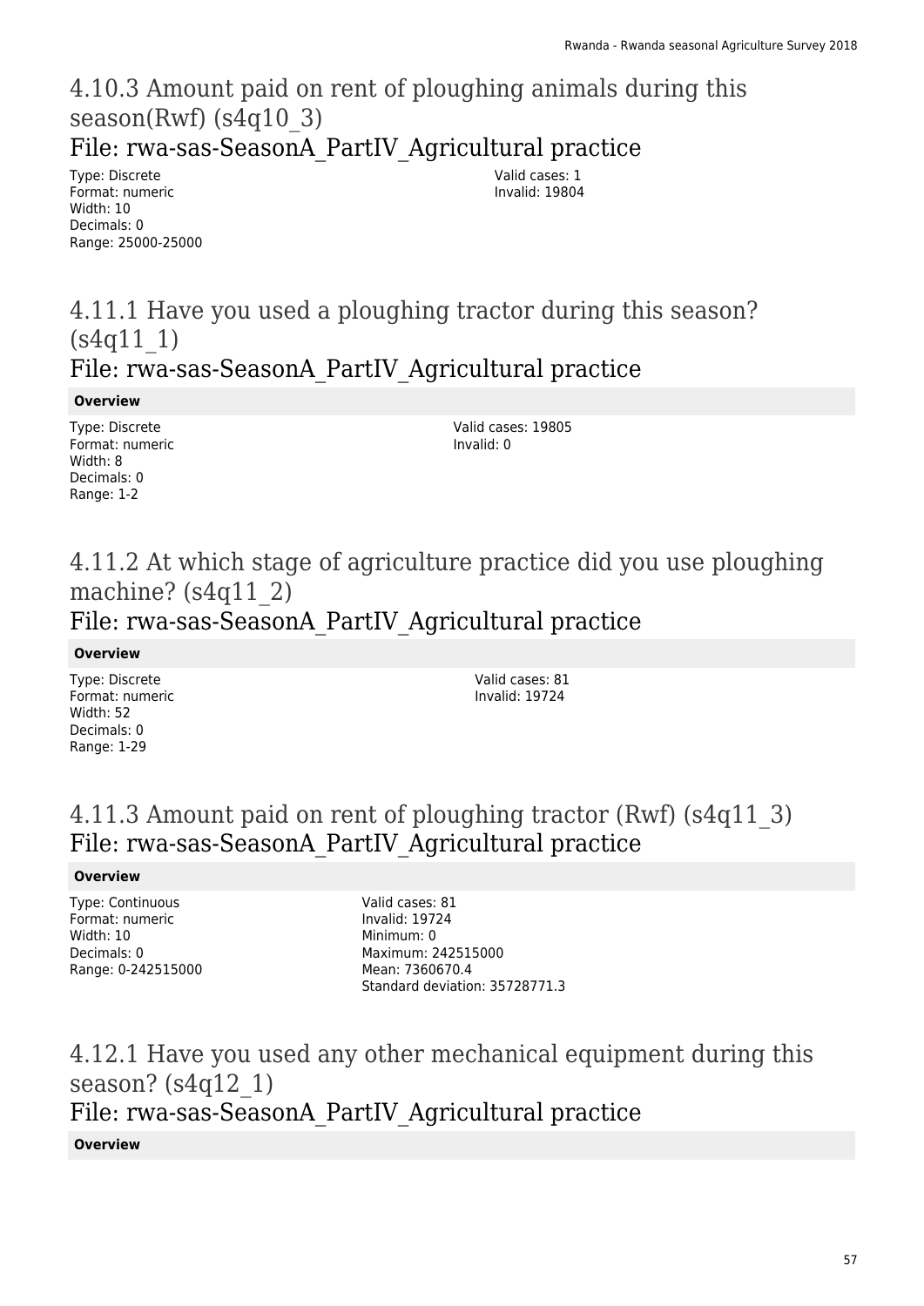# 4.10.3 Amount paid on rent of ploughing animals during this season(Rwf) (s4q10_3)

## File: rwa-sas-SeasonA_PartIV_Agricultural practice

Type: Discrete
Format: numeric
Width: 10
Decimals: 0
Range: 25000-25000

Valid cases: 1
Invalid: 19804

# 4.11.1 Have you used a ploughing tractor during this season? (s4q11_1)

## File: rwa-sas-SeasonA_PartIV_Agricultural practice

**Overview**

Type: Discrete
Format: numeric
Width: 8
Decimals: 0
Range: 1-2

Valid cases: 19805
Invalid: 0

# 4.11.2 At which stage of agriculture practice did you use ploughing machine? (s4q11_2)

## File: rwa-sas-SeasonA_PartIV_Agricultural practice

**Overview**

Type: Discrete
Format: numeric
Width: 52
Decimals: 0
Range: 1-29

Valid cases: 81
Invalid: 19724

# 4.11.3 Amount paid on rent of ploughing tractor (Rwf) (s4q11_3)

## File: rwa-sas-SeasonA_PartIV_Agricultural practice

**Overview**

Type: Continuous
Format: numeric
Width: 10
Decimals: 0
Range: 0-242515000

Valid cases: 81
Invalid: 19724
Minimum: 0
Maximum: 242515000
Mean: 7360670.4
Standard deviation: 35728771.3

# 4.12.1 Have you used any other mechanical equipment during this season? (s4q12_1)

## File: rwa-sas-SeasonA_PartIV_Agricultural practice

**Overview**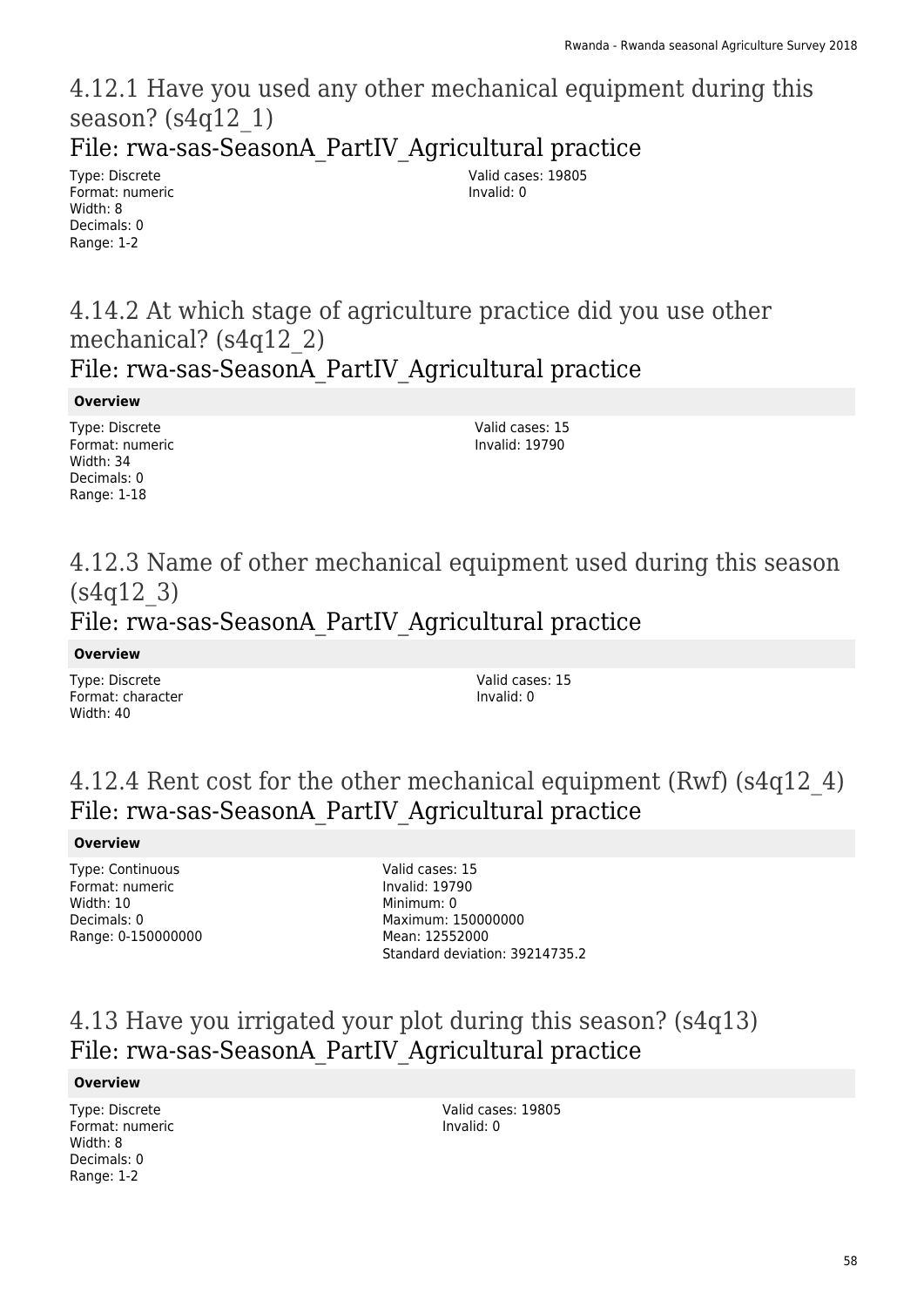## 4.12.1 Have you used any other mechanical equipment during this season? (s4q12_1)

### File: rwa-sas-SeasonA_PartIV_Agricultural practice

Type: Discrete
Format: numeric
Width: 8
Decimals: 0
Range: 1-2

Valid cases: 19805
Invalid: 0

## 4.14.2 At which stage of agriculture practice did you use other mechanical? (s4q12_2)

### File: rwa-sas-SeasonA_PartIV_Agricultural practice

**Overview**

Type: Discrete
Format: numeric
Width: 34
Decimals: 0
Range: 1-18

Valid cases: 15
Invalid: 19790

## 4.12.3 Name of other mechanical equipment used during this season (s4q12_3)

### File: rwa-sas-SeasonA_PartIV_Agricultural practice

**Overview**

Type: Discrete
Format: character
Width: 40

Valid cases: 15
Invalid: 0

## 4.12.4 Rent cost for the other mechanical equipment (Rwf) (s4q12_4)

### File: rwa-sas-SeasonA_PartIV_Agricultural practice

**Overview**

Type: Continuous
Format: numeric
Width: 10
Decimals: 0
Range: 0-150000000

Valid cases: 15
Invalid: 19790
Minimum: 0
Maximum: 150000000
Mean: 12552000
Standard deviation: 39214735.2

## 4.13 Have you irrigated your plot during this season? (s4q13)

### File: rwa-sas-SeasonA_PartIV_Agricultural practice

**Overview**

Type: Discrete
Format: numeric
Width: 8
Decimals: 0
Range: 1-2

Valid cases: 19805
Invalid: 0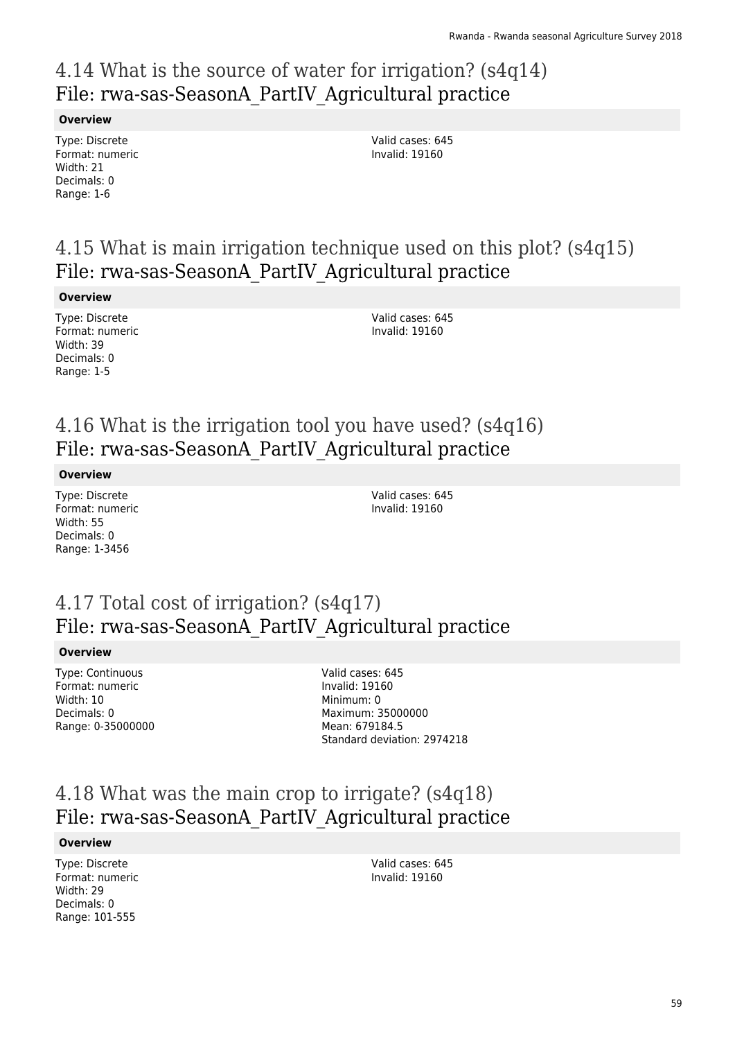## 4.14 What is the source of water for irrigation? (s4q14)
## File: rwa-sas-SeasonA_PartIV_Agricultural practice

**Overview**

Type: Discrete
Format: numeric
Width: 21
Decimals: 0
Range: 1-6

Valid cases: 645
Invalid: 19160

## 4.15 What is main irrigation technique used on this plot? (s4q15)
## File: rwa-sas-SeasonA_PartIV_Agricultural practice

**Overview**

Type: Discrete
Format: numeric
Width: 39
Decimals: 0
Range: 1-5

Valid cases: 645
Invalid: 19160

## 4.16 What is the irrigation tool you have used? (s4q16)
## File: rwa-sas-SeasonA_PartIV_Agricultural practice

**Overview**

Type: Discrete
Format: numeric
Width: 55
Decimals: 0
Range: 1-3456

Valid cases: 645
Invalid: 19160

## 4.17 Total cost of irrigation? (s4q17)
## File: rwa-sas-SeasonA_PartIV_Agricultural practice

**Overview**

Type: Continuous
Format: numeric
Width: 10
Decimals: 0
Range: 0-35000000

Valid cases: 645
Invalid: 19160
Minimum: 0
Maximum: 35000000
Mean: 679184.5
Standard deviation: 2974218

## 4.18 What was the main crop to irrigate? (s4q18)
## File: rwa-sas-SeasonA_PartIV_Agricultural practice

**Overview**

Type: Discrete
Format: numeric
Width: 29
Decimals: 0
Range: 101-555

Valid cases: 645
Invalid: 19160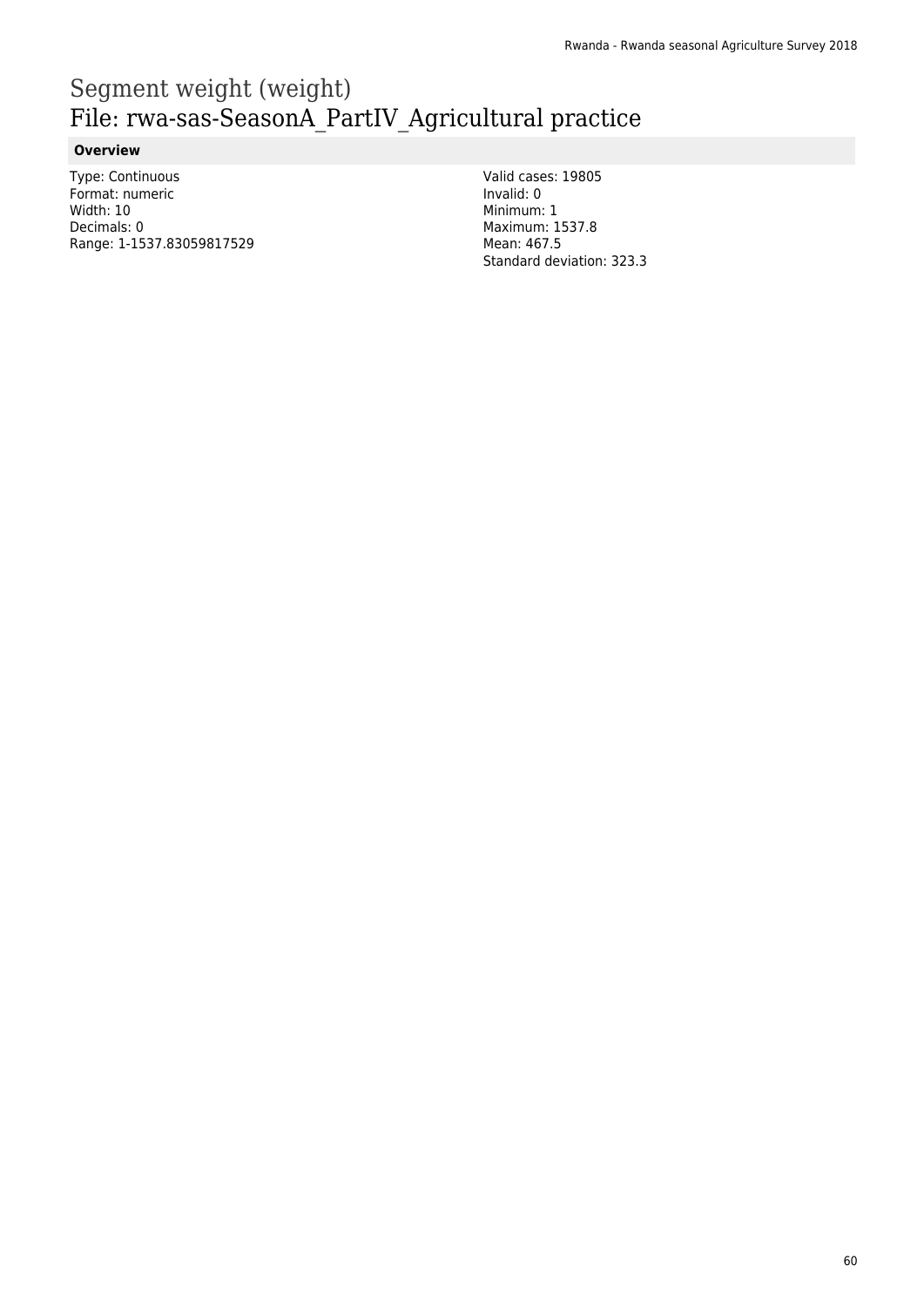# Segment weight (weight)
# File: rwa-sas-SeasonA_PartIV_Agricultural practice

**Overview**

Type: Continuous
Format: numeric
Width: 10
Decimals: 0
Range: 1-1537.83059817529

Valid cases: 19805
Invalid: 0
Minimum: 1
Maximum: 1537.8
Mean: 467.5
Standard deviation: 323.3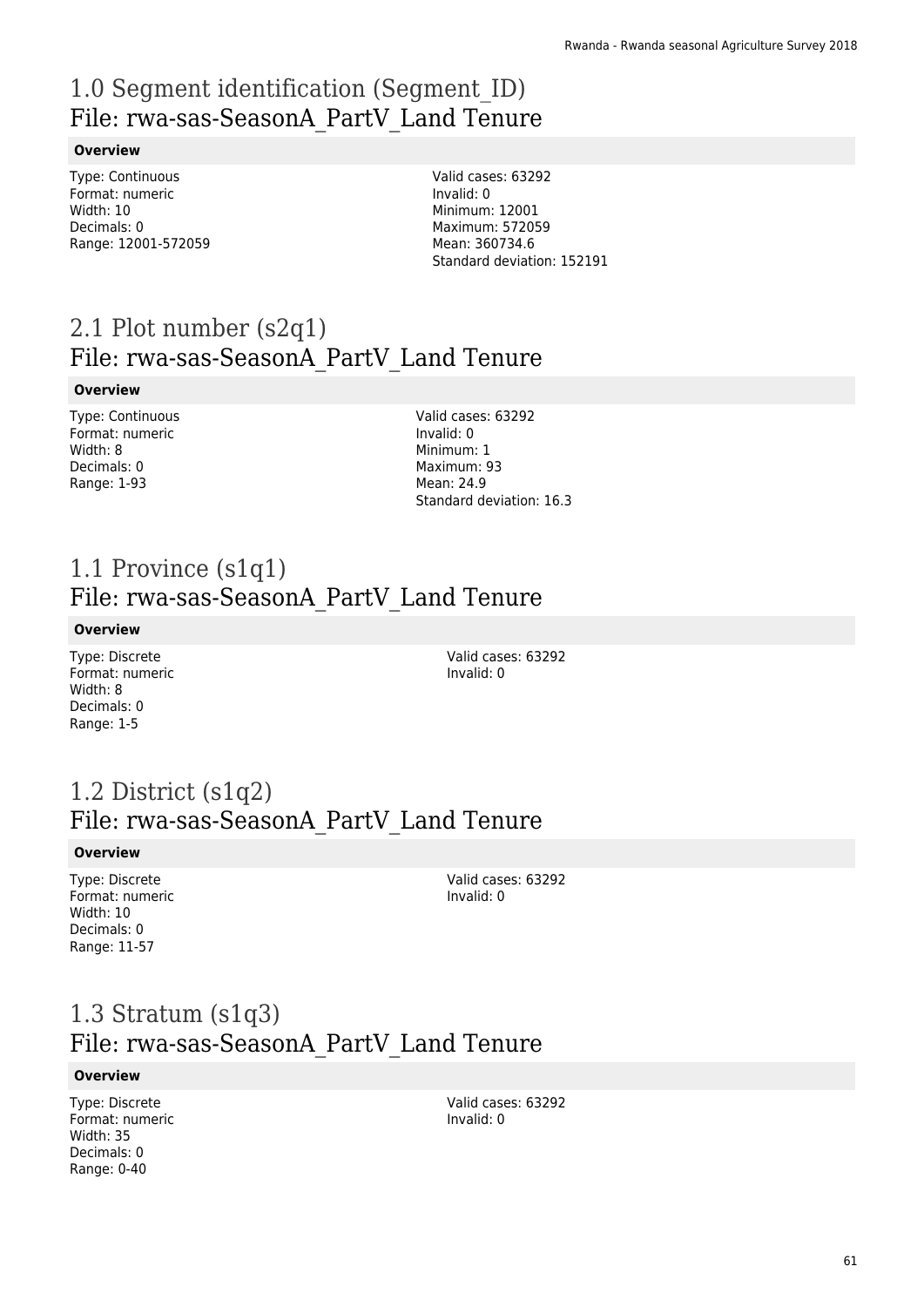# 1.0 Segment identification (Segment_ID)
## File: rwa-sas-SeasonA_PartV_Land Tenure

**Overview**

Type: Continuous
Format: numeric
Width: 10
Decimals: 0
Range: 12001-572059

Valid cases: 63292
Invalid: 0
Minimum: 12001
Maximum: 572059
Mean: 360734.6
Standard deviation: 152191

# 2.1 Plot number (s2q1)
## File: rwa-sas-SeasonA_PartV_Land Tenure

**Overview**

Type: Continuous
Format: numeric
Width: 8
Decimals: 0
Range: 1-93

Valid cases: 63292
Invalid: 0
Minimum: 1
Maximum: 93
Mean: 24.9
Standard deviation: 16.3

# 1.1 Province (s1q1)
## File: rwa-sas-SeasonA_PartV_Land Tenure

**Overview**

Type: Discrete
Format: numeric
Width: 8
Decimals: 0
Range: 1-5

Valid cases: 63292
Invalid: 0

# 1.2 District (s1q2)
## File: rwa-sas-SeasonA_PartV_Land Tenure

**Overview**

Type: Discrete
Format: numeric
Width: 10
Decimals: 0
Range: 11-57

Valid cases: 63292
Invalid: 0

# 1.3 Stratum (s1q3)
## File: rwa-sas-SeasonA_PartV_Land Tenure

**Overview**

Type: Discrete
Format: numeric
Width: 35
Decimals: 0
Range: 0-40

Valid cases: 63292
Invalid: 0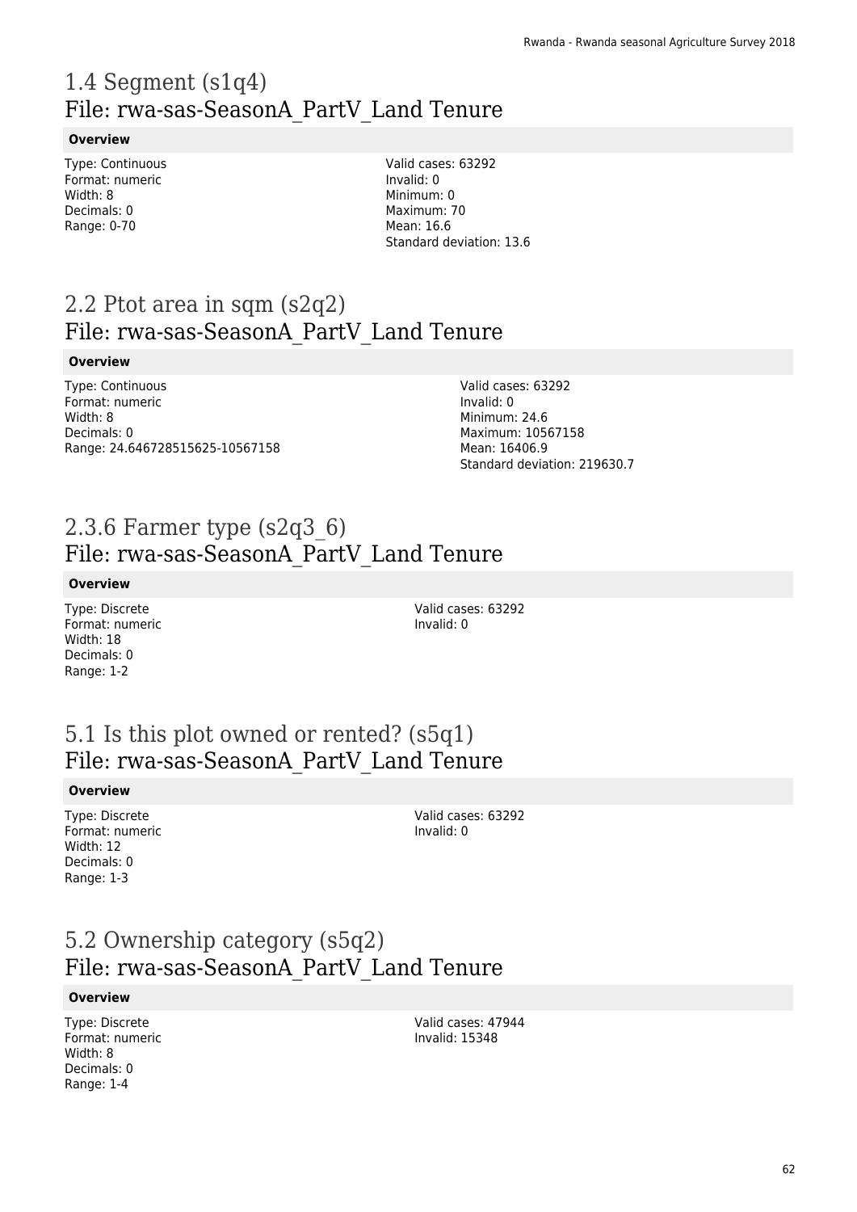# 1.4 Segment (s1q4)
## File: rwa-sas-SeasonA_PartV_Land Tenure

**Overview**

Type: Continuous
Format: numeric
Width: 8
Decimals: 0
Range: 0-70

Valid cases: 63292
Invalid: 0
Minimum: 0
Maximum: 70
Mean: 16.6
Standard deviation: 13.6

# 2.2 Ptot area in sqm (s2q2)
## File: rwa-sas-SeasonA_PartV_Land Tenure

**Overview**

Type: Continuous
Format: numeric
Width: 8
Decimals: 0
Range: 24.646728515625-10567158

Valid cases: 63292
Invalid: 0
Minimum: 24.6
Maximum: 10567158
Mean: 16406.9
Standard deviation: 219630.7

# 2.3.6 Farmer type (s2q3_6)
## File: rwa-sas-SeasonA_PartV_Land Tenure

**Overview**

Type: Discrete
Format: numeric
Width: 18
Decimals: 0
Range: 1-2

Valid cases: 63292
Invalid: 0

# 5.1 Is this plot owned or rented? (s5q1)
## File: rwa-sas-SeasonA_PartV_Land Tenure

**Overview**

Type: Discrete
Format: numeric
Width: 12
Decimals: 0
Range: 1-3

Valid cases: 63292
Invalid: 0

# 5.2 Ownership category (s5q2)
## File: rwa-sas-SeasonA_PartV_Land Tenure

**Overview**

Type: Discrete
Format: numeric
Width: 8
Decimals: 0
Range: 1-4

Valid cases: 47944
Invalid: 15348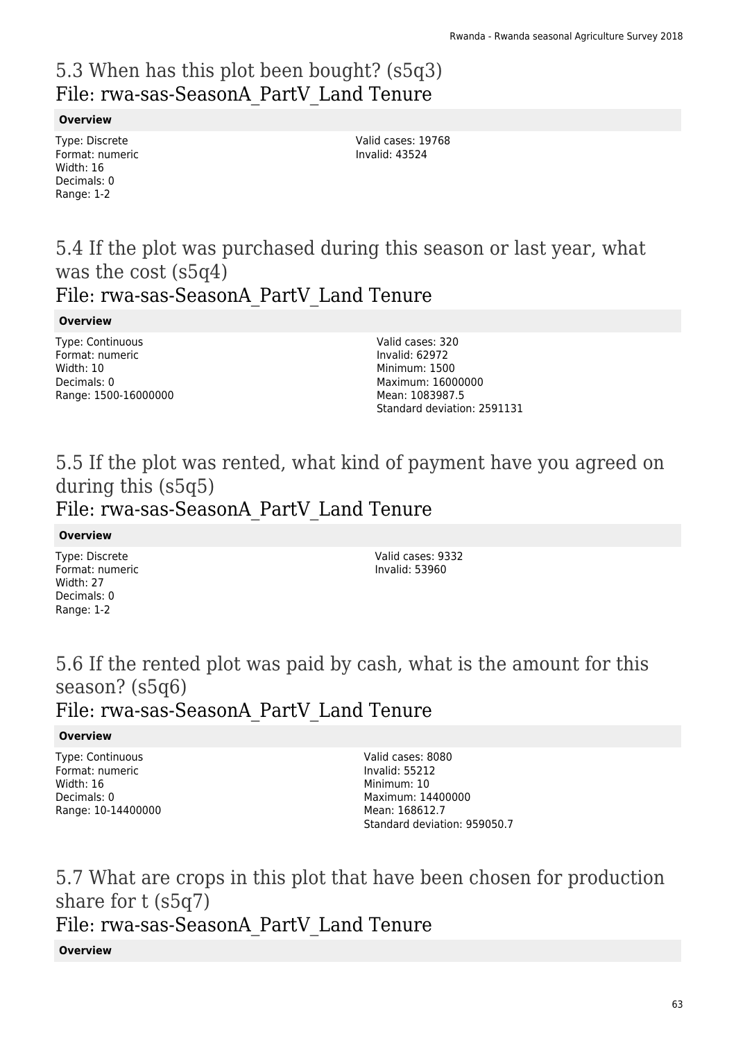# 5.3 When has this plot been bought? (s5q3)

## File: rwa-sas-SeasonA_PartV_Land Tenure

**Overview**

Type: Discrete
Format: numeric
Width: 16
Decimals: 0
Range: 1-2

Valid cases: 19768
Invalid: 43524

# 5.4 If the plot was purchased during this season or last year, what was the cost (s5q4)

## File: rwa-sas-SeasonA_PartV_Land Tenure

**Overview**

Type: Continuous
Format: numeric
Width: 10
Decimals: 0
Range: 1500-16000000

Valid cases: 320
Invalid: 62972
Minimum: 1500
Maximum: 16000000
Mean: 1083987.5
Standard deviation: 2591131

# 5.5 If the plot was rented, what kind of payment have you agreed on during this (s5q5)

## File: rwa-sas-SeasonA_PartV_Land Tenure

**Overview**

Type: Discrete
Format: numeric
Width: 27
Decimals: 0
Range: 1-2

Valid cases: 9332
Invalid: 53960

# 5.6 If the rented plot was paid by cash, what is the amount for this season? (s5q6)

## File: rwa-sas-SeasonA_PartV_Land Tenure

**Overview**

Type: Continuous
Format: numeric
Width: 16
Decimals: 0
Range: 10-14400000

Valid cases: 8080
Invalid: 55212
Minimum: 10
Maximum: 14400000
Mean: 168612.7
Standard deviation: 959050.7

# 5.7 What are crops in this plot that have been chosen for production share for t (s5q7)

## File: rwa-sas-SeasonA_PartV_Land Tenure

**Overview**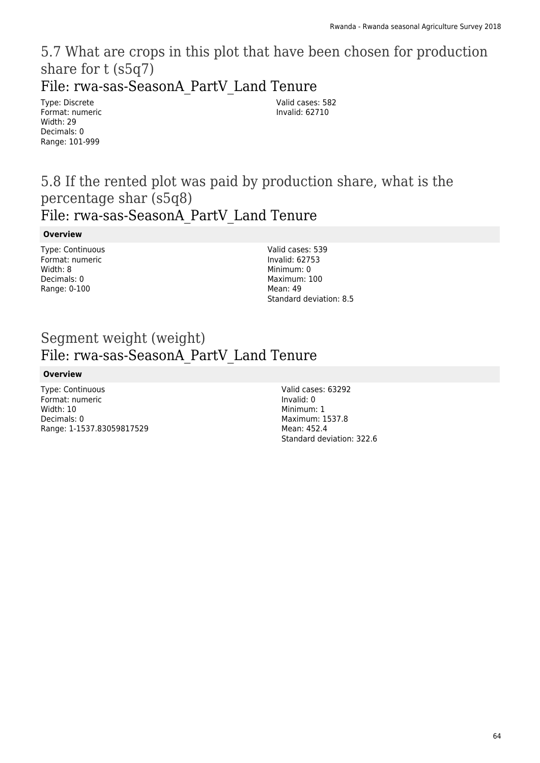# 5.7 What are crops in this plot that have been chosen for production share for t (s5q7)

## File: rwa-sas-SeasonA_PartV_Land Tenure

Type: Discrete
Format: numeric
Width: 29
Decimals: 0
Range: 101-999

Valid cases: 582
Invalid: 62710

# 5.8 If the rented plot was paid by production share, what is the percentage shar (s5q8)

## File: rwa-sas-SeasonA_PartV_Land Tenure

**Overview**

Type: Continuous
Format: numeric
Width: 8
Decimals: 0
Range: 0-100

Valid cases: 539
Invalid: 62753
Minimum: 0
Maximum: 100
Mean: 49
Standard deviation: 8.5

# Segment weight (weight)

## File: rwa-sas-SeasonA_PartV_Land Tenure

**Overview**

Type: Continuous
Format: numeric
Width: 10
Decimals: 0
Range: 1-1537.83059817529

Valid cases: 63292
Invalid: 0
Minimum: 1
Maximum: 1537.8
Mean: 452.4
Standard deviation: 322.6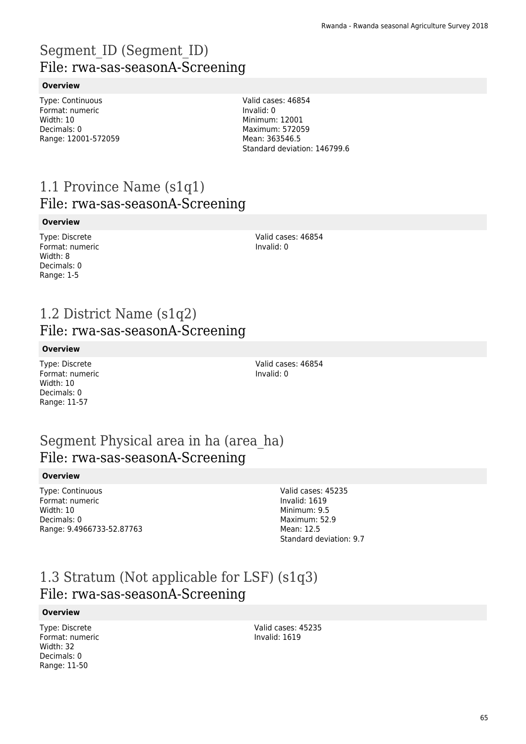# Segment_ID (Segment_ID)
## File: rwa-sas-seasonA-Screening

### Overview

Type: Continuous
Format: numeric
Width: 10
Decimals: 0
Range: 12001-572059

Valid cases: 46854
Invalid: 0
Minimum: 12001
Maximum: 572059
Mean: 363546.5
Standard deviation: 146799.6

# 1.1 Province Name (s1q1)
## File: rwa-sas-seasonA-Screening

### Overview

Type: Discrete
Format: numeric
Width: 8
Decimals: 0
Range: 1-5

Valid cases: 46854
Invalid: 0

# 1.2 District Name (s1q2)
## File: rwa-sas-seasonA-Screening

### Overview

Type: Discrete
Format: numeric
Width: 10
Decimals: 0
Range: 11-57

Valid cases: 46854
Invalid: 0

# Segment Physical area in ha (area_ha)
## File: rwa-sas-seasonA-Screening

### Overview

Type: Continuous
Format: numeric
Width: 10
Decimals: 0
Range: 9.4966733-52.87763

Valid cases: 45235
Invalid: 1619
Minimum: 9.5
Maximum: 52.9
Mean: 12.5
Standard deviation: 9.7

# 1.3 Stratum (Not applicable for LSF) (s1q3)
## File: rwa-sas-seasonA-Screening

### Overview

Type: Discrete
Format: numeric
Width: 32
Decimals: 0
Range: 11-50

Valid cases: 45235
Invalid: 1619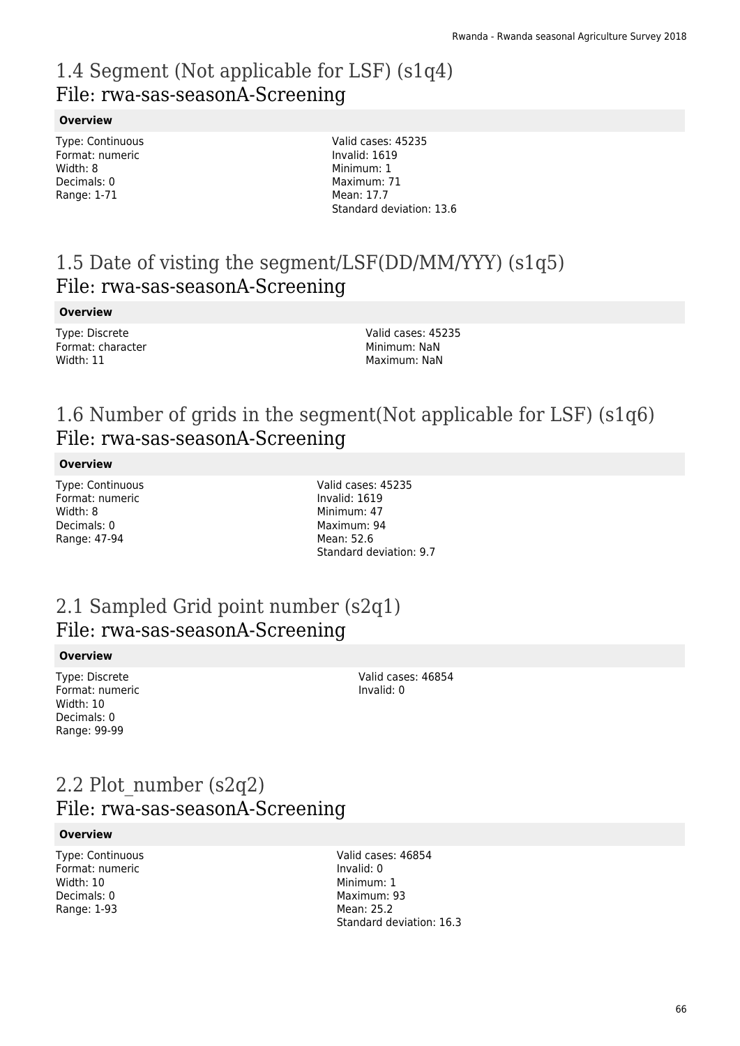# 1.4 Segment (Not applicable for LSF) (s1q4)

## File: rwa-sas-seasonA-Screening

**Overview**

Type: Continuous
Format: numeric
Width: 8
Decimals: 0
Range: 1-71

Valid cases: 45235
Invalid: 1619
Minimum: 1
Maximum: 71
Mean: 17.7
Standard deviation: 13.6

# 1.5 Date of visting the segment/LSF(DD/MM/YYY) (s1q5)

## File: rwa-sas-seasonA-Screening

**Overview**

Type: Discrete
Format: character
Width: 11

Valid cases: 45235
Minimum: NaN
Maximum: NaN

# 1.6 Number of grids in the segment(Not applicable for LSF) (s1q6)

## File: rwa-sas-seasonA-Screening

**Overview**

Type: Continuous
Format: numeric
Width: 8
Decimals: 0
Range: 47-94

Valid cases: 45235
Invalid: 1619
Minimum: 47
Maximum: 94
Mean: 52.6
Standard deviation: 9.7

# 2.1 Sampled Grid point number (s2q1)

## File: rwa-sas-seasonA-Screening

**Overview**

Type: Discrete
Format: numeric
Width: 10
Decimals: 0
Range: 99-99

Valid cases: 46854
Invalid: 0

# 2.2 Plot_number (s2q2)

## File: rwa-sas-seasonA-Screening

**Overview**

Type: Continuous
Format: numeric
Width: 10
Decimals: 0
Range: 1-93

Valid cases: 46854
Invalid: 0
Minimum: 1
Maximum: 93
Mean: 25.2
Standard deviation: 16.3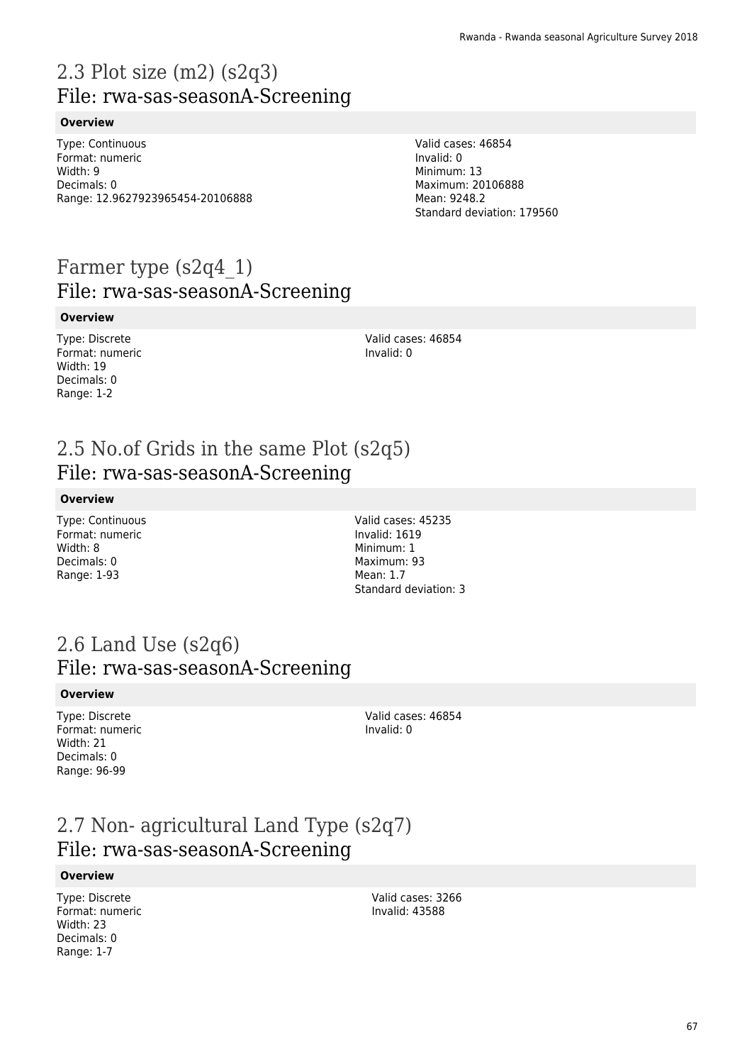# 2.3 Plot size (m2) (s2q3)
## File: rwa-sas-seasonA-Screening

**Overview**

Type: Continuous
Format: numeric
Width: 9
Decimals: 0
Range: 12.9627923965454-20106888

Valid cases: 46854
Invalid: 0
Minimum: 13
Maximum: 20106888
Mean: 9248.2
Standard deviation: 179560

# Farmer type (s2q4_1)
## File: rwa-sas-seasonA-Screening

**Overview**

Type: Discrete
Format: numeric
Width: 19
Decimals: 0
Range: 1-2

Valid cases: 46854
Invalid: 0

# 2.5 No.of Grids in the same Plot (s2q5)
## File: rwa-sas-seasonA-Screening

**Overview**

Type: Continuous
Format: numeric
Width: 8
Decimals: 0
Range: 1-93

Valid cases: 45235
Invalid: 1619
Minimum: 1
Maximum: 93
Mean: 1.7
Standard deviation: 3

# 2.6 Land Use (s2q6)
## File: rwa-sas-seasonA-Screening

**Overview**

Type: Discrete
Format: numeric
Width: 21
Decimals: 0
Range: 96-99

Valid cases: 46854
Invalid: 0

# 2.7 Non- agricultural Land Type (s2q7)
## File: rwa-sas-seasonA-Screening

**Overview**

Type: Discrete
Format: numeric
Width: 23
Decimals: 0
Range: 1-7

Valid cases: 3266
Invalid: 43588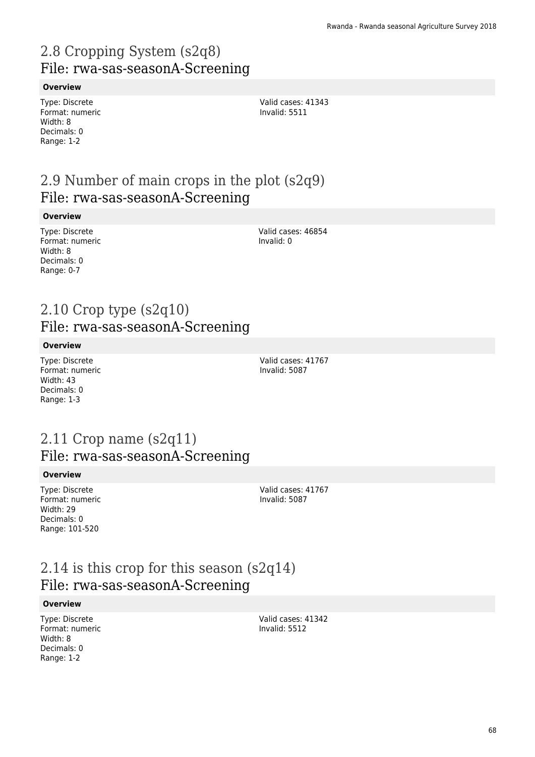## 2.8 Cropping System (s2q8)
### File: rwa-sas-seasonA-Screening

**Overview**

Type: Discrete
Format: numeric
Width: 8
Decimals: 0
Range: 1-2

Valid cases: 41343
Invalid: 5511

## 2.9 Number of main crops in the plot (s2q9)
### File: rwa-sas-seasonA-Screening

**Overview**

Type: Discrete
Format: numeric
Width: 8
Decimals: 0
Range: 0-7

Valid cases: 46854
Invalid: 0

## 2.10 Crop type (s2q10)
### File: rwa-sas-seasonA-Screening

**Overview**

Type: Discrete
Format: numeric
Width: 43
Decimals: 0
Range: 1-3

Valid cases: 41767
Invalid: 5087

## 2.11 Crop name (s2q11)
### File: rwa-sas-seasonA-Screening

**Overview**

Type: Discrete
Format: numeric
Width: 29
Decimals: 0
Range: 101-520

Valid cases: 41767
Invalid: 5087

## 2.14 is this crop for this season (s2q14)
### File: rwa-sas-seasonA-Screening

**Overview**

Type: Discrete
Format: numeric
Width: 8
Decimals: 0
Range: 1-2

Valid cases: 41342
Invalid: 5512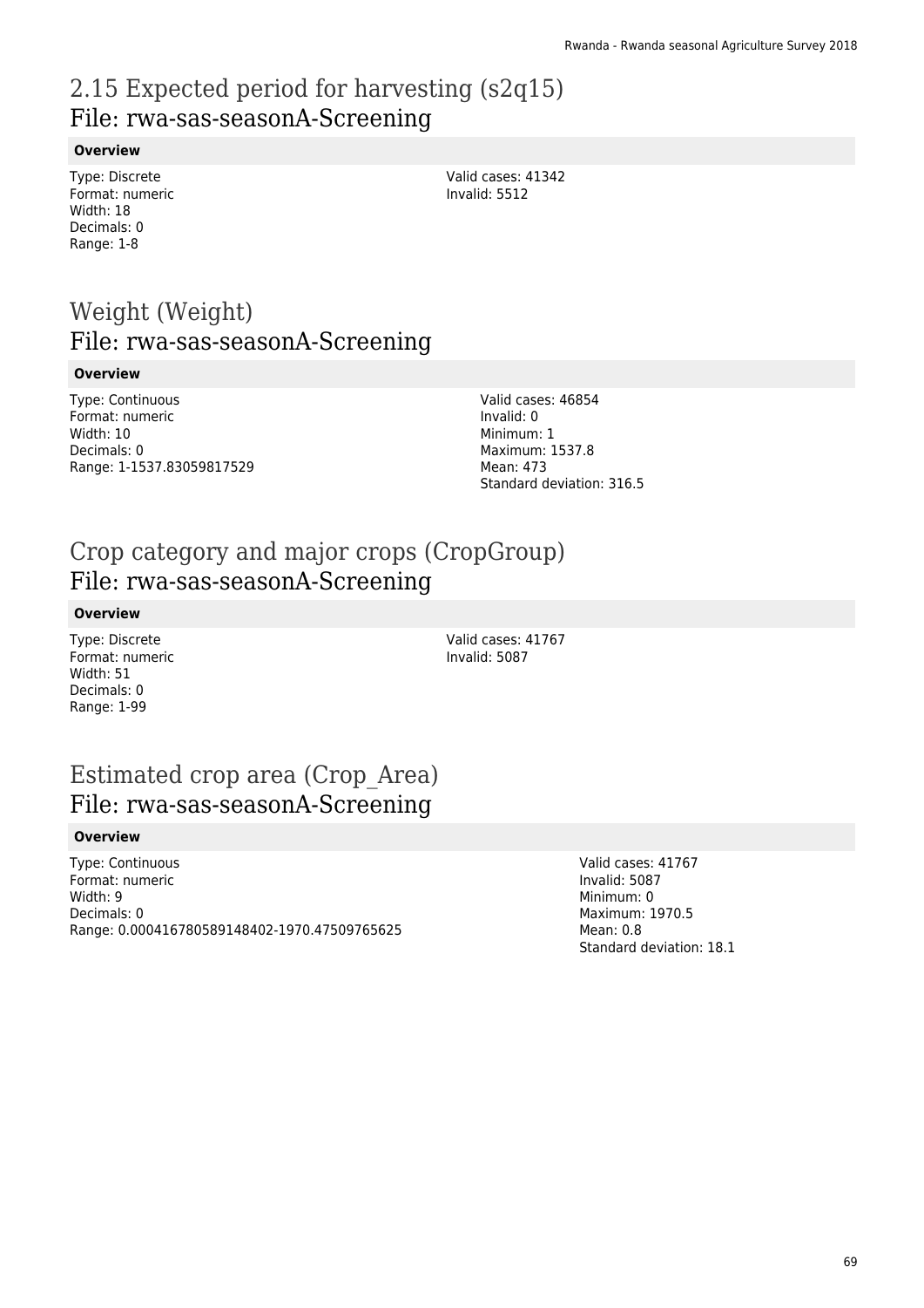# 2.15 Expected period for harvesting (s2q15)

## File: rwa-sas-seasonA-Screening

**Overview**

Type: Discrete
Format: numeric
Width: 18
Decimals: 0
Range: 1-8

Valid cases: 41342
Invalid: 5512

# Weight (Weight)

## File: rwa-sas-seasonA-Screening

**Overview**

Type: Continuous
Format: numeric
Width: 10
Decimals: 0
Range: 1-1537.83059817529

Valid cases: 46854
Invalid: 0
Minimum: 1
Maximum: 1537.8
Mean: 473
Standard deviation: 316.5

# Crop category and major crops (CropGroup)

## File: rwa-sas-seasonA-Screening

**Overview**

Type: Discrete
Format: numeric
Width: 51
Decimals: 0
Range: 1-99

Valid cases: 41767
Invalid: 5087

# Estimated crop area (Crop_Area)

## File: rwa-sas-seasonA-Screening

**Overview**

Type: Continuous
Format: numeric
Width: 9
Decimals: 0
Range: 0.000416780589148402-1970.47509765625

Valid cases: 41767
Invalid: 5087
Minimum: 0
Maximum: 1970.5
Mean: 0.8
Standard deviation: 18.1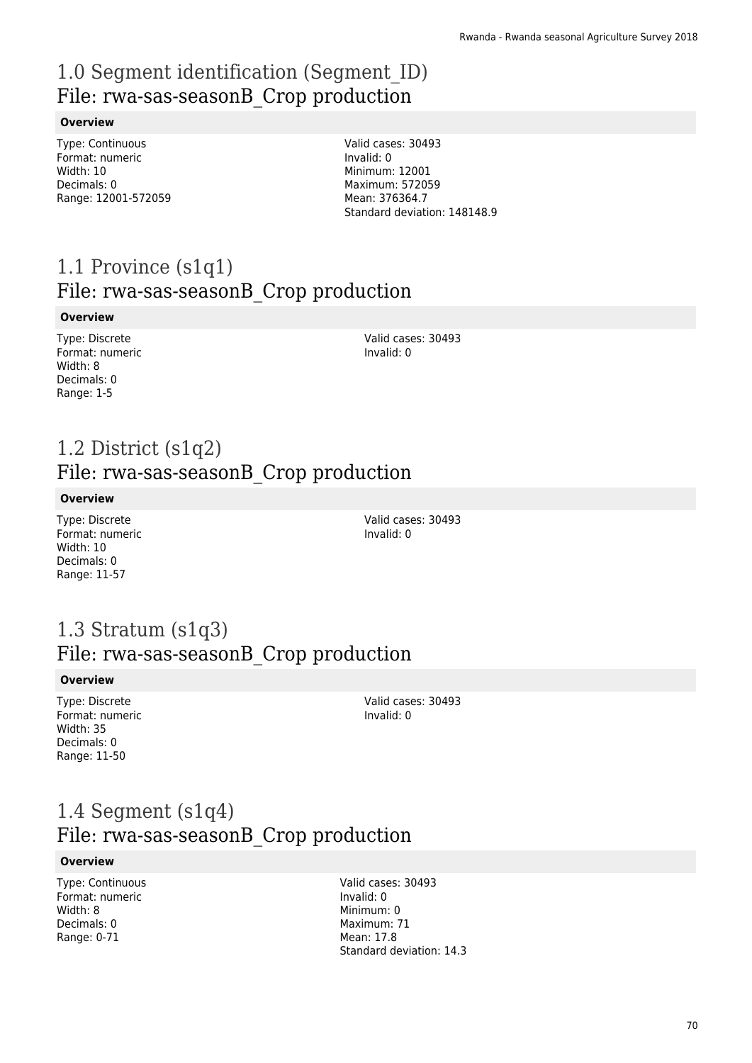# 1.0 Segment identification (Segment_ID)
## File: rwa-sas-seasonB_Crop production

**Overview**

Type: Continuous
Format: numeric
Width: 10
Decimals: 0
Range: 12001-572059

Valid cases: 30493
Invalid: 0
Minimum: 12001
Maximum: 572059
Mean: 376364.7
Standard deviation: 148148.9

# 1.1 Province (s1q1)
## File: rwa-sas-seasonB_Crop production

**Overview**

Type: Discrete
Format: numeric
Width: 8
Decimals: 0
Range: 1-5

Valid cases: 30493
Invalid: 0

# 1.2 District (s1q2)
## File: rwa-sas-seasonB_Crop production

**Overview**

Type: Discrete
Format: numeric
Width: 10
Decimals: 0
Range: 11-57

Valid cases: 30493
Invalid: 0

# 1.3 Stratum (s1q3)
## File: rwa-sas-seasonB_Crop production

**Overview**

Type: Discrete
Format: numeric
Width: 35
Decimals: 0
Range: 11-50

Valid cases: 30493
Invalid: 0

# 1.4 Segment (s1q4)
## File: rwa-sas-seasonB_Crop production

**Overview**

Type: Continuous
Format: numeric
Width: 8
Decimals: 0
Range: 0-71

Valid cases: 30493
Invalid: 0
Minimum: 0
Maximum: 71
Mean: 17.8
Standard deviation: 14.3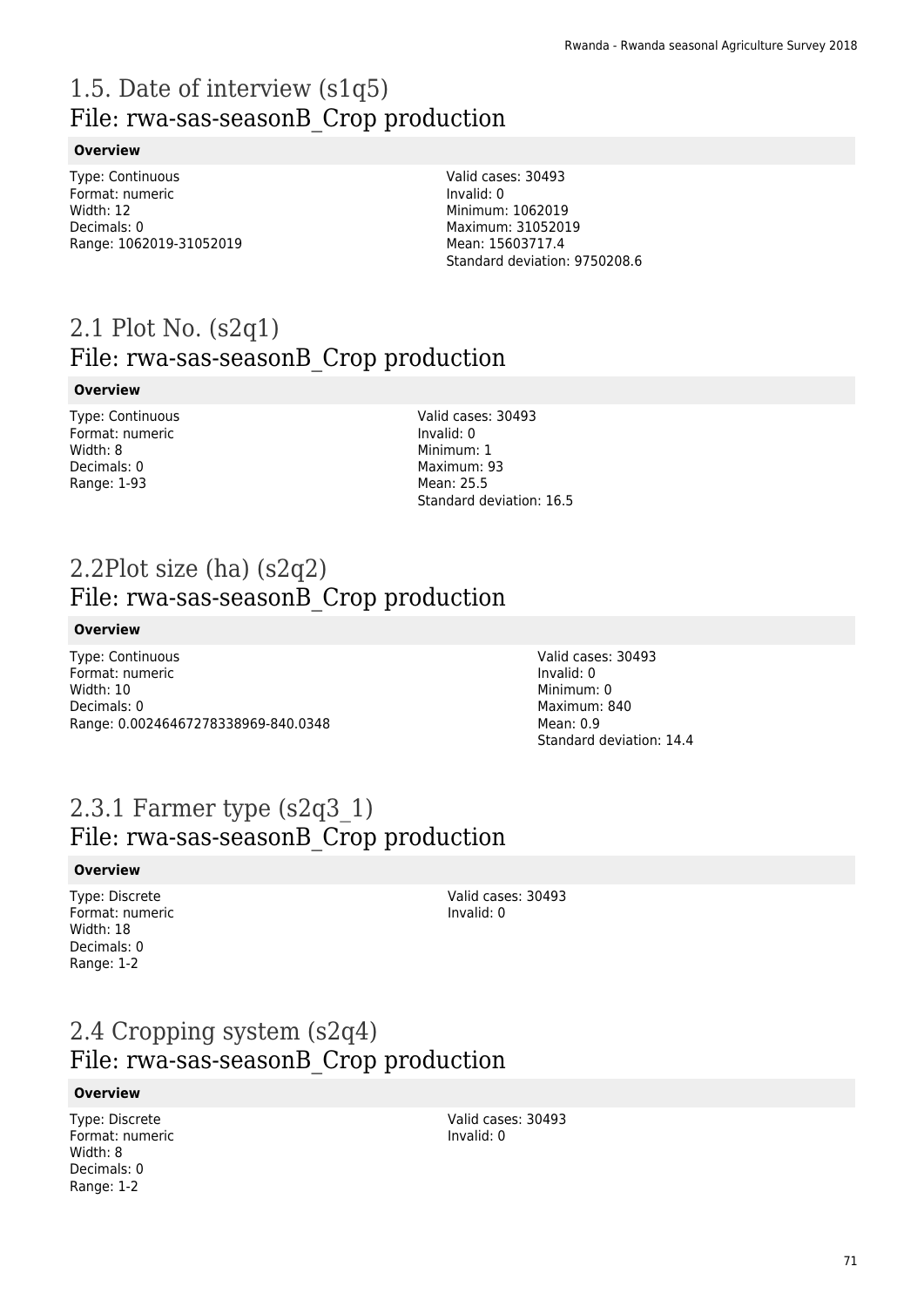# 1.5. Date of interview (s1q5)
## File: rwa-sas-seasonB_Crop production

**Overview**

Type: Continuous
Format: numeric
Width: 12
Decimals: 0
Range: 1062019-31052019

Valid cases: 30493
Invalid: 0
Minimum: 1062019
Maximum: 31052019
Mean: 15603717.4
Standard deviation: 9750208.6

# 2.1 Plot No. (s2q1)
## File: rwa-sas-seasonB_Crop production

**Overview**

Type: Continuous
Format: numeric
Width: 8
Decimals: 0
Range: 1-93

Valid cases: 30493
Invalid: 0
Minimum: 1
Maximum: 93
Mean: 25.5
Standard deviation: 16.5

# 2.2Plot size (ha) (s2q2)
## File: rwa-sas-seasonB_Crop production

**Overview**

Type: Continuous
Format: numeric
Width: 10
Decimals: 0
Range: 0.00246467278338969-840.0348

Valid cases: 30493
Invalid: 0
Minimum: 0
Maximum: 840
Mean: 0.9
Standard deviation: 14.4

# 2.3.1 Farmer type (s2q3_1)
## File: rwa-sas-seasonB_Crop production

**Overview**

Type: Discrete
Format: numeric
Width: 18
Decimals: 0
Range: 1-2

Valid cases: 30493
Invalid: 0

# 2.4 Cropping system (s2q4)
## File: rwa-sas-seasonB_Crop production

**Overview**

Type: Discrete
Format: numeric
Width: 8
Decimals: 0
Range: 1-2

Valid cases: 30493
Invalid: 0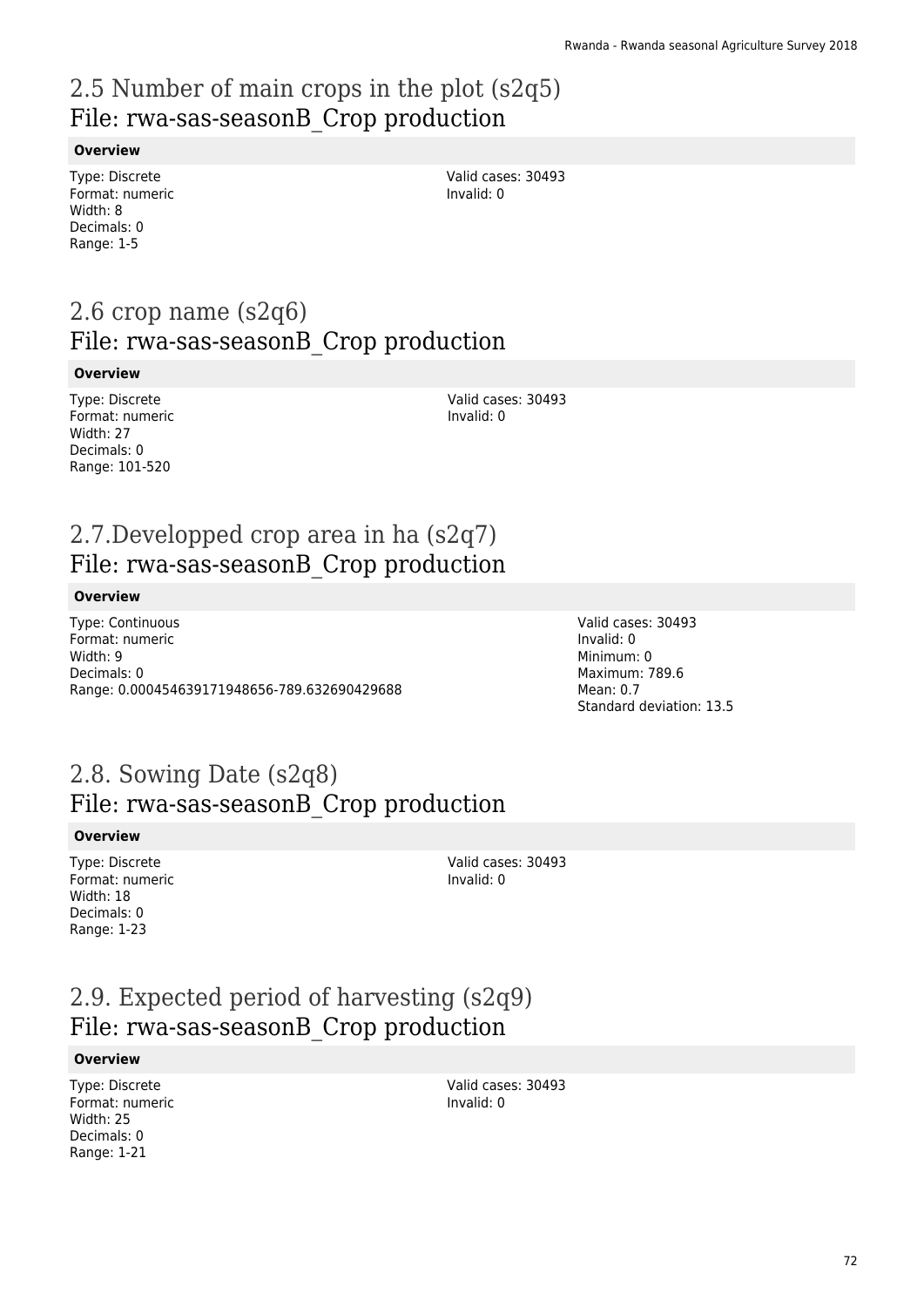## 2.5 Number of main crops in the plot (s2q5)
## File: rwa-sas-seasonB_Crop production

**Overview**

Type: Discrete
Format: numeric
Width: 8
Decimals: 0
Range: 1-5

Valid cases: 30493
Invalid: 0

## 2.6 crop name (s2q6)
## File: rwa-sas-seasonB_Crop production

**Overview**

Type: Discrete
Format: numeric
Width: 27
Decimals: 0
Range: 101-520

Valid cases: 30493
Invalid: 0

## 2.7.Developped crop area in ha (s2q7)
## File: rwa-sas-seasonB_Crop production

**Overview**

Type: Continuous
Format: numeric
Width: 9
Decimals: 0
Range: 0.000454639171948656-789.632690429688

Valid cases: 30493
Invalid: 0
Minimum: 0
Maximum: 789.6
Mean: 0.7
Standard deviation: 13.5

## 2.8. Sowing Date (s2q8)
## File: rwa-sas-seasonB_Crop production

**Overview**

Type: Discrete
Format: numeric
Width: 18
Decimals: 0
Range: 1-23

Valid cases: 30493
Invalid: 0

## 2.9. Expected period of harvesting (s2q9)
## File: rwa-sas-seasonB_Crop production

**Overview**

Type: Discrete
Format: numeric
Width: 25
Decimals: 0
Range: 1-21

Valid cases: 30493
Invalid: 0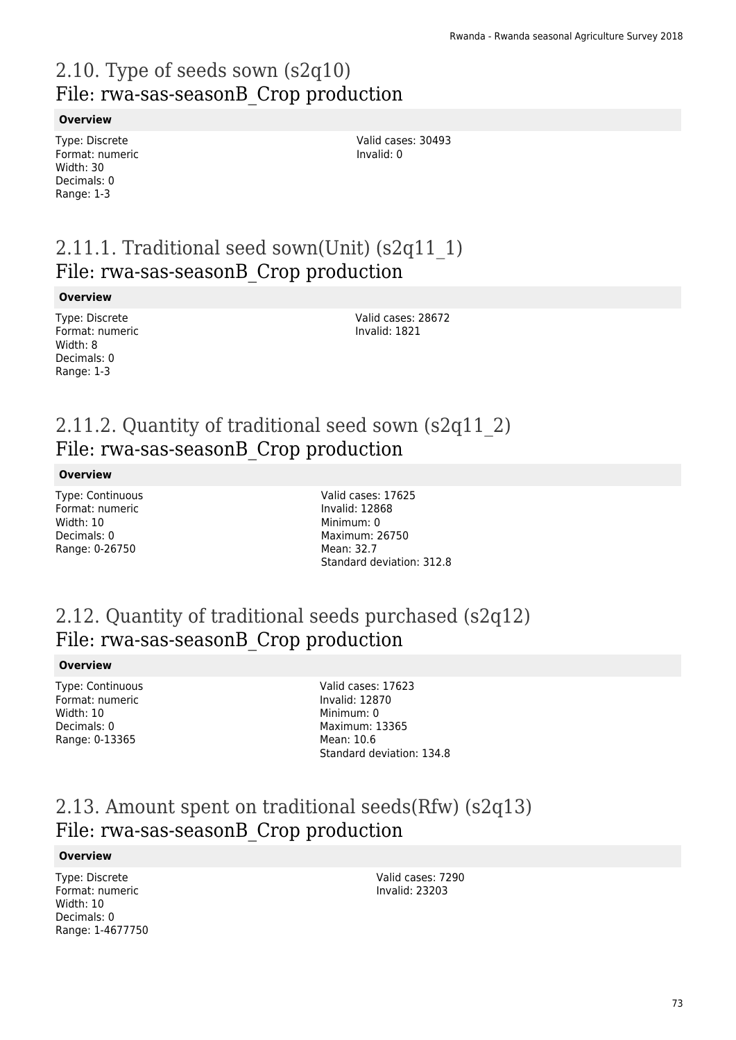## 2.10. Type of seeds sown (s2q10)
## File: rwa-sas-seasonB_Crop production

**Overview**

Type: Discrete
Format: numeric
Width: 30
Decimals: 0
Range: 1-3

Valid cases: 30493
Invalid: 0

## 2.11.1. Traditional seed sown(Unit) (s2q11_1)
## File: rwa-sas-seasonB_Crop production

**Overview**

Type: Discrete
Format: numeric
Width: 8
Decimals: 0
Range: 1-3

Valid cases: 28672
Invalid: 1821

## 2.11.2. Quantity of traditional seed sown (s2q11_2)
## File: rwa-sas-seasonB_Crop production

**Overview**

Type: Continuous
Format: numeric
Width: 10
Decimals: 0
Range: 0-26750

Valid cases: 17625
Invalid: 12868
Minimum: 0
Maximum: 26750
Mean: 32.7
Standard deviation: 312.8

## 2.12. Quantity of traditional seeds purchased (s2q12)
## File: rwa-sas-seasonB_Crop production

**Overview**

Type: Continuous
Format: numeric
Width: 10
Decimals: 0
Range: 0-13365

Valid cases: 17623
Invalid: 12870
Minimum: 0
Maximum: 13365
Mean: 10.6
Standard deviation: 134.8

## 2.13. Amount spent on traditional seeds(Rfw) (s2q13)
## File: rwa-sas-seasonB_Crop production

**Overview**

Type: Discrete
Format: numeric
Width: 10
Decimals: 0
Range: 1-4677750

Valid cases: 7290
Invalid: 23203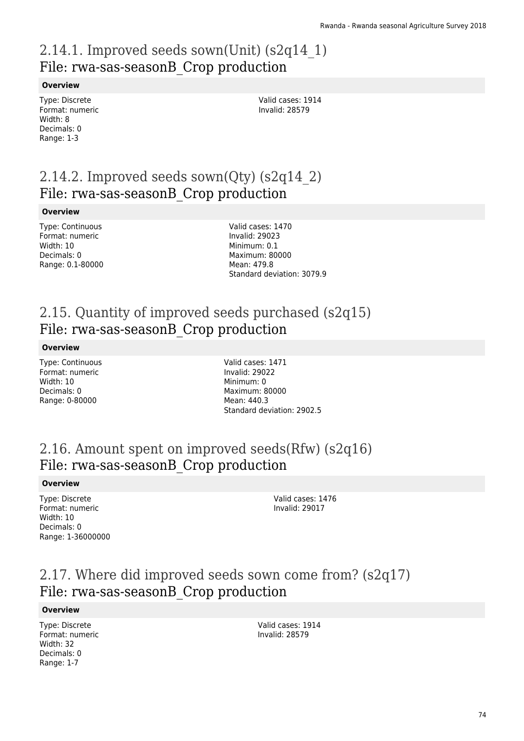## 2.14.1. Improved seeds sown(Unit) (s2q14_1)
File: rwa-sas-seasonB_Crop production

**Overview**

Type: Discrete
Format: numeric
Width: 8
Decimals: 0
Range: 1-3

Valid cases: 1914
Invalid: 28579

## 2.14.2. Improved seeds sown(Qty) (s2q14_2)
File: rwa-sas-seasonB_Crop production

**Overview**

Type: Continuous
Format: numeric
Width: 10
Decimals: 0
Range: 0.1-80000

Valid cases: 1470
Invalid: 29023
Minimum: 0.1
Maximum: 80000
Mean: 479.8
Standard deviation: 3079.9

## 2.15. Quantity of improved seeds purchased (s2q15)
File: rwa-sas-seasonB_Crop production

**Overview**

Type: Continuous
Format: numeric
Width: 10
Decimals: 0
Range: 0-80000

Valid cases: 1471
Invalid: 29022
Minimum: 0
Maximum: 80000
Mean: 440.3
Standard deviation: 2902.5

## 2.16. Amount spent on improved seeds(Rfw) (s2q16)
File: rwa-sas-seasonB_Crop production

**Overview**

Type: Discrete
Format: numeric
Width: 10
Decimals: 0
Range: 1-36000000

Valid cases: 1476
Invalid: 29017

## 2.17. Where did improved seeds sown come from? (s2q17)
File: rwa-sas-seasonB_Crop production

**Overview**

Type: Discrete
Format: numeric
Width: 32
Decimals: 0
Range: 1-7

Valid cases: 1914
Invalid: 28579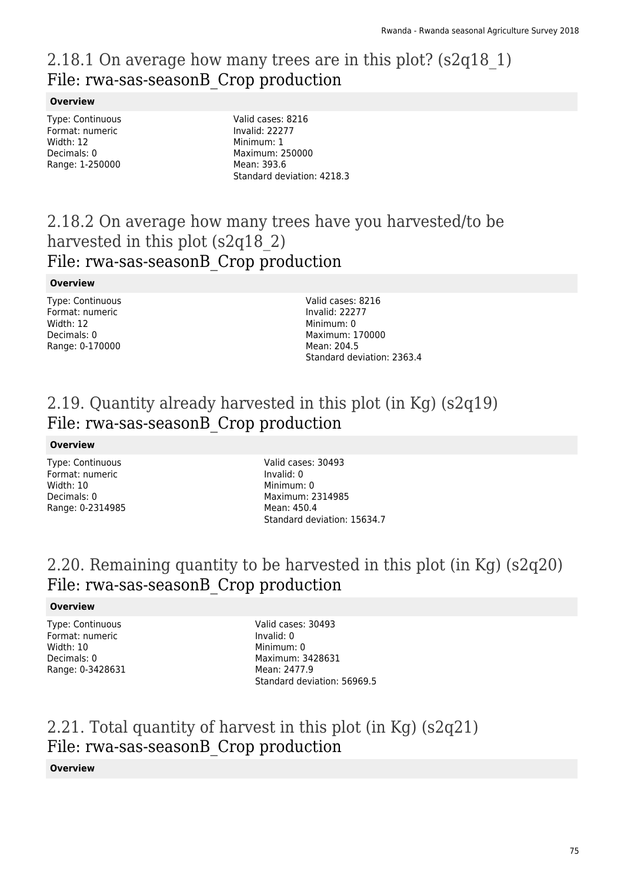## 2.18.1 On average how many trees are in this plot? (s2q18_1)
## File: rwa-sas-seasonB_Crop production

**Overview**

Type: Continuous
Format: numeric
Width: 12
Decimals: 0
Range: 1-250000

Valid cases: 8216
Invalid: 22277
Minimum: 1
Maximum: 250000
Mean: 393.6
Standard deviation: 4218.3

## 2.18.2 On average how many trees have you harvested/to be harvested in this plot (s2q18_2)
## File: rwa-sas-seasonB_Crop production

**Overview**

Type: Continuous
Format: numeric
Width: 12
Decimals: 0
Range: 0-170000

Valid cases: 8216
Invalid: 22277
Minimum: 0
Maximum: 170000
Mean: 204.5
Standard deviation: 2363.4

## 2.19. Quantity already harvested in this plot (in Kg) (s2q19)
## File: rwa-sas-seasonB_Crop production

**Overview**

Type: Continuous
Format: numeric
Width: 10
Decimals: 0
Range: 0-2314985

Valid cases: 30493
Invalid: 0
Minimum: 0
Maximum: 2314985
Mean: 450.4
Standard deviation: 15634.7

## 2.20. Remaining quantity to be harvested in this plot (in Kg) (s2q20)
## File: rwa-sas-seasonB_Crop production

**Overview**

Type: Continuous
Format: numeric
Width: 10
Decimals: 0
Range: 0-3428631

Valid cases: 30493
Invalid: 0
Minimum: 0
Maximum: 3428631
Mean: 2477.9
Standard deviation: 56969.5

## 2.21. Total quantity of harvest in this plot (in Kg) (s2q21)
## File: rwa-sas-seasonB_Crop production

**Overview**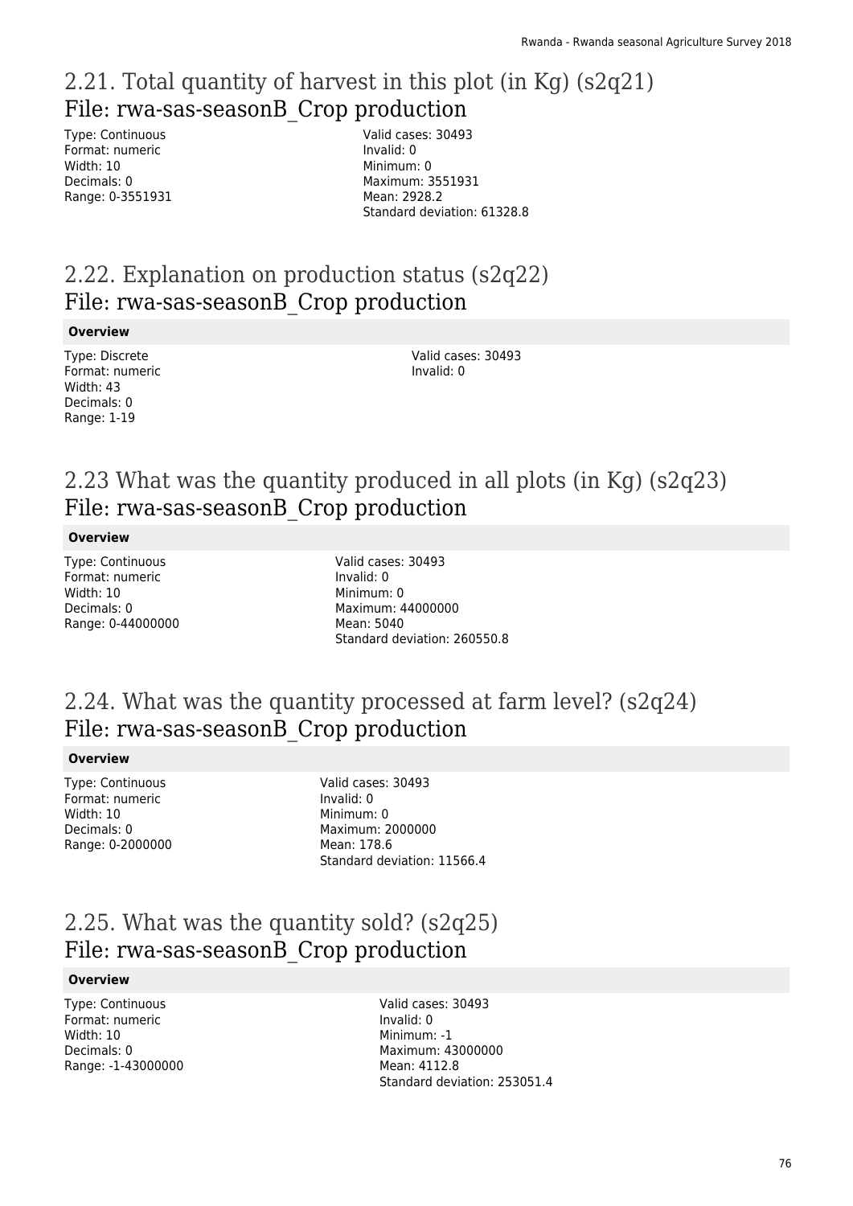## 2.21. Total quantity of harvest in this plot (in Kg) (s2q21)

File: rwa-sas-seasonB_Crop production

Type: Continuous
Format: numeric
Width: 10
Decimals: 0
Range: 0-3551931

Valid cases: 30493
Invalid: 0
Minimum: 0
Maximum: 3551931
Mean: 2928.2
Standard deviation: 61328.8

## 2.22. Explanation on production status (s2q22)

File: rwa-sas-seasonB_Crop production

**Overview**

Type: Discrete
Format: numeric
Width: 43
Decimals: 0
Range: 1-19

Valid cases: 30493
Invalid: 0

## 2.23 What was the quantity produced in all plots (in Kg) (s2q23)

File: rwa-sas-seasonB_Crop production

**Overview**

Type: Continuous
Format: numeric
Width: 10
Decimals: 0
Range: 0-44000000

Valid cases: 30493
Invalid: 0
Minimum: 0
Maximum: 44000000
Mean: 5040
Standard deviation: 260550.8

## 2.24. What was the quantity processed at farm level? (s2q24)

File: rwa-sas-seasonB_Crop production

**Overview**

Type: Continuous
Format: numeric
Width: 10
Decimals: 0
Range: 0-2000000

Valid cases: 30493
Invalid: 0
Minimum: 0
Maximum: 2000000
Mean: 178.6
Standard deviation: 11566.4

## 2.25. What was the quantity sold? (s2q25)

File: rwa-sas-seasonB_Crop production

**Overview**

Type: Continuous
Format: numeric
Width: 10
Decimals: 0
Range: -1-43000000

Valid cases: 30493
Invalid: 0
Minimum: -1
Maximum: 43000000
Mean: 4112.8
Standard deviation: 253051.4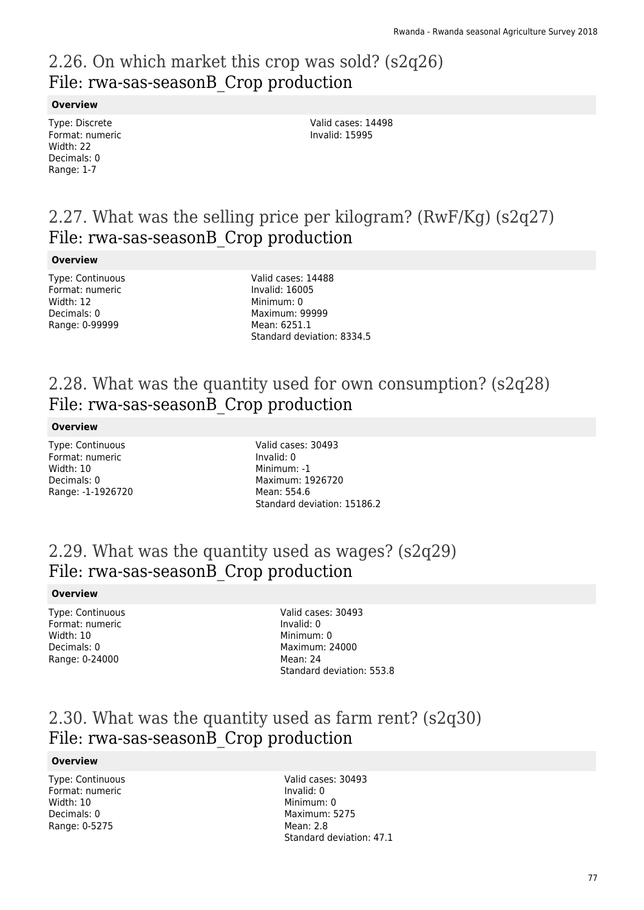## 2.26. On which market this crop was sold? (s2q26)
## File: rwa-sas-seasonB_Crop production

**Overview**

Type: Discrete
Format: numeric
Width: 22
Decimals: 0
Range: 1-7

Valid cases: 14498
Invalid: 15995

## 2.27. What was the selling price per kilogram? (RwF/Kg) (s2q27)
## File: rwa-sas-seasonB_Crop production

**Overview**

Type: Continuous
Format: numeric
Width: 12
Decimals: 0
Range: 0-99999

Valid cases: 14488
Invalid: 16005
Minimum: 0
Maximum: 99999
Mean: 6251.1
Standard deviation: 8334.5

## 2.28. What was the quantity used for own consumption? (s2q28)
## File: rwa-sas-seasonB_Crop production

**Overview**

Type: Continuous
Format: numeric
Width: 10
Decimals: 0
Range: -1-1926720

Valid cases: 30493
Invalid: 0
Minimum: -1
Maximum: 1926720
Mean: 554.6
Standard deviation: 15186.2

## 2.29. What was the quantity used as wages? (s2q29)
## File: rwa-sas-seasonB_Crop production

**Overview**

Type: Continuous
Format: numeric
Width: 10
Decimals: 0
Range: 0-24000

Valid cases: 30493
Invalid: 0
Minimum: 0
Maximum: 24000
Mean: 24
Standard deviation: 553.8

## 2.30. What was the quantity used as farm rent? (s2q30)
## File: rwa-sas-seasonB_Crop production

**Overview**

Type: Continuous
Format: numeric
Width: 10
Decimals: 0
Range: 0-5275

Valid cases: 30493
Invalid: 0
Minimum: 0
Maximum: 5275
Mean: 2.8
Standard deviation: 47.1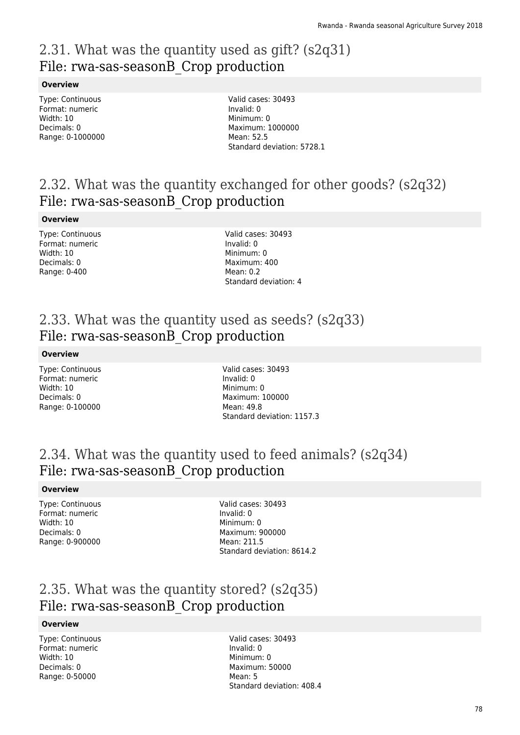## 2.31. What was the quantity used as gift? (s2q31)
## File: rwa-sas-seasonB_Crop production

**Overview**

Type: Continuous
Format: numeric
Width: 10
Decimals: 0
Range: 0-1000000

Valid cases: 30493
Invalid: 0
Minimum: 0
Maximum: 1000000
Mean: 52.5
Standard deviation: 5728.1

## 2.32. What was the quantity exchanged for other goods? (s2q32)
## File: rwa-sas-seasonB_Crop production

**Overview**

Type: Continuous
Format: numeric
Width: 10
Decimals: 0
Range: 0-400

Valid cases: 30493
Invalid: 0
Minimum: 0
Maximum: 400
Mean: 0.2
Standard deviation: 4

## 2.33. What was the quantity used as seeds? (s2q33)
## File: rwa-sas-seasonB_Crop production

**Overview**

Type: Continuous
Format: numeric
Width: 10
Decimals: 0
Range: 0-100000

Valid cases: 30493
Invalid: 0
Minimum: 0
Maximum: 100000
Mean: 49.8
Standard deviation: 1157.3

## 2.34. What was the quantity used to feed animals? (s2q34)
## File: rwa-sas-seasonB_Crop production

**Overview**

Type: Continuous
Format: numeric
Width: 10
Decimals: 0
Range: 0-900000

Valid cases: 30493
Invalid: 0
Minimum: 0
Maximum: 900000
Mean: 211.5
Standard deviation: 8614.2

## 2.35. What was the quantity stored? (s2q35)
## File: rwa-sas-seasonB_Crop production

**Overview**

Type: Continuous
Format: numeric
Width: 10
Decimals: 0
Range: 0-50000

Valid cases: 30493
Invalid: 0
Minimum: 0
Maximum: 50000
Mean: 5
Standard deviation: 408.4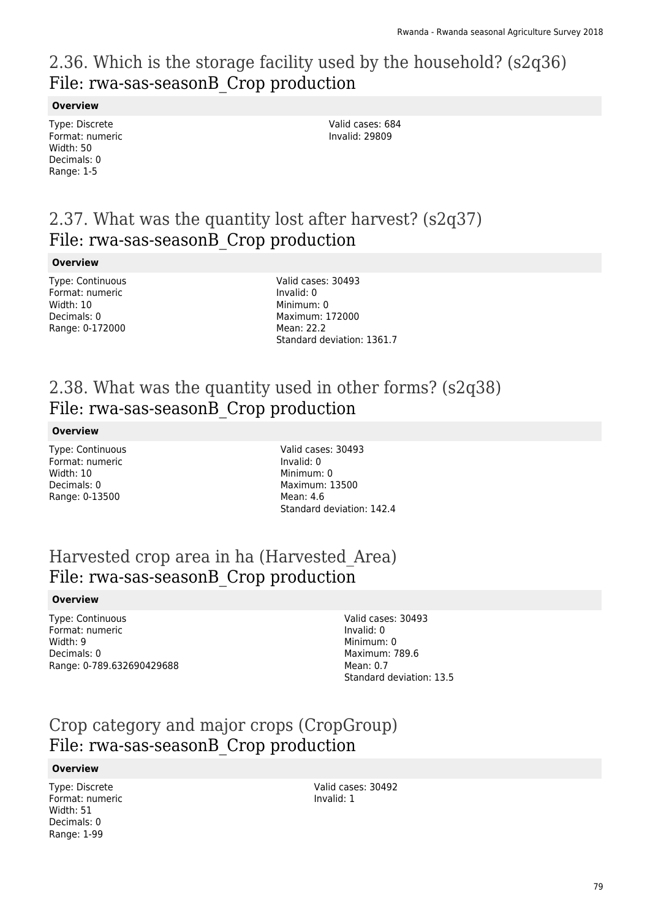## 2.36. Which is the storage facility used by the household? (s2q36)
## File: rwa-sas-seasonB_Crop production

**Overview**

Type: Discrete
Format: numeric
Width: 50
Decimals: 0
Range: 1-5

Valid cases: 684
Invalid: 29809

## 2.37. What was the quantity lost after harvest? (s2q37)
## File: rwa-sas-seasonB_Crop production

**Overview**

Type: Continuous
Format: numeric
Width: 10
Decimals: 0
Range: 0-172000

Valid cases: 30493
Invalid: 0
Minimum: 0
Maximum: 172000
Mean: 22.2
Standard deviation: 1361.7

## 2.38. What was the quantity used in other forms? (s2q38)
## File: rwa-sas-seasonB_Crop production

**Overview**

Type: Continuous
Format: numeric
Width: 10
Decimals: 0
Range: 0-13500

Valid cases: 30493
Invalid: 0
Minimum: 0
Maximum: 13500
Mean: 4.6
Standard deviation: 142.4

## Harvested crop area in ha (Harvested_Area)
## File: rwa-sas-seasonB_Crop production

**Overview**

Type: Continuous
Format: numeric
Width: 9
Decimals: 0
Range: 0-789.632690429688

Valid cases: 30493
Invalid: 0
Minimum: 0
Maximum: 789.6
Mean: 0.7
Standard deviation: 13.5

## Crop category and major crops (CropGroup)
## File: rwa-sas-seasonB_Crop production

**Overview**

Type: Discrete
Format: numeric
Width: 51
Decimals: 0
Range: 1-99

Valid cases: 30492
Invalid: 1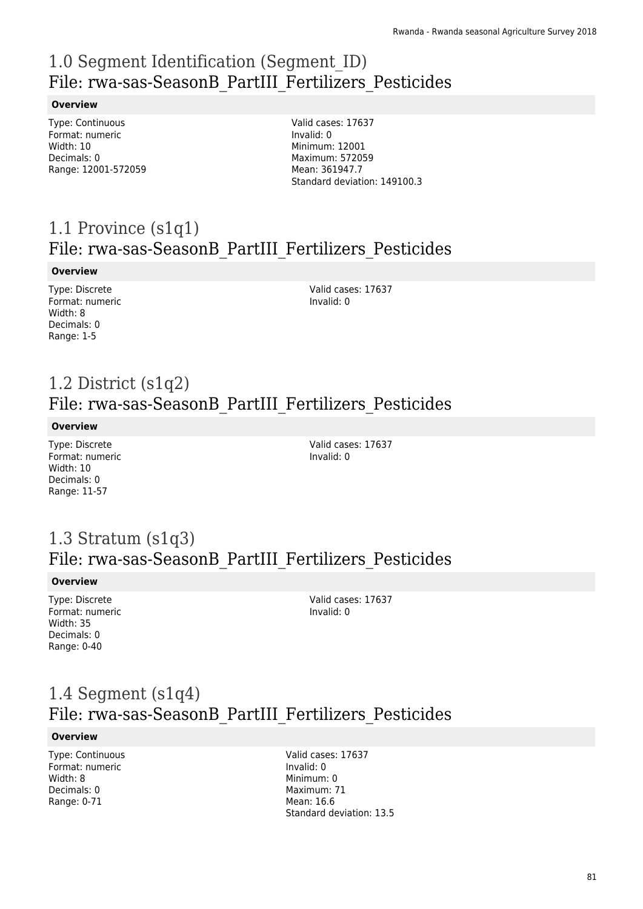# 1.0 Segment Identification (Segment_ID)
## File: rwa-sas-SeasonB_PartIII_Fertilizers_Pesticides

**Overview**

Type: Continuous
Format: numeric
Width: 10
Decimals: 0
Range: 12001-572059

Valid cases: 17637
Invalid: 0
Minimum: 12001
Maximum: 572059
Mean: 361947.7
Standard deviation: 149100.3

# 1.1 Province (s1q1)
## File: rwa-sas-SeasonB_PartIII_Fertilizers_Pesticides

**Overview**

Type: Discrete
Format: numeric
Width: 8
Decimals: 0
Range: 1-5

Valid cases: 17637
Invalid: 0

# 1.2 District (s1q2)
## File: rwa-sas-SeasonB_PartIII_Fertilizers_Pesticides

**Overview**

Type: Discrete
Format: numeric
Width: 10
Decimals: 0
Range: 11-57

Valid cases: 17637
Invalid: 0

# 1.3 Stratum (s1q3)
## File: rwa-sas-SeasonB_PartIII_Fertilizers_Pesticides

**Overview**

Type: Discrete
Format: numeric
Width: 35
Decimals: 0
Range: 0-40

Valid cases: 17637
Invalid: 0

# 1.4 Segment (s1q4)
## File: rwa-sas-SeasonB_PartIII_Fertilizers_Pesticides

**Overview**

Type: Continuous
Format: numeric
Width: 8
Decimals: 0
Range: 0-71

Valid cases: 17637
Invalid: 0
Minimum: 0
Maximum: 71
Mean: 16.6
Standard deviation: 13.5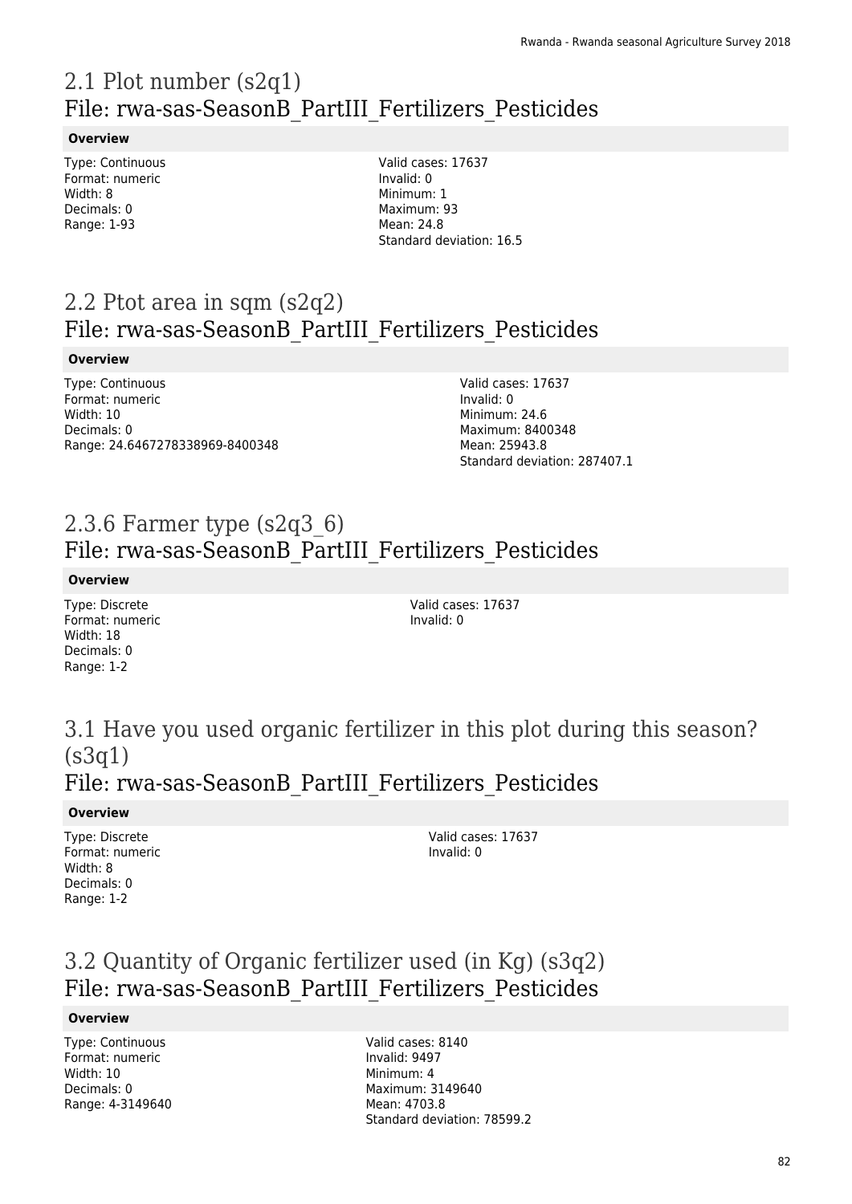# 2.1 Plot number (s2q1)

## File: rwa-sas-SeasonB_PartIII_Fertilizers_Pesticides

**Overview**

Type: Continuous
Format: numeric
Width: 8
Decimals: 0
Range: 1-93

Valid cases: 17637
Invalid: 0
Minimum: 1
Maximum: 93
Mean: 24.8
Standard deviation: 16.5

# 2.2 Ptot area in sqm (s2q2)

## File: rwa-sas-SeasonB_PartIII_Fertilizers_Pesticides

**Overview**

Type: Continuous
Format: numeric
Width: 10
Decimals: 0
Range: 24.6467278338969-8400348

Valid cases: 17637
Invalid: 0
Minimum: 24.6
Maximum: 8400348
Mean: 25943.8
Standard deviation: 287407.1

# 2.3.6 Farmer type (s2q3_6)

## File: rwa-sas-SeasonB_PartIII_Fertilizers_Pesticides

**Overview**

Type: Discrete
Format: numeric
Width: 18
Decimals: 0
Range: 1-2

Valid cases: 17637
Invalid: 0

# 3.1 Have you used organic fertilizer in this plot during this season? (s3q1)

## File: rwa-sas-SeasonB_PartIII_Fertilizers_Pesticides

**Overview**

Type: Discrete
Format: numeric
Width: 8
Decimals: 0
Range: 1-2

Valid cases: 17637
Invalid: 0

# 3.2 Quantity of Organic fertilizer used (in Kg) (s3q2)

## File: rwa-sas-SeasonB_PartIII_Fertilizers_Pesticides

**Overview**

Type: Continuous
Format: numeric
Width: 10
Decimals: 0
Range: 4-3149640

Valid cases: 8140
Invalid: 9497
Minimum: 4
Maximum: 3149640
Mean: 4703.8
Standard deviation: 78599.2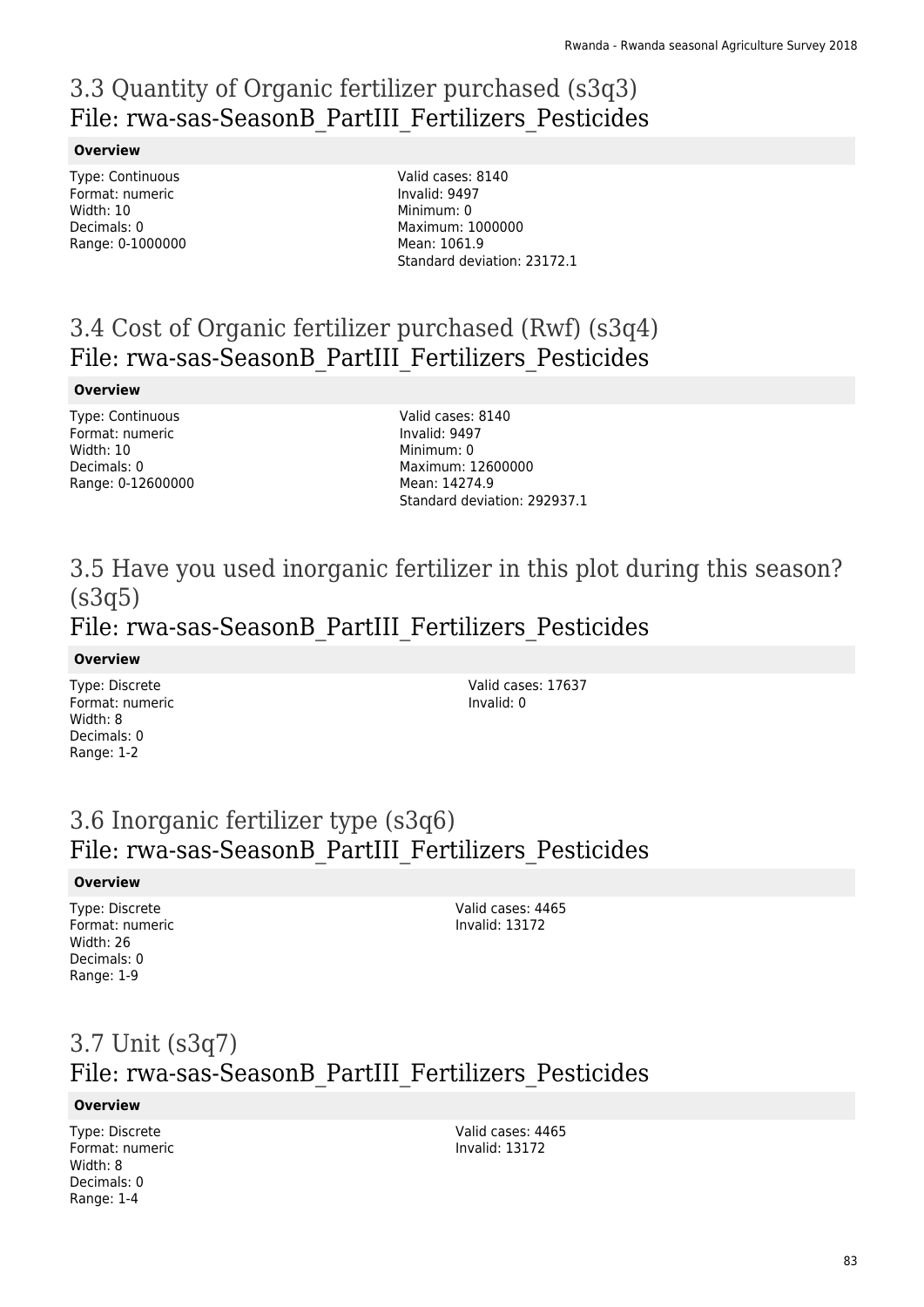# 3.3 Quantity of Organic fertilizer purchased (s3q3)
## File: rwa-sas-SeasonB_PartIII_Fertilizers_Pesticides

**Overview**

Type: Continuous
Format: numeric
Width: 10
Decimals: 0
Range: 0-1000000

Valid cases: 8140
Invalid: 9497
Minimum: 0
Maximum: 1000000
Mean: 1061.9
Standard deviation: 23172.1

# 3.4 Cost of Organic fertilizer purchased (Rwf) (s3q4)
## File: rwa-sas-SeasonB_PartIII_Fertilizers_Pesticides

**Overview**

Type: Continuous
Format: numeric
Width: 10
Decimals: 0
Range: 0-12600000

Valid cases: 8140
Invalid: 9497
Minimum: 0
Maximum: 12600000
Mean: 14274.9
Standard deviation: 292937.1

# 3.5 Have you used inorganic fertilizer in this plot during this season? (s3q5)
## File: rwa-sas-SeasonB_PartIII_Fertilizers_Pesticides

**Overview**

Type: Discrete
Format: numeric
Width: 8
Decimals: 0
Range: 1-2

Valid cases: 17637
Invalid: 0

# 3.6 Inorganic fertilizer type (s3q6)
## File: rwa-sas-SeasonB_PartIII_Fertilizers_Pesticides

**Overview**

Type: Discrete
Format: numeric
Width: 26
Decimals: 0
Range: 1-9

Valid cases: 4465
Invalid: 13172

# 3.7 Unit (s3q7)
## File: rwa-sas-SeasonB_PartIII_Fertilizers_Pesticides

**Overview**

Type: Discrete
Format: numeric
Width: 8
Decimals: 0
Range: 1-4

Valid cases: 4465
Invalid: 13172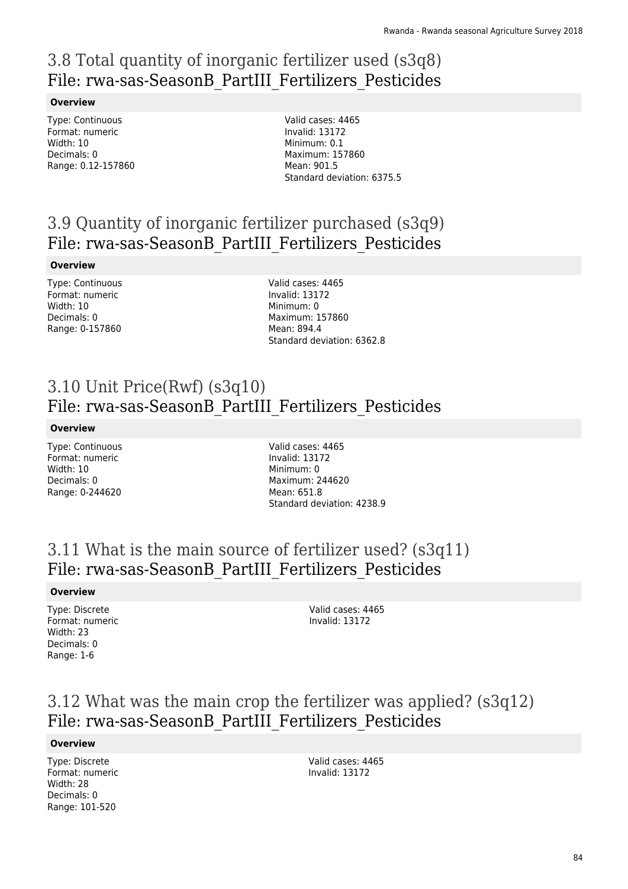## 3.8 Total quantity of inorganic fertilizer used (s3q8)
## File: rwa-sas-SeasonB_PartIII_Fertilizers_Pesticides

**Overview**

Type: Continuous
Format: numeric
Width: 10
Decimals: 0
Range: 0.12-157860

Valid cases: 4465
Invalid: 13172
Minimum: 0.1
Maximum: 157860
Mean: 901.5
Standard deviation: 6375.5

## 3.9 Quantity of inorganic fertilizer purchased (s3q9)
## File: rwa-sas-SeasonB_PartIII_Fertilizers_Pesticides

**Overview**

Type: Continuous
Format: numeric
Width: 10
Decimals: 0
Range: 0-157860

Valid cases: 4465
Invalid: 13172
Minimum: 0
Maximum: 157860
Mean: 894.4
Standard deviation: 6362.8

## 3.10 Unit Price(Rwf) (s3q10)
## File: rwa-sas-SeasonB_PartIII_Fertilizers_Pesticides

**Overview**

Type: Continuous
Format: numeric
Width: 10
Decimals: 0
Range: 0-244620

Valid cases: 4465
Invalid: 13172
Minimum: 0
Maximum: 244620
Mean: 651.8
Standard deviation: 4238.9

## 3.11 What is the main source of fertilizer used? (s3q11)
## File: rwa-sas-SeasonB_PartIII_Fertilizers_Pesticides

**Overview**

Type: Discrete
Format: numeric
Width: 23
Decimals: 0
Range: 1-6

Valid cases: 4465
Invalid: 13172

## 3.12 What was the main crop the fertilizer was applied? (s3q12)
## File: rwa-sas-SeasonB_PartIII_Fertilizers_Pesticides

**Overview**

Type: Discrete
Format: numeric
Width: 28
Decimals: 0
Range: 101-520

Valid cases: 4465
Invalid: 13172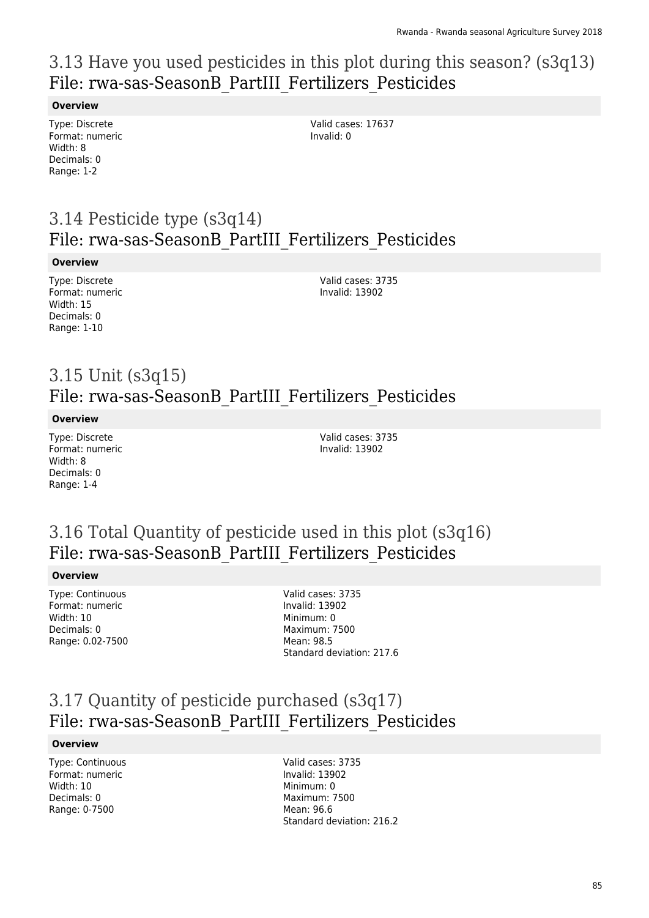## 3.13 Have you used pesticides in this plot during this season? (s3q13)
## File: rwa-sas-SeasonB_PartIII_Fertilizers_Pesticides

**Overview**

Type: Discrete
Format: numeric
Width: 8
Decimals: 0
Range: 1-2

Valid cases: 17637
Invalid: 0

## 3.14 Pesticide type (s3q14)
## File: rwa-sas-SeasonB_PartIII_Fertilizers_Pesticides

**Overview**

Type: Discrete
Format: numeric
Width: 15
Decimals: 0
Range: 1-10

Valid cases: 3735
Invalid: 13902

## 3.15 Unit (s3q15)
## File: rwa-sas-SeasonB_PartIII_Fertilizers_Pesticides

**Overview**

Type: Discrete
Format: numeric
Width: 8
Decimals: 0
Range: 1-4

Valid cases: 3735
Invalid: 13902

## 3.16 Total Quantity of pesticide used in this plot (s3q16)
## File: rwa-sas-SeasonB_PartIII_Fertilizers_Pesticides

**Overview**

Type: Continuous
Format: numeric
Width: 10
Decimals: 0
Range: 0.02-7500

Valid cases: 3735
Invalid: 13902
Minimum: 0
Maximum: 7500
Mean: 98.5
Standard deviation: 217.6

## 3.17 Quantity of pesticide purchased (s3q17)
## File: rwa-sas-SeasonB_PartIII_Fertilizers_Pesticides

**Overview**

Type: Continuous
Format: numeric
Width: 10
Decimals: 0
Range: 0-7500

Valid cases: 3735
Invalid: 13902
Minimum: 0
Maximum: 7500
Mean: 96.6
Standard deviation: 216.2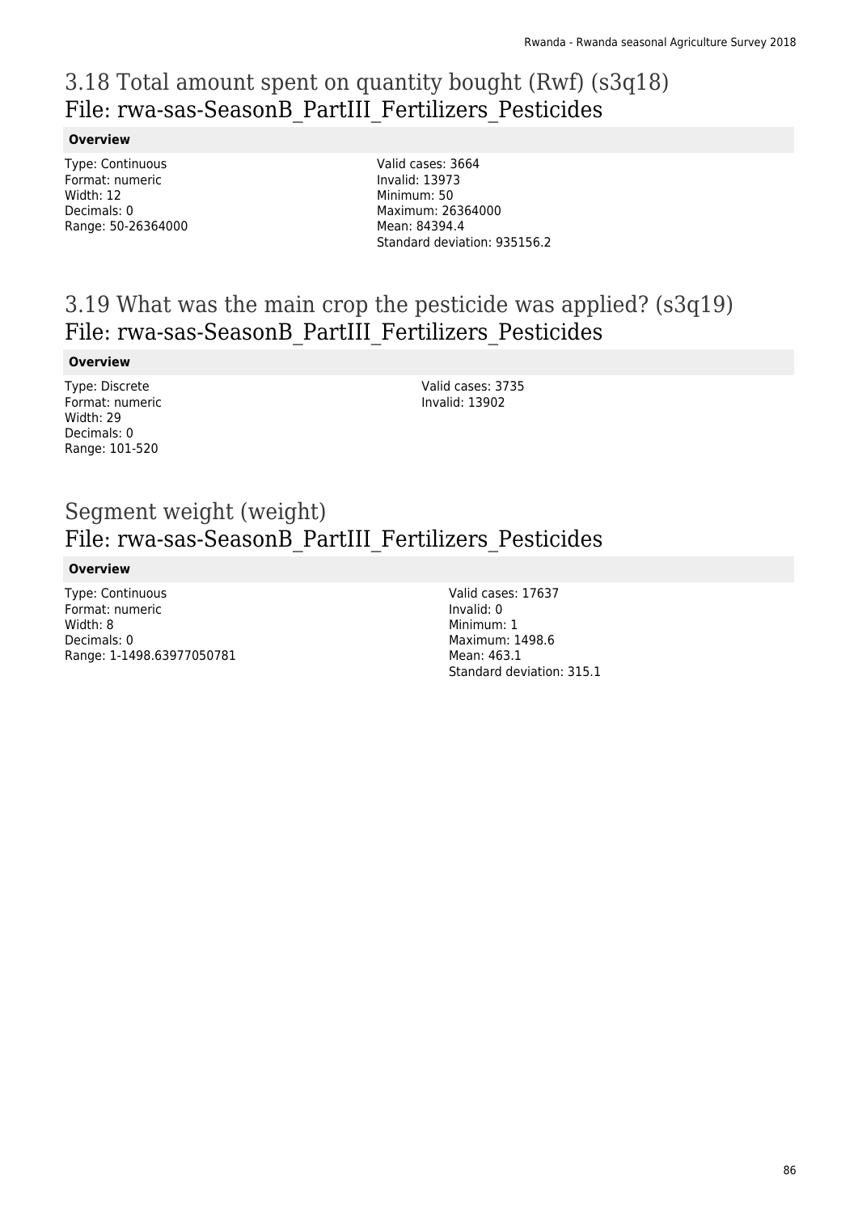## 3.18 Total amount spent on quantity bought (Rwf) (s3q18)
## File: rwa-sas-SeasonB_PartIII_Fertilizers_Pesticides

**Overview**

Type: Continuous
Format: numeric
Width: 12
Decimals: 0
Range: 50-26364000

Valid cases: 3664
Invalid: 13973
Minimum: 50
Maximum: 26364000
Mean: 84394.4
Standard deviation: 935156.2

## 3.19 What was the main crop the pesticide was applied? (s3q19)
## File: rwa-sas-SeasonB_PartIII_Fertilizers_Pesticides

**Overview**

Type: Discrete
Format: numeric
Width: 29
Decimals: 0
Range: 101-520

Valid cases: 3735
Invalid: 13902

## Segment weight (weight)
## File: rwa-sas-SeasonB_PartIII_Fertilizers_Pesticides

**Overview**

Type: Continuous
Format: numeric
Width: 8
Decimals: 0
Range: 1-1498.63977050781

Valid cases: 17637
Invalid: 0
Minimum: 1
Maximum: 1498.6
Mean: 463.1
Standard deviation: 315.1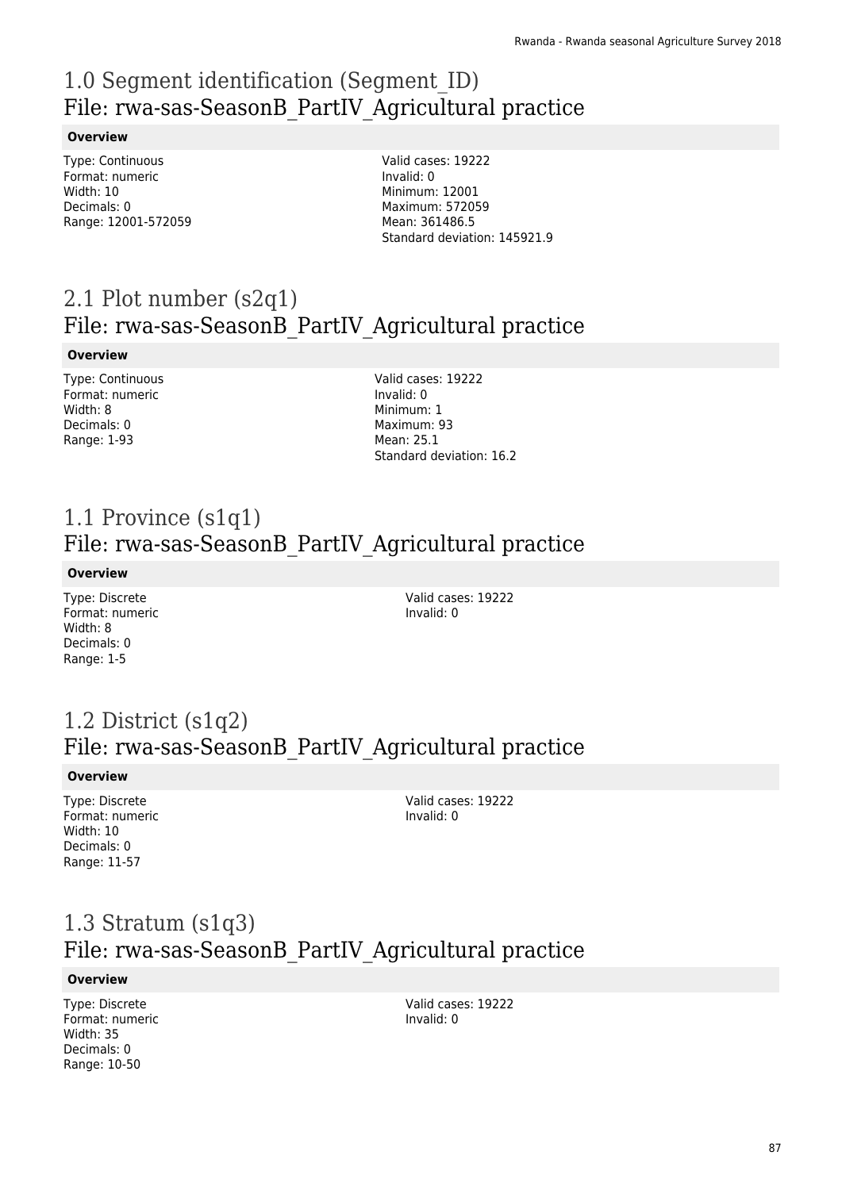# 1.0 Segment identification (Segment_ID)
## File: rwa-sas-SeasonB_PartIV_Agricultural practice

**Overview**

Type: Continuous
Format: numeric
Width: 10
Decimals: 0
Range: 12001-572059

Valid cases: 19222
Invalid: 0
Minimum: 12001
Maximum: 572059
Mean: 361486.5
Standard deviation: 145921.9

# 2.1 Plot number (s2q1)
## File: rwa-sas-SeasonB_PartIV_Agricultural practice

**Overview**

Type: Continuous
Format: numeric
Width: 8
Decimals: 0
Range: 1-93

Valid cases: 19222
Invalid: 0
Minimum: 1
Maximum: 93
Mean: 25.1
Standard deviation: 16.2

# 1.1 Province (s1q1)
## File: rwa-sas-SeasonB_PartIV_Agricultural practice

**Overview**

Type: Discrete
Format: numeric
Width: 8
Decimals: 0
Range: 1-5

Valid cases: 19222
Invalid: 0

# 1.2 District (s1q2)
## File: rwa-sas-SeasonB_PartIV_Agricultural practice

**Overview**

Type: Discrete
Format: numeric
Width: 10
Decimals: 0
Range: 11-57

Valid cases: 19222
Invalid: 0

# 1.3 Stratum (s1q3)
## File: rwa-sas-SeasonB_PartIV_Agricultural practice

**Overview**

Type: Discrete
Format: numeric
Width: 35
Decimals: 0
Range: 10-50

Valid cases: 19222
Invalid: 0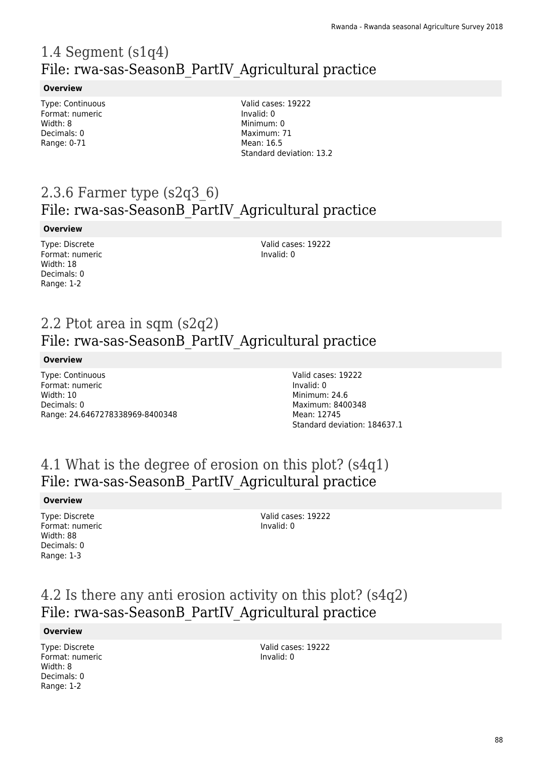# 1.4 Segment (s1q4)
## File: rwa-sas-SeasonB_PartIV_Agricultural practice

**Overview**

Type: Continuous
Format: numeric
Width: 8
Decimals: 0
Range: 0-71

Valid cases: 19222
Invalid: 0
Minimum: 0
Maximum: 71
Mean: 16.5
Standard deviation: 13.2

# 2.3.6 Farmer type (s2q3_6)
## File: rwa-sas-SeasonB_PartIV_Agricultural practice

**Overview**

Type: Discrete
Format: numeric
Width: 18
Decimals: 0
Range: 1-2

Valid cases: 19222
Invalid: 0

# 2.2 Ptot area in sqm (s2q2)
## File: rwa-sas-SeasonB_PartIV_Agricultural practice

**Overview**

Type: Continuous
Format: numeric
Width: 10
Decimals: 0
Range: 24.6467278338969-8400348

Valid cases: 19222
Invalid: 0
Minimum: 24.6
Maximum: 8400348
Mean: 12745
Standard deviation: 184637.1

# 4.1 What is the degree of erosion on this plot? (s4q1)
## File: rwa-sas-SeasonB_PartIV_Agricultural practice

**Overview**

Type: Discrete
Format: numeric
Width: 88
Decimals: 0
Range: 1-3

Valid cases: 19222
Invalid: 0

# 4.2 Is there any anti erosion activity on this plot? (s4q2)
## File: rwa-sas-SeasonB_PartIV_Agricultural practice

**Overview**

Type: Discrete
Format: numeric
Width: 8
Decimals: 0
Range: 1-2

Valid cases: 19222
Invalid: 0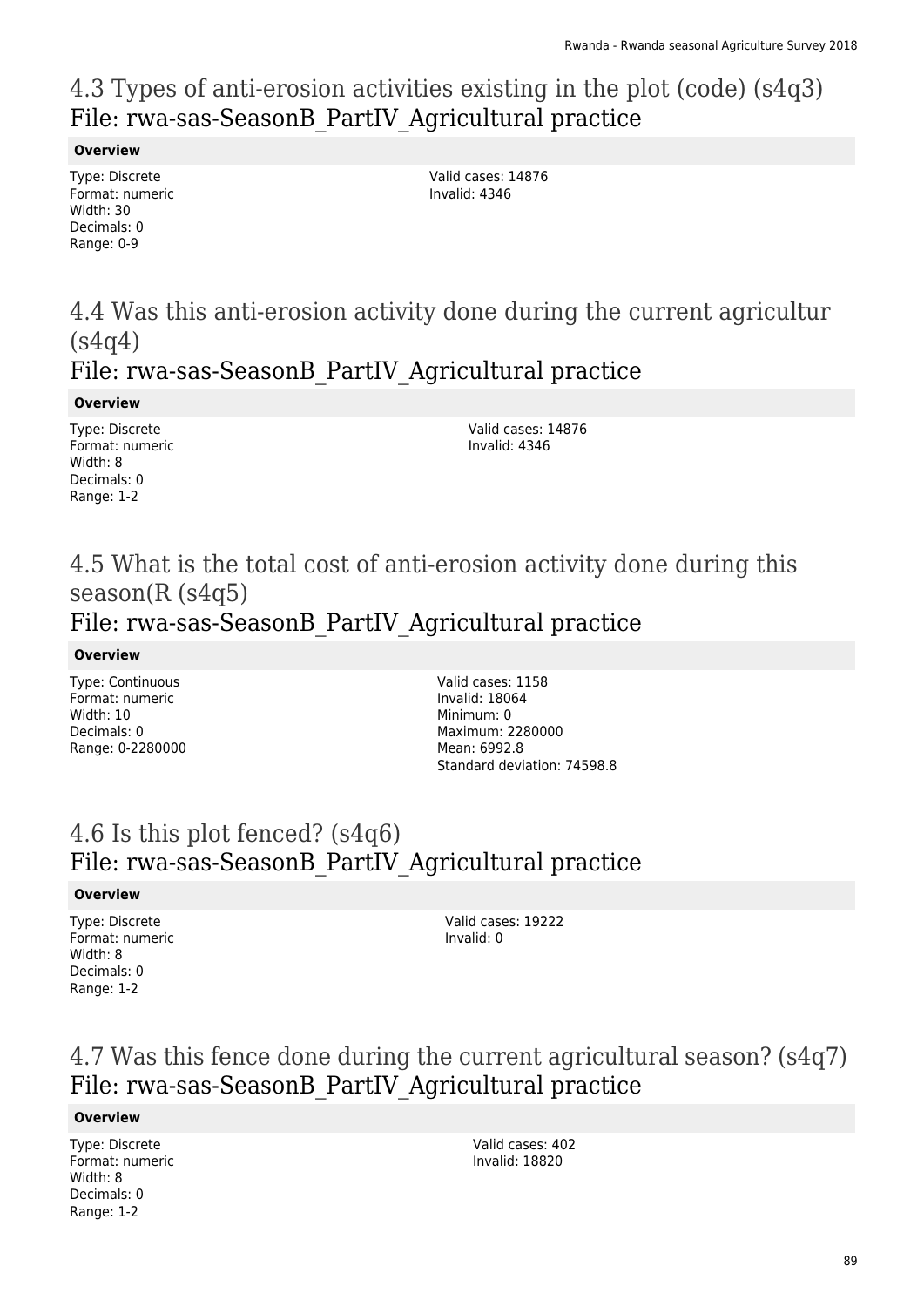## 4.3 Types of anti-erosion activities existing in the plot (code) (s4q3)
## File: rwa-sas-SeasonB_PartIV_Agricultural practice

**Overview**

Type: Discrete
Format: numeric
Width: 30
Decimals: 0
Range: 0-9

Valid cases: 14876
Invalid: 4346

## 4.4 Was this anti-erosion activity done during the current agricultur (s4q4)
## File: rwa-sas-SeasonB_PartIV_Agricultural practice

**Overview**

Type: Discrete
Format: numeric
Width: 8
Decimals: 0
Range: 1-2

Valid cases: 14876
Invalid: 4346

## 4.5 What is the total cost of anti-erosion activity done during this season(R (s4q5)
## File: rwa-sas-SeasonB_PartIV_Agricultural practice

**Overview**

Type: Continuous
Format: numeric
Width: 10
Decimals: 0
Range: 0-2280000

Valid cases: 1158
Invalid: 18064
Minimum: 0
Maximum: 2280000
Mean: 6992.8
Standard deviation: 74598.8

## 4.6 Is this plot fenced? (s4q6)
## File: rwa-sas-SeasonB_PartIV_Agricultural practice

**Overview**

Type: Discrete
Format: numeric
Width: 8
Decimals: 0
Range: 1-2

Valid cases: 19222
Invalid: 0

## 4.7 Was this fence done during the current agricultural season? (s4q7)
## File: rwa-sas-SeasonB_PartIV_Agricultural practice

**Overview**

Type: Discrete
Format: numeric
Width: 8
Decimals: 0
Range: 1-2

Valid cases: 402
Invalid: 18820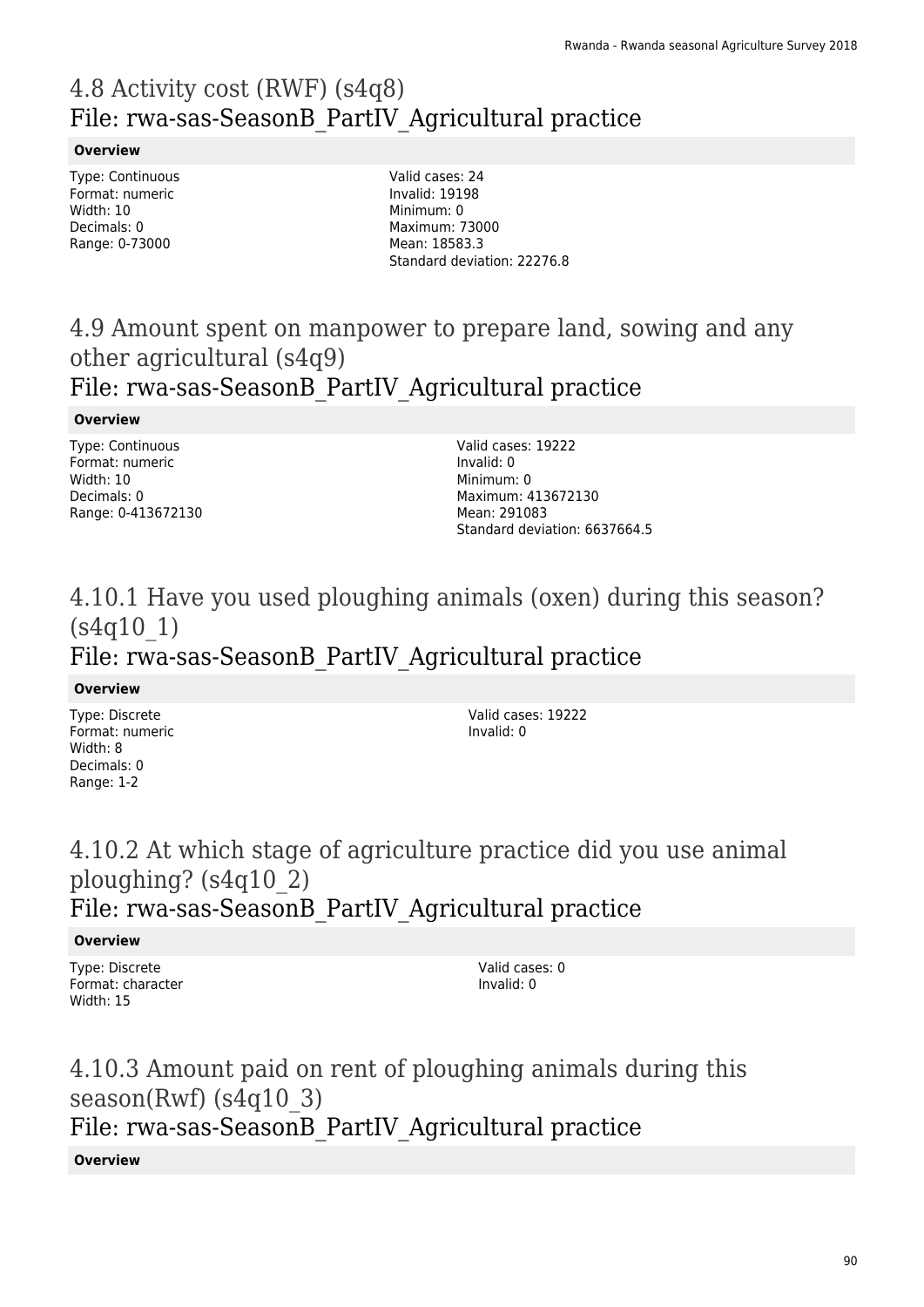## 4.8 Activity cost (RWF) (s4q8)
## File: rwa-sas-SeasonB_PartIV_Agricultural practice

**Overview**

Type: Continuous
Format: numeric
Width: 10
Decimals: 0
Range: 0-73000

Valid cases: 24
Invalid: 19198
Minimum: 0
Maximum: 73000
Mean: 18583.3
Standard deviation: 22276.8

## 4.9 Amount spent on manpower to prepare land, sowing and any other agricultural (s4q9)
## File: rwa-sas-SeasonB_PartIV_Agricultural practice

**Overview**

Type: Continuous
Format: numeric
Width: 10
Decimals: 0
Range: 0-413672130

Valid cases: 19222
Invalid: 0
Minimum: 0
Maximum: 413672130
Mean: 291083
Standard deviation: 6637664.5

## 4.10.1 Have you used ploughing animals (oxen) during this season? (s4q10_1)
## File: rwa-sas-SeasonB_PartIV_Agricultural practice

**Overview**

Type: Discrete
Format: numeric
Width: 8
Decimals: 0
Range: 1-2

Valid cases: 19222
Invalid: 0

## 4.10.2 At which stage of agriculture practice did you use animal ploughing? (s4q10_2)
## File: rwa-sas-SeasonB_PartIV_Agricultural practice

**Overview**

Type: Discrete
Format: character
Width: 15

Valid cases: 0
Invalid: 0

## 4.10.3 Amount paid on rent of ploughing animals during this season(Rwf) (s4q10_3)
## File: rwa-sas-SeasonB_PartIV_Agricultural practice

**Overview**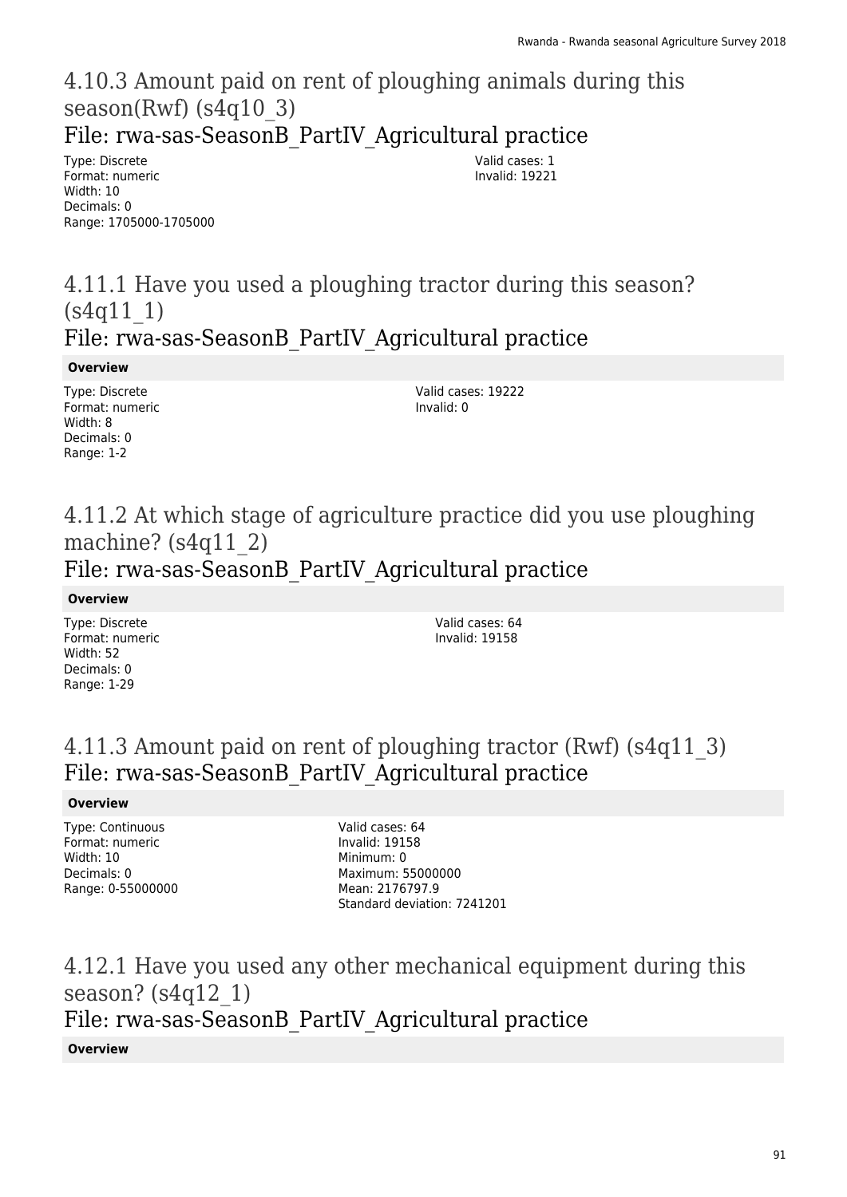# 4.10.3 Amount paid on rent of ploughing animals during this season(Rwf) (s4q10_3)

## File: rwa-sas-SeasonB_PartIV_Agricultural practice

Type: Discrete
Format: numeric
Width: 10
Decimals: 0
Range: 1705000-1705000

Valid cases: 1
Invalid: 19221

# 4.11.1 Have you used a ploughing tractor during this season? (s4q11_1)

## File: rwa-sas-SeasonB_PartIV_Agricultural practice

**Overview**

Type: Discrete
Format: numeric
Width: 8
Decimals: 0
Range: 1-2

Valid cases: 19222
Invalid: 0

# 4.11.2 At which stage of agriculture practice did you use ploughing machine? (s4q11_2)

## File: rwa-sas-SeasonB_PartIV_Agricultural practice

**Overview**

Type: Discrete
Format: numeric
Width: 52
Decimals: 0
Range: 1-29

Valid cases: 64
Invalid: 19158

# 4.11.3 Amount paid on rent of ploughing tractor (Rwf) (s4q11_3)

## File: rwa-sas-SeasonB_PartIV_Agricultural practice

**Overview**

Type: Continuous
Format: numeric
Width: 10
Decimals: 0
Range: 0-55000000

Valid cases: 64
Invalid: 19158
Minimum: 0
Maximum: 55000000
Mean: 2176797.9
Standard deviation: 7241201

# 4.12.1 Have you used any other mechanical equipment during this season? (s4q12_1)

## File: rwa-sas-SeasonB_PartIV_Agricultural practice

**Overview**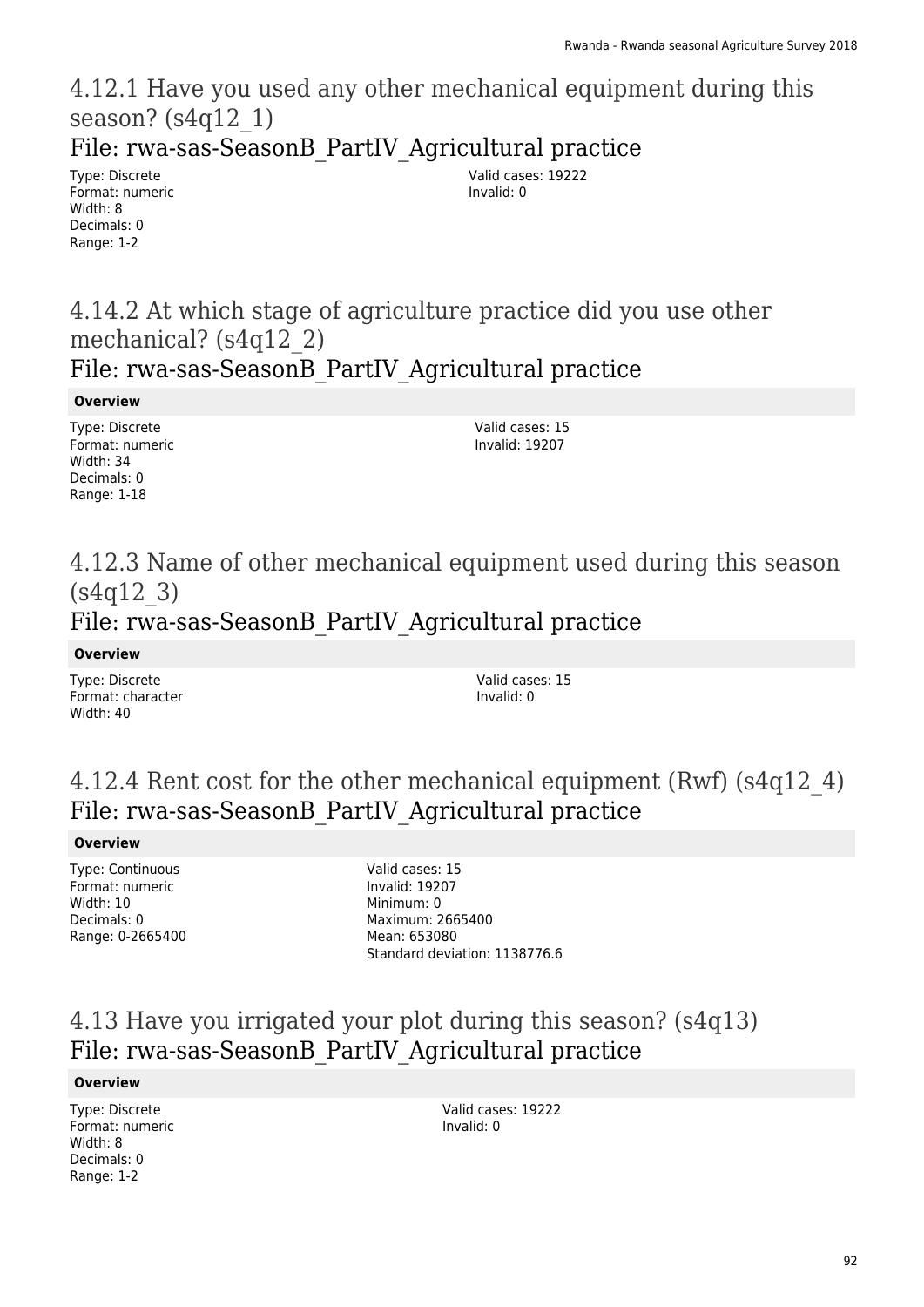## 4.12.1 Have you used any other mechanical equipment during this season? (s4q12_1)

### File: rwa-sas-SeasonB_PartIV_Agricultural practice

Type: Discrete
Format: numeric
Width: 8
Decimals: 0
Range: 1-2

Valid cases: 19222
Invalid: 0

## 4.14.2 At which stage of agriculture practice did you use other mechanical? (s4q12_2)

### File: rwa-sas-SeasonB_PartIV_Agricultural practice

**Overview**

Type: Discrete
Format: numeric
Width: 34
Decimals: 0
Range: 1-18

Valid cases: 15
Invalid: 19207

## 4.12.3 Name of other mechanical equipment used during this season (s4q12_3)

### File: rwa-sas-SeasonB_PartIV_Agricultural practice

**Overview**

Type: Discrete
Format: character
Width: 40

Valid cases: 15
Invalid: 0

## 4.12.4 Rent cost for the other mechanical equipment (Rwf) (s4q12_4)

### File: rwa-sas-SeasonB_PartIV_Agricultural practice

**Overview**

Type: Continuous
Format: numeric
Width: 10
Decimals: 0
Range: 0-2665400

Valid cases: 15
Invalid: 19207
Minimum: 0
Maximum: 2665400
Mean: 653080
Standard deviation: 1138776.6

## 4.13 Have you irrigated your plot during this season? (s4q13)

### File: rwa-sas-SeasonB_PartIV_Agricultural practice

**Overview**

Type: Discrete
Format: numeric
Width: 8
Decimals: 0
Range: 1-2

Valid cases: 19222
Invalid: 0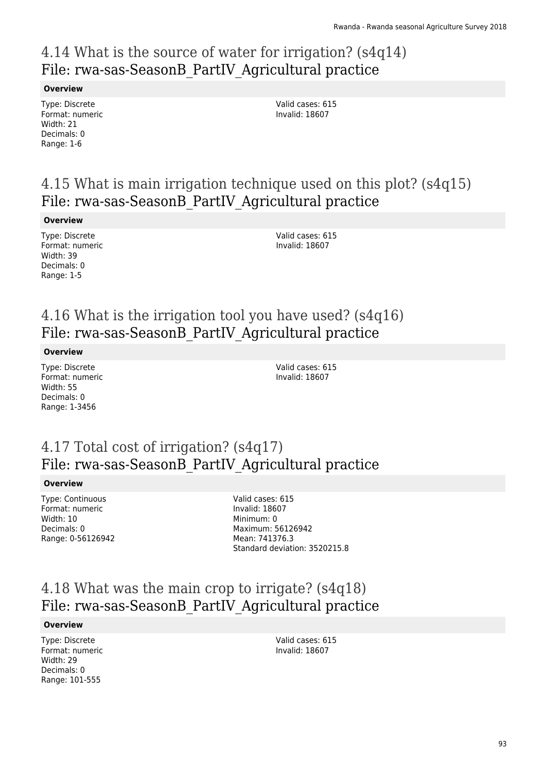# 4.14 What is the source of water for irrigation? (s4q14)
## File: rwa-sas-SeasonB_PartIV_Agricultural practice

**Overview**

Type: Discrete
Format: numeric
Width: 21
Decimals: 0
Range: 1-6

Valid cases: 615
Invalid: 18607

# 4.15 What is main irrigation technique used on this plot? (s4q15)
## File: rwa-sas-SeasonB_PartIV_Agricultural practice

**Overview**

Type: Discrete
Format: numeric
Width: 39
Decimals: 0
Range: 1-5

Valid cases: 615
Invalid: 18607

# 4.16 What is the irrigation tool you have used? (s4q16)
## File: rwa-sas-SeasonB_PartIV_Agricultural practice

**Overview**

Type: Discrete
Format: numeric
Width: 55
Decimals: 0
Range: 1-3456

Valid cases: 615
Invalid: 18607

# 4.17 Total cost of irrigation? (s4q17)
## File: rwa-sas-SeasonB_PartIV_Agricultural practice

**Overview**

Type: Continuous
Format: numeric
Width: 10
Decimals: 0
Range: 0-56126942

Valid cases: 615
Invalid: 18607
Minimum: 0
Maximum: 56126942
Mean: 741376.3
Standard deviation: 3520215.8

# 4.18 What was the main crop to irrigate? (s4q18)
## File: rwa-sas-SeasonB_PartIV_Agricultural practice

**Overview**

Type: Discrete
Format: numeric
Width: 29
Decimals: 0
Range: 101-555

Valid cases: 615
Invalid: 18607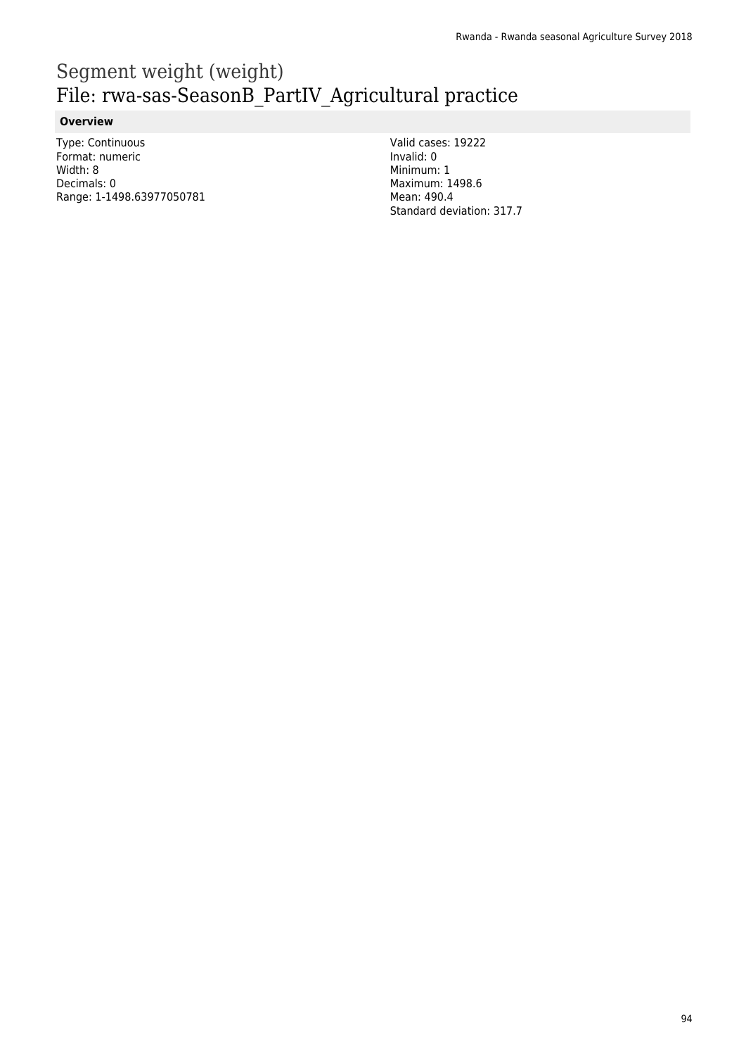# Segment weight (weight)
# File: rwa-sas-SeasonB_PartIV_Agricultural practice

### Overview

Type: Continuous
Format: numeric
Width: 8
Decimals: 0
Range: 1-1498.63977050781

Valid cases: 19222
Invalid: 0
Minimum: 1
Maximum: 1498.6
Mean: 490.4
Standard deviation: 317.7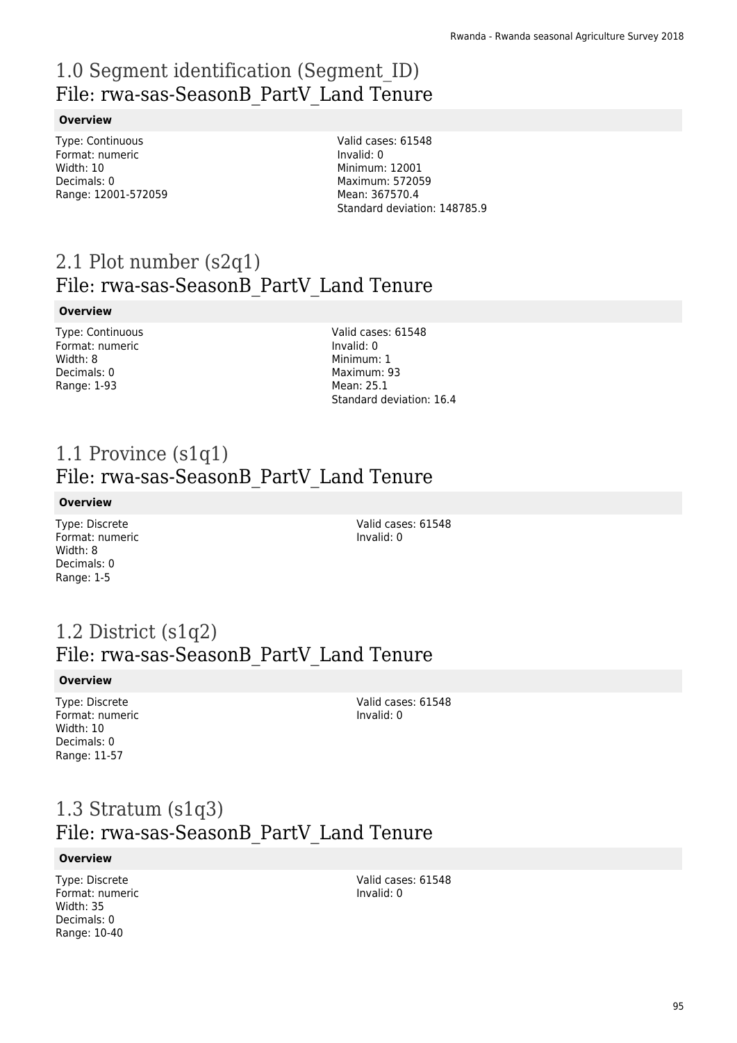# 1.0 Segment identification (Segment_ID)
## File: rwa-sas-SeasonB_PartV_Land Tenure

**Overview**

Type: Continuous
Format: numeric
Width: 10
Decimals: 0
Range: 12001-572059

Valid cases: 61548
Invalid: 0
Minimum: 12001
Maximum: 572059
Mean: 367570.4
Standard deviation: 148785.9

# 2.1 Plot number (s2q1)
## File: rwa-sas-SeasonB_PartV_Land Tenure

**Overview**

Type: Continuous
Format: numeric
Width: 8
Decimals: 0
Range: 1-93

Valid cases: 61548
Invalid: 0
Minimum: 1
Maximum: 93
Mean: 25.1
Standard deviation: 16.4

# 1.1 Province (s1q1)
## File: rwa-sas-SeasonB_PartV_Land Tenure

**Overview**

Type: Discrete
Format: numeric
Width: 8
Decimals: 0
Range: 1-5

Valid cases: 61548
Invalid: 0

# 1.2 District (s1q2)
## File: rwa-sas-SeasonB_PartV_Land Tenure

**Overview**

Type: Discrete
Format: numeric
Width: 10
Decimals: 0
Range: 11-57

Valid cases: 61548
Invalid: 0

# 1.3 Stratum (s1q3)
## File: rwa-sas-SeasonB_PartV_Land Tenure

**Overview**

Type: Discrete
Format: numeric
Width: 35
Decimals: 0
Range: 10-40

Valid cases: 61548
Invalid: 0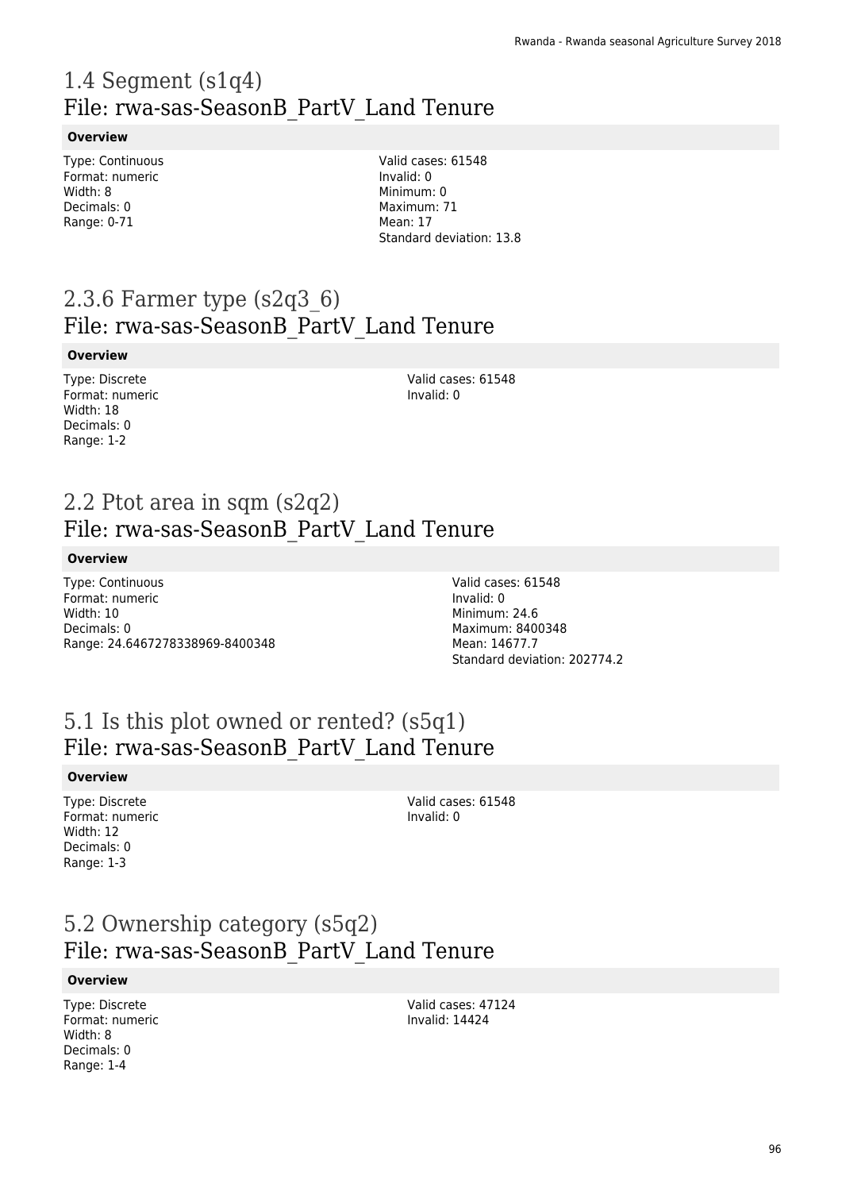## 1.4 Segment (s1q4)
## File: rwa-sas-SeasonB_PartV_Land Tenure

**Overview**

Type: Continuous
Format: numeric
Width: 8
Decimals: 0
Range: 0-71

Valid cases: 61548
Invalid: 0
Minimum: 0
Maximum: 71
Mean: 17
Standard deviation: 13.8

## 2.3.6 Farmer type (s2q3_6)
## File: rwa-sas-SeasonB_PartV_Land Tenure

**Overview**

Type: Discrete
Format: numeric
Width: 18
Decimals: 0
Range: 1-2

Valid cases: 61548
Invalid: 0

## 2.2 Ptot area in sqm (s2q2)
## File: rwa-sas-SeasonB_PartV_Land Tenure

**Overview**

Type: Continuous
Format: numeric
Width: 10
Decimals: 0
Range: 24.6467278338969-8400348

Valid cases: 61548
Invalid: 0
Minimum: 24.6
Maximum: 8400348
Mean: 14677.7
Standard deviation: 202774.2

## 5.1 Is this plot owned or rented? (s5q1)
## File: rwa-sas-SeasonB_PartV_Land Tenure

**Overview**

Type: Discrete
Format: numeric
Width: 12
Decimals: 0
Range: 1-3

Valid cases: 61548
Invalid: 0

## 5.2 Ownership category (s5q2)
## File: rwa-sas-SeasonB_PartV_Land Tenure

**Overview**

Type: Discrete
Format: numeric
Width: 8
Decimals: 0
Range: 1-4

Valid cases: 47124
Invalid: 14424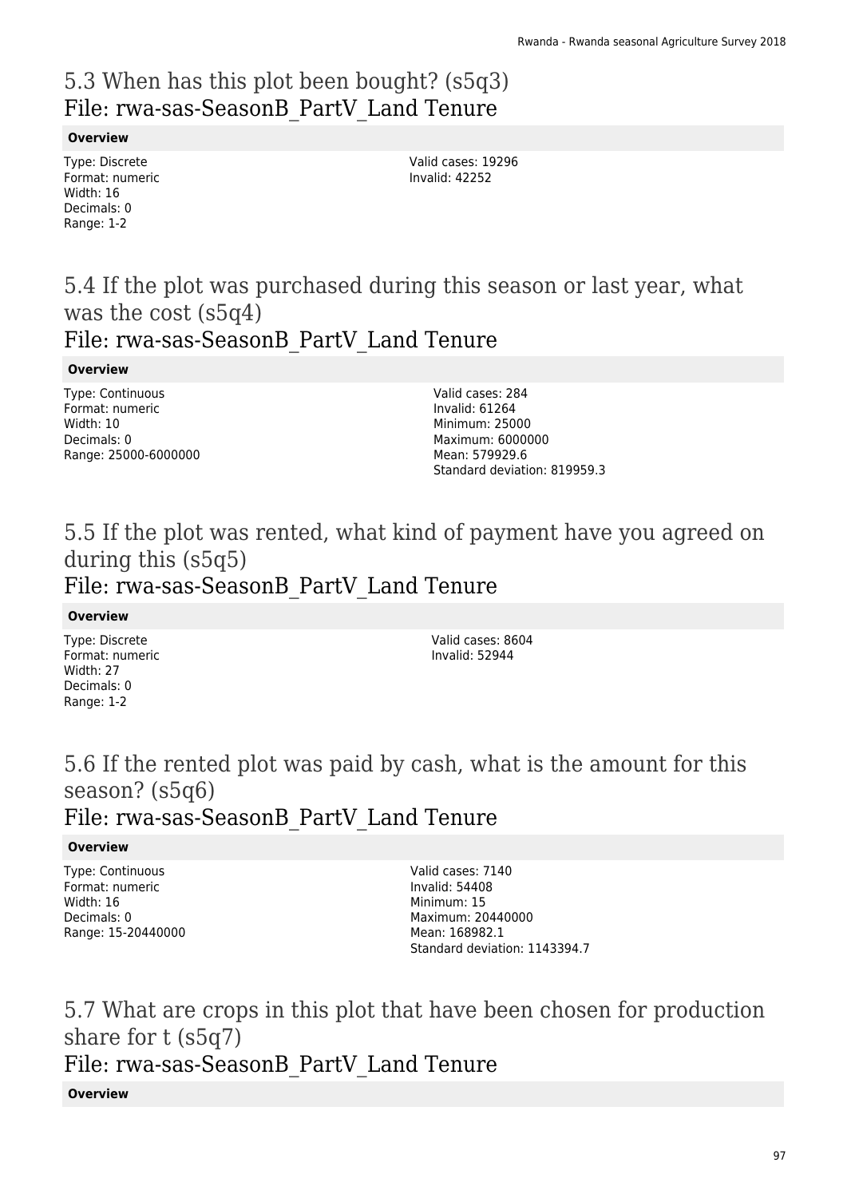## 5.3 When has this plot been bought? (s5q3)
## File: rwa-sas-SeasonB_PartV_Land Tenure

**Overview**

Type: Discrete
Format: numeric
Width: 16
Decimals: 0
Range: 1-2

Valid cases: 19296
Invalid: 42252

## 5.4 If the plot was purchased during this season or last year, what was the cost (s5q4)
## File: rwa-sas-SeasonB_PartV_Land Tenure

**Overview**

Type: Continuous
Format: numeric
Width: 10
Decimals: 0
Range: 25000-6000000

Valid cases: 284
Invalid: 61264
Minimum: 25000
Maximum: 6000000
Mean: 579929.6
Standard deviation: 819959.3

## 5.5 If the plot was rented, what kind of payment have you agreed on during this (s5q5)
## File: rwa-sas-SeasonB_PartV_Land Tenure

**Overview**

Type: Discrete
Format: numeric
Width: 27
Decimals: 0
Range: 1-2

Valid cases: 8604
Invalid: 52944

## 5.6 If the rented plot was paid by cash, what is the amount for this season? (s5q6)
## File: rwa-sas-SeasonB_PartV_Land Tenure

**Overview**

Type: Continuous
Format: numeric
Width: 16
Decimals: 0
Range: 15-20440000

Valid cases: 7140
Invalid: 54408
Minimum: 15
Maximum: 20440000
Mean: 168982.1
Standard deviation: 1143394.7

## 5.7 What are crops in this plot that have been chosen for production share for t (s5q7)
## File: rwa-sas-SeasonB_PartV_Land Tenure

**Overview**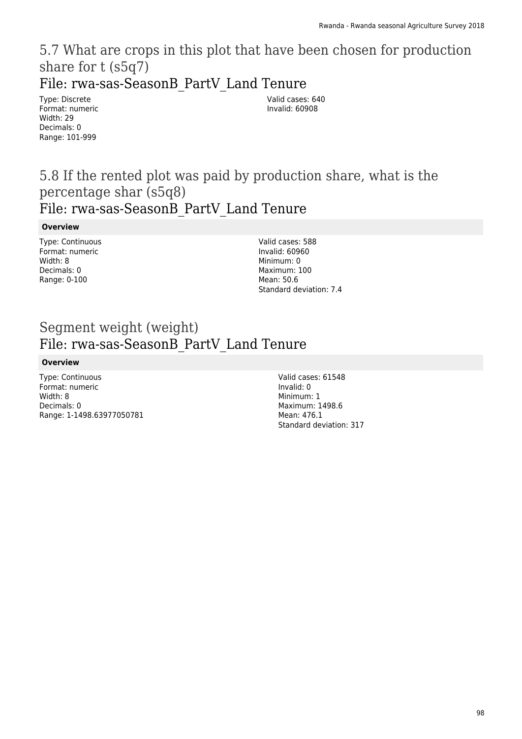## 5.7 What are crops in this plot that have been chosen for production share for t (s5q7)

### File: rwa-sas-SeasonB_PartV_Land Tenure

Type: Discrete
Format: numeric
Width: 29
Decimals: 0
Range: 101-999

Valid cases: 640
Invalid: 60908

## 5.8 If the rented plot was paid by production share, what is the percentage shar (s5q8)

### File: rwa-sas-SeasonB_PartV_Land Tenure

**Overview**

Type: Continuous
Format: numeric
Width: 8
Decimals: 0
Range: 0-100

Valid cases: 588
Invalid: 60960
Minimum: 0
Maximum: 100
Mean: 50.6
Standard deviation: 7.4

## Segment weight (weight)

### File: rwa-sas-SeasonB_PartV_Land Tenure

**Overview**

Type: Continuous
Format: numeric
Width: 8
Decimals: 0
Range: 1-1498.63977050781

Valid cases: 61548
Invalid: 0
Minimum: 1
Maximum: 1498.6
Mean: 476.1
Standard deviation: 317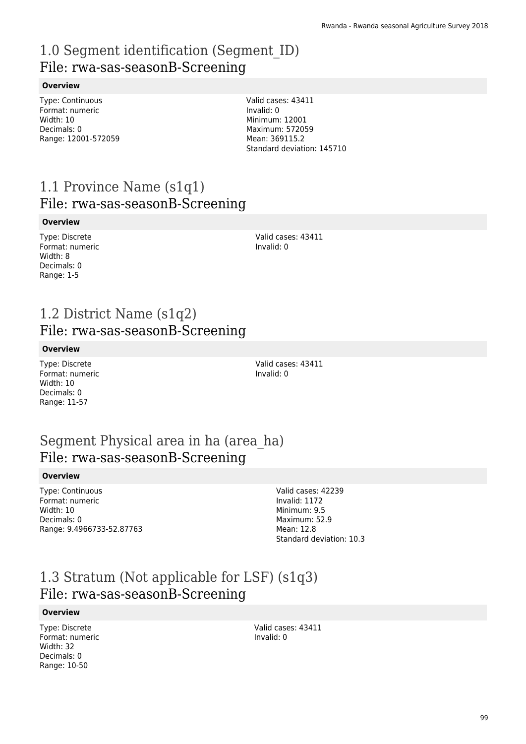# 1.0 Segment identification (Segment_ID)
## File: rwa-sas-seasonB-Screening

### Overview

Type: Continuous
Format: numeric
Width: 10
Decimals: 0
Range: 12001-572059

Valid cases: 43411
Invalid: 0
Minimum: 12001
Maximum: 572059
Mean: 369115.2
Standard deviation: 145710

# 1.1 Province Name (s1q1)
## File: rwa-sas-seasonB-Screening

### Overview

Type: Discrete
Format: numeric
Width: 8
Decimals: 0
Range: 1-5

Valid cases: 43411
Invalid: 0

# 1.2 District Name (s1q2)
## File: rwa-sas-seasonB-Screening

### Overview

Type: Discrete
Format: numeric
Width: 10
Decimals: 0
Range: 11-57

Valid cases: 43411
Invalid: 0

# Segment Physical area in ha (area_ha)
## File: rwa-sas-seasonB-Screening

### Overview

Type: Continuous
Format: numeric
Width: 10
Decimals: 0
Range: 9.4966733-52.87763

Valid cases: 42239
Invalid: 1172
Minimum: 9.5
Maximum: 52.9
Mean: 12.8
Standard deviation: 10.3

# 1.3 Stratum (Not applicable for LSF) (s1q3)
## File: rwa-sas-seasonB-Screening

### Overview

Type: Discrete
Format: numeric
Width: 32
Decimals: 0
Range: 10-50

Valid cases: 43411
Invalid: 0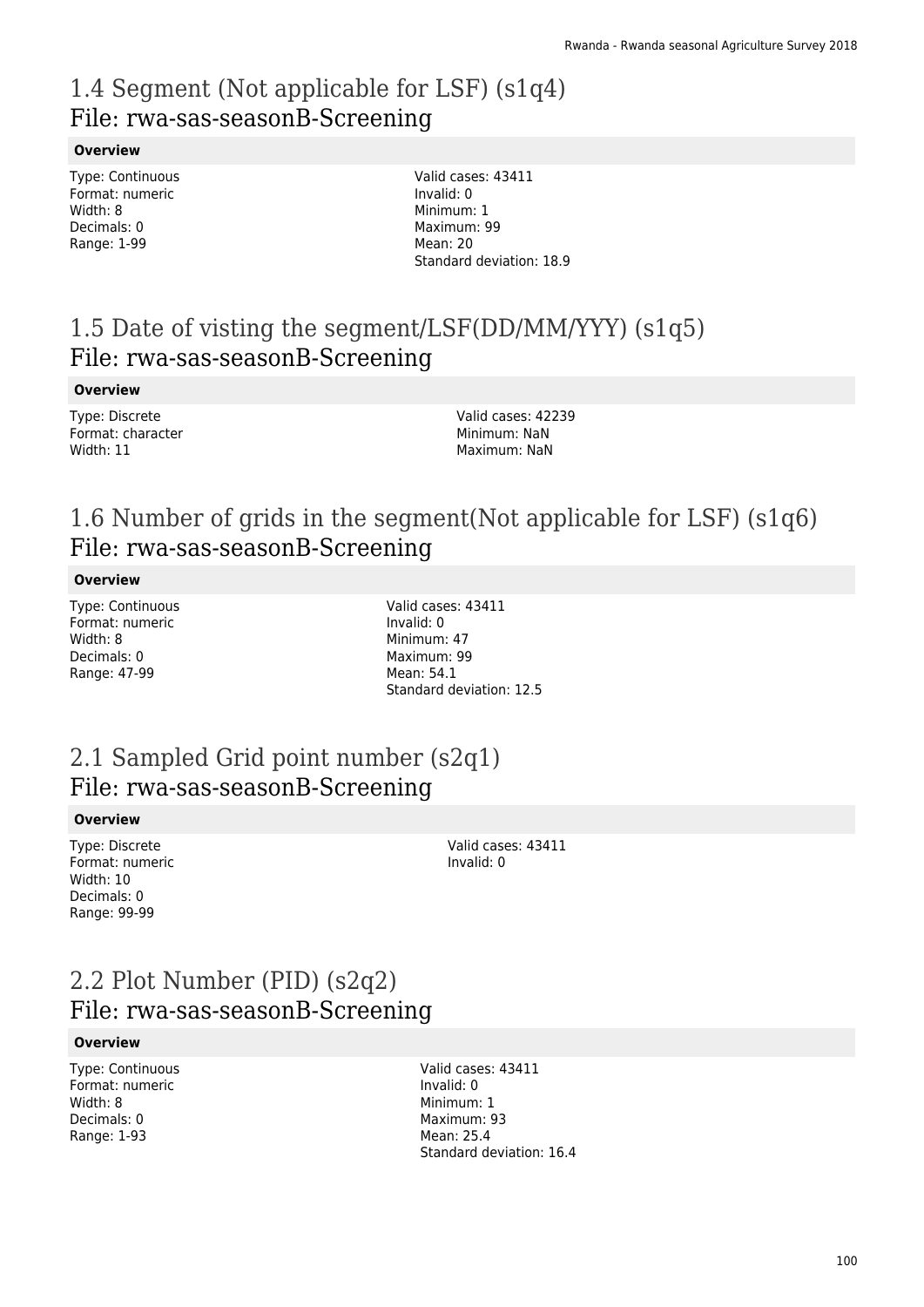# 1.4 Segment (Not applicable for LSF) (s1q4)
## File: rwa-sas-seasonB-Screening

**Overview**

Type: Continuous
Format: numeric
Width: 8
Decimals: 0
Range: 1-99

Valid cases: 43411
Invalid: 0
Minimum: 1
Maximum: 99
Mean: 20
Standard deviation: 18.9

# 1.5 Date of visting the segment/LSF(DD/MM/YYY) (s1q5)
## File: rwa-sas-seasonB-Screening

**Overview**

Type: Discrete
Format: character
Width: 11

Valid cases: 42239
Minimum: NaN
Maximum: NaN

# 1.6 Number of grids in the segment(Not applicable for LSF) (s1q6)
## File: rwa-sas-seasonB-Screening

**Overview**

Type: Continuous
Format: numeric
Width: 8
Decimals: 0
Range: 47-99

Valid cases: 43411
Invalid: 0
Minimum: 47
Maximum: 99
Mean: 54.1
Standard deviation: 12.5

# 2.1 Sampled Grid point number (s2q1)
## File: rwa-sas-seasonB-Screening

**Overview**

Type: Discrete
Format: numeric
Width: 10
Decimals: 0
Range: 99-99

Valid cases: 43411
Invalid: 0

# 2.2 Plot Number (PID) (s2q2)
## File: rwa-sas-seasonB-Screening

**Overview**

Type: Continuous
Format: numeric
Width: 8
Decimals: 0
Range: 1-93

Valid cases: 43411
Invalid: 0
Minimum: 1
Maximum: 93
Mean: 25.4
Standard deviation: 16.4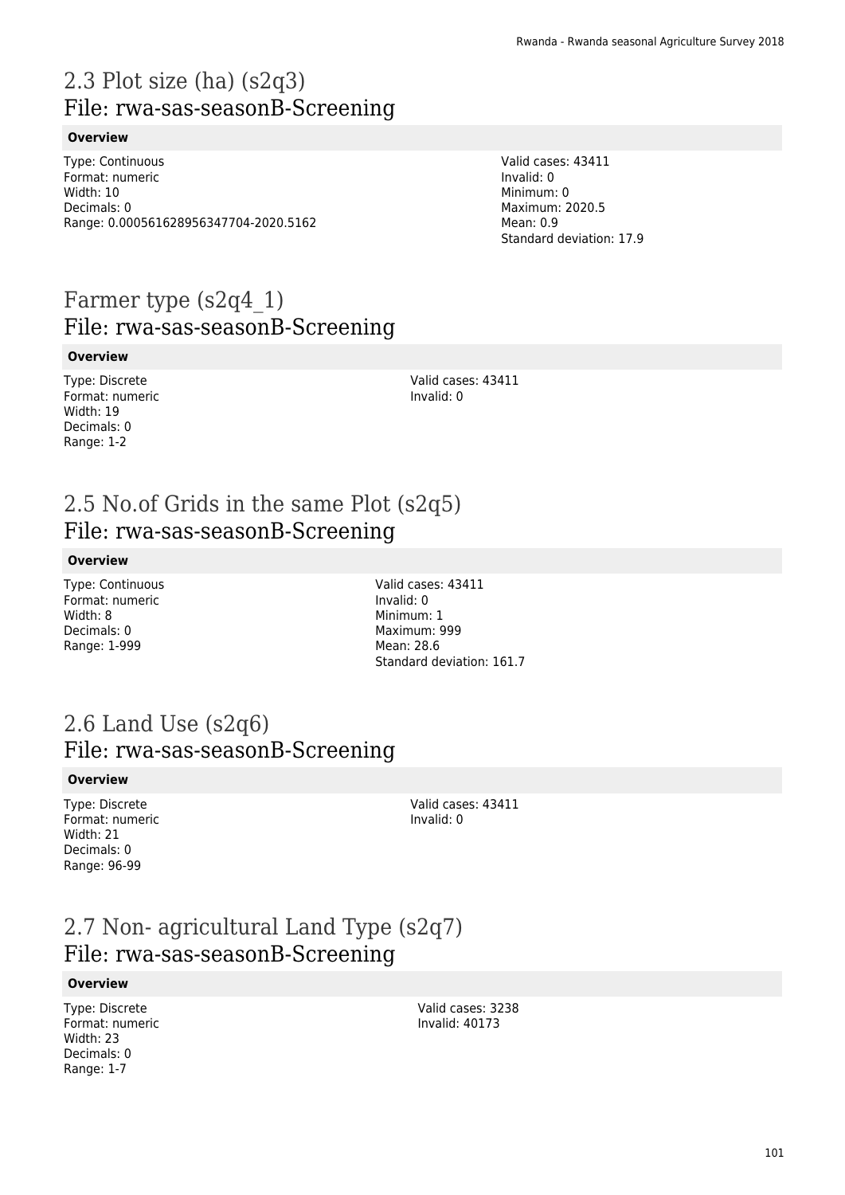## 2.3 Plot size (ha) (s2q3)
## File: rwa-sas-seasonB-Screening

**Overview**

Type: Continuous
Format: numeric
Width: 10
Decimals: 0
Range: 0.000561628956347704-2020.5162

Valid cases: 43411
Invalid: 0
Minimum: 0
Maximum: 2020.5
Mean: 0.9
Standard deviation: 17.9

## Farmer type (s2q4_1)
## File: rwa-sas-seasonB-Screening

**Overview**

Type: Discrete
Format: numeric
Width: 19
Decimals: 0
Range: 1-2

Valid cases: 43411
Invalid: 0

## 2.5 No.of Grids in the same Plot (s2q5)
## File: rwa-sas-seasonB-Screening

**Overview**

Type: Continuous
Format: numeric
Width: 8
Decimals: 0
Range: 1-999

Valid cases: 43411
Invalid: 0
Minimum: 1
Maximum: 999
Mean: 28.6
Standard deviation: 161.7

## 2.6 Land Use (s2q6)
## File: rwa-sas-seasonB-Screening

**Overview**

Type: Discrete
Format: numeric
Width: 21
Decimals: 0
Range: 96-99

Valid cases: 43411
Invalid: 0

## 2.7 Non- agricultural Land Type (s2q7)
## File: rwa-sas-seasonB-Screening

**Overview**

Type: Discrete
Format: numeric
Width: 23
Decimals: 0
Range: 1-7

Valid cases: 3238
Invalid: 40173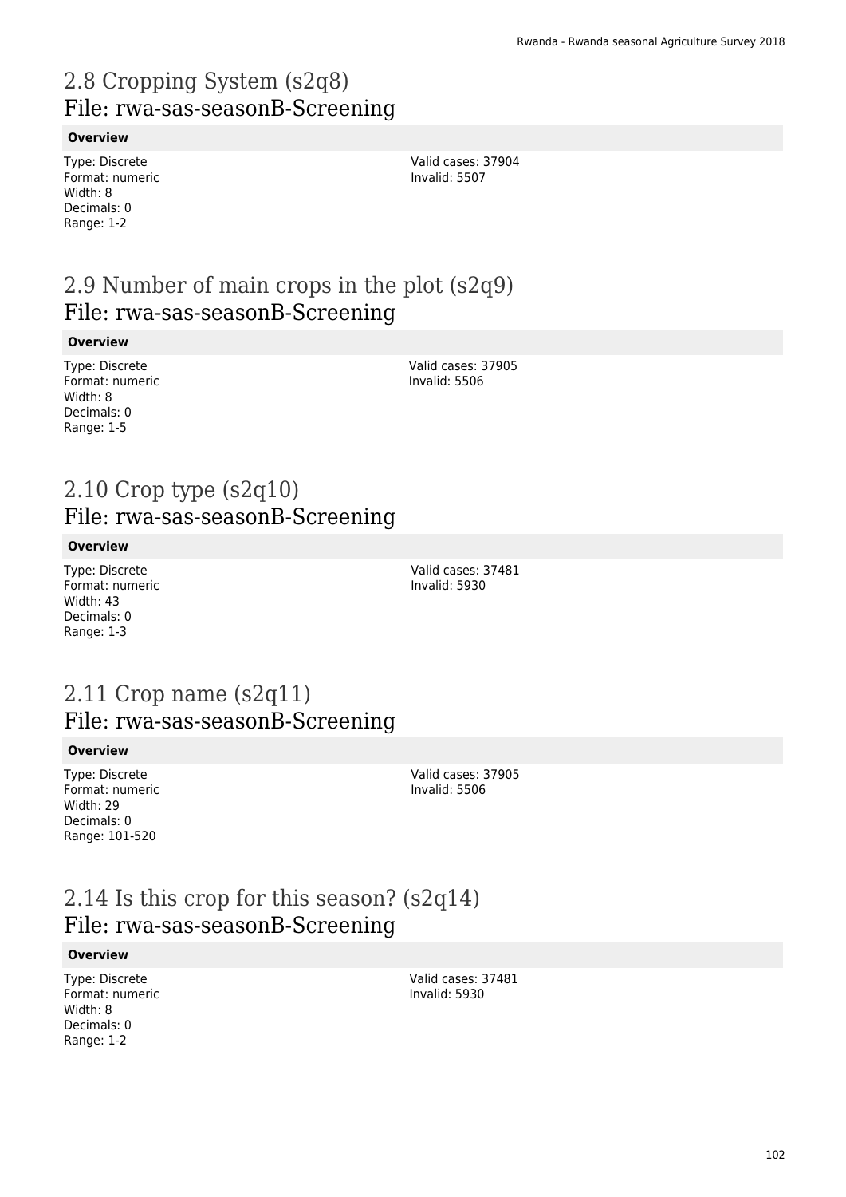# 2.8 Cropping System (s2q8)
## File: rwa-sas-seasonB-Screening

**Overview**

Type: Discrete
Format: numeric
Width: 8
Decimals: 0
Range: 1-2

Valid cases: 37904
Invalid: 5507

# 2.9 Number of main crops in the plot (s2q9)
## File: rwa-sas-seasonB-Screening

**Overview**

Type: Discrete
Format: numeric
Width: 8
Decimals: 0
Range: 1-5

Valid cases: 37905
Invalid: 5506

# 2.10 Crop type (s2q10)
## File: rwa-sas-seasonB-Screening

**Overview**

Type: Discrete
Format: numeric
Width: 43
Decimals: 0
Range: 1-3

Valid cases: 37481
Invalid: 5930

# 2.11 Crop name (s2q11)
## File: rwa-sas-seasonB-Screening

**Overview**

Type: Discrete
Format: numeric
Width: 29
Decimals: 0
Range: 101-520

Valid cases: 37905
Invalid: 5506

# 2.14 Is this crop for this season? (s2q14)
## File: rwa-sas-seasonB-Screening

**Overview**

Type: Discrete
Format: numeric
Width: 8
Decimals: 0
Range: 1-2

Valid cases: 37481
Invalid: 5930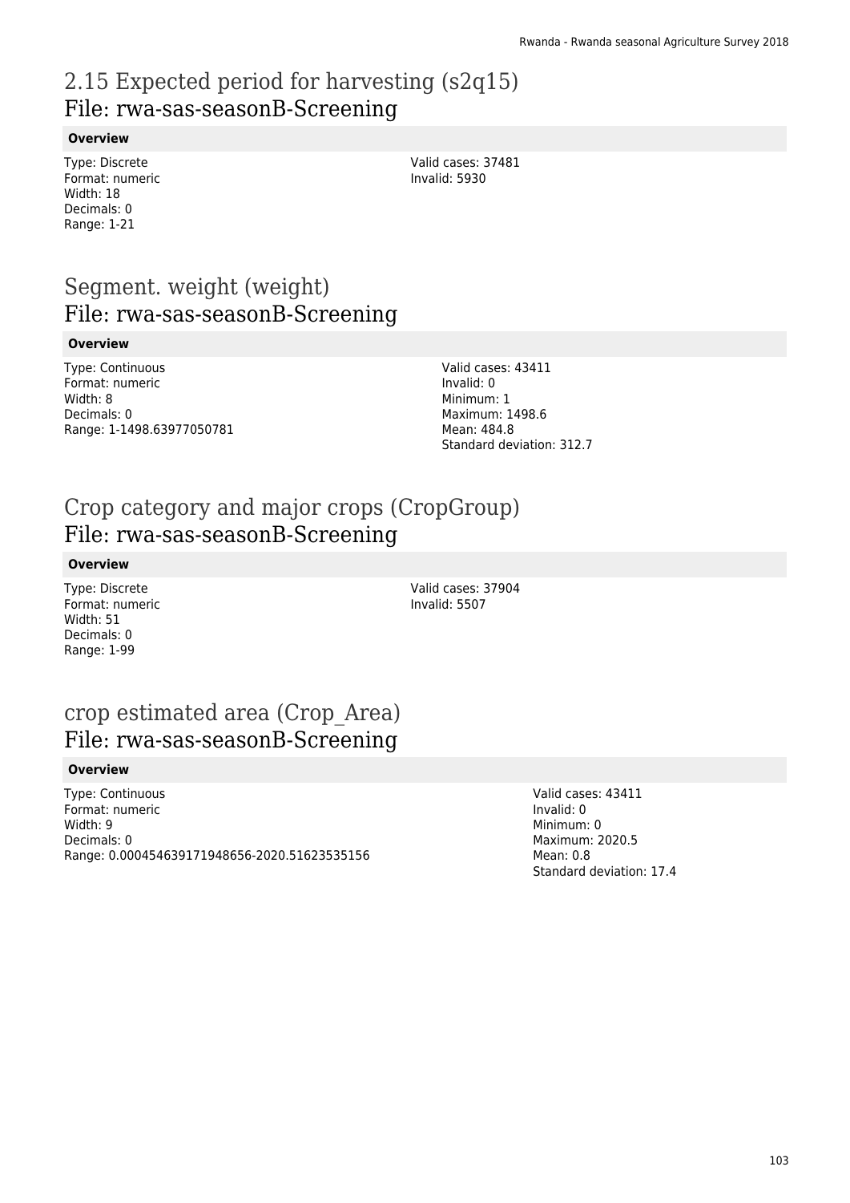## 2.15 Expected period for harvesting (s2q15)
## File: rwa-sas-seasonB-Screening

**Overview**

Type: Discrete
Format: numeric
Width: 18
Decimals: 0
Range: 1-21

Valid cases: 37481
Invalid: 5930

## Segment. weight (weight)
## File: rwa-sas-seasonB-Screening

**Overview**

Type: Continuous
Format: numeric
Width: 8
Decimals: 0
Range: 1-1498.63977050781

Valid cases: 43411
Invalid: 0
Minimum: 1
Maximum: 1498.6
Mean: 484.8
Standard deviation: 312.7

## Crop category and major crops (CropGroup)
## File: rwa-sas-seasonB-Screening

**Overview**

Type: Discrete
Format: numeric
Width: 51
Decimals: 0
Range: 1-99

Valid cases: 37904
Invalid: 5507

## crop estimated area (Crop_Area)
## File: rwa-sas-seasonB-Screening

**Overview**

Type: Continuous
Format: numeric
Width: 9
Decimals: 0
Range: 0.000454639171948656-2020.51623535156

Valid cases: 43411
Invalid: 0
Minimum: 0
Maximum: 2020.5
Mean: 0.8
Standard deviation: 17.4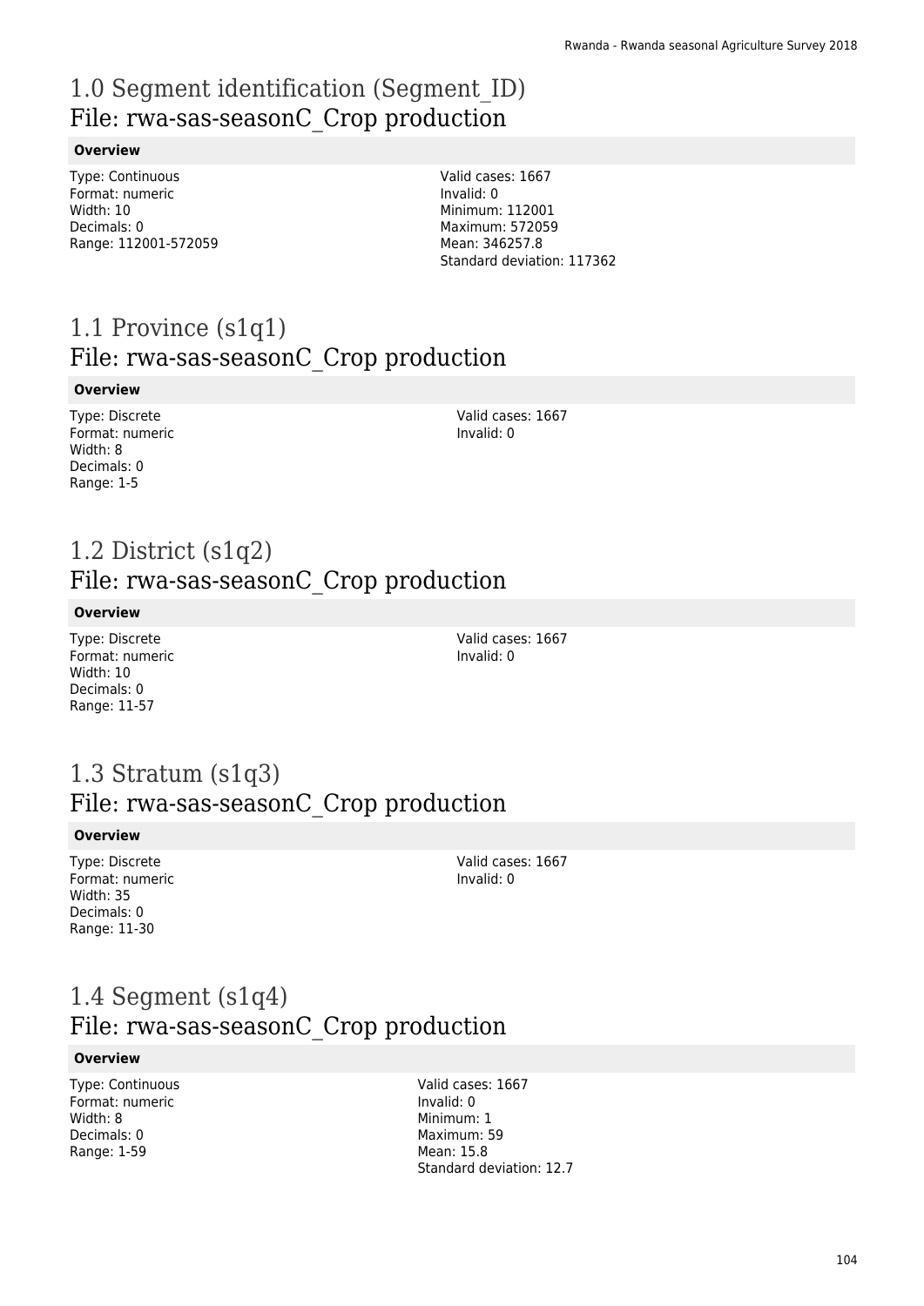# 1.0 Segment identification (Segment_ID)
## File: rwa-sas-seasonC_Crop production

**Overview**

Type: Continuous
Format: numeric
Width: 10
Decimals: 0
Range: 112001-572059

Valid cases: 1667
Invalid: 0
Minimum: 112001
Maximum: 572059
Mean: 346257.8
Standard deviation: 117362

# 1.1 Province (s1q1)
## File: rwa-sas-seasonC_Crop production

**Overview**

Type: Discrete
Format: numeric
Width: 8
Decimals: 0
Range: 1-5

Valid cases: 1667
Invalid: 0

# 1.2 District (s1q2)
## File: rwa-sas-seasonC_Crop production

**Overview**

Type: Discrete
Format: numeric
Width: 10
Decimals: 0
Range: 11-57

Valid cases: 1667
Invalid: 0

# 1.3 Stratum (s1q3)
## File: rwa-sas-seasonC_Crop production

**Overview**

Type: Discrete
Format: numeric
Width: 35
Decimals: 0
Range: 11-30

Valid cases: 1667
Invalid: 0

# 1.4 Segment (s1q4)
## File: rwa-sas-seasonC_Crop production

**Overview**

Type: Continuous
Format: numeric
Width: 8
Decimals: 0
Range: 1-59

Valid cases: 1667
Invalid: 0
Minimum: 1
Maximum: 59
Mean: 15.8
Standard deviation: 12.7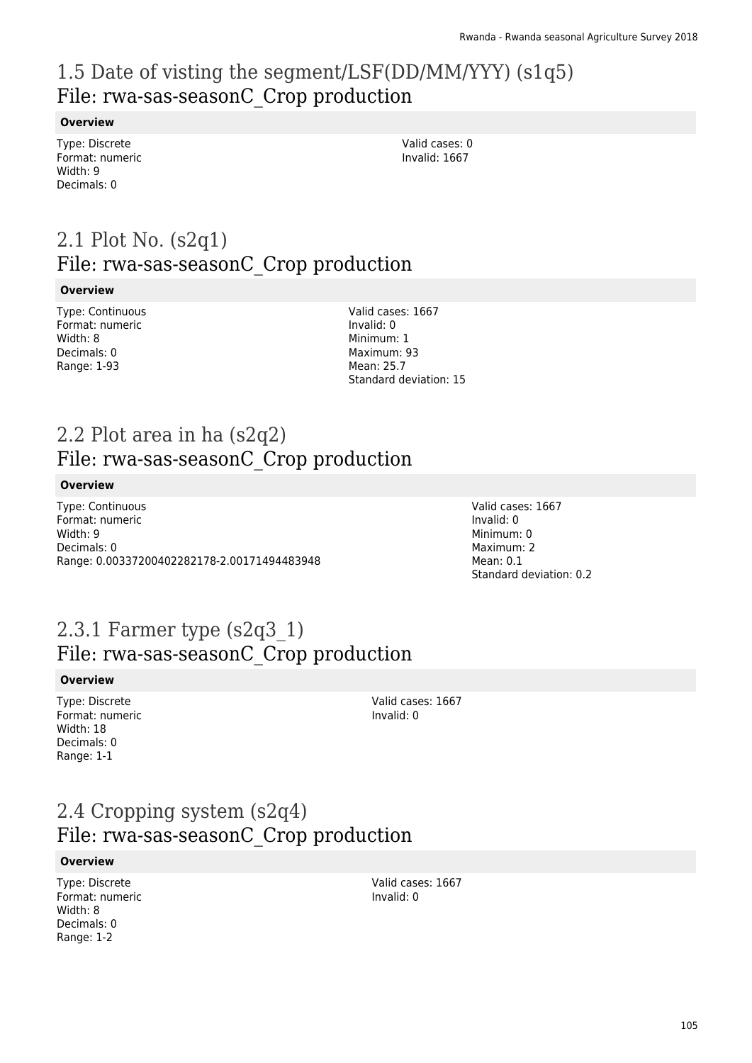# 1.5 Date of visting the segment/LSF(DD/MM/YYY) (s1q5)
## File: rwa-sas-seasonC_Crop production

**Overview**

Type: Discrete
Format: numeric
Width: 9
Decimals: 0

Valid cases: 0
Invalid: 1667

# 2.1 Plot No. (s2q1)
## File: rwa-sas-seasonC_Crop production

**Overview**

Type: Continuous
Format: numeric
Width: 8
Decimals: 0
Range: 1-93

Valid cases: 1667
Invalid: 0
Minimum: 1
Maximum: 93
Mean: 25.7
Standard deviation: 15

# 2.2 Plot area in ha (s2q2)
## File: rwa-sas-seasonC_Crop production

**Overview**

Type: Continuous
Format: numeric
Width: 9
Decimals: 0
Range: 0.00337200402282178-2.00171494483948

Valid cases: 1667
Invalid: 0
Minimum: 0
Maximum: 2
Mean: 0.1
Standard deviation: 0.2

# 2.3.1 Farmer type (s2q3_1)
## File: rwa-sas-seasonC_Crop production

**Overview**

Type: Discrete
Format: numeric
Width: 18
Decimals: 0
Range: 1-1

Valid cases: 1667
Invalid: 0

# 2.4 Cropping system (s2q4)
## File: rwa-sas-seasonC_Crop production

**Overview**

Type: Discrete
Format: numeric
Width: 8
Decimals: 0
Range: 1-2

Valid cases: 1667
Invalid: 0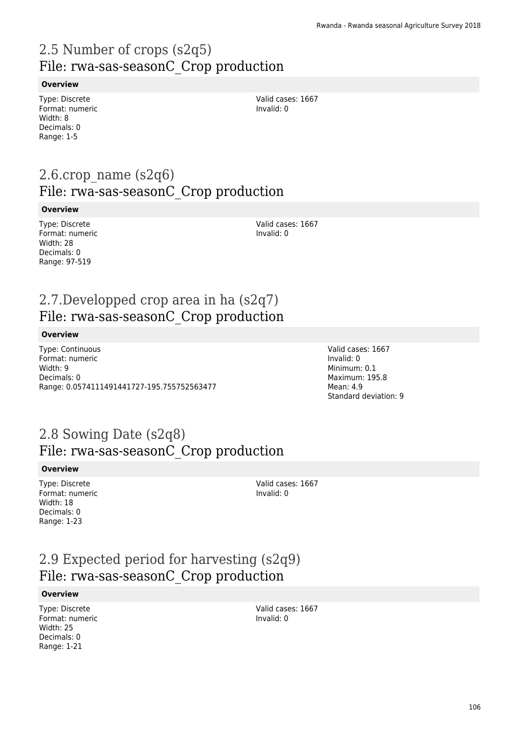## 2.5 Number of crops (s2q5)
## File: rwa-sas-seasonC_Crop production

**Overview**

Type: Discrete
Format: numeric
Width: 8
Decimals: 0
Range: 1-5

Valid cases: 1667
Invalid: 0

## 2.6.crop_name (s2q6)
## File: rwa-sas-seasonC_Crop production

**Overview**

Type: Discrete
Format: numeric
Width: 28
Decimals: 0
Range: 97-519

Valid cases: 1667
Invalid: 0

## 2.7.Developped crop area in ha (s2q7)
## File: rwa-sas-seasonC_Crop production

**Overview**

Type: Continuous
Format: numeric
Width: 9
Decimals: 0
Range: 0.0574111491441727-195.755752563477

Valid cases: 1667
Invalid: 0
Minimum: 0.1
Maximum: 195.8
Mean: 4.9
Standard deviation: 9

## 2.8 Sowing Date (s2q8)
## File: rwa-sas-seasonC_Crop production

**Overview**

Type: Discrete
Format: numeric
Width: 18
Decimals: 0
Range: 1-23

Valid cases: 1667
Invalid: 0

## 2.9 Expected period for harvesting (s2q9)
## File: rwa-sas-seasonC_Crop production

**Overview**

Type: Discrete
Format: numeric
Width: 25
Decimals: 0
Range: 1-21

Valid cases: 1667
Invalid: 0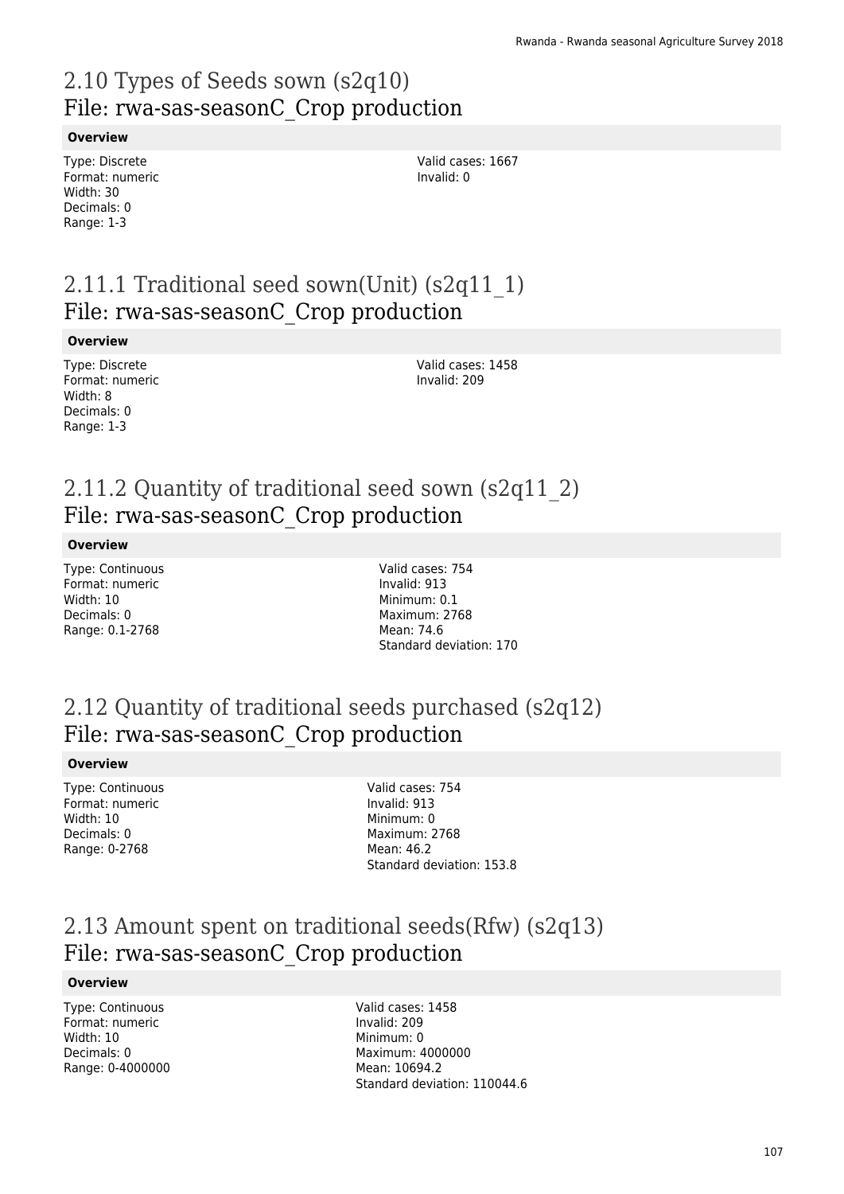## 2.10 Types of Seeds sown (s2q10)
File: rwa-sas-seasonC_Crop production

**Overview**

Type: Discrete
Format: numeric
Width: 30
Decimals: 0
Range: 1-3

Valid cases: 1667
Invalid: 0

## 2.11.1 Traditional seed sown(Unit) (s2q11_1)
File: rwa-sas-seasonC_Crop production

**Overview**

Type: Discrete
Format: numeric
Width: 8
Decimals: 0
Range: 1-3

Valid cases: 1458
Invalid: 209

## 2.11.2 Quantity of traditional seed sown (s2q11_2)
File: rwa-sas-seasonC_Crop production

**Overview**

Type: Continuous
Format: numeric
Width: 10
Decimals: 0
Range: 0.1-2768

Valid cases: 754
Invalid: 913
Minimum: 0.1
Maximum: 2768
Mean: 74.6
Standard deviation: 170

## 2.12 Quantity of traditional seeds purchased (s2q12)
File: rwa-sas-seasonC_Crop production

**Overview**

Type: Continuous
Format: numeric
Width: 10
Decimals: 0
Range: 0-2768

Valid cases: 754
Invalid: 913
Minimum: 0
Maximum: 2768
Mean: 46.2
Standard deviation: 153.8

## 2.13 Amount spent on traditional seeds(Rfw) (s2q13)
File: rwa-sas-seasonC_Crop production

**Overview**

Type: Continuous
Format: numeric
Width: 10
Decimals: 0
Range: 0-4000000

Valid cases: 1458
Invalid: 209
Minimum: 0
Maximum: 4000000
Mean: 10694.2
Standard deviation: 110044.6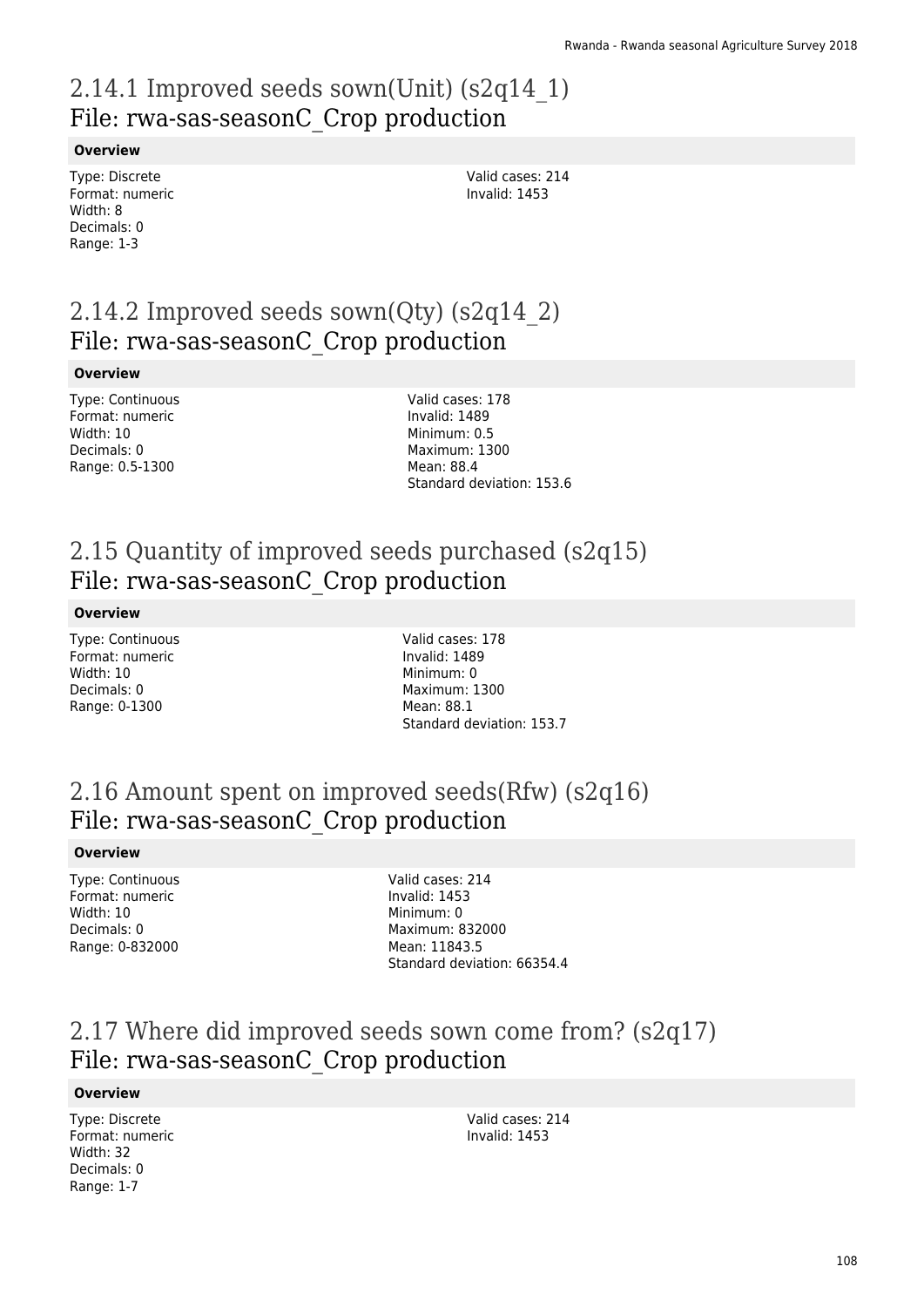## 2.14.1 Improved seeds sown(Unit) (s2q14_1)
## File: rwa-sas-seasonC_Crop production

**Overview**

Type: Discrete
Format: numeric
Width: 8
Decimals: 0
Range: 1-3

Valid cases: 214
Invalid: 1453

## 2.14.2 Improved seeds sown(Qty) (s2q14_2)
## File: rwa-sas-seasonC_Crop production

**Overview**

Type: Continuous
Format: numeric
Width: 10
Decimals: 0
Range: 0.5-1300

Valid cases: 178
Invalid: 1489
Minimum: 0.5
Maximum: 1300
Mean: 88.4
Standard deviation: 153.6

## 2.15 Quantity of improved seeds purchased (s2q15)
## File: rwa-sas-seasonC_Crop production

**Overview**

Type: Continuous
Format: numeric
Width: 10
Decimals: 0
Range: 0-1300

Valid cases: 178
Invalid: 1489
Minimum: 0
Maximum: 1300
Mean: 88.1
Standard deviation: 153.7

## 2.16 Amount spent on improved seeds(Rfw) (s2q16)
## File: rwa-sas-seasonC_Crop production

**Overview**

Type: Continuous
Format: numeric
Width: 10
Decimals: 0
Range: 0-832000

Valid cases: 214
Invalid: 1453
Minimum: 0
Maximum: 832000
Mean: 11843.5
Standard deviation: 66354.4

## 2.17 Where did improved seeds sown come from? (s2q17)
## File: rwa-sas-seasonC_Crop production

**Overview**

Type: Discrete
Format: numeric
Width: 32
Decimals: 0
Range: 1-7

Valid cases: 214
Invalid: 1453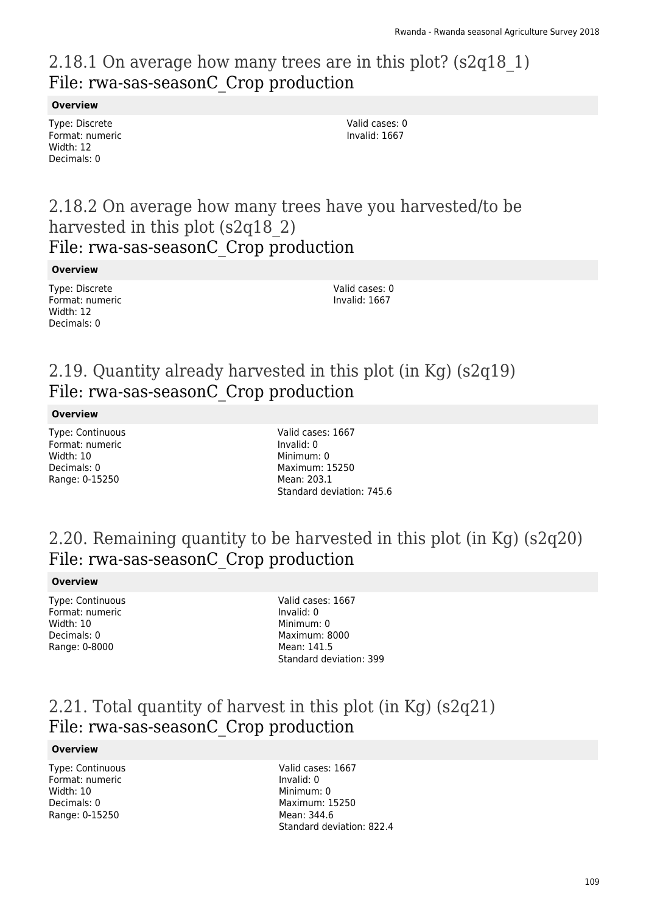## 2.18.1 On average how many trees are in this plot? (s2q18_1)
File: rwa-sas-seasonC_Crop production

**Overview**

Type: Discrete
Format: numeric
Width: 12
Decimals: 0

Valid cases: 0
Invalid: 1667

## 2.18.2 On average how many trees have you harvested/to be harvested in this plot (s2q18_2)
File: rwa-sas-seasonC_Crop production

**Overview**

Type: Discrete
Format: numeric
Width: 12
Decimals: 0

Valid cases: 0
Invalid: 1667

## 2.19. Quantity already harvested in this plot (in Kg) (s2q19)
File: rwa-sas-seasonC_Crop production

**Overview**

Type: Continuous
Format: numeric
Width: 10
Decimals: 0
Range: 0-15250

Valid cases: 1667
Invalid: 0
Minimum: 0
Maximum: 15250
Mean: 203.1
Standard deviation: 745.6

## 2.20. Remaining quantity to be harvested in this plot (in Kg) (s2q20)
File: rwa-sas-seasonC_Crop production

**Overview**

Type: Continuous
Format: numeric
Width: 10
Decimals: 0
Range: 0-8000

Valid cases: 1667
Invalid: 0
Minimum: 0
Maximum: 8000
Mean: 141.5
Standard deviation: 399

## 2.21. Total quantity of harvest in this plot (in Kg) (s2q21)
File: rwa-sas-seasonC_Crop production

**Overview**

Type: Continuous
Format: numeric
Width: 10
Decimals: 0
Range: 0-15250

Valid cases: 1667
Invalid: 0
Minimum: 0
Maximum: 15250
Mean: 344.6
Standard deviation: 822.4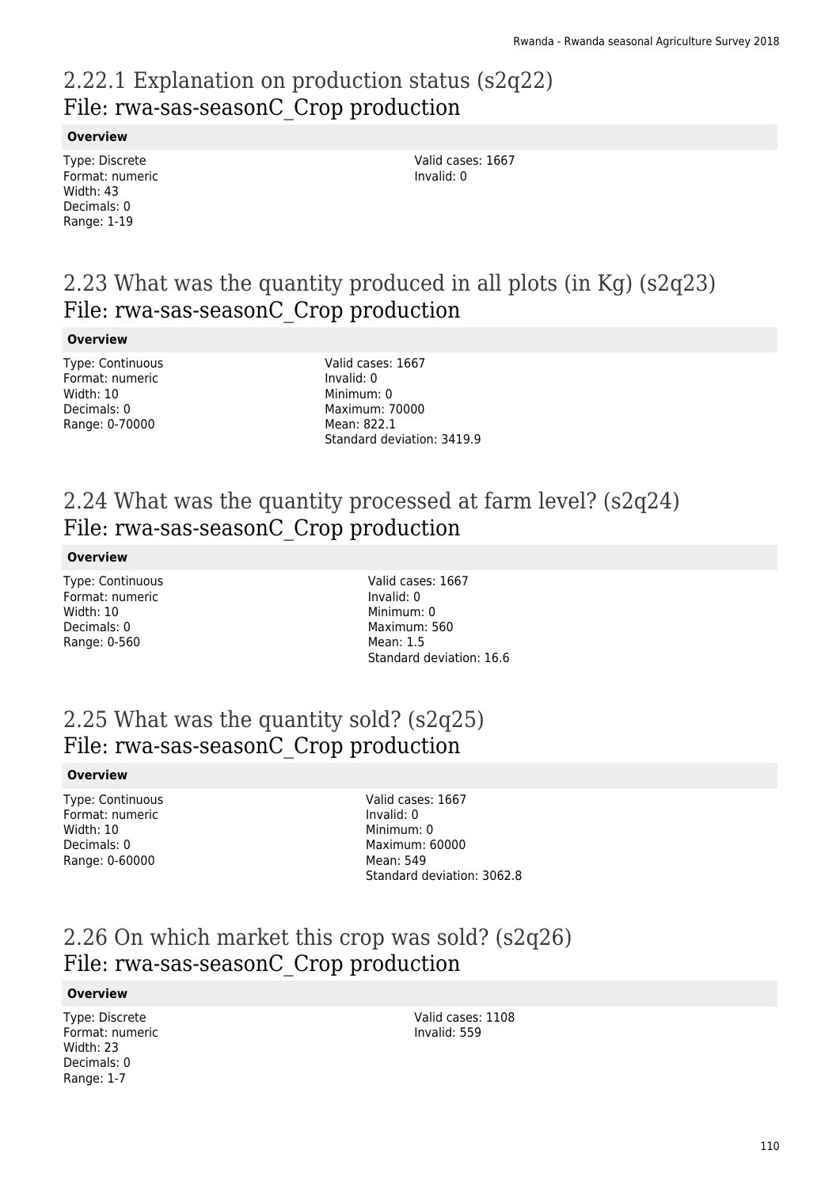## 2.22.1 Explanation on production status (s2q22)
File: rwa-sas-seasonC_Crop production

**Overview**

Type: Discrete
Format: numeric
Width: 43
Decimals: 0
Range: 1-19

Valid cases: 1667
Invalid: 0

## 2.23 What was the quantity produced in all plots (in Kg) (s2q23)
File: rwa-sas-seasonC_Crop production

**Overview**

Type: Continuous
Format: numeric
Width: 10
Decimals: 0
Range: 0-70000

Valid cases: 1667
Invalid: 0
Minimum: 0
Maximum: 70000
Mean: 822.1
Standard deviation: 3419.9

## 2.24 What was the quantity processed at farm level? (s2q24)
File: rwa-sas-seasonC_Crop production

**Overview**

Type: Continuous
Format: numeric
Width: 10
Decimals: 0
Range: 0-560

Valid cases: 1667
Invalid: 0
Minimum: 0
Maximum: 560
Mean: 1.5
Standard deviation: 16.6

## 2.25 What was the quantity sold? (s2q25)
File: rwa-sas-seasonC_Crop production

**Overview**

Type: Continuous
Format: numeric
Width: 10
Decimals: 0
Range: 0-60000

Valid cases: 1667
Invalid: 0
Minimum: 0
Maximum: 60000
Mean: 549
Standard deviation: 3062.8

## 2.26 On which market this crop was sold? (s2q26)
File: rwa-sas-seasonC_Crop production

**Overview**

Type: Discrete
Format: numeric
Width: 23
Decimals: 0
Range: 1-7

Valid cases: 1108
Invalid: 559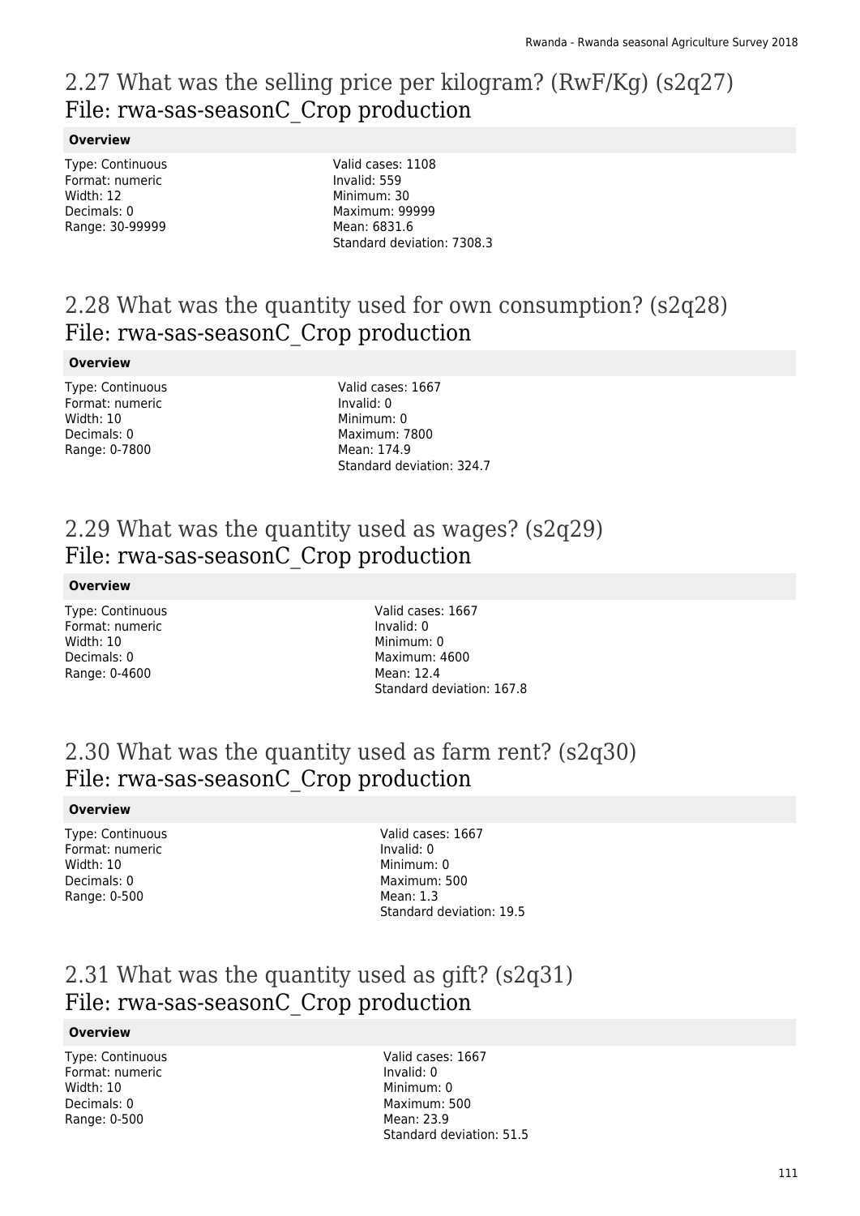## 2.27 What was the selling price per kilogram? (RwF/Kg) (s2q27)
## File: rwa-sas-seasonC_Crop production

#### Overview

Type: Continuous
Format: numeric
Width: 12
Decimals: 0
Range: 30-99999

Valid cases: 1108
Invalid: 559
Minimum: 30
Maximum: 99999
Mean: 6831.6
Standard deviation: 7308.3

## 2.28 What was the quantity used for own consumption? (s2q28)
## File: rwa-sas-seasonC_Crop production

#### Overview

Type: Continuous
Format: numeric
Width: 10
Decimals: 0
Range: 0-7800

Valid cases: 1667
Invalid: 0
Minimum: 0
Maximum: 7800
Mean: 174.9
Standard deviation: 324.7

## 2.29 What was the quantity used as wages? (s2q29)
## File: rwa-sas-seasonC_Crop production

#### Overview

Type: Continuous
Format: numeric
Width: 10
Decimals: 0
Range: 0-4600

Valid cases: 1667
Invalid: 0
Minimum: 0
Maximum: 4600
Mean: 12.4
Standard deviation: 167.8

## 2.30 What was the quantity used as farm rent? (s2q30)
## File: rwa-sas-seasonC_Crop production

#### Overview

Type: Continuous
Format: numeric
Width: 10
Decimals: 0
Range: 0-500

Valid cases: 1667
Invalid: 0
Minimum: 0
Maximum: 500
Mean: 1.3
Standard deviation: 19.5

## 2.31 What was the quantity used as gift? (s2q31)
## File: rwa-sas-seasonC_Crop production

#### Overview

Type: Continuous
Format: numeric
Width: 10
Decimals: 0
Range: 0-500

Valid cases: 1667
Invalid: 0
Minimum: 0
Maximum: 500
Mean: 23.9
Standard deviation: 51.5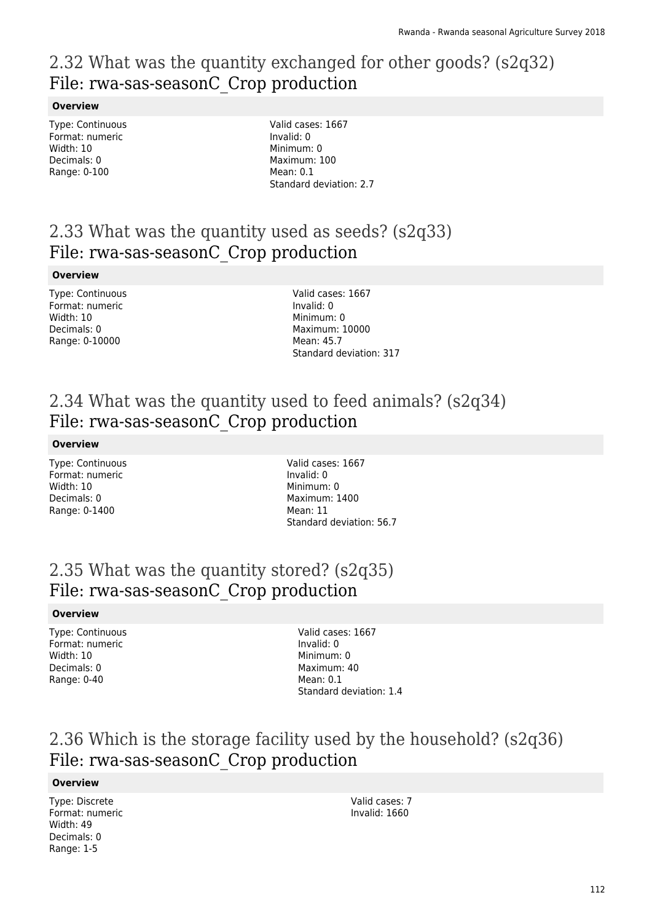## 2.32 What was the quantity exchanged for other goods? (s2q32)
## File: rwa-sas-seasonC_Crop production

**Overview**

Type: Continuous
Format: numeric
Width: 10
Decimals: 0
Range: 0-100

Valid cases: 1667
Invalid: 0
Minimum: 0
Maximum: 100
Mean: 0.1
Standard deviation: 2.7

## 2.33 What was the quantity used as seeds? (s2q33)
## File: rwa-sas-seasonC_Crop production

**Overview**

Type: Continuous
Format: numeric
Width: 10
Decimals: 0
Range: 0-10000

Valid cases: 1667
Invalid: 0
Minimum: 0
Maximum: 10000
Mean: 45.7
Standard deviation: 317

## 2.34 What was the quantity used to feed animals? (s2q34)
## File: rwa-sas-seasonC_Crop production

**Overview**

Type: Continuous
Format: numeric
Width: 10
Decimals: 0
Range: 0-1400

Valid cases: 1667
Invalid: 0
Minimum: 0
Maximum: 1400
Mean: 11
Standard deviation: 56.7

## 2.35 What was the quantity stored? (s2q35)
## File: rwa-sas-seasonC_Crop production

**Overview**

Type: Continuous
Format: numeric
Width: 10
Decimals: 0
Range: 0-40

Valid cases: 1667
Invalid: 0
Minimum: 0
Maximum: 40
Mean: 0.1
Standard deviation: 1.4

## 2.36 Which is the storage facility used by the household? (s2q36)
## File: rwa-sas-seasonC_Crop production

**Overview**

Type: Discrete
Format: numeric
Width: 49
Decimals: 0
Range: 1-5

Valid cases: 7
Invalid: 1660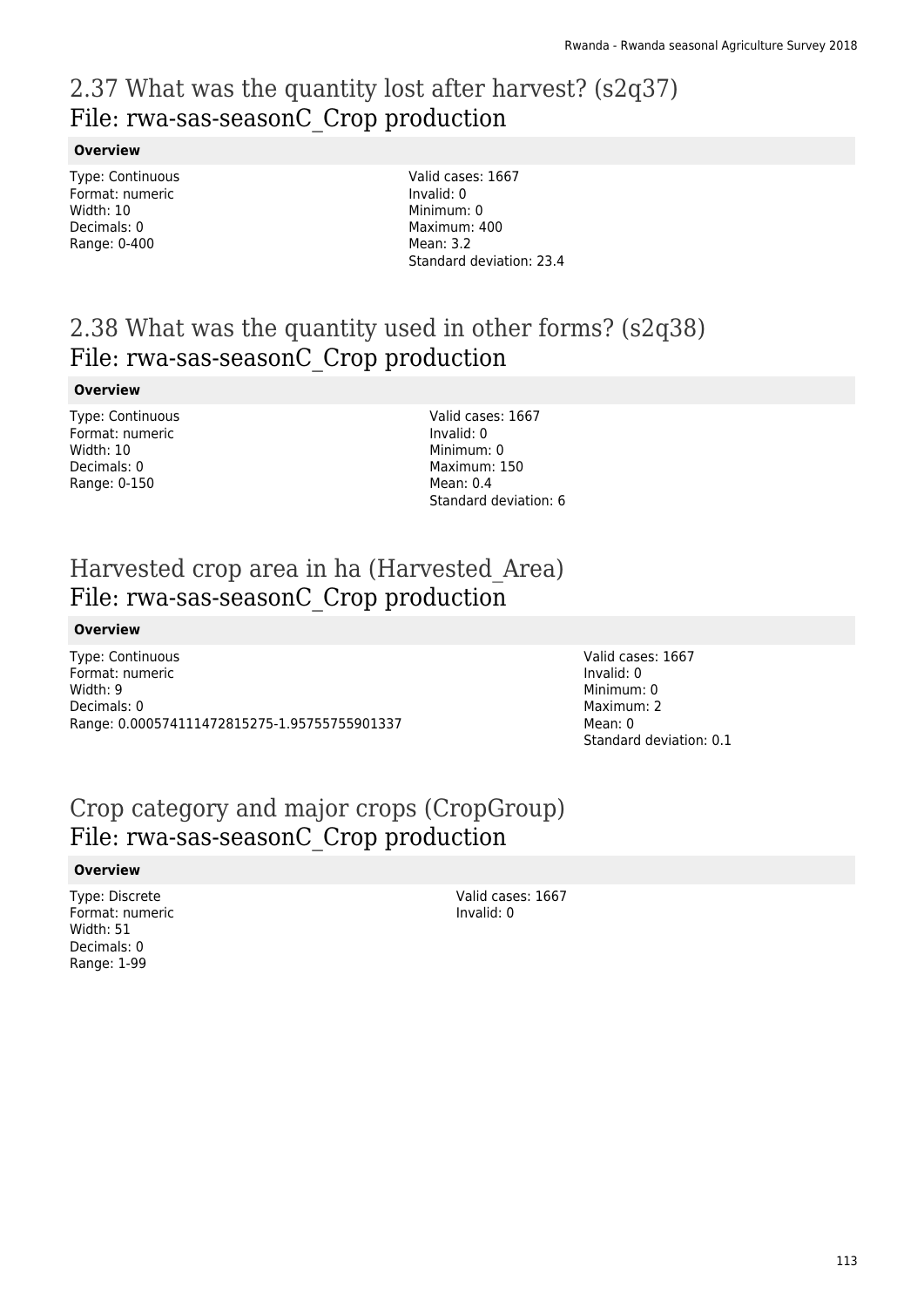## 2.37 What was the quantity lost after harvest? (s2q37)
## File: rwa-sas-seasonC_Crop production

**Overview**

Type: Continuous
Format: numeric
Width: 10
Decimals: 0
Range: 0-400

Valid cases: 1667
Invalid: 0
Minimum: 0
Maximum: 400
Mean: 3.2
Standard deviation: 23.4

## 2.38 What was the quantity used in other forms? (s2q38)
## File: rwa-sas-seasonC_Crop production

**Overview**

Type: Continuous
Format: numeric
Width: 10
Decimals: 0
Range: 0-150

Valid cases: 1667
Invalid: 0
Minimum: 0
Maximum: 150
Mean: 0.4
Standard deviation: 6

## Harvested crop area in ha (Harvested_Area)
## File: rwa-sas-seasonC_Crop production

**Overview**

Type: Continuous
Format: numeric
Width: 9
Decimals: 0
Range: 0.000574111472815275-1.95755755901337

Valid cases: 1667
Invalid: 0
Minimum: 0
Maximum: 2
Mean: 0
Standard deviation: 0.1

## Crop category and major crops (CropGroup)
## File: rwa-sas-seasonC_Crop production

**Overview**

Type: Discrete
Format: numeric
Width: 51
Decimals: 0
Range: 1-99

Valid cases: 1667
Invalid: 0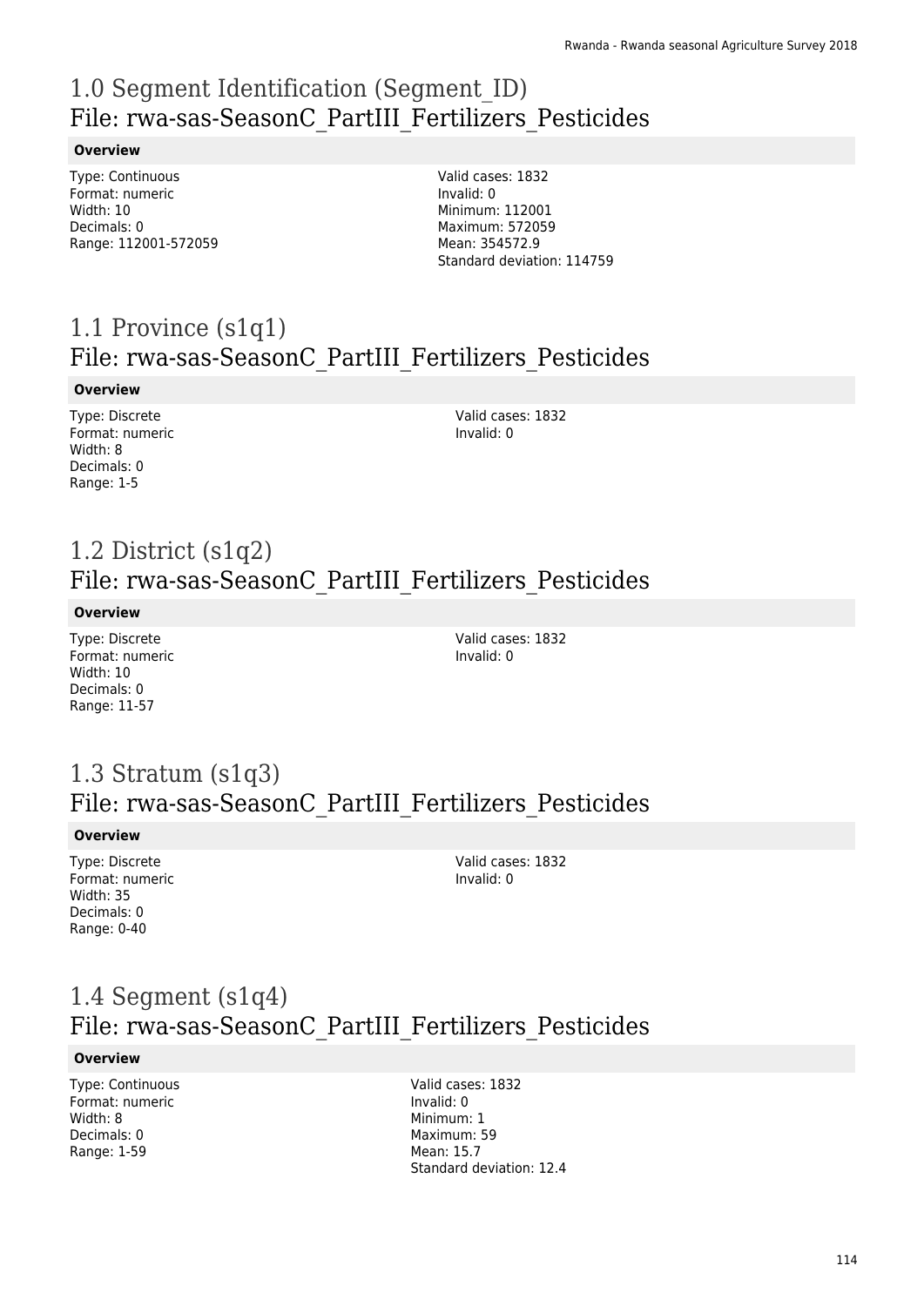# 1.0 Segment Identification (Segment_ID)
File: rwa-sas-SeasonC_PartIII_Fertilizers_Pesticides

**Overview**

Type: Continuous
Format: numeric
Width: 10
Decimals: 0
Range: 112001-572059

Valid cases: 1832
Invalid: 0
Minimum: 112001
Maximum: 572059
Mean: 354572.9
Standard deviation: 114759

# 1.1 Province (s1q1)
File: rwa-sas-SeasonC_PartIII_Fertilizers_Pesticides

**Overview**

Type: Discrete
Format: numeric
Width: 8
Decimals: 0
Range: 1-5

Valid cases: 1832
Invalid: 0

# 1.2 District (s1q2)
File: rwa-sas-SeasonC_PartIII_Fertilizers_Pesticides

**Overview**

Type: Discrete
Format: numeric
Width: 10
Decimals: 0
Range: 11-57

Valid cases: 1832
Invalid: 0

# 1.3 Stratum (s1q3)
File: rwa-sas-SeasonC_PartIII_Fertilizers_Pesticides

**Overview**

Type: Discrete
Format: numeric
Width: 35
Decimals: 0
Range: 0-40

Valid cases: 1832
Invalid: 0

# 1.4 Segment (s1q4)
File: rwa-sas-SeasonC_PartIII_Fertilizers_Pesticides

**Overview**

Type: Continuous
Format: numeric
Width: 8
Decimals: 0
Range: 1-59

Valid cases: 1832
Invalid: 0
Minimum: 1
Maximum: 59
Mean: 15.7
Standard deviation: 12.4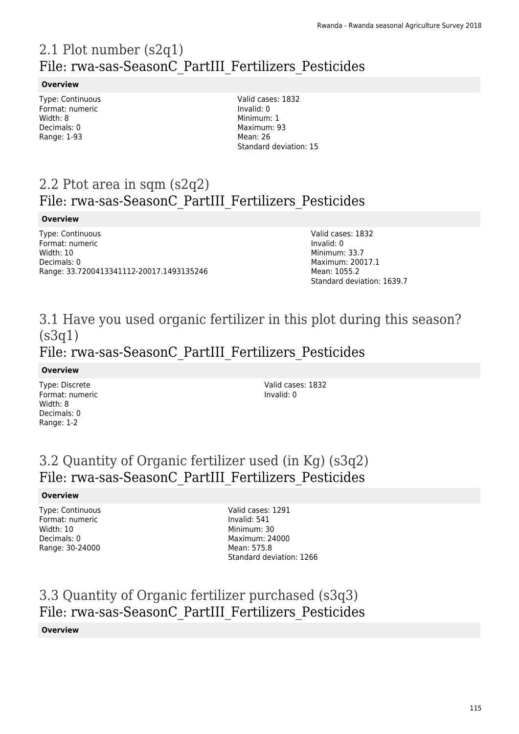## 2.1 Plot number (s2q1)
## File: rwa-sas-SeasonC_PartIII_Fertilizers_Pesticides

**Overview**

Type: Continuous
Format: numeric
Width: 8
Decimals: 0
Range: 1-93

Valid cases: 1832
Invalid: 0
Minimum: 1
Maximum: 93
Mean: 26
Standard deviation: 15

## 2.2 Ptot area in sqm (s2q2)
## File: rwa-sas-SeasonC_PartIII_Fertilizers_Pesticides

**Overview**

Type: Continuous
Format: numeric
Width: 10
Decimals: 0
Range: 33.7200413341112-20017.1493135246

Valid cases: 1832
Invalid: 0
Minimum: 33.7
Maximum: 20017.1
Mean: 1055.2
Standard deviation: 1639.7

## 3.1 Have you used organic fertilizer in this plot during this season? (s3q1)
## File: rwa-sas-SeasonC_PartIII_Fertilizers_Pesticides

**Overview**

Type: Discrete
Format: numeric
Width: 8
Decimals: 0
Range: 1-2

Valid cases: 1832
Invalid: 0

## 3.2 Quantity of Organic fertilizer used (in Kg) (s3q2)
## File: rwa-sas-SeasonC_PartIII_Fertilizers_Pesticides

**Overview**

Type: Continuous
Format: numeric
Width: 10
Decimals: 0
Range: 30-24000

Valid cases: 1291
Invalid: 541
Minimum: 30
Maximum: 24000
Mean: 575.8
Standard deviation: 1266

## 3.3 Quantity of Organic fertilizer purchased (s3q3)
## File: rwa-sas-SeasonC_PartIII_Fertilizers_Pesticides

**Overview**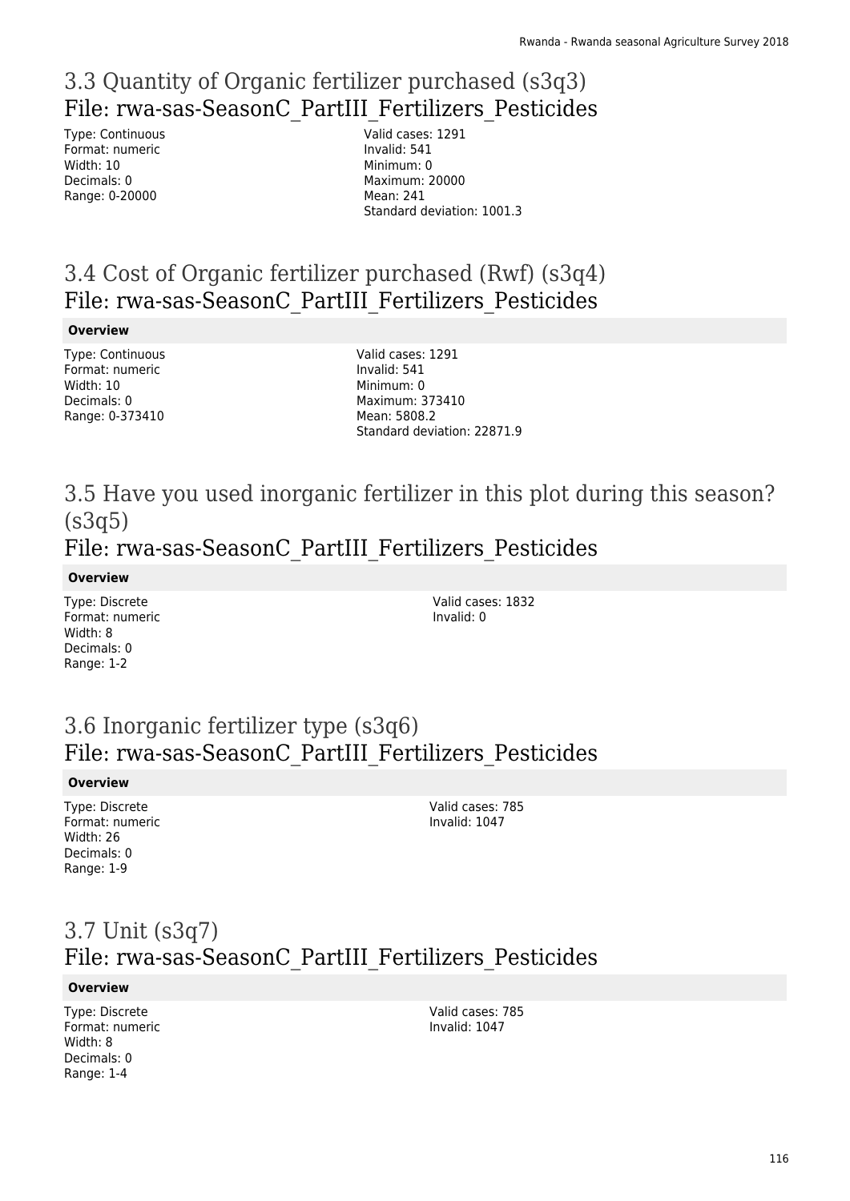## 3.3 Quantity of Organic fertilizer purchased (s3q3)

## File: rwa-sas-SeasonC_PartIII_Fertilizers_Pesticides

Type: Continuous
Format: numeric
Width: 10
Decimals: 0
Range: 0-20000

Valid cases: 1291
Invalid: 541
Minimum: 0
Maximum: 20000
Mean: 241
Standard deviation: 1001.3

## 3.4 Cost of Organic fertilizer purchased (Rwf) (s3q4)

## File: rwa-sas-SeasonC_PartIII_Fertilizers_Pesticides

**Overview**

Type: Continuous
Format: numeric
Width: 10
Decimals: 0
Range: 0-373410

Valid cases: 1291
Invalid: 541
Minimum: 0
Maximum: 373410
Mean: 5808.2
Standard deviation: 22871.9

## 3.5 Have you used inorganic fertilizer in this plot during this season? (s3q5)

## File: rwa-sas-SeasonC_PartIII_Fertilizers_Pesticides

**Overview**

Type: Discrete
Format: numeric
Width: 8
Decimals: 0
Range: 1-2

Valid cases: 1832
Invalid: 0

## 3.6 Inorganic fertilizer type (s3q6)

## File: rwa-sas-SeasonC_PartIII_Fertilizers_Pesticides

**Overview**

Type: Discrete
Format: numeric
Width: 26
Decimals: 0
Range: 1-9

Valid cases: 785
Invalid: 1047

## 3.7 Unit (s3q7)

## File: rwa-sas-SeasonC_PartIII_Fertilizers_Pesticides

**Overview**

Type: Discrete
Format: numeric
Width: 8
Decimals: 0
Range: 1-4

Valid cases: 785
Invalid: 1047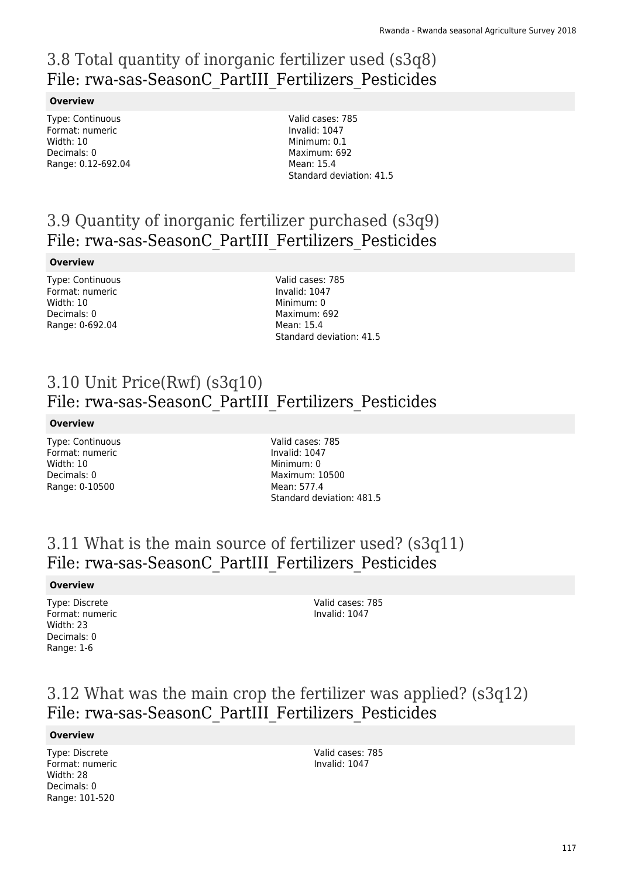# 3.8 Total quantity of inorganic fertilizer used (s3q8)
## File: rwa-sas-SeasonC_PartIII_Fertilizers_Pesticides

**Overview**

Type: Continuous
Format: numeric
Width: 10
Decimals: 0
Range: 0.12-692.04

Valid cases: 785
Invalid: 1047
Minimum: 0.1
Maximum: 692
Mean: 15.4
Standard deviation: 41.5

# 3.9 Quantity of inorganic fertilizer purchased (s3q9)
## File: rwa-sas-SeasonC_PartIII_Fertilizers_Pesticides

**Overview**

Type: Continuous
Format: numeric
Width: 10
Decimals: 0
Range: 0-692.04

Valid cases: 785
Invalid: 1047
Minimum: 0
Maximum: 692
Mean: 15.4
Standard deviation: 41.5

# 3.10 Unit Price(Rwf) (s3q10)
## File: rwa-sas-SeasonC_PartIII_Fertilizers_Pesticides

**Overview**

Type: Continuous
Format: numeric
Width: 10
Decimals: 0
Range: 0-10500

Valid cases: 785
Invalid: 1047
Minimum: 0
Maximum: 10500
Mean: 577.4
Standard deviation: 481.5

# 3.11 What is the main source of fertilizer used? (s3q11)
## File: rwa-sas-SeasonC_PartIII_Fertilizers_Pesticides

**Overview**

Type: Discrete
Format: numeric
Width: 23
Decimals: 0
Range: 1-6

Valid cases: 785
Invalid: 1047

# 3.12 What was the main crop the fertilizer was applied? (s3q12)
## File: rwa-sas-SeasonC_PartIII_Fertilizers_Pesticides

**Overview**

Type: Discrete
Format: numeric
Width: 28
Decimals: 0
Range: 101-520

Valid cases: 785
Invalid: 1047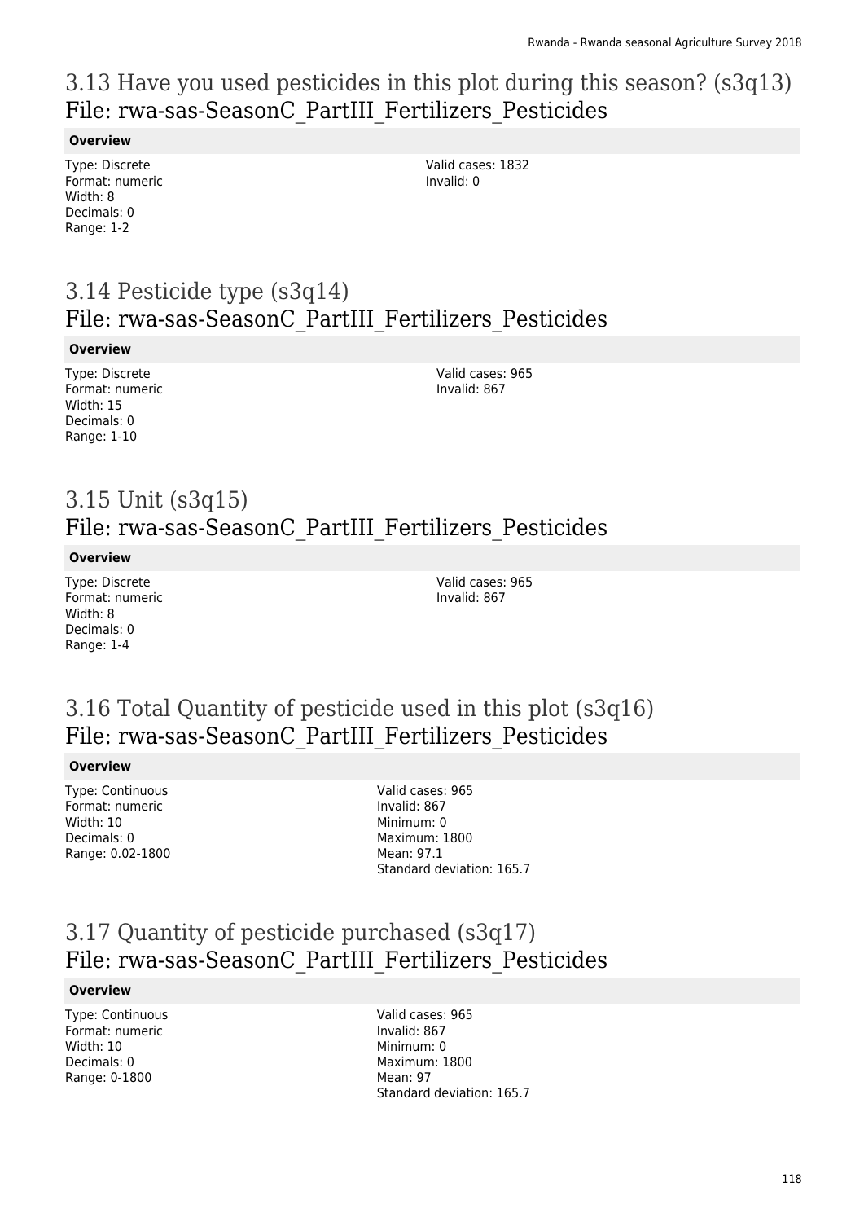# 3.13 Have you used pesticides in this plot during this season? (s3q13)
# File: rwa-sas-SeasonC_PartIII_Fertilizers_Pesticides

**Overview**

Type: Discrete
Format: numeric
Width: 8
Decimals: 0
Range: 1-2

Valid cases: 1832
Invalid: 0

# 3.14 Pesticide type (s3q14)
# File: rwa-sas-SeasonC_PartIII_Fertilizers_Pesticides

**Overview**

Type: Discrete
Format: numeric
Width: 15
Decimals: 0
Range: 1-10

Valid cases: 965
Invalid: 867

# 3.15 Unit (s3q15)
# File: rwa-sas-SeasonC_PartIII_Fertilizers_Pesticides

**Overview**

Type: Discrete
Format: numeric
Width: 8
Decimals: 0
Range: 1-4

Valid cases: 965
Invalid: 867

# 3.16 Total Quantity of pesticide used in this plot (s3q16)
# File: rwa-sas-SeasonC_PartIII_Fertilizers_Pesticides

**Overview**

Type: Continuous
Format: numeric
Width: 10
Decimals: 0
Range: 0.02-1800

Valid cases: 965
Invalid: 867
Minimum: 0
Maximum: 1800
Mean: 97.1
Standard deviation: 165.7

# 3.17 Quantity of pesticide purchased (s3q17)
# File: rwa-sas-SeasonC_PartIII_Fertilizers_Pesticides

**Overview**

Type: Continuous
Format: numeric
Width: 10
Decimals: 0
Range: 0-1800

Valid cases: 965
Invalid: 867
Minimum: 0
Maximum: 1800
Mean: 97
Standard deviation: 165.7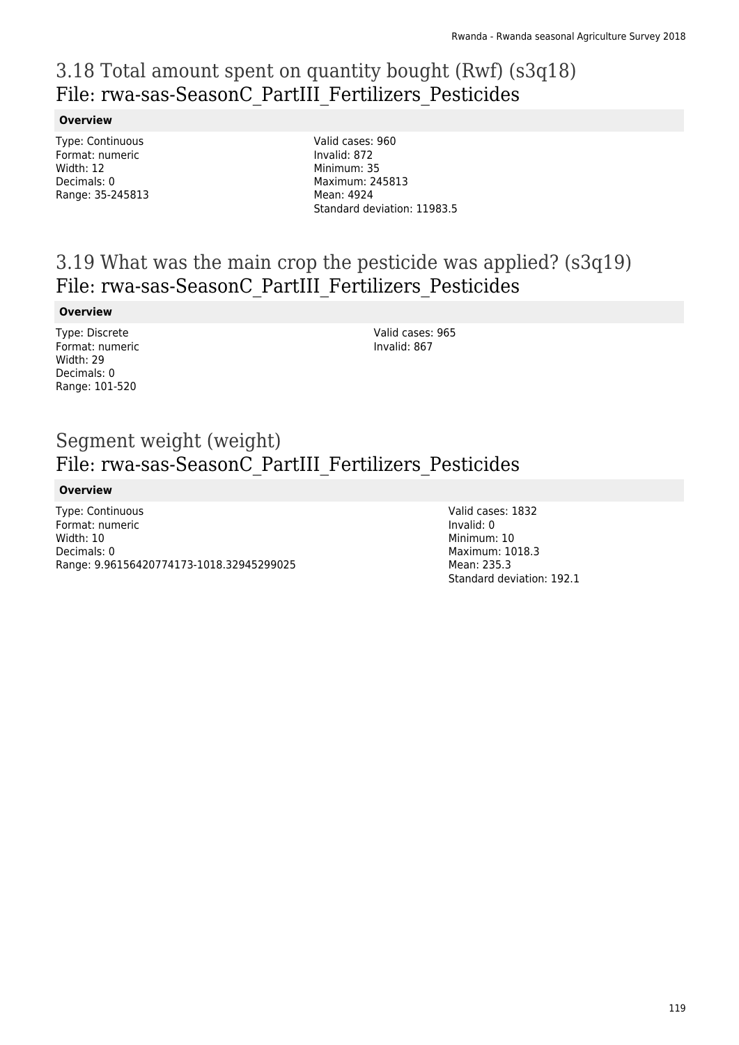# 3.18 Total amount spent on quantity bought (Rwf) (s3q18)
File: rwa-sas-SeasonC_PartIII_Fertilizers_Pesticides

**Overview**

Type: Continuous
Format: numeric
Width: 12
Decimals: 0
Range: 35-245813

Valid cases: 960
Invalid: 872
Minimum: 35
Maximum: 245813
Mean: 4924
Standard deviation: 11983.5

# 3.19 What was the main crop the pesticide was applied? (s3q19)
File: rwa-sas-SeasonC_PartIII_Fertilizers_Pesticides

**Overview**

Type: Discrete
Format: numeric
Width: 29
Decimals: 0
Range: 101-520

Valid cases: 965
Invalid: 867

# Segment weight (weight)
File: rwa-sas-SeasonC_PartIII_Fertilizers_Pesticides

**Overview**

Type: Continuous
Format: numeric
Width: 10
Decimals: 0
Range: 9.96156420774173-1018.32945299025

Valid cases: 1832
Invalid: 0
Minimum: 10
Maximum: 1018.3
Mean: 235.3
Standard deviation: 192.1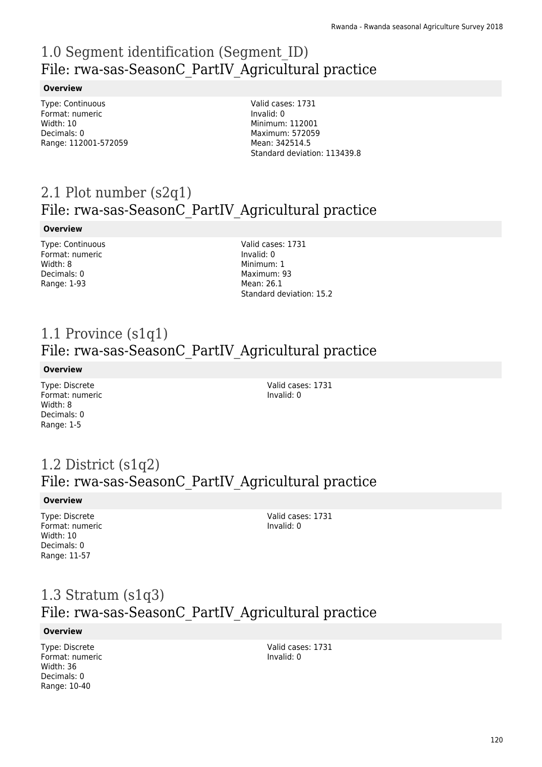# 1.0 Segment identification (Segment_ID)
## File: rwa-sas-SeasonC_PartIV_Agricultural practice

**Overview**

Type: Continuous
Format: numeric
Width: 10
Decimals: 0
Range: 112001-572059

Valid cases: 1731
Invalid: 0
Minimum: 112001
Maximum: 572059
Mean: 342514.5
Standard deviation: 113439.8

# 2.1 Plot number (s2q1)
## File: rwa-sas-SeasonC_PartIV_Agricultural practice

**Overview**

Type: Continuous
Format: numeric
Width: 8
Decimals: 0
Range: 1-93

Valid cases: 1731
Invalid: 0
Minimum: 1
Maximum: 93
Mean: 26.1
Standard deviation: 15.2

# 1.1 Province (s1q1)
## File: rwa-sas-SeasonC_PartIV_Agricultural practice

**Overview**

Type: Discrete
Format: numeric
Width: 8
Decimals: 0
Range: 1-5

Valid cases: 1731
Invalid: 0

# 1.2 District (s1q2)
## File: rwa-sas-SeasonC_PartIV_Agricultural practice

**Overview**

Type: Discrete
Format: numeric
Width: 10
Decimals: 0
Range: 11-57

Valid cases: 1731
Invalid: 0

# 1.3 Stratum (s1q3)
## File: rwa-sas-SeasonC_PartIV_Agricultural practice

**Overview**

Type: Discrete
Format: numeric
Width: 36
Decimals: 0
Range: 10-40

Valid cases: 1731
Invalid: 0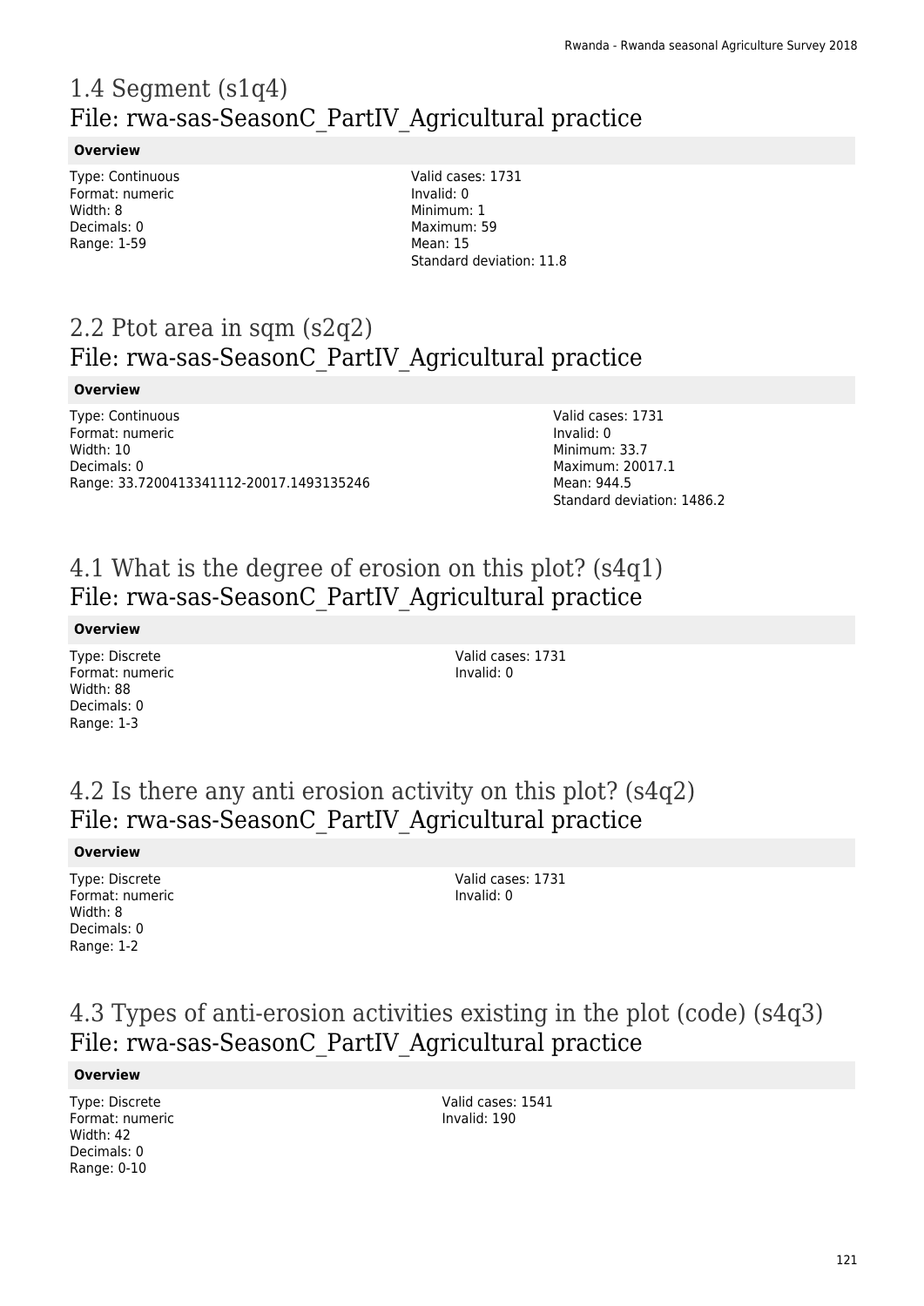# 1.4 Segment (s1q4)
## File: rwa-sas-SeasonC_PartIV_Agricultural practice

**Overview**

Type: Continuous
Format: numeric
Width: 8
Decimals: 0
Range: 1-59

Valid cases: 1731
Invalid: 0
Minimum: 1
Maximum: 59
Mean: 15
Standard deviation: 11.8

# 2.2 Ptot area in sqm (s2q2)
## File: rwa-sas-SeasonC_PartIV_Agricultural practice

**Overview**

Type: Continuous
Format: numeric
Width: 10
Decimals: 0
Range: 33.7200413341112-20017.1493135246

Valid cases: 1731
Invalid: 0
Minimum: 33.7
Maximum: 20017.1
Mean: 944.5
Standard deviation: 1486.2

# 4.1 What is the degree of erosion on this plot? (s4q1)
## File: rwa-sas-SeasonC_PartIV_Agricultural practice

**Overview**

Type: Discrete
Format: numeric
Width: 88
Decimals: 0
Range: 1-3

Valid cases: 1731
Invalid: 0

# 4.2 Is there any anti erosion activity on this plot? (s4q2)
## File: rwa-sas-SeasonC_PartIV_Agricultural practice

**Overview**

Type: Discrete
Format: numeric
Width: 8
Decimals: 0
Range: 1-2

Valid cases: 1731
Invalid: 0

# 4.3 Types of anti-erosion activities existing in the plot (code) (s4q3)
## File: rwa-sas-SeasonC_PartIV_Agricultural practice

**Overview**

Type: Discrete
Format: numeric
Width: 42
Decimals: 0
Range: 0-10

Valid cases: 1541
Invalid: 190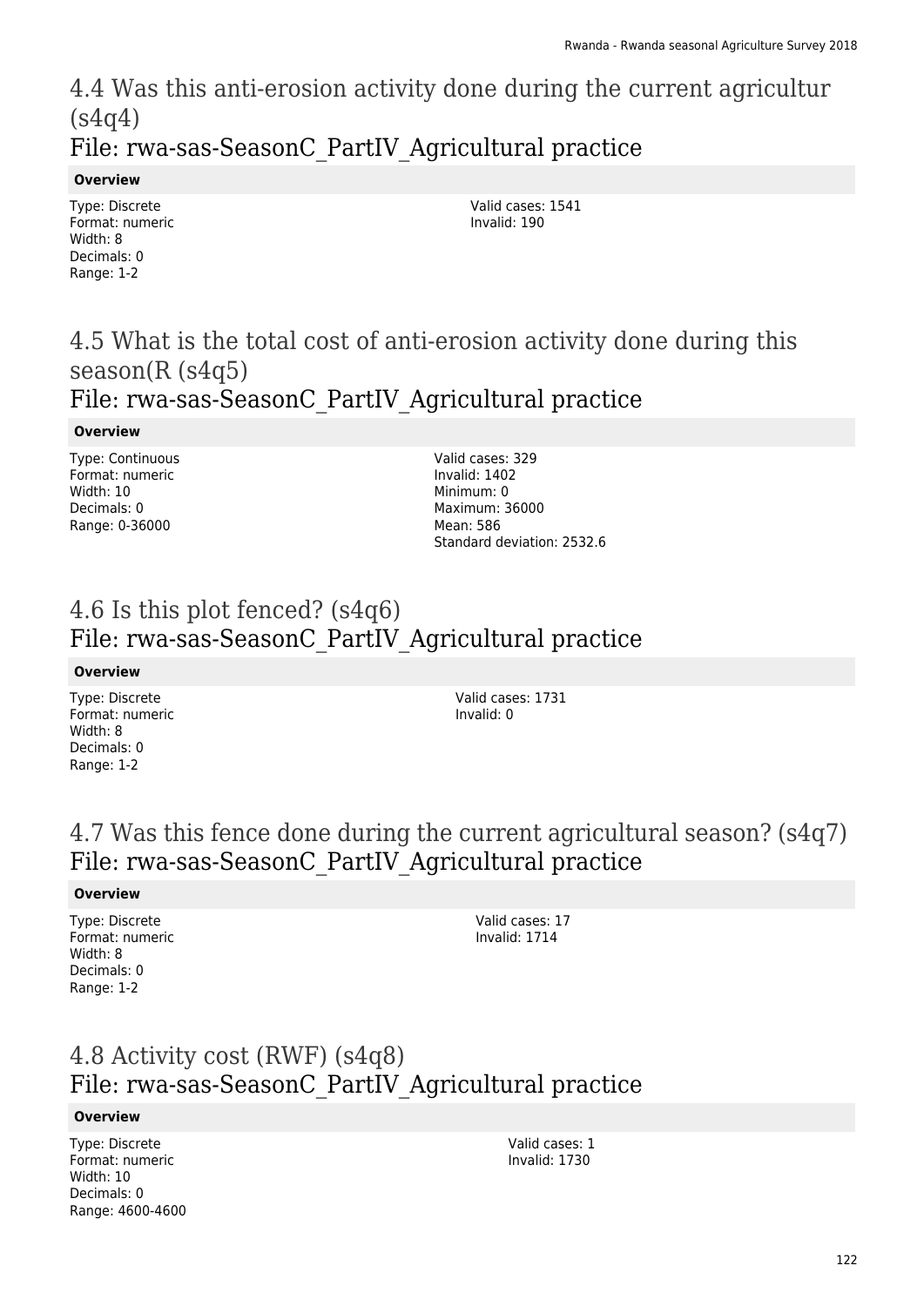## 4.4 Was this anti-erosion activity done during the current agricultur (s4q4)

## File: rwa-sas-SeasonC_PartIV_Agricultural practice

**Overview**

Type: Discrete
Format: numeric
Width: 8
Decimals: 0
Range: 1-2

Valid cases: 1541
Invalid: 190

## 4.5 What is the total cost of anti-erosion activity done during this season(R (s4q5)

## File: rwa-sas-SeasonC_PartIV_Agricultural practice

**Overview**

Type: Continuous
Format: numeric
Width: 10
Decimals: 0
Range: 0-36000

Valid cases: 329
Invalid: 1402
Minimum: 0
Maximum: 36000
Mean: 586
Standard deviation: 2532.6

## 4.6 Is this plot fenced? (s4q6)

## File: rwa-sas-SeasonC_PartIV_Agricultural practice

**Overview**

Type: Discrete
Format: numeric
Width: 8
Decimals: 0
Range: 1-2

Valid cases: 1731
Invalid: 0

## 4.7 Was this fence done during the current agricultural season? (s4q7)

## File: rwa-sas-SeasonC_PartIV_Agricultural practice

**Overview**

Type: Discrete
Format: numeric
Width: 8
Decimals: 0
Range: 1-2

Valid cases: 17
Invalid: 1714

## 4.8 Activity cost (RWF) (s4q8)

## File: rwa-sas-SeasonC_PartIV_Agricultural practice

**Overview**

Type: Discrete
Format: numeric
Width: 10
Decimals: 0
Range: 4600-4600

Valid cases: 1
Invalid: 1730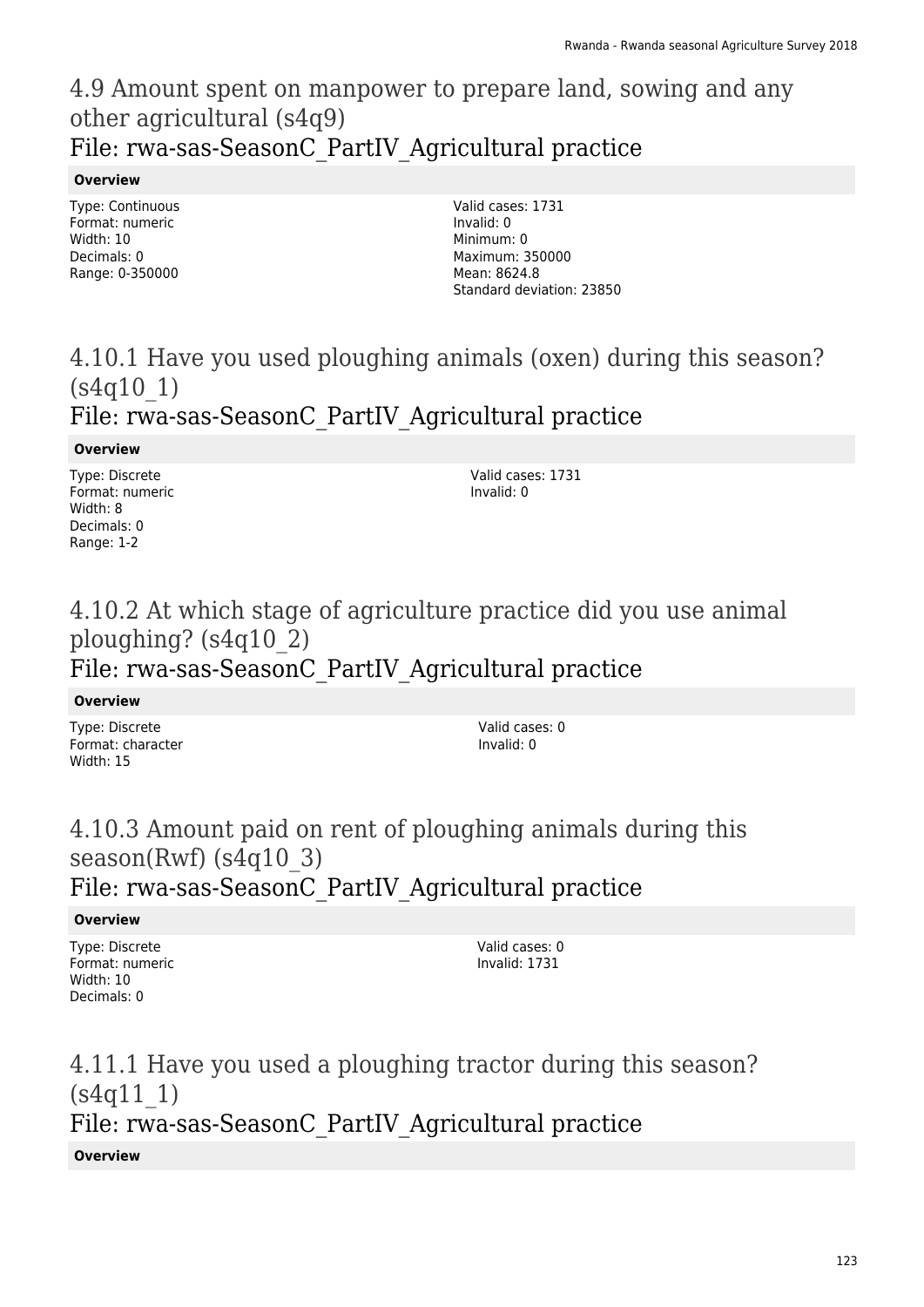## 4.9 Amount spent on manpower to prepare land, sowing and any other agricultural (s4q9)
### File: rwa-sas-SeasonC_PartIV_Agricultural practice

**Overview**

Type: Continuous
Format: numeric
Width: 10
Decimals: 0
Range: 0-350000

Valid cases: 1731
Invalid: 0
Minimum: 0
Maximum: 350000
Mean: 8624.8
Standard deviation: 23850

## 4.10.1 Have you used ploughing animals (oxen) during this season? (s4q10_1)
### File: rwa-sas-SeasonC_PartIV_Agricultural practice

**Overview**

Type: Discrete
Format: numeric
Width: 8
Decimals: 0
Range: 1-2

Valid cases: 1731
Invalid: 0

## 4.10.2 At which stage of agriculture practice did you use animal ploughing? (s4q10_2)
### File: rwa-sas-SeasonC_PartIV_Agricultural practice

**Overview**

Type: Discrete
Format: character
Width: 15

Valid cases: 0
Invalid: 0

## 4.10.3 Amount paid on rent of ploughing animals during this season(Rwf) (s4q10_3)
### File: rwa-sas-SeasonC_PartIV_Agricultural practice

**Overview**

Type: Discrete
Format: numeric
Width: 10
Decimals: 0

Valid cases: 0
Invalid: 1731

## 4.11.1 Have you used a ploughing tractor during this season? (s4q11_1)
### File: rwa-sas-SeasonC_PartIV_Agricultural practice

**Overview**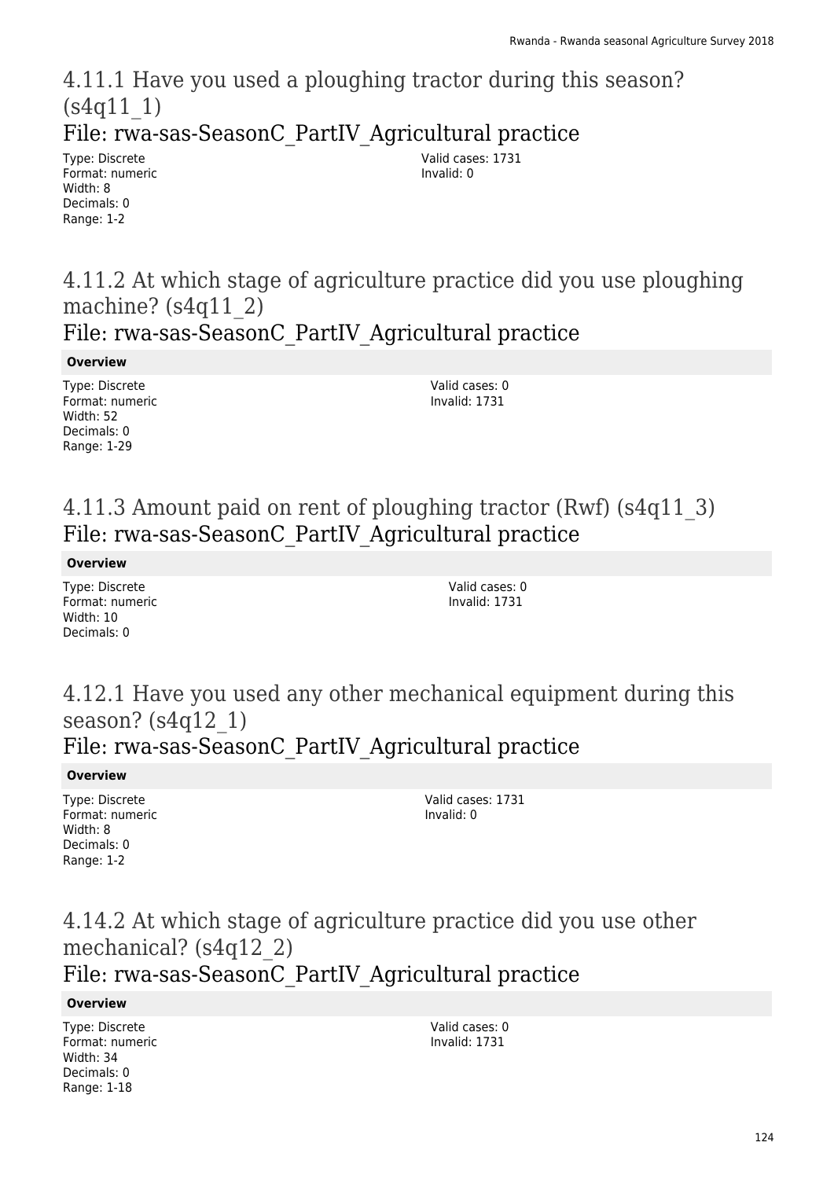## 4.11.1 Have you used a ploughing tractor during this season? (s4q11_1)

### File: rwa-sas-SeasonC_PartIV_Agricultural practice

Type: Discrete
Format: numeric
Width: 8
Decimals: 0
Range: 1-2

Valid cases: 1731
Invalid: 0

## 4.11.2 At which stage of agriculture practice did you use ploughing machine? (s4q11_2)

### File: rwa-sas-SeasonC_PartIV_Agricultural practice

**Overview**

Type: Discrete
Format: numeric
Width: 52
Decimals: 0
Range: 1-29

Valid cases: 0
Invalid: 1731

## 4.11.3 Amount paid on rent of ploughing tractor (Rwf) (s4q11_3)

### File: rwa-sas-SeasonC_PartIV_Agricultural practice

**Overview**

Type: Discrete
Format: numeric
Width: 10
Decimals: 0

Valid cases: 0
Invalid: 1731

## 4.12.1 Have you used any other mechanical equipment during this season? (s4q12_1)

### File: rwa-sas-SeasonC_PartIV_Agricultural practice

**Overview**

Type: Discrete
Format: numeric
Width: 8
Decimals: 0
Range: 1-2

Valid cases: 1731
Invalid: 0

## 4.14.2 At which stage of agriculture practice did you use other mechanical? (s4q12_2)

### File: rwa-sas-SeasonC_PartIV_Agricultural practice

**Overview**

Type: Discrete
Format: numeric
Width: 34
Decimals: 0
Range: 1-18

Valid cases: 0
Invalid: 1731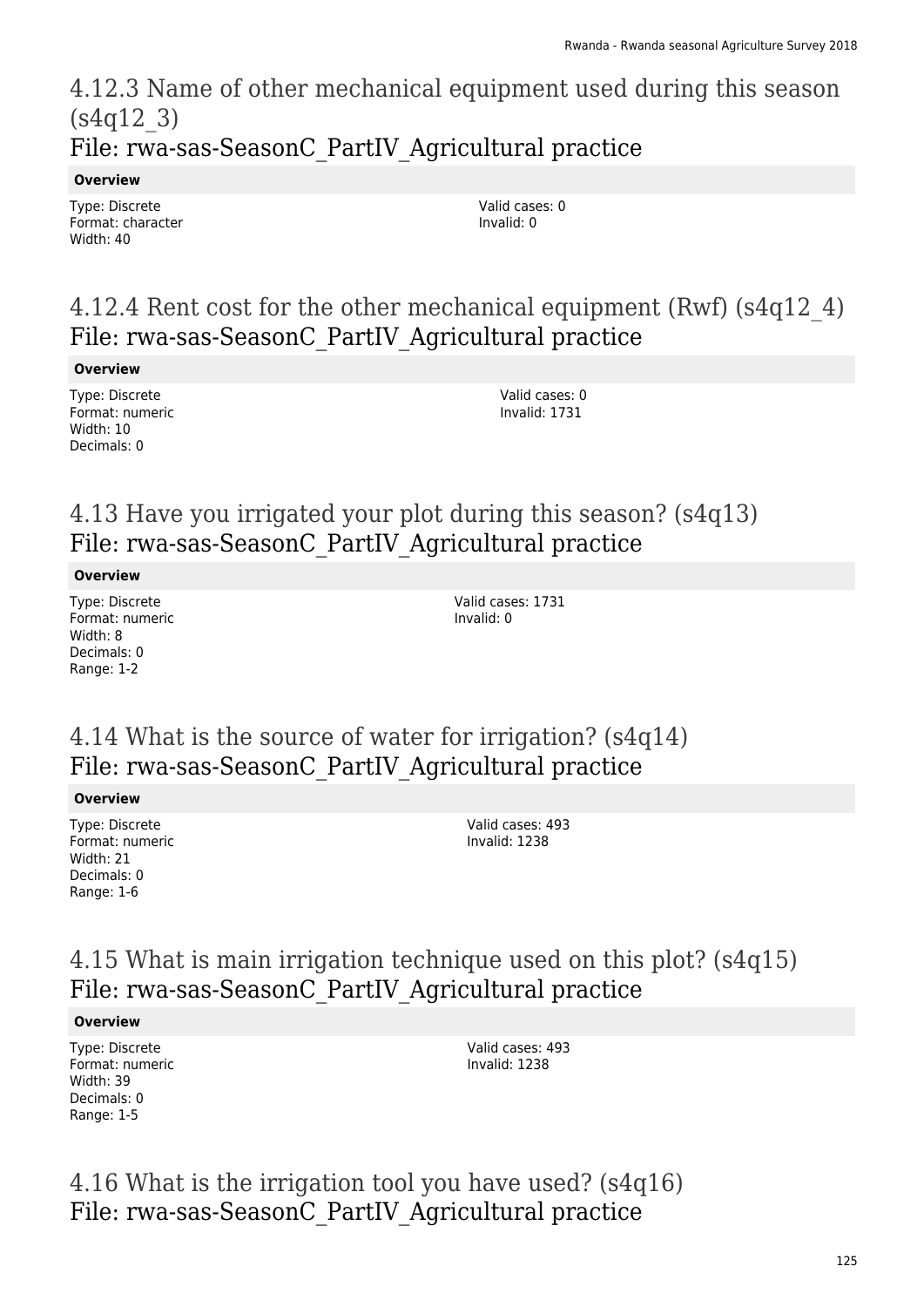# 4.12.3 Name of other mechanical equipment used during this season (s4q12_3)
## File: rwa-sas-SeasonC_PartIV_Agricultural practice

**Overview**

Type: Discrete
Format: character
Width: 40

Valid cases: 0
Invalid: 0

# 4.12.4 Rent cost for the other mechanical equipment (Rwf) (s4q12_4)
## File: rwa-sas-SeasonC_PartIV_Agricultural practice

**Overview**

Type: Discrete
Format: numeric
Width: 10
Decimals: 0

Valid cases: 0
Invalid: 1731

# 4.13 Have you irrigated your plot during this season? (s4q13)
## File: rwa-sas-SeasonC_PartIV_Agricultural practice

**Overview**

Type: Discrete
Format: numeric
Width: 8
Decimals: 0
Range: 1-2

Valid cases: 1731
Invalid: 0

# 4.14 What is the source of water for irrigation? (s4q14)
## File: rwa-sas-SeasonC_PartIV_Agricultural practice

**Overview**

Type: Discrete
Format: numeric
Width: 21
Decimals: 0
Range: 1-6

Valid cases: 493
Invalid: 1238

# 4.15 What is main irrigation technique used on this plot? (s4q15)
## File: rwa-sas-SeasonC_PartIV_Agricultural practice

**Overview**

Type: Discrete
Format: numeric
Width: 39
Decimals: 0
Range: 1-5

Valid cases: 493
Invalid: 1238

# 4.16 What is the irrigation tool you have used? (s4q16)
## File: rwa-sas-SeasonC_PartIV_Agricultural practice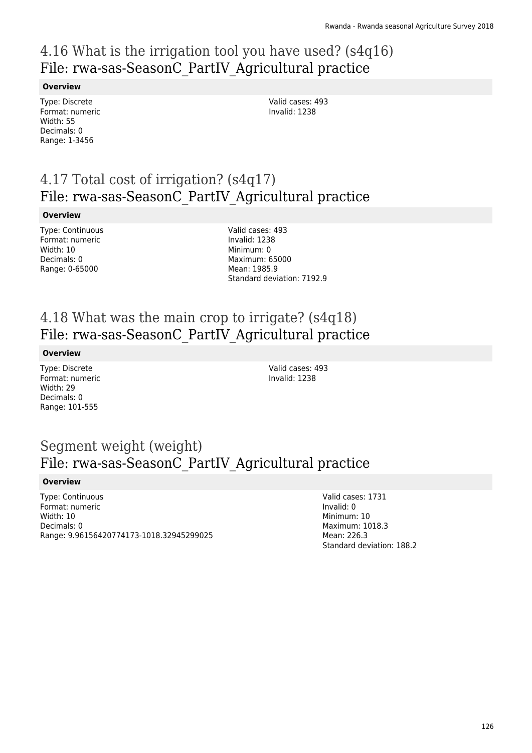## 4.16 What is the irrigation tool you have used? (s4q16)
## File: rwa-sas-SeasonC_PartIV_Agricultural practice

**Overview**

Type: Discrete
Format: numeric
Width: 55
Decimals: 0
Range: 1-3456

Valid cases: 493
Invalid: 1238

## 4.17 Total cost of irrigation? (s4q17)
## File: rwa-sas-SeasonC_PartIV_Agricultural practice

**Overview**

Type: Continuous
Format: numeric
Width: 10
Decimals: 0
Range: 0-65000

Valid cases: 493
Invalid: 1238
Minimum: 0
Maximum: 65000
Mean: 1985.9
Standard deviation: 7192.9

## 4.18 What was the main crop to irrigate? (s4q18)
## File: rwa-sas-SeasonC_PartIV_Agricultural practice

**Overview**

Type: Discrete
Format: numeric
Width: 29
Decimals: 0
Range: 101-555

Valid cases: 493
Invalid: 1238

## Segment weight (weight)
## File: rwa-sas-SeasonC_PartIV_Agricultural practice

**Overview**

Type: Continuous
Format: numeric
Width: 10
Decimals: 0
Range: 9.96156420774173-1018.32945299025

Valid cases: 1731
Invalid: 0
Minimum: 10
Maximum: 1018.3
Mean: 226.3
Standard deviation: 188.2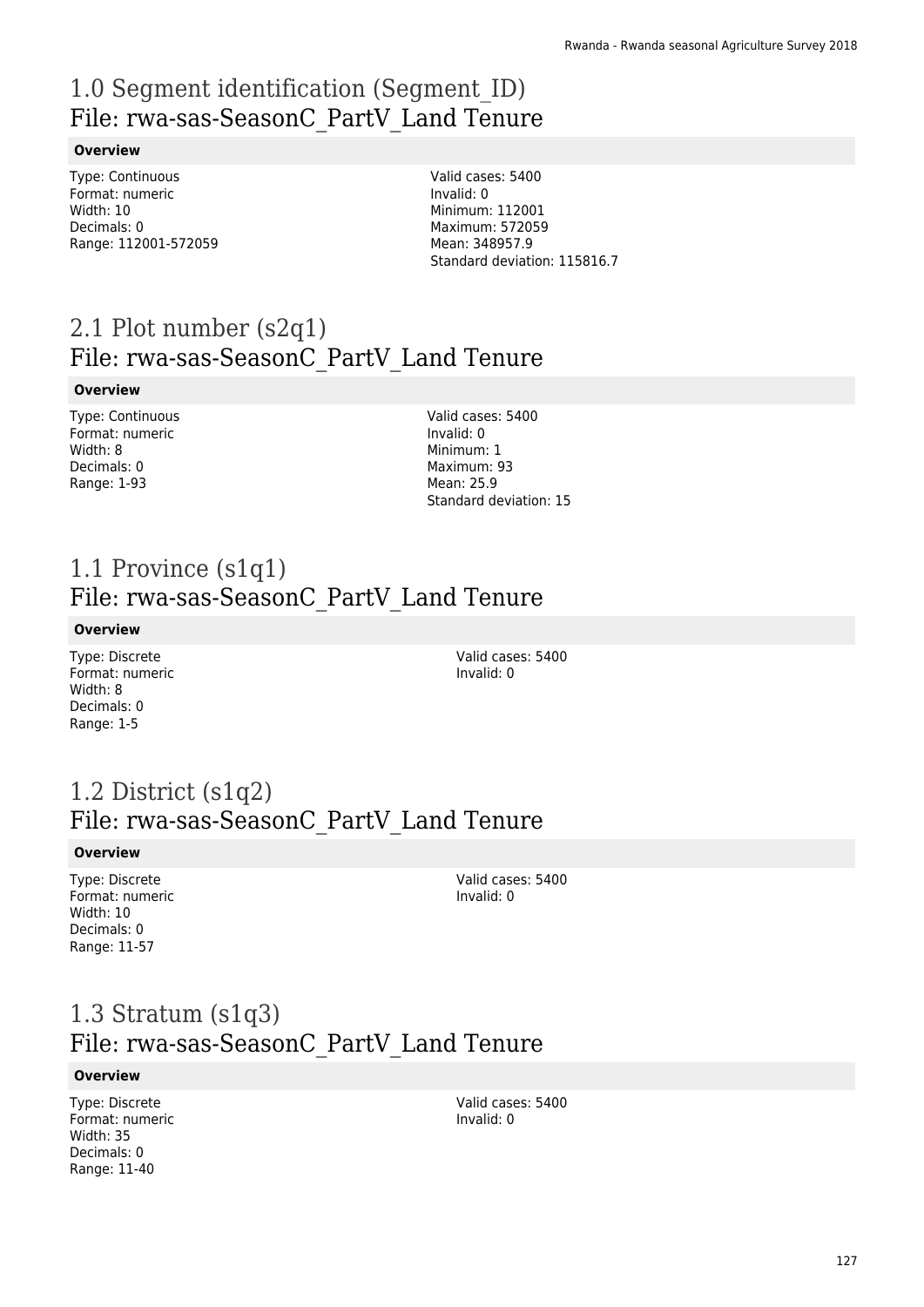# 1.0 Segment identification (Segment_ID)
## File: rwa-sas-SeasonC_PartV_Land Tenure

**Overview**

Type: Continuous
Format: numeric
Width: 10
Decimals: 0
Range: 112001-572059

Valid cases: 5400
Invalid: 0
Minimum: 112001
Maximum: 572059
Mean: 348957.9
Standard deviation: 115816.7

# 2.1 Plot number (s2q1)
## File: rwa-sas-SeasonC_PartV_Land Tenure

**Overview**

Type: Continuous
Format: numeric
Width: 8
Decimals: 0
Range: 1-93

Valid cases: 5400
Invalid: 0
Minimum: 1
Maximum: 93
Mean: 25.9
Standard deviation: 15

# 1.1 Province (s1q1)
## File: rwa-sas-SeasonC_PartV_Land Tenure

**Overview**

Type: Discrete
Format: numeric
Width: 8
Decimals: 0
Range: 1-5

Valid cases: 5400
Invalid: 0

# 1.2 District (s1q2)
## File: rwa-sas-SeasonC_PartV_Land Tenure

**Overview**

Type: Discrete
Format: numeric
Width: 10
Decimals: 0
Range: 11-57

Valid cases: 5400
Invalid: 0

# 1.3 Stratum (s1q3)
## File: rwa-sas-SeasonC_PartV_Land Tenure

**Overview**

Type: Discrete
Format: numeric
Width: 35
Decimals: 0
Range: 11-40

Valid cases: 5400
Invalid: 0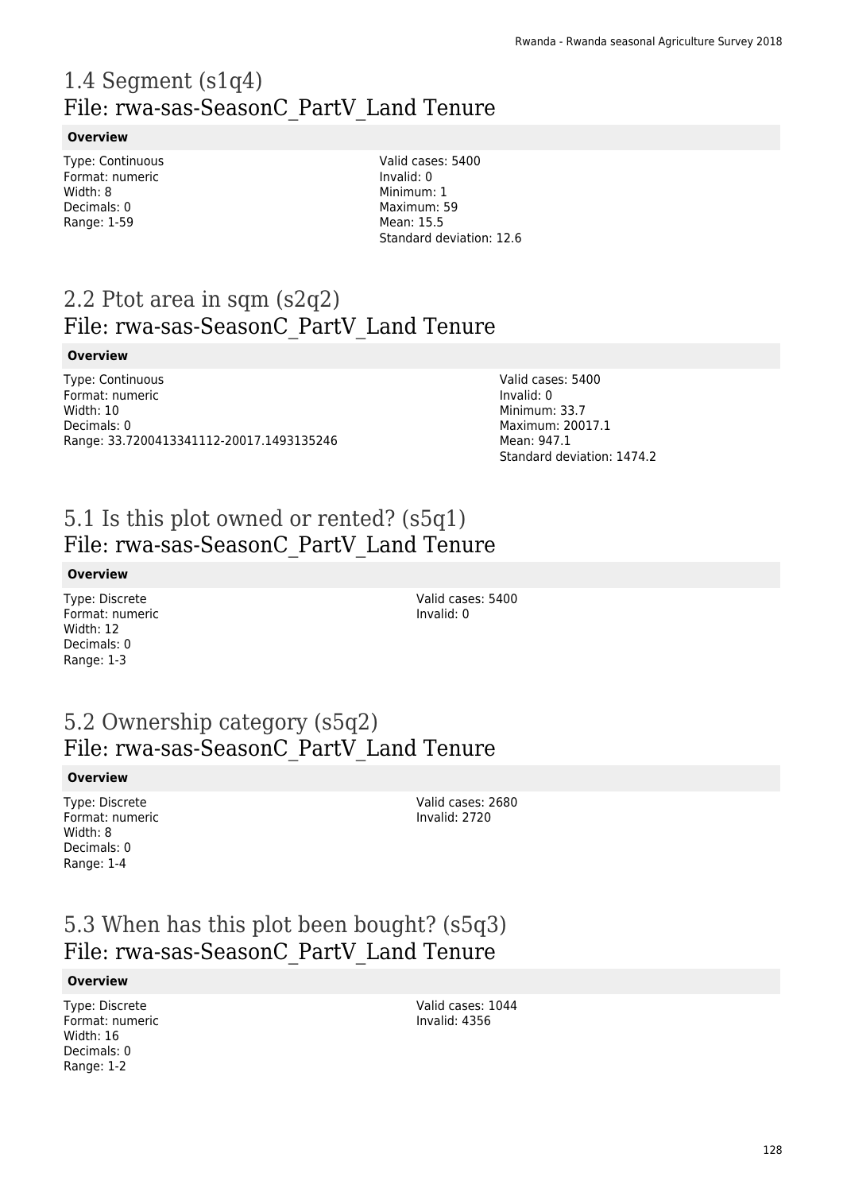# 1.4 Segment (s1q4)
## File: rwa-sas-SeasonC_PartV_Land Tenure

**Overview**

Type: Continuous
Format: numeric
Width: 8
Decimals: 0
Range: 1-59

Valid cases: 5400
Invalid: 0
Minimum: 1
Maximum: 59
Mean: 15.5
Standard deviation: 12.6

# 2.2 Ptot area in sqm (s2q2)
## File: rwa-sas-SeasonC_PartV_Land Tenure

**Overview**

Type: Continuous
Format: numeric
Width: 10
Decimals: 0
Range: 33.7200413341112-20017.1493135246

Valid cases: 5400
Invalid: 0
Minimum: 33.7
Maximum: 20017.1
Mean: 947.1
Standard deviation: 1474.2

# 5.1 Is this plot owned or rented? (s5q1)
## File: rwa-sas-SeasonC_PartV_Land Tenure

**Overview**

Type: Discrete
Format: numeric
Width: 12
Decimals: 0
Range: 1-3

Valid cases: 5400
Invalid: 0

# 5.2 Ownership category (s5q2)
## File: rwa-sas-SeasonC_PartV_Land Tenure

**Overview**

Type: Discrete
Format: numeric
Width: 8
Decimals: 0
Range: 1-4

Valid cases: 2680
Invalid: 2720

# 5.3 When has this plot been bought? (s5q3)
## File: rwa-sas-SeasonC_PartV_Land Tenure

**Overview**

Type: Discrete
Format: numeric
Width: 16
Decimals: 0
Range: 1-2

Valid cases: 1044
Invalid: 4356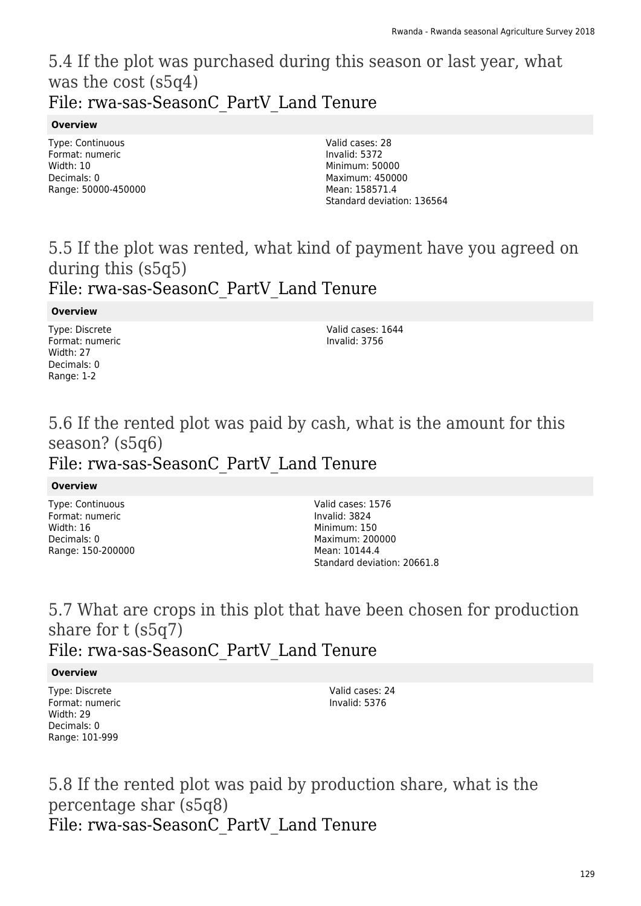## 5.4 If the plot was purchased during this season or last year, what was the cost (s5q4)
### File: rwa-sas-SeasonC_PartV_Land Tenure

**Overview**

Type: Continuous
Format: numeric
Width: 10
Decimals: 0
Range: 50000-450000

Valid cases: 28
Invalid: 5372
Minimum: 50000
Maximum: 450000
Mean: 158571.4
Standard deviation: 136564

## 5.5 If the plot was rented, what kind of payment have you agreed on during this (s5q5)
### File: rwa-sas-SeasonC_PartV_Land Tenure

**Overview**

Type: Discrete
Format: numeric
Width: 27
Decimals: 0
Range: 1-2

Valid cases: 1644
Invalid: 3756

## 5.6 If the rented plot was paid by cash, what is the amount for this season? (s5q6)
### File: rwa-sas-SeasonC_PartV_Land Tenure

**Overview**

Type: Continuous
Format: numeric
Width: 16
Decimals: 0
Range: 150-200000

Valid cases: 1576
Invalid: 3824
Minimum: 150
Maximum: 200000
Mean: 10144.4
Standard deviation: 20661.8

## 5.7 What are crops in this plot that have been chosen for production share for t (s5q7)
### File: rwa-sas-SeasonC_PartV_Land Tenure

**Overview**

Type: Discrete
Format: numeric
Width: 29
Decimals: 0
Range: 101-999

Valid cases: 24
Invalid: 5376

## 5.8 If the rented plot was paid by production share, what is the percentage shar (s5q8)
### File: rwa-sas-SeasonC_PartV_Land Tenure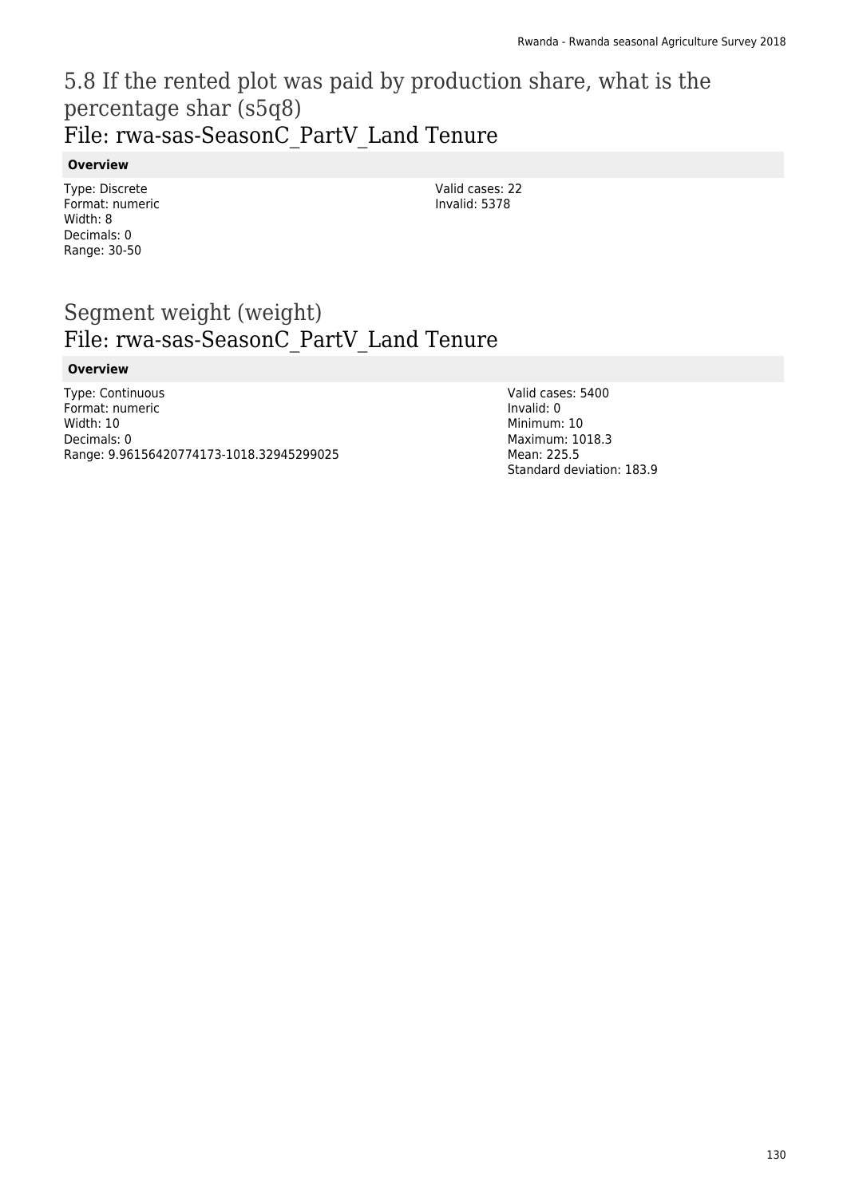# 5.8 If the rented plot was paid by production share, what is the percentage shar (s5q8)
## File: rwa-sas-SeasonC_PartV_Land Tenure

**Overview**

Type: Discrete
Format: numeric
Width: 8
Decimals: 0
Range: 30-50

Valid cases: 22
Invalid: 5378

# Segment weight (weight)
## File: rwa-sas-SeasonC_PartV_Land Tenure

**Overview**

Type: Continuous
Format: numeric
Width: 10
Decimals: 0
Range: 9.96156420774173-1018.32945299025

Valid cases: 5400
Invalid: 0
Minimum: 10
Maximum: 1018.3
Mean: 225.5
Standard deviation: 183.9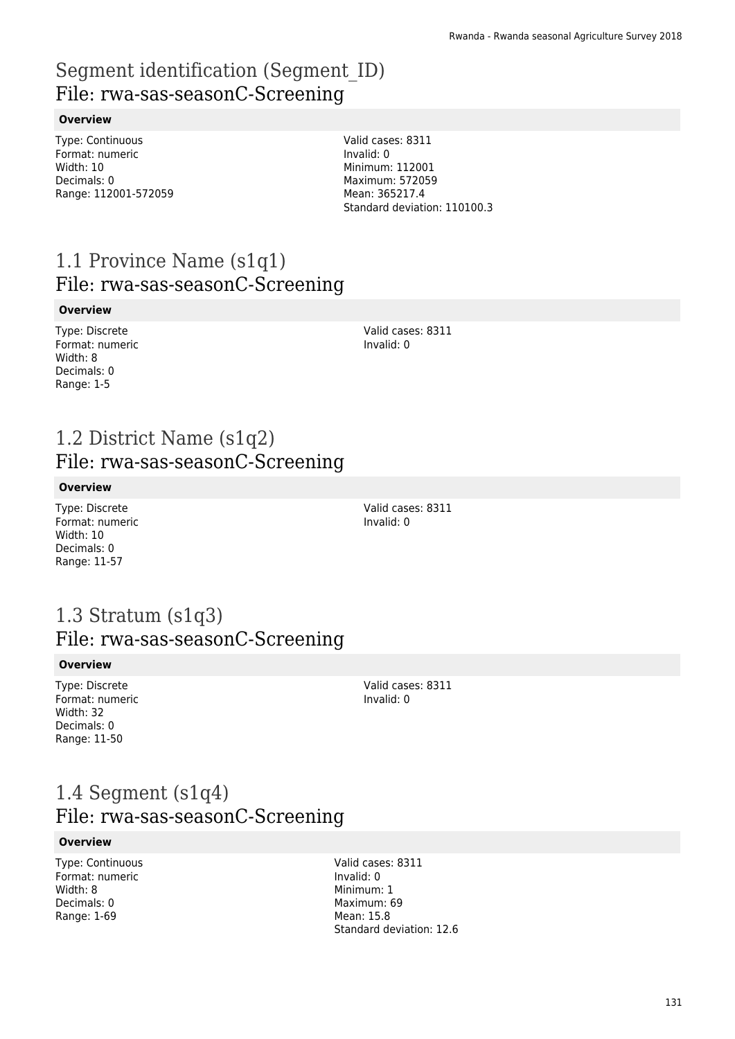# Segment identification (Segment_ID)
## File: rwa-sas-seasonC-Screening

**Overview**

Type: Continuous
Format: numeric
Width: 10
Decimals: 0
Range: 112001-572059

Valid cases: 8311
Invalid: 0
Minimum: 112001
Maximum: 572059
Mean: 365217.4
Standard deviation: 110100.3

# 1.1 Province Name (s1q1)
## File: rwa-sas-seasonC-Screening

**Overview**

Type: Discrete
Format: numeric
Width: 8
Decimals: 0
Range: 1-5

Valid cases: 8311
Invalid: 0

# 1.2 District Name (s1q2)
## File: rwa-sas-seasonC-Screening

**Overview**

Type: Discrete
Format: numeric
Width: 10
Decimals: 0
Range: 11-57

Valid cases: 8311
Invalid: 0

# 1.3 Stratum (s1q3)
## File: rwa-sas-seasonC-Screening

**Overview**

Type: Discrete
Format: numeric
Width: 32
Decimals: 0
Range: 11-50

Valid cases: 8311
Invalid: 0

# 1.4 Segment (s1q4)
## File: rwa-sas-seasonC-Screening

**Overview**

Type: Continuous
Format: numeric
Width: 8
Decimals: 0
Range: 1-69

Valid cases: 8311
Invalid: 0
Minimum: 1
Maximum: 69
Mean: 15.8
Standard deviation: 12.6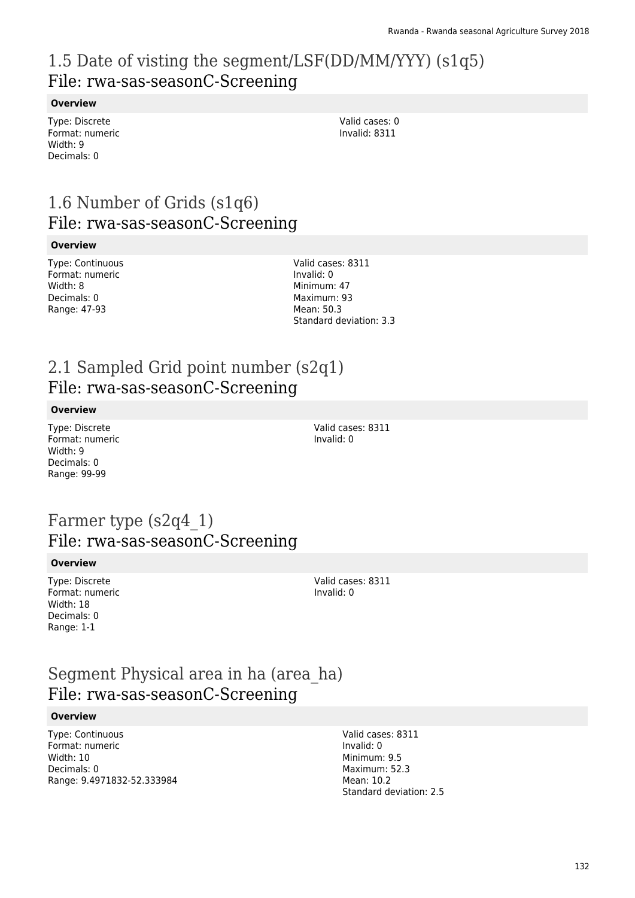# 1.5 Date of visting the segment/LSF(DD/MM/YYY) (s1q5)
## File: rwa-sas-seasonC-Screening

**Overview**

Type: Discrete
Format: numeric
Width: 9
Decimals: 0

Valid cases: 0
Invalid: 8311

# 1.6 Number of Grids (s1q6)
## File: rwa-sas-seasonC-Screening

**Overview**

Type: Continuous
Format: numeric
Width: 8
Decimals: 0
Range: 47-93

Valid cases: 8311
Invalid: 0
Minimum: 47
Maximum: 93
Mean: 50.3
Standard deviation: 3.3

# 2.1 Sampled Grid point number (s2q1)
## File: rwa-sas-seasonC-Screening

**Overview**

Type: Discrete
Format: numeric
Width: 9
Decimals: 0
Range: 99-99

Valid cases: 8311
Invalid: 0

# Farmer type (s2q4_1)
## File: rwa-sas-seasonC-Screening

**Overview**

Type: Discrete
Format: numeric
Width: 18
Decimals: 0
Range: 1-1

Valid cases: 8311
Invalid: 0

# Segment Physical area in ha (area_ha)
## File: rwa-sas-seasonC-Screening

**Overview**

Type: Continuous
Format: numeric
Width: 10
Decimals: 0
Range: 9.4971832-52.333984

Valid cases: 8311
Invalid: 0
Minimum: 9.5
Maximum: 52.3
Mean: 10.2
Standard deviation: 2.5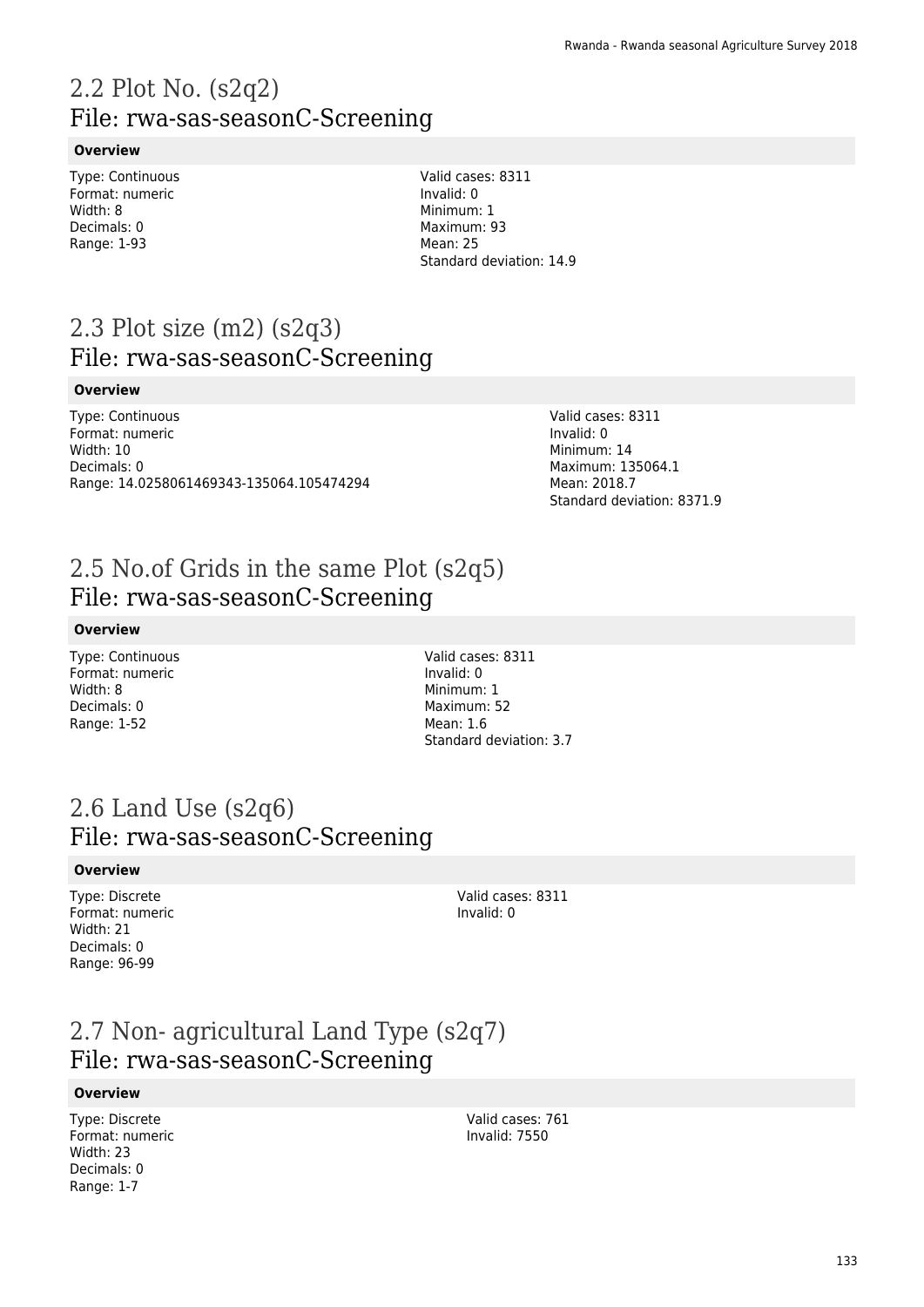## 2.2 Plot No. (s2q2)
### File: rwa-sas-seasonC-Screening

**Overview**

Type: Continuous
Format: numeric
Width: 8
Decimals: 0
Range: 1-93

Valid cases: 8311
Invalid: 0
Minimum: 1
Maximum: 93
Mean: 25
Standard deviation: 14.9

## 2.3 Plot size (m2) (s2q3)
### File: rwa-sas-seasonC-Screening

**Overview**

Type: Continuous
Format: numeric
Width: 10
Decimals: 0
Range: 14.0258061469343-135064.105474294

Valid cases: 8311
Invalid: 0
Minimum: 14
Maximum: 135064.1
Mean: 2018.7
Standard deviation: 8371.9

## 2.5 No.of Grids in the same Plot (s2q5)
### File: rwa-sas-seasonC-Screening

**Overview**

Type: Continuous
Format: numeric
Width: 8
Decimals: 0
Range: 1-52

Valid cases: 8311
Invalid: 0
Minimum: 1
Maximum: 52
Mean: 1.6
Standard deviation: 3.7

## 2.6 Land Use (s2q6)
### File: rwa-sas-seasonC-Screening

**Overview**

Type: Discrete
Format: numeric
Width: 21
Decimals: 0
Range: 96-99

Valid cases: 8311
Invalid: 0

## 2.7 Non- agricultural Land Type (s2q7)
### File: rwa-sas-seasonC-Screening

**Overview**

Type: Discrete
Format: numeric
Width: 23
Decimals: 0
Range: 1-7

Valid cases: 761
Invalid: 7550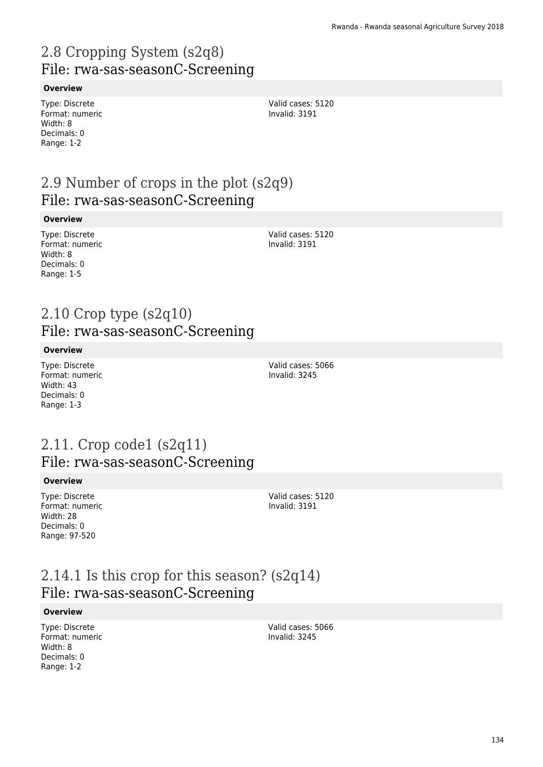## 2.8 Cropping System (s2q8)
## File: rwa-sas-seasonC-Screening

**Overview**

Type: Discrete
Format: numeric
Width: 8
Decimals: 0
Range: 1-2

Valid cases: 5120
Invalid: 3191

## 2.9 Number of crops in the plot (s2q9)
## File: rwa-sas-seasonC-Screening

**Overview**

Type: Discrete
Format: numeric
Width: 8
Decimals: 0
Range: 1-5

Valid cases: 5120
Invalid: 3191

## 2.10 Crop type (s2q10)
## File: rwa-sas-seasonC-Screening

**Overview**

Type: Discrete
Format: numeric
Width: 43
Decimals: 0
Range: 1-3

Valid cases: 5066
Invalid: 3245

## 2.11. Crop code1 (s2q11)
## File: rwa-sas-seasonC-Screening

**Overview**

Type: Discrete
Format: numeric
Width: 28
Decimals: 0
Range: 97-520

Valid cases: 5120
Invalid: 3191

## 2.14.1 Is this crop for this season? (s2q14)
## File: rwa-sas-seasonC-Screening

**Overview**

Type: Discrete
Format: numeric
Width: 8
Decimals: 0
Range: 1-2

Valid cases: 5066
Invalid: 3245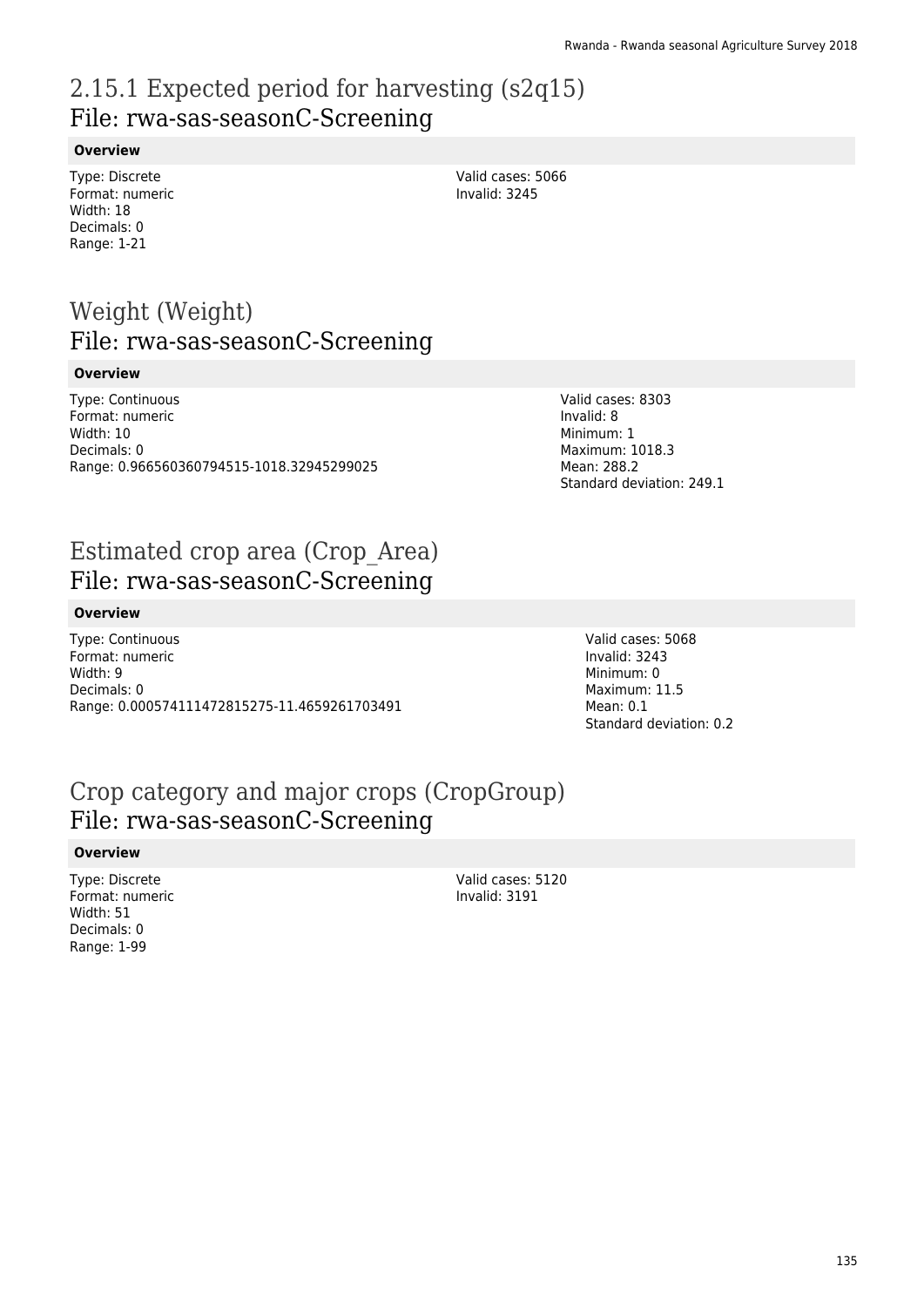## 2.15.1 Expected period for harvesting (s2q15)
### File: rwa-sas-seasonC-Screening

**Overview**

Type: Discrete
Format: numeric
Width: 18
Decimals: 0
Range: 1-21

Valid cases: 5066
Invalid: 3245

## Weight (Weight)
### File: rwa-sas-seasonC-Screening

**Overview**

Type: Continuous
Format: numeric
Width: 10
Decimals: 0
Range: 0.966560360794515-1018.32945299025

Valid cases: 8303
Invalid: 8
Minimum: 1
Maximum: 1018.3
Mean: 288.2
Standard deviation: 249.1

## Estimated crop area (Crop_Area)
### File: rwa-sas-seasonC-Screening

**Overview**

Type: Continuous
Format: numeric
Width: 9
Decimals: 0
Range: 0.000574111472815275-11.4659261703491

Valid cases: 5068
Invalid: 3243
Minimum: 0
Maximum: 11.5
Mean: 0.1
Standard deviation: 0.2

## Crop category and major crops (CropGroup)
### File: rwa-sas-seasonC-Screening

**Overview**

Type: Discrete
Format: numeric
Width: 51
Decimals: 0
Range: 1-99

Valid cases: 5120
Invalid: 3191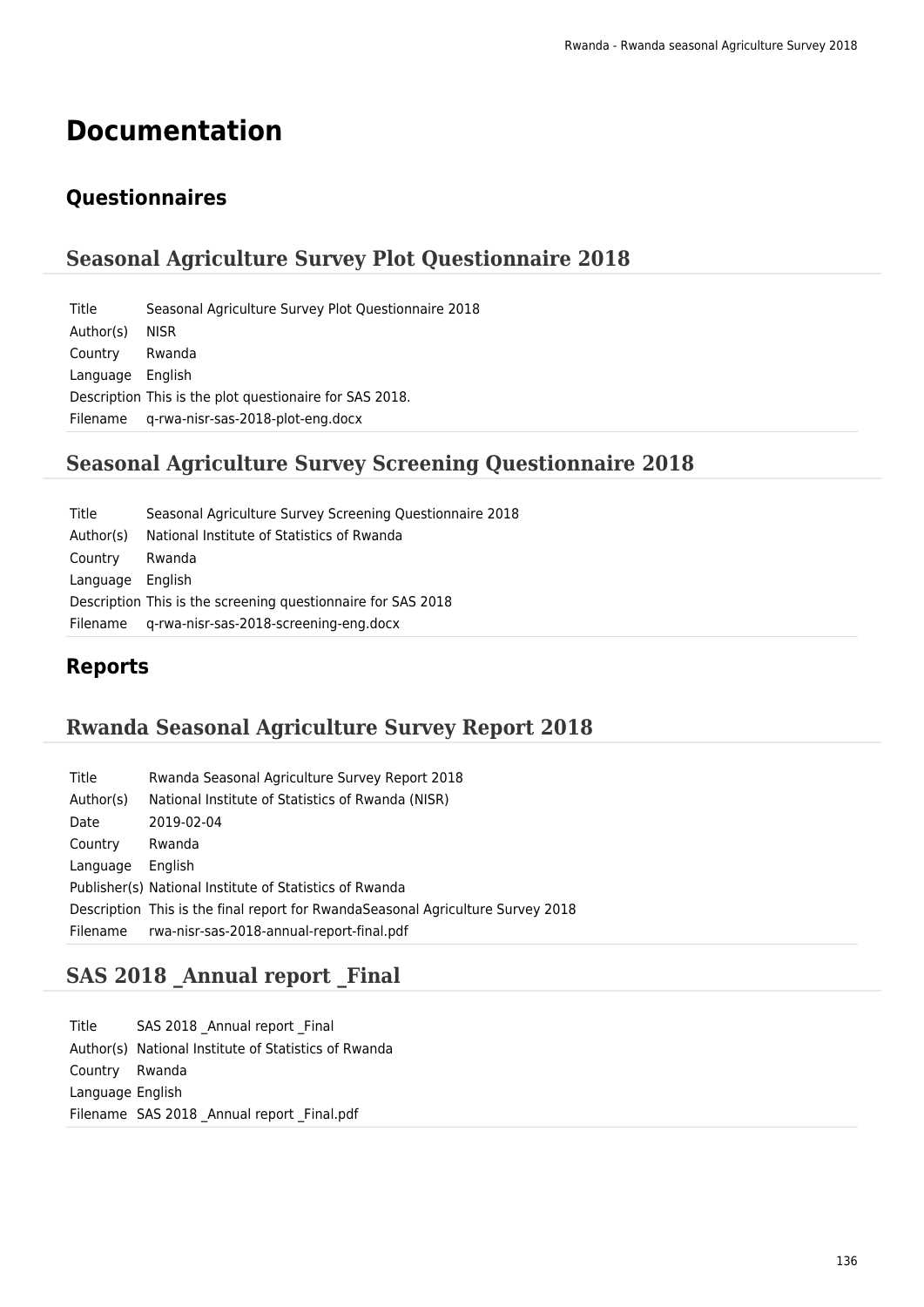# Documentation

## Questionnaires

### Seasonal Agriculture Survey Plot Questionnaire 2018

| | |
|---|---|
| Title | Seasonal Agriculture Survey Plot Questionnaire 2018 |
| Author(s) | NISR |
| Country | Rwanda |
| Language | English |
| Description | This is the plot questionaire for SAS 2018. |
| Filename | q-rwa-nisr-sas-2018-plot-eng.docx |

### Seasonal Agriculture Survey Screening Questionnaire 2018

| | |
|---|---|
| Title | Seasonal Agriculture Survey Screening Questionnaire 2018 |
| Author(s) | National Institute of Statistics of Rwanda |
| Country | Rwanda |
| Language | English |
| Description | This is the screening questionnaire for SAS 2018 |
| Filename | q-rwa-nisr-sas-2018-screening-eng.docx |

## Reports

### Rwanda Seasonal Agriculture Survey Report 2018

| | |
|---|---|
| Title | Rwanda Seasonal Agriculture Survey Report 2018 |
| Author(s) | National Institute of Statistics of Rwanda (NISR) |
| Date | 2019-02-04 |
| Country | Rwanda |
| Language | English |
| Publisher(s) | National Institute of Statistics of Rwanda |
| Description | This is the final report for RwandaSeasonal Agriculture Survey 2018 |
| Filename | rwa-nisr-sas-2018-annual-report-final.pdf |

### SAS 2018 _Annual report _Final

| | |
|---|---|
| Title | SAS 2018 _Annual report _Final |
| Author(s) | National Institute of Statistics of Rwanda |
| Country | Rwanda |
| Language | English |
| Filename | SAS 2018 _Annual report _Final.pdf |